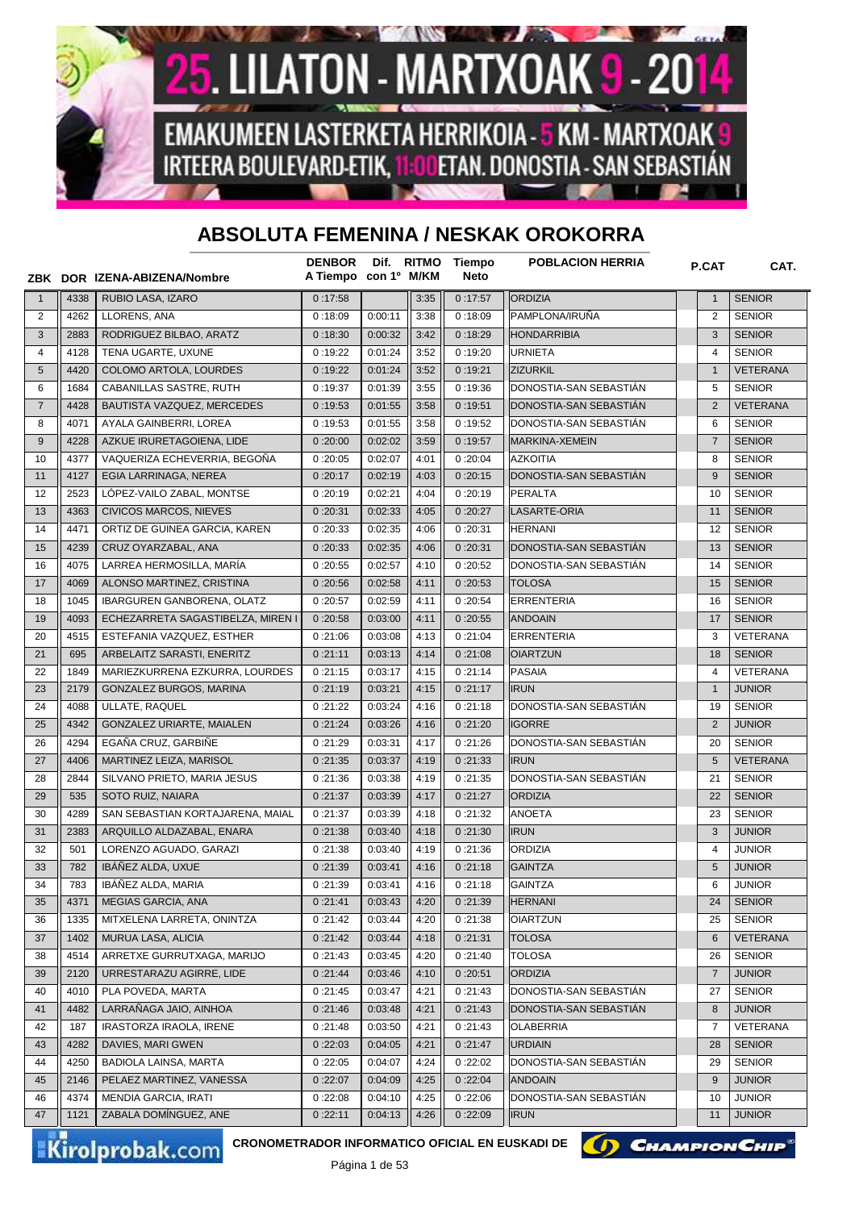# 25. LILATON - MARTXOAK 9 - 2014

EMAKUMEEN LASTERKETA HERRIKOIA - 5 KM - MARTXOAK 9
IRTEERA BOULEVARD-ETIK, 11:00ETAN. DONOSTIA - SAN SEBASTIÁN

## ABSOLUTA FEMENINA / NESKAK OROKORRA

| ZBK | DOR | IZENA-ABIZENA/Nombre | DENBOR A Tiempo | Dif. con 1º | RITMO M/KM | Tiempo Neto | POBLACION HERRIA | P.CAT | CAT. |
|---|---|---|---|---|---|---|---|---|---|
| 1 | 4338 | RUBIO LASA, IZARO | 0 :17:58 | | 3:35 | 0 :17:57 | ORDIZIA | 1 | SENIOR |
| 2 | 4262 | LLORENS, ANA | 0 :18:09 | 0:00:11 | 3:38 | 0 :18:09 | PAMPLONA/IRUÑA | 2 | SENIOR |
| 3 | 2883 | RODRIGUEZ BILBAO, ARATZ | 0 :18:30 | 0:00:32 | 3:42 | 0 :18:29 | HONDARRIBIA | 3 | SENIOR |
| 4 | 4128 | TENA UGARTE, UXUNE | 0 :19:22 | 0:01:24 | 3:52 | 0 :19:20 | URNIETA | 4 | SENIOR |
| 5 | 4420 | COLOMO ARTOLA, LOURDES | 0 :19:22 | 0:01:24 | 3:52 | 0 :19:21 | ZIZURKIL | 1 | VETERANA |
| 6 | 1684 | CABANILLAS SASTRE, RUTH | 0 :19:37 | 0:01:39 | 3:55 | 0 :19:36 | DONOSTIA-SAN SEBASTIÁN | 5 | SENIOR |
| 7 | 4428 | BAUTISTA VAZQUEZ, MERCEDES | 0 :19:53 | 0:01:55 | 3:58 | 0 :19:51 | DONOSTIA-SAN SEBASTIÁN | 2 | VETERANA |
| 8 | 4071 | AYALA GAINBERRI, LOREA | 0 :19:53 | 0:01:55 | 3:58 | 0 :19:52 | DONOSTIA-SAN SEBASTIÁN | 6 | SENIOR |
| 9 | 4228 | AZKUE IRURETAGOIENA, LIDE | 0 :20:00 | 0:02:02 | 3:59 | 0 :19:57 | MARKINA-XEMEIN | 7 | SENIOR |
| 10 | 4377 | VAQUERIZA ECHEVERRIA, BEGOÑA | 0 :20:05 | 0:02:07 | 4:01 | 0 :20:04 | AZKOITIA | 8 | SENIOR |
| 11 | 4127 | EGIA LARRINAGA, NEREA | 0 :20:17 | 0:02:19 | 4:03 | 0 :20:15 | DONOSTIA-SAN SEBASTIÁN | 9 | SENIOR |
| 12 | 2523 | LÓPEZ-VAILO ZABAL, MONTSE | 0 :20:19 | 0:02:21 | 4:04 | 0 :20:19 | PERALTA | 10 | SENIOR |
| 13 | 4363 | CIVICOS MARCOS, NIEVES | 0 :20:31 | 0:02:33 | 4:05 | 0 :20:27 | LASARTE-ORIA | 11 | SENIOR |
| 14 | 4471 | ORTIZ DE GUINEA GARCIA, KAREN | 0 :20:33 | 0:02:35 | 4:06 | 0 :20:31 | HERNANI | 12 | SENIOR |
| 15 | 4239 | CRUZ OYARZABAL, ANA | 0 :20:33 | 0:02:35 | 4:06 | 0 :20:31 | DONOSTIA-SAN SEBASTIÁN | 13 | SENIOR |
| 16 | 4075 | LARREA HERMOSILLA, MARÍA | 0 :20:55 | 0:02:57 | 4:10 | 0 :20:52 | DONOSTIA-SAN SEBASTIÁN | 14 | SENIOR |
| 17 | 4069 | ALONSO MARTINEZ, CRISTINA | 0 :20:56 | 0:02:58 | 4:11 | 0 :20:53 | TOLOSA | 15 | SENIOR |
| 18 | 1045 | IBARGUREN GANBORENA, OLATZ | 0 :20:57 | 0:02:59 | 4:11 | 0 :20:54 | ERRENTERIA | 16 | SENIOR |
| 19 | 4093 | ECHEZARRETA SAGASTIBELZA, MIREN I | 0 :20:58 | 0:03:00 | 4:11 | 0 :20:55 | ANDOAIN | 17 | SENIOR |
| 20 | 4515 | ESTEFANIA VAZQUEZ, ESTHER | 0 :21:06 | 0:03:08 | 4:13 | 0 :21:04 | ERRENTERIA | 3 | VETERANA |
| 21 | 695 | ARBELAITZ SARASTI, ENERITZ | 0 :21:11 | 0:03:13 | 4:14 | 0 :21:08 | OIARTZUN | 18 | SENIOR |
| 22 | 1849 | MARIEZKURRENA EZKURRA, LOURDES | 0 :21:15 | 0:03:17 | 4:15 | 0 :21:14 | PASAIA | 4 | VETERANA |
| 23 | 2179 | GONZALEZ BURGOS, MARINA | 0 :21:19 | 0:03:21 | 4:15 | 0 :21:17 | IRUN | 1 | JUNIOR |
| 24 | 4088 | ULLATE, RAQUEL | 0 :21:22 | 0:03:24 | 4:16 | 0 :21:18 | DONOSTIA-SAN SEBASTIÁN | 19 | SENIOR |
| 25 | 4342 | GONZALEZ URIARTE, MAIALEN | 0 :21:24 | 0:03:26 | 4:16 | 0 :21:20 | IGORRE | 2 | JUNIOR |
| 26 | 4294 | EGAÑA CRUZ, GARBIÑE | 0 :21:29 | 0:03:31 | 4:17 | 0 :21:26 | DONOSTIA-SAN SEBASTIÁN | 20 | SENIOR |
| 27 | 4406 | MARTINEZ LEIZA, MARISOL | 0 :21:35 | 0:03:37 | 4:19 | 0 :21:33 | IRUN | 5 | VETERANA |
| 28 | 2844 | SILVANO PRIETO, MARIA JESUS | 0 :21:36 | 0:03:38 | 4:19 | 0 :21:35 | DONOSTIA-SAN SEBASTIÁN | 21 | SENIOR |
| 29 | 535 | SOTO RUIZ, NAIARA | 0 :21:37 | 0:03:39 | 4:17 | 0 :21:27 | ORDIZIA | 22 | SENIOR |
| 30 | 4289 | SAN SEBASTIAN KORTAJARENA, MAIAL | 0 :21:37 | 0:03:39 | 4:18 | 0 :21:32 | ANOETA | 23 | SENIOR |
| 31 | 2383 | ARQUILLO ALDAZABAL, ENARA | 0 :21:38 | 0:03:40 | 4:18 | 0 :21:30 | IRUN | 3 | JUNIOR |
| 32 | 501 | LORENZO AGUADO, GARAZI | 0 :21:38 | 0:03:40 | 4:19 | 0 :21:36 | ORDIZIA | 4 | JUNIOR |
| 33 | 782 | IBÁÑEZ ALDA, UXUE | 0 :21:39 | 0:03:41 | 4:16 | 0 :21:18 | GAINTZA | 5 | JUNIOR |
| 34 | 783 | IBÁÑEZ ALDA, MARIA | 0 :21:39 | 0:03:41 | 4:16 | 0 :21:18 | GAINTZA | 6 | JUNIOR |
| 35 | 4371 | MEGIAS GARCIA, ANA | 0 :21:41 | 0:03:43 | 4:20 | 0 :21:39 | HERNANI | 24 | SENIOR |
| 36 | 1335 | MITXELENA LARRETA, ONINTZA | 0 :21:42 | 0:03:44 | 4:20 | 0 :21:38 | OIARTZUN | 25 | SENIOR |
| 37 | 1402 | MURUA LASA, ALICIA | 0 :21:42 | 0:03:44 | 4:18 | 0 :21:31 | TOLOSA | 6 | VETERANA |
| 38 | 4514 | ARRETXE GURRUTXAGA, MARIJO | 0 :21:43 | 0:03:45 | 4:20 | 0 :21:40 | TOLOSA | 26 | SENIOR |
| 39 | 2120 | URRESTARAZU AGIRRE, LIDE | 0 :21:44 | 0:03:46 | 4:10 | 0 :20:51 | ORDIZIA | 7 | JUNIOR |
| 40 | 4010 | PLA POVEDA, MARTA | 0 :21:45 | 0:03:47 | 4:21 | 0 :21:43 | DONOSTIA-SAN SEBASTIÁN | 27 | SENIOR |
| 41 | 4482 | LARRAÑAGA JAIO, AINHOA | 0 :21:46 | 0:03:48 | 4:21 | 0 :21:43 | DONOSTIA-SAN SEBASTIÁN | 8 | JUNIOR |
| 42 | 187 | IRASTORZA IRAOLA, IRENE | 0 :21:48 | 0:03:50 | 4:21 | 0 :21:43 | OLABERRIA | 7 | VETERANA |
| 43 | 4282 | DAVIES, MARI GWEN | 0 :22:03 | 0:04:05 | 4:21 | 0 :21:47 | URDIAIN | 28 | SENIOR |
| 44 | 4250 | BADIOLA LAINSA, MARTA | 0 :22:05 | 0:04:07 | 4:24 | 0 :22:02 | DONOSTIA-SAN SEBASTIÁN | 29 | SENIOR |
| 45 | 2146 | PELAEZ MARTINEZ, VANESSA | 0 :22:07 | 0:04:09 | 4:25 | 0 :22:04 | ANDOAIN | 9 | JUNIOR |
| 46 | 4374 | MENDIA GARCIA, IRATI | 0 :22:08 | 0:04:10 | 4:25 | 0 :22:06 | DONOSTIA-SAN SEBASTIÁN | 10 | JUNIOR |
| 47 | 1121 | ZABALA DOMÍNGUEZ, ANE | 0 :22:11 | 0:04:13 | 4:26 | 0 :22:09 | IRUN | 11 | JUNIOR |

Kirolprobak.com — CRONOMETRADOR INFORMATICO OFICIAL EN EUSKADI DE ChampionChip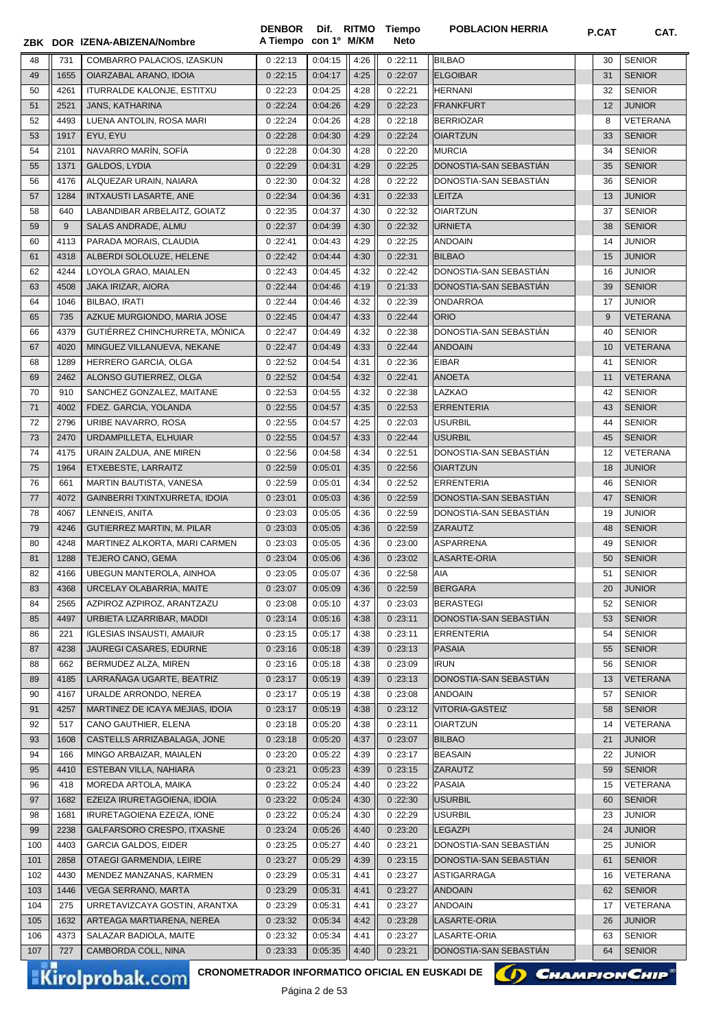| ZBK | DOR | IZENA-ABIZENA/Nombre | DENBOR A Tiempo | Dif. con 1º | RITMO M/KM | Tiempo Neto | POBLACION HERRIA | P.CAT | CAT. |
|---|---|---|---|---|---|---|---|---|---|
| 48 | 731 | COMBARRO PALACIOS, IZASKUN | 0 :22:13 | 0:04:15 | 4:26 | 0 :22:11 | BILBAO | 30 | SENIOR |
| 49 | 1655 | OIARZABAL ARANO, IDOIA | 0 :22:15 | 0:04:17 | 4:25 | 0 :22:07 | ELGOIBAR | 31 | SENIOR |
| 50 | 4261 | ITURRALDE KALONJE, ESTITXU | 0 :22:23 | 0:04:25 | 4:28 | 0 :22:21 | HERNANI | 32 | SENIOR |
| 51 | 2521 | JANS, KATHARINA | 0 :22:24 | 0:04:26 | 4:29 | 0 :22:23 | FRANKFURT | 12 | JUNIOR |
| 52 | 4493 | LUENA ANTOLIN, ROSA MARI | 0 :22:24 | 0:04:26 | 4:28 | 0 :22:18 | BERRIOZAR | 8 | VETERANA |
| 53 | 1917 | EYU, EYU | 0 :22:28 | 0:04:30 | 4:29 | 0 :22:24 | OIARTZUN | 33 | SENIOR |
| 54 | 2101 | NAVARRO MARÍN, SOFÍA | 0 :22:28 | 0:04:30 | 4:28 | 0 :22:20 | MURCIA | 34 | SENIOR |
| 55 | 1371 | GALDOS, LYDIA | 0 :22:29 | 0:04:31 | 4:29 | 0 :22:25 | DONOSTIA-SAN SEBASTIÁN | 35 | SENIOR |
| 56 | 4176 | ALQUEZAR URAIN, NAIARA | 0 :22:30 | 0:04:32 | 4:28 | 0 :22:22 | DONOSTIA-SAN SEBASTIÁN | 36 | SENIOR |
| 57 | 1284 | INTXAUSTI LASARTE, ANE | 0 :22:34 | 0:04:36 | 4:31 | 0 :22:33 | LEITZA | 13 | JUNIOR |
| 58 | 640 | LABANDIBAR ARBELAITZ, GOIATZ | 0 :22:35 | 0:04:37 | 4:30 | 0 :22:32 | OIARTZUN | 37 | SENIOR |
| 59 | 9 | SALAS ANDRADE, ALMU | 0 :22:37 | 0:04:39 | 4:30 | 0 :22:32 | URNIETA | 38 | SENIOR |
| 60 | 4113 | PARADA MORAIS, CLAUDIA | 0 :22:41 | 0:04:43 | 4:29 | 0 :22:25 | ANDOAIN | 14 | JUNIOR |
| 61 | 4318 | ALBERDI SOLOLUZE, HELENE | 0 :22:42 | 0:04:44 | 4:30 | 0 :22:31 | BILBAO | 15 | JUNIOR |
| 62 | 4244 | LOYOLA GRAO, MAIALEN | 0 :22:43 | 0:04:45 | 4:32 | 0 :22:42 | DONOSTIA-SAN SEBASTIÁN | 16 | JUNIOR |
| 63 | 4508 | JAKA IRIZAR, AIORA | 0 :22:44 | 0:04:46 | 4:19 | 0 :21:33 | DONOSTIA-SAN SEBASTIÁN | 39 | SENIOR |
| 64 | 1046 | BILBAO, IRATI | 0 :22:44 | 0:04:46 | 4:32 | 0 :22:39 | ONDARROA | 17 | JUNIOR |
| 65 | 735 | AZKUE MURGIONDO, MARIA JOSE | 0 :22:45 | 0:04:47 | 4:33 | 0 :22:44 | ORIO | 9 | VETERANA |
| 66 | 4379 | GUTIÉRREZ CHINCHURRETA, MÓNICA | 0 :22:47 | 0:04:49 | 4:32 | 0 :22:38 | DONOSTIA-SAN SEBASTIÁN | 40 | SENIOR |
| 67 | 4020 | MINGUEZ VILLANUEVA, NEKANE | 0 :22:47 | 0:04:49 | 4:33 | 0 :22:44 | ANDOAIN | 10 | VETERANA |
| 68 | 1289 | HERRERO GARCIA, OLGA | 0 :22:52 | 0:04:54 | 4:31 | 0 :22:36 | EIBAR | 41 | SENIOR |
| 69 | 2462 | ALONSO GUTIERREZ, OLGA | 0 :22:52 | 0:04:54 | 4:32 | 0 :22:41 | ANOETA | 11 | VETERANA |
| 70 | 910 | SANCHEZ GONZALEZ, MAITANE | 0 :22:53 | 0:04:55 | 4:32 | 0 :22:38 | LAZKAO | 42 | SENIOR |
| 71 | 4002 | FDEZ. GARCIA, YOLANDA | 0 :22:55 | 0:04:57 | 4:35 | 0 :22:53 | ERRENTERIA | 43 | SENIOR |
| 72 | 2796 | URIBE NAVARRO, ROSA | 0 :22:55 | 0:04:57 | 4:25 | 0 :22:03 | USURBIL | 44 | SENIOR |
| 73 | 2470 | URDAMPILLETA, ELHUIAR | 0 :22:55 | 0:04:57 | 4:33 | 0 :22:44 | USURBIL | 45 | SENIOR |
| 74 | 4175 | URAIN ZALDUA, ANE MIREN | 0 :22:56 | 0:04:58 | 4:34 | 0 :22:51 | DONOSTIA-SAN SEBASTIÁN | 12 | VETERANA |
| 75 | 1964 | ETXEBESTE, LARRAITZ | 0 :22:59 | 0:05:01 | 4:35 | 0 :22:56 | OIARTZUN | 18 | JUNIOR |
| 76 | 661 | MARTIN BAUTISTA, VANESA | 0 :22:59 | 0:05:01 | 4:34 | 0 :22:52 | ERRENTERIA | 46 | SENIOR |
| 77 | 4072 | GAINBERRI TXINTXURRETA, IDOIA | 0 :23:01 | 0:05:03 | 4:36 | 0 :22:59 | DONOSTIA-SAN SEBASTIÁN | 47 | SENIOR |
| 78 | 4067 | LENNEIS, ANITA | 0 :23:03 | 0:05:05 | 4:36 | 0 :22:59 | DONOSTIA-SAN SEBASTIÁN | 19 | JUNIOR |
| 79 | 4246 | GUTIERREZ MARTIN, M. PILAR | 0 :23:03 | 0:05:05 | 4:36 | 0 :22:59 | ZARAUTZ | 48 | SENIOR |
| 80 | 4248 | MARTINEZ ALKORTA, MARI CARMEN | 0 :23:03 | 0:05:05 | 4:36 | 0 :23:00 | ASPARRENA | 49 | SENIOR |
| 81 | 1288 | TEJERO CANO, GEMA | 0 :23:04 | 0:05:06 | 4:36 | 0 :23:02 | LASARTE-ORIA | 50 | SENIOR |
| 82 | 4166 | UBEGUN MANTEROLA, AINHOA | 0 :23:05 | 0:05:07 | 4:36 | 0 :22:58 | AIA | 51 | SENIOR |
| 83 | 4368 | URCELAY OLABARRIA, MAITE | 0 :23:07 | 0:05:09 | 4:36 | 0 :22:59 | BERGARA | 20 | JUNIOR |
| 84 | 2565 | AZPIROZ AZPIROZ, ARANTZAZU | 0 :23:08 | 0:05:10 | 4:37 | 0 :23:03 | BERASTEGI | 52 | SENIOR |
| 85 | 4497 | URBIETA LIZARRIBAR, MADDI | 0 :23:14 | 0:05:16 | 4:38 | 0 :23:11 | DONOSTIA-SAN SEBASTIÁN | 53 | SENIOR |
| 86 | 221 | IGLESIAS INSAUSTI, AMAIUR | 0 :23:15 | 0:05:17 | 4:38 | 0 :23:11 | ERRENTERIA | 54 | SENIOR |
| 87 | 4238 | JAUREGI CASARES, EDURNE | 0 :23:16 | 0:05:18 | 4:39 | 0 :23:13 | PASAIA | 55 | SENIOR |
| 88 | 662 | BERMUDEZ ALZA, MIREN | 0 :23:16 | 0:05:18 | 4:38 | 0 :23:09 | IRUN | 56 | SENIOR |
| 89 | 4185 | LARRAÑAGA UGARTE, BEATRIZ | 0 :23:17 | 0:05:19 | 4:39 | 0 :23:13 | DONOSTIA-SAN SEBASTIÁN | 13 | VETERANA |
| 90 | 4167 | URALDE ARRONDO, NEREA | 0 :23:17 | 0:05:19 | 4:38 | 0 :23:08 | ANDOAIN | 57 | SENIOR |
| 91 | 4257 | MARTINEZ DE ICAYA MEJIAS, IDOIA | 0 :23:17 | 0:05:19 | 4:38 | 0 :23:12 | VITORIA-GASTEIZ | 58 | SENIOR |
| 92 | 517 | CANO GAUTHIER, ELENA | 0 :23:18 | 0:05:20 | 4:38 | 0 :23:11 | OIARTZUN | 14 | VETERANA |
| 93 | 1608 | CASTELLS ARRIZABALAGA, JONE | 0 :23:18 | 0:05:20 | 4:37 | 0 :23:07 | BILBAO | 21 | JUNIOR |
| 94 | 166 | MINGO ARBAIZAR, MAIALEN | 0 :23:20 | 0:05:22 | 4:39 | 0 :23:17 | BEASAIN | 22 | JUNIOR |
| 95 | 4410 | ESTEBAN VILLA, NAHIARA | 0 :23:21 | 0:05:23 | 4:39 | 0 :23:15 | ZARAUTZ | 59 | SENIOR |
| 96 | 418 | MOREDA ARTOLA, MAIKA | 0 :23:22 | 0:05:24 | 4:40 | 0 :23:22 | PASAIA | 15 | VETERANA |
| 97 | 1682 | EZEIZA IRURETAGOIENA, IDOIA | 0 :23:22 | 0:05:24 | 4:30 | 0 :22:30 | USURBIL | 60 | SENIOR |
| 98 | 1681 | IRURETAGOIENA EZEIZA, IONE | 0 :23:22 | 0:05:24 | 4:30 | 0 :22:29 | USURBIL | 23 | JUNIOR |
| 99 | 2238 | GALFARSORO CRESPO, ITXASNE | 0 :23:24 | 0:05:26 | 4:40 | 0 :23:20 | LEGAZPI | 24 | JUNIOR |
| 100 | 4403 | GARCIA GALDOS, EIDER | 0 :23:25 | 0:05:27 | 4:40 | 0 :23:21 | DONOSTIA-SAN SEBASTIÁN | 25 | JUNIOR |
| 101 | 2858 | OTAEGI GARMENDIA, LEIRE | 0 :23:27 | 0:05:29 | 4:39 | 0 :23:15 | DONOSTIA-SAN SEBASTIÁN | 61 | SENIOR |
| 102 | 4430 | MENDEZ MANZANAS, KARMEN | 0 :23:29 | 0:05:31 | 4:41 | 0 :23:27 | ASTIGARRAGA | 16 | VETERANA |
| 103 | 1446 | VEGA SERRANO, MARTA | 0 :23:29 | 0:05:31 | 4:41 | 0 :23:27 | ANDOAIN | 62 | SENIOR |
| 104 | 275 | URRETAVIZCAYA GOSTIN, ARANTXA | 0 :23:29 | 0:05:31 | 4:41 | 0 :23:27 | ANDOAIN | 17 | VETERANA |
| 105 | 1632 | ARTEAGA MARTIARENA, NEREA | 0 :23:32 | 0:05:34 | 4:42 | 0 :23:28 | LASARTE-ORIA | 26 | JUNIOR |
| 106 | 4373 | SALAZAR BADIOLA, MAITE | 0 :23:32 | 0:05:34 | 4:41 | 0 :23:27 | LASARTE-ORIA | 63 | SENIOR |
| 107 | 727 | CAMBORDA COLL, NINA | 0 :23:33 | 0:05:35 | 4:40 | 0 :23:21 | DONOSTIA-SAN SEBASTIÁN | 64 | SENIOR |

CRONOMETRADOR INFORMATICO OFICIAL EN EUSKADI DE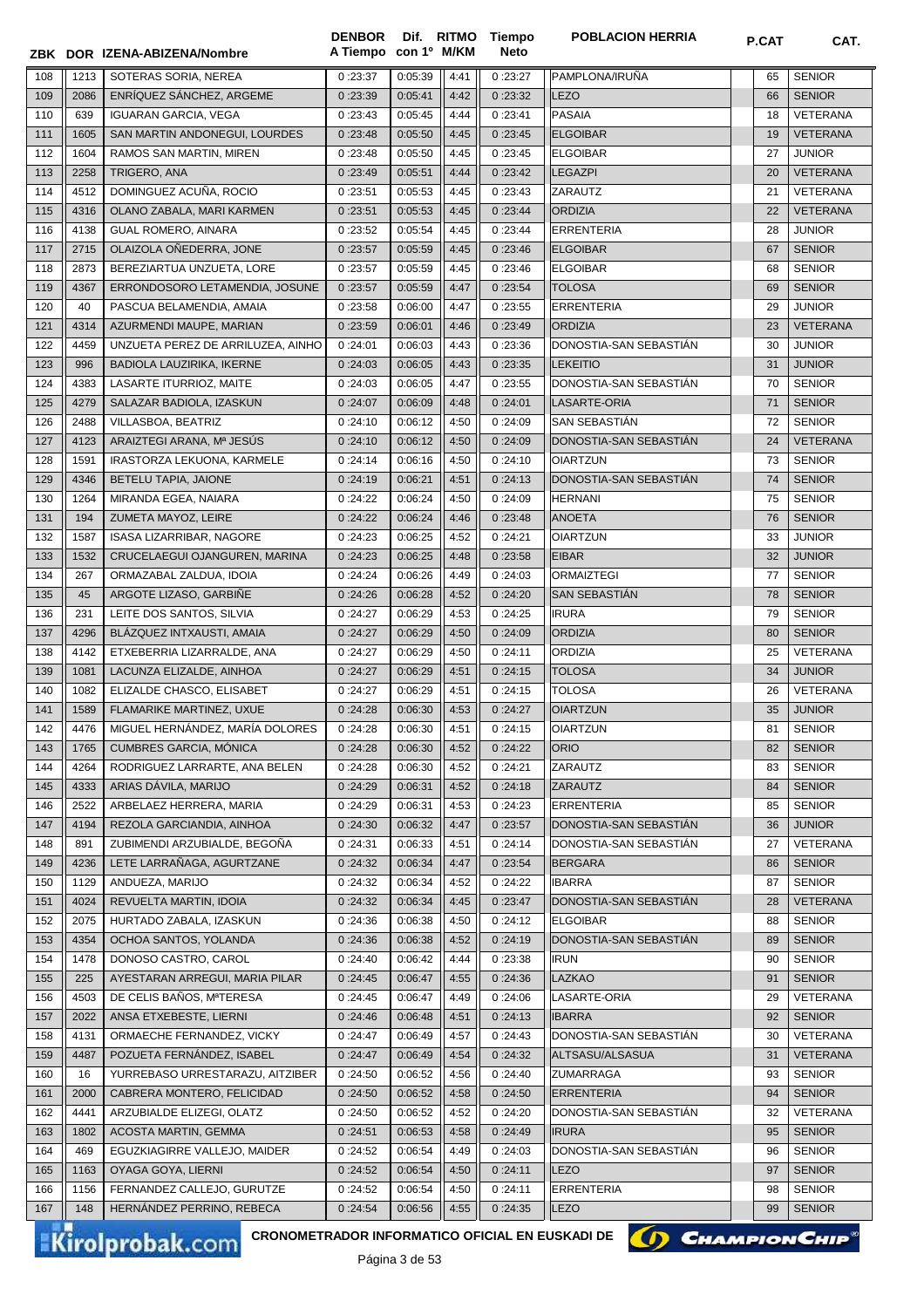| ZBK | DOR | IZENA-ABIZENA/Nombre | DENBOR A Tiempo | Dif. con 1º | RITMO M/KM | Tiempo Neto | POBLACION HERRIA | P.CAT | CAT. |
|---|---|---|---|---|---|---|---|---|---|
| 108 | 1213 | SOTERAS SORIA, NEREA | 0 :23:37 | 0:05:39 | 4:41 | 0 :23:27 | PAMPLONA/IRUÑA | 65 | SENIOR |
| 109 | 2086 | ENRÍQUEZ SÁNCHEZ, ARGEME | 0 :23:39 | 0:05:41 | 4:42 | 0 :23:32 | LEZO | 66 | SENIOR |
| 110 | 639 | IGUARAN GARCIA, VEGA | 0 :23:43 | 0:05:45 | 4:44 | 0 :23:41 | PASAIA | 18 | VETERANA |
| 111 | 1605 | SAN MARTIN ANDONEGUI, LOURDES | 0 :23:48 | 0:05:50 | 4:45 | 0 :23:45 | ELGOIBAR | 19 | VETERANA |
| 112 | 1604 | RAMOS SAN MARTIN, MIREN | 0 :23:48 | 0:05:50 | 4:45 | 0 :23:45 | ELGOIBAR | 27 | JUNIOR |
| 113 | 2258 | TRIGERO, ANA | 0 :23:49 | 0:05:51 | 4:44 | 0 :23:42 | LEGAZPI | 20 | VETERANA |
| 114 | 4512 | DOMINGUEZ ACUÑA, ROCIO | 0 :23:51 | 0:05:53 | 4:45 | 0 :23:43 | ZARAUTZ | 21 | VETERANA |
| 115 | 4316 | OLANO ZABALA, MARI KARMEN | 0 :23:51 | 0:05:53 | 4:45 | 0 :23:44 | ORDIZIA | 22 | VETERANA |
| 116 | 4138 | GUAL ROMERO, AINARA | 0 :23:52 | 0:05:54 | 4:45 | 0 :23:44 | ERRENTERIA | 28 | JUNIOR |
| 117 | 2715 | OLAIZOLA OÑEDERRA, JONE | 0 :23:57 | 0:05:59 | 4:45 | 0 :23:46 | ELGOIBAR | 67 | SENIOR |
| 118 | 2873 | BEREZIARTUA UNZUETA, LORE | 0 :23:57 | 0:05:59 | 4:45 | 0 :23:46 | ELGOIBAR | 68 | SENIOR |
| 119 | 4367 | ERRONDOSORO LETAMENDIA, JOSUNE | 0 :23:57 | 0:05:59 | 4:47 | 0 :23:54 | TOLOSA | 69 | SENIOR |
| 120 | 40 | PASCUA BELAMENDIA, AMAIA | 0 :23:58 | 0:06:00 | 4:47 | 0 :23:55 | ERRENTERIA | 29 | JUNIOR |
| 121 | 4314 | AZURMENDI MAUPE, MARIAN | 0 :23:59 | 0:06:01 | 4:46 | 0 :23:49 | ORDIZIA | 23 | VETERANA |
| 122 | 4459 | UNZUETA PEREZ DE ARRILUZEA, AINHO | 0 :24:01 | 0:06:03 | 4:43 | 0 :23:36 | DONOSTIA-SAN SEBASTIÁN | 30 | JUNIOR |
| 123 | 996 | BADIOLA LAUZIRIKA, IKERNE | 0 :24:03 | 0:06:05 | 4:43 | 0 :23:35 | LEKEITIO | 31 | JUNIOR |
| 124 | 4383 | LASARTE ITURRIOZ, MAITE | 0 :24:03 | 0:06:05 | 4:47 | 0 :23:55 | DONOSTIA-SAN SEBASTIÁN | 70 | SENIOR |
| 125 | 4279 | SALAZAR BADIOLA, IZASKUN | 0 :24:07 | 0:06:09 | 4:48 | 0 :24:01 | LASARTE-ORIA | 71 | SENIOR |
| 126 | 2488 | VILLASBOA, BEATRIZ | 0 :24:10 | 0:06:12 | 4:50 | 0 :24:09 | SAN SEBASTIÁN | 72 | SENIOR |
| 127 | 4123 | ARAIZTEGI ARANA, Mª JESÚS | 0 :24:10 | 0:06:12 | 4:50 | 0 :24:09 | DONOSTIA-SAN SEBASTIÁN | 24 | VETERANA |
| 128 | 1591 | IRASTORZA LEKUONA, KARMELE | 0 :24:14 | 0:06:16 | 4:50 | 0 :24:10 | OIARTZUN | 73 | SENIOR |
| 129 | 4346 | BETELU TAPIA, JAIONE | 0 :24:19 | 0:06:21 | 4:51 | 0 :24:13 | DONOSTIA-SAN SEBASTIÁN | 74 | SENIOR |
| 130 | 1264 | MIRANDA EGEA, NAIARA | 0 :24:22 | 0:06:24 | 4:50 | 0 :24:09 | HERNANI | 75 | SENIOR |
| 131 | 194 | ZUMETA MAYOZ, LEIRE | 0 :24:22 | 0:06:24 | 4:46 | 0 :23:48 | ANOETA | 76 | SENIOR |
| 132 | 1587 | ISASA LIZARRIBAR, NAGORE | 0 :24:23 | 0:06:25 | 4:52 | 0 :24:21 | OIARTZUN | 33 | JUNIOR |
| 133 | 1532 | CRUCELAEGUI OJANGUREN, MARINA | 0 :24:23 | 0:06:25 | 4:48 | 0 :23:58 | EIBAR | 32 | JUNIOR |
| 134 | 267 | ORMAZABAL ZALDUA, IDOIA | 0 :24:24 | 0:06:26 | 4:49 | 0 :24:03 | ORMAIZTEGI | 77 | SENIOR |
| 135 | 45 | ARGOTE LIZASO, GARBIÑE | 0 :24:26 | 0:06:28 | 4:52 | 0 :24:20 | SAN SEBASTIÁN | 78 | SENIOR |
| 136 | 231 | LEITE DOS SANTOS, SILVIA | 0 :24:27 | 0:06:29 | 4:53 | 0 :24:25 | IRURA | 79 | SENIOR |
| 137 | 4296 | BLÁZQUEZ INTXAUSTI, AMAIA | 0 :24:27 | 0:06:29 | 4:50 | 0 :24:09 | ORDIZIA | 80 | SENIOR |
| 138 | 4142 | ETXEBERRIA LIZARRALDE, ANA | 0 :24:27 | 0:06:29 | 4:50 | 0 :24:11 | ORDIZIA | 25 | VETERANA |
| 139 | 1081 | LACUNZA ELIZALDE, AINHOA | 0 :24:27 | 0:06:29 | 4:51 | 0 :24:15 | TOLOSA | 34 | JUNIOR |
| 140 | 1082 | ELIZALDE CHASCO, ELISABET | 0 :24:27 | 0:06:29 | 4:51 | 0 :24:15 | TOLOSA | 26 | VETERANA |
| 141 | 1589 | FLAMARIKE MARTINEZ, UXUE | 0 :24:28 | 0:06:30 | 4:53 | 0 :24:27 | OIARTZUN | 35 | JUNIOR |
| 142 | 4476 | MIGUEL HERNÁNDEZ, MARÍA DOLORES | 0 :24:28 | 0:06:30 | 4:51 | 0 :24:15 | OIARTZUN | 81 | SENIOR |
| 143 | 1765 | CUMBRES GARCIA, MÓNICA | 0 :24:28 | 0:06:30 | 4:52 | 0 :24:22 | ORIO | 82 | SENIOR |
| 144 | 4264 | RODRIGUEZ LARRARTE, ANA BELEN | 0 :24:28 | 0:06:30 | 4:52 | 0 :24:21 | ZARAUTZ | 83 | SENIOR |
| 145 | 4333 | ARIAS DÁVILA, MARIJO | 0 :24:29 | 0:06:31 | 4:52 | 0 :24:18 | ZARAUTZ | 84 | SENIOR |
| 146 | 2522 | ARBELAEZ HERRERA, MARIA | 0 :24:29 | 0:06:31 | 4:53 | 0 :24:23 | ERRENTERIA | 85 | SENIOR |
| 147 | 4194 | REZOLA GARCIANDIA, AINHOA | 0 :24:30 | 0:06:32 | 4:47 | 0 :23:57 | DONOSTIA-SAN SEBASTIÁN | 36 | JUNIOR |
| 148 | 891 | ZUBIMENDI ARZUBIALDE, BEGOÑA | 0 :24:31 | 0:06:33 | 4:51 | 0 :24:14 | DONOSTIA-SAN SEBASTIÁN | 27 | VETERANA |
| 149 | 4236 | LETE LARRAÑAGA, AGURTZANE | 0 :24:32 | 0:06:34 | 4:47 | 0 :23:54 | BERGARA | 86 | SENIOR |
| 150 | 1129 | ANDUEZA, MARIJO | 0 :24:32 | 0:06:34 | 4:52 | 0 :24:22 | IBARRA | 87 | SENIOR |
| 151 | 4024 | REVUELTA MARTIN, IDOIA | 0 :24:32 | 0:06:34 | 4:45 | 0 :23:47 | DONOSTIA-SAN SEBASTIÁN | 28 | VETERANA |
| 152 | 2075 | HURTADO ZABALA, IZASKUN | 0 :24:36 | 0:06:38 | 4:50 | 0 :24:12 | ELGOIBAR | 88 | SENIOR |
| 153 | 4354 | OCHOA SANTOS, YOLANDA | 0 :24:36 | 0:06:38 | 4:52 | 0 :24:19 | DONOSTIA-SAN SEBASTIÁN | 89 | SENIOR |
| 154 | 1478 | DONOSO CASTRO, CAROL | 0 :24:40 | 0:06:42 | 4:44 | 0 :23:38 | IRUN | 90 | SENIOR |
| 155 | 225 | AYESTARAN ARREGUI, MARIA PILAR | 0 :24:45 | 0:06:47 | 4:55 | 0 :24:36 | LAZKAO | 91 | SENIOR |
| 156 | 4503 | DE CELIS BAÑOS, MªTERESA | 0 :24:45 | 0:06:47 | 4:49 | 0 :24:06 | LASARTE-ORIA | 29 | VETERANA |
| 157 | 2022 | ANSA ETXEBESTE, LIERNI | 0 :24:46 | 0:06:48 | 4:51 | 0 :24:13 | IBARRA | 92 | SENIOR |
| 158 | 4131 | ORMAECHE FERNANDEZ, VICKY | 0 :24:47 | 0:06:49 | 4:57 | 0 :24:43 | DONOSTIA-SAN SEBASTIÁN | 30 | VETERANA |
| 159 | 4487 | POZUETA FERNÁNDEZ, ISABEL | 0 :24:47 | 0:06:49 | 4:54 | 0 :24:32 | ALTSASU/ALSASUA | 31 | VETERANA |
| 160 | 16 | YURREBASO URRESTARAZU, AITZIBER | 0 :24:50 | 0:06:52 | 4:56 | 0 :24:40 | ZUMARRAGA | 93 | SENIOR |
| 161 | 2000 | CABRERA MONTERO, FELICIDAD | 0 :24:50 | 0:06:52 | 4:58 | 0 :24:50 | ERRENTERIA | 94 | SENIOR |
| 162 | 4441 | ARZUBIALDE ELIZEGI, OLATZ | 0 :24:50 | 0:06:52 | 4:52 | 0 :24:20 | DONOSTIA-SAN SEBASTIÁN | 32 | VETERANA |
| 163 | 1802 | ACOSTA MARTIN, GEMMA | 0 :24:51 | 0:06:53 | 4:58 | 0 :24:49 | IRURA | 95 | SENIOR |
| 164 | 469 | EGUZKIAGIRRE VALLEJO, MAIDER | 0 :24:52 | 0:06:54 | 4:49 | 0 :24:03 | DONOSTIA-SAN SEBASTIÁN | 96 | SENIOR |
| 165 | 1163 | OYAGA GOYA, LIERNI | 0 :24:52 | 0:06:54 | 4:50 | 0 :24:11 | LEZO | 97 | SENIOR |
| 166 | 1156 | FERNANDEZ CALLEJO, GURUTZE | 0 :24:52 | 0:06:54 | 4:50 | 0 :24:11 | ERRENTERIA | 98 | SENIOR |
| 167 | 148 | HERNÁNDEZ PERRINO, REBECA | 0 :24:54 | 0:06:56 | 4:55 | 0 :24:35 | LEZO | 99 | SENIOR |

Kirolprobak.com CRONOMETRADOR INFORMATICO OFICIAL EN EUSKADI DE ChampionChip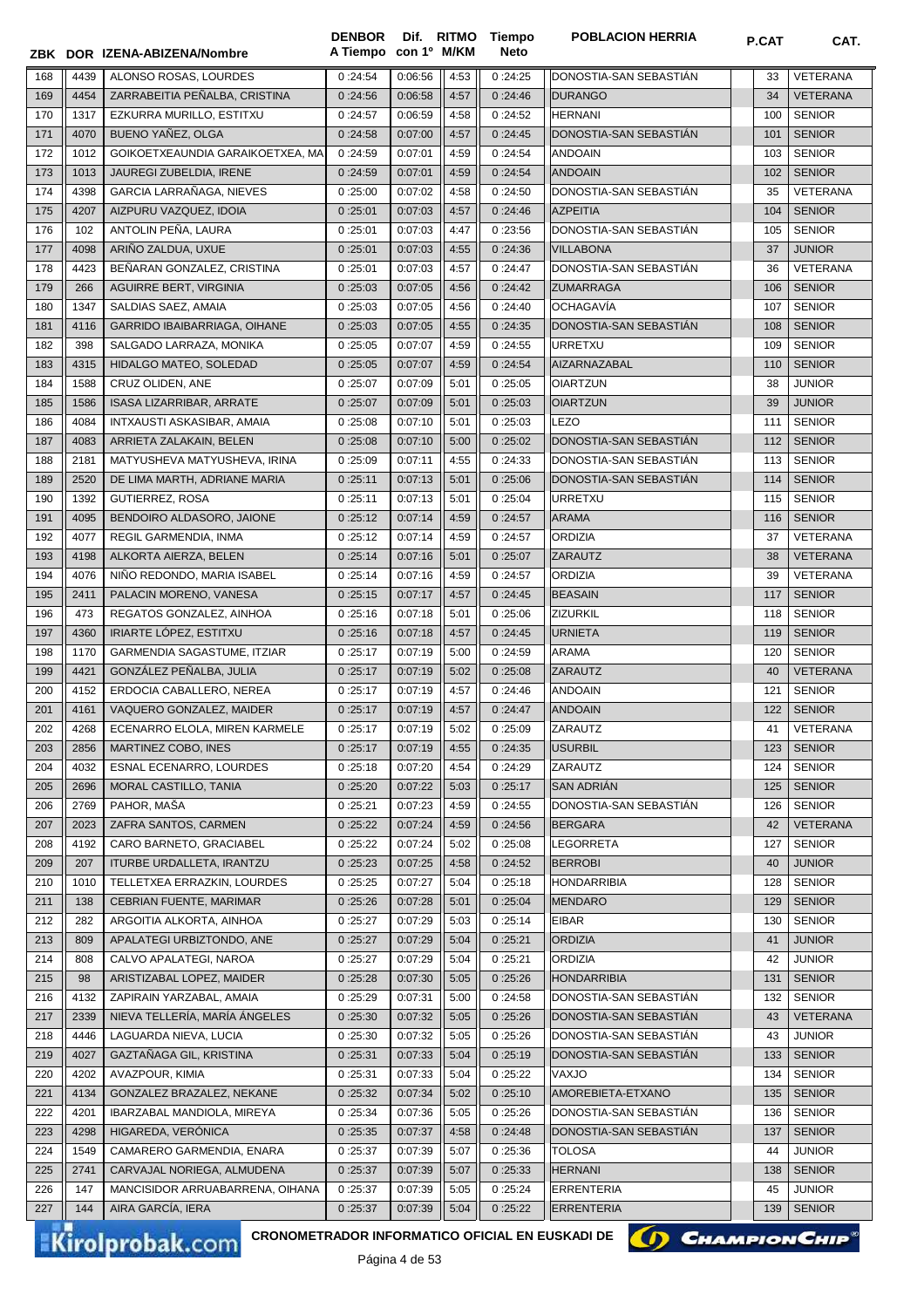| ZBK | DOR | IZENA-ABIZENA/Nombre | DENBOR A Tiempo | Dif. con 1º | RITMO M/KM | Tiempo Neto | POBLACION HERRIA | P.CAT | CAT. |
|---|---|---|---|---|---|---|---|---|---|
| 168 | 4439 | ALONSO ROSAS, LOURDES | 0 :24:54 | 0:06:56 | 4:53 | 0 :24:25 | DONOSTIA-SAN SEBASTIÁN | 33 | VETERANA |
| 169 | 4454 | ZARRABEITIA PEÑALBA, CRISTINA | 0 :24:56 | 0:06:58 | 4:57 | 0 :24:46 | DURANGO | 34 | VETERANA |
| 170 | 1317 | EZKURRA MURILLO, ESTITXU | 0 :24:57 | 0:06:59 | 4:58 | 0 :24:52 | HERNANI | 100 | SENIOR |
| 171 | 4070 | BUENO YAÑEZ, OLGA | 0 :24:58 | 0:07:00 | 4:57 | 0 :24:45 | DONOSTIA-SAN SEBASTIÁN | 101 | SENIOR |
| 172 | 1012 | GOIKOETXEAUNDIA GARAIKOETXEA, MA | 0 :24:59 | 0:07:01 | 4:59 | 0 :24:54 | ANDOAIN | 103 | SENIOR |
| 173 | 1013 | JAUREGI ZUBELDIA, IRENE | 0 :24:59 | 0:07:01 | 4:59 | 0 :24:54 | ANDOAIN | 102 | SENIOR |
| 174 | 4398 | GARCIA LARRAÑAGA, NIEVES | 0 :25:00 | 0:07:02 | 4:58 | 0 :24:50 | DONOSTIA-SAN SEBASTIÁN | 35 | VETERANA |
| 175 | 4207 | AIZPURU VAZQUEZ, IDOIA | 0 :25:01 | 0:07:03 | 4:57 | 0 :24:46 | AZPEITIA | 104 | SENIOR |
| 176 | 102 | ANTOLIN PEÑA, LAURA | 0 :25:01 | 0:07:03 | 4:47 | 0 :23:56 | DONOSTIA-SAN SEBASTIÁN | 105 | SENIOR |
| 177 | 4098 | ARIÑO ZALDUA, UXUE | 0 :25:01 | 0:07:03 | 4:55 | 0 :24:36 | VILLABONA | 37 | JUNIOR |
| 178 | 4423 | BEÑARAN GONZALEZ, CRISTINA | 0 :25:01 | 0:07:03 | 4:57 | 0 :24:47 | DONOSTIA-SAN SEBASTIÁN | 36 | VETERANA |
| 179 | 266 | AGUIRRE BERT, VIRGINIA | 0 :25:03 | 0:07:05 | 4:56 | 0 :24:42 | ZUMARRAGA | 106 | SENIOR |
| 180 | 1347 | SALDIAS SAEZ, AMAIA | 0 :25:03 | 0:07:05 | 4:56 | 0 :24:40 | OCHAGAVÍA | 107 | SENIOR |
| 181 | 4116 | GARRIDO IBAIBARRIAGA, OIHANE | 0 :25:03 | 0:07:05 | 4:55 | 0 :24:35 | DONOSTIA-SAN SEBASTIÁN | 108 | SENIOR |
| 182 | 398 | SALGADO LARRAZA, MONIKA | 0 :25:05 | 0:07:07 | 4:59 | 0 :24:55 | URRETXU | 109 | SENIOR |
| 183 | 4315 | HIDALGO MATEO, SOLEDAD | 0 :25:05 | 0:07:07 | 4:59 | 0 :24:54 | AIZARNAZABAL | 110 | SENIOR |
| 184 | 1588 | CRUZ OLIDEN, ANE | 0 :25:07 | 0:07:09 | 5:01 | 0 :25:05 | OIARTZUN | 38 | JUNIOR |
| 185 | 1586 | ISASA LIZARRIBAR, ARRATE | 0 :25:07 | 0:07:09 | 5:01 | 0 :25:03 | OIARTZUN | 39 | JUNIOR |
| 186 | 4084 | INTXAUSTI ASKASIBAR, AMAIA | 0 :25:08 | 0:07:10 | 5:01 | 0 :25:03 | LEZO | 111 | SENIOR |
| 187 | 4083 | ARRIETA ZALAKAIN, BELEN | 0 :25:08 | 0:07:10 | 5:00 | 0 :25:02 | DONOSTIA-SAN SEBASTIÁN | 112 | SENIOR |
| 188 | 2181 | MATYUSHEVA MATYUSHEVA, IRINA | 0 :25:09 | 0:07:11 | 4:55 | 0 :24:33 | DONOSTIA-SAN SEBASTIÁN | 113 | SENIOR |
| 189 | 2520 | DE LIMA MARTH, ADRIANE MARIA | 0 :25:11 | 0:07:13 | 5:01 | 0 :25:06 | DONOSTIA-SAN SEBASTIÁN | 114 | SENIOR |
| 190 | 1392 | GUTIERREZ, ROSA | 0 :25:11 | 0:07:13 | 5:01 | 0 :25:04 | URRETXU | 115 | SENIOR |
| 191 | 4095 | BENDOIRO ALDASORO, JAIONE | 0 :25:12 | 0:07:14 | 4:59 | 0 :24:57 | ARAMA | 116 | SENIOR |
| 192 | 4077 | REGIL GARMENDIA, INMA | 0 :25:12 | 0:07:14 | 4:59 | 0 :24:57 | ORDIZIA | 37 | VETERANA |
| 193 | 4198 | ALKORTA AIERZA, BELEN | 0 :25:14 | 0:07:16 | 5:01 | 0 :25:07 | ZARAUTZ | 38 | VETERANA |
| 194 | 4076 | NIÑO REDONDO, MARIA ISABEL | 0 :25:14 | 0:07:16 | 4:59 | 0 :24:57 | ORDIZIA | 39 | VETERANA |
| 195 | 2411 | PALACIN MORENO, VANESA | 0 :25:15 | 0:07:17 | 4:57 | 0 :24:45 | BEASAIN | 117 | SENIOR |
| 196 | 473 | REGATOS GONZALEZ, AINHOA | 0 :25:16 | 0:07:18 | 5:01 | 0 :25:06 | ZIZURKIL | 118 | SENIOR |
| 197 | 4360 | IRIARTE LÓPEZ, ESTITXU | 0 :25:16 | 0:07:18 | 4:57 | 0 :24:45 | URNIETA | 119 | SENIOR |
| 198 | 1170 | GARMENDIA SAGASTUME, ITZIAR | 0 :25:17 | 0:07:19 | 5:00 | 0 :24:59 | ARAMA | 120 | SENIOR |
| 199 | 4421 | GONZÁLEZ PEÑALBA, JULIA | 0 :25:17 | 0:07:19 | 5:02 | 0 :25:08 | ZARAUTZ | 40 | VETERANA |
| 200 | 4152 | ERDOCIA CABALLERO, NEREA | 0 :25:17 | 0:07:19 | 4:57 | 0 :24:46 | ANDOAIN | 121 | SENIOR |
| 201 | 4161 | VAQUERO GONZALEZ, MAIDER | 0 :25:17 | 0:07:19 | 4:57 | 0 :24:47 | ANDOAIN | 122 | SENIOR |
| 202 | 4268 | ECENARRO ELOLA, MIREN KARMELE | 0 :25:17 | 0:07:19 | 5:02 | 0 :25:09 | ZARAUTZ | 41 | VETERANA |
| 203 | 2856 | MARTINEZ COBO, INES | 0 :25:17 | 0:07:19 | 4:55 | 0 :24:35 | USURBIL | 123 | SENIOR |
| 204 | 4032 | ESNAL ECENARRO, LOURDES | 0 :25:18 | 0:07:20 | 4:54 | 0 :24:29 | ZARAUTZ | 124 | SENIOR |
| 205 | 2696 | MORAL CASTILLO, TANIA | 0 :25:20 | 0:07:22 | 5:03 | 0 :25:17 | SAN ADRIÁN | 125 | SENIOR |
| 206 | 2769 | PAHOR, MAŠA | 0 :25:21 | 0:07:23 | 4:59 | 0 :24:55 | DONOSTIA-SAN SEBASTIÁN | 126 | SENIOR |
| 207 | 2023 | ZAFRA SANTOS, CARMEN | 0 :25:22 | 0:07:24 | 4:59 | 0 :24:56 | BERGARA | 42 | VETERANA |
| 208 | 4192 | CARO BARNETO, GRACIABEL | 0 :25:22 | 0:07:24 | 5:02 | 0 :25:08 | LEGORRETA | 127 | SENIOR |
| 209 | 207 | ITURBE URDALLETA, IRANTZU | 0 :25:23 | 0:07:25 | 4:58 | 0 :24:52 | BERROBI | 40 | JUNIOR |
| 210 | 1010 | TELLETXEA ERRAZKIN, LOURDES | 0 :25:25 | 0:07:27 | 5:04 | 0 :25:18 | HONDARRIBIA | 128 | SENIOR |
| 211 | 138 | CEBRIAN FUENTE, MARIMAR | 0 :25:26 | 0:07:28 | 5:01 | 0 :25:04 | MENDARO | 129 | SENIOR |
| 212 | 282 | ARGOITIA ALKORTA, AINHOA | 0 :25:27 | 0:07:29 | 5:03 | 0 :25:14 | EIBAR | 130 | SENIOR |
| 213 | 809 | APALATEGI URBIZTONDO, ANE | 0 :25:27 | 0:07:29 | 5:04 | 0 :25:21 | ORDIZIA | 41 | JUNIOR |
| 214 | 808 | CALVO APALATEGI, NAROA | 0 :25:27 | 0:07:29 | 5:04 | 0 :25:21 | ORDIZIA | 42 | JUNIOR |
| 215 | 98 | ARISTIZABAL LOPEZ, MAIDER | 0 :25:28 | 0:07:30 | 5:05 | 0 :25:26 | HONDARRIBIA | 131 | SENIOR |
| 216 | 4132 | ZAPIRAIN YARZABAL, AMAIA | 0 :25:29 | 0:07:31 | 5:00 | 0 :24:58 | DONOSTIA-SAN SEBASTIÁN | 132 | SENIOR |
| 217 | 2339 | NIEVA TELLERÍA, MARÍA ÁNGELES | 0 :25:30 | 0:07:32 | 5:05 | 0 :25:26 | DONOSTIA-SAN SEBASTIÁN | 43 | VETERANA |
| 218 | 4446 | LAGUARDA NIEVA, LUCIA | 0 :25:30 | 0:07:32 | 5:05 | 0 :25:26 | DONOSTIA-SAN SEBASTIÁN | 43 | JUNIOR |
| 219 | 4027 | GAZTAÑAGA GIL, KRISTINA | 0 :25:31 | 0:07:33 | 5:04 | 0 :25:19 | DONOSTIA-SAN SEBASTIÁN | 133 | SENIOR |
| 220 | 4202 | AVAZPOUR, KIMIA | 0 :25:31 | 0:07:33 | 5:04 | 0 :25:22 | VAXJO | 134 | SENIOR |
| 221 | 4134 | GONZALEZ BRAZALEZ, NEKANE | 0 :25:32 | 0:07:34 | 5:02 | 0 :25:10 | AMOREBIETA-ETXANO | 135 | SENIOR |
| 222 | 4201 | IBARZABAL MANDIOLA, MIREYA | 0 :25:34 | 0:07:36 | 5:05 | 0 :25:26 | DONOSTIA-SAN SEBASTIÁN | 136 | SENIOR |
| 223 | 4298 | HIGAREDA, VERÓNICA | 0 :25:35 | 0:07:37 | 4:58 | 0 :24:48 | DONOSTIA-SAN SEBASTIÁN | 137 | SENIOR |
| 224 | 1549 | CAMARERO GARMENDIA, ENARA | 0 :25:37 | 0:07:39 | 5:07 | 0 :25:36 | TOLOSA | 44 | JUNIOR |
| 225 | 2741 | CARVAJAL NORIEGA, ALMUDENA | 0 :25:37 | 0:07:39 | 5:07 | 0 :25:33 | HERNANI | 138 | SENIOR |
| 226 | 147 | MANCISIDOR ARRUABARRENA, OIHANA | 0 :25:37 | 0:07:39 | 5:05 | 0 :25:24 | ERRENTERIA | 45 | JUNIOR |
| 227 | 144 | AIRA GARCÍA, IERA | 0 :25:37 | 0:07:39 | 5:04 | 0 :25:22 | ERRENTERIA | 139 | SENIOR |

CRONOMETRADOR INFORMATICO OFICIAL EN EUSKADI DE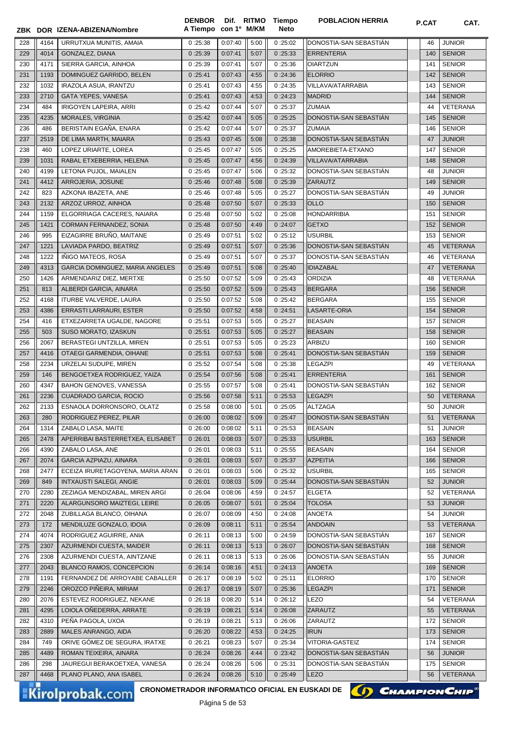| ZBK | DOR | IZENA-ABIZENA/Nombre | DENBOR A Tiempo | Dif. con 1º | RITMO M/KM | Tiempo Neto | POBLACION HERRIA | P.CAT | CAT. |
|---|---|---|---|---|---|---|---|---|---|
| 228 | 4164 | URRUTXUA MUNITIS, AMAIA | 0 :25:38 | 0:07:40 | 5:00 | 0 :25:02 | DONOSTIA-SAN SEBASTIÁN | 46 | JUNIOR |
| 229 | 4014 | GONZALEZ, DIANA | 0 :25:39 | 0:07:41 | 5:07 | 0 :25:33 | ERRENTERIA | 140 | SENIOR |
| 230 | 4171 | SIERRA GARCIA, AINHOA | 0 :25:39 | 0:07:41 | 5:07 | 0 :25:36 | OIARTZUN | 141 | SENIOR |
| 231 | 1193 | DOMINGUEZ GARRIDO, BELEN | 0 :25:41 | 0:07:43 | 4:55 | 0 :24:36 | ELORRIO | 142 | SENIOR |
| 232 | 1032 | IRAZOLA ASUA, IRANTZU | 0 :25:41 | 0:07:43 | 4:55 | 0 :24:35 | VILLAVA/ATARRABIA | 143 | SENIOR |
| 233 | 2710 | GATA YEPES, VANESA | 0 :25:41 | 0:07:43 | 4:53 | 0 :24:23 | MADRID | 144 | SENIOR |
| 234 | 484 | IRIGOYEN LAPEIRA, ARRI | 0 :25:42 | 0:07:44 | 5:07 | 0 :25:37 | ZUMAIA | 44 | VETERANA |
| 235 | 4235 | MORALES, VIRGINIA | 0 :25:42 | 0:07:44 | 5:05 | 0 :25:25 | DONOSTIA-SAN SEBASTIÁN | 145 | SENIOR |
| 236 | 486 | BERISTAIN EGAÑA, ENARA | 0 :25:42 | 0:07:44 | 5:07 | 0 :25:37 | ZUMAIA | 146 | SENIOR |
| 237 | 2519 | DE LIMA MARTH, MAIARA | 0 :25:43 | 0:07:45 | 5:08 | 0 :25:38 | DONOSTIA-SAN SEBASTIÁN | 47 | JUNIOR |
| 238 | 460 | LOPEZ URIARTE, LOREA | 0 :25:45 | 0:07:47 | 5:05 | 0 :25:25 | AMOREBIETA-ETXANO | 147 | SENIOR |
| 239 | 1031 | RABAL ETXEBERRIA, HELENA | 0 :25:45 | 0:07:47 | 4:56 | 0 :24:39 | VILLAVA/ATARRABIA | 148 | SENIOR |
| 240 | 4199 | LETONA PUJOL, MAIALEN | 0 :25:45 | 0:07:47 | 5:06 | 0 :25:32 | DONOSTIA-SAN SEBASTIÁN | 48 | JUNIOR |
| 241 | 4412 | ARROJERIA, JOSUNE | 0 :25:46 | 0:07:48 | 5:08 | 0 :25:39 | ZARAUTZ | 149 | SENIOR |
| 242 | 823 | AZKONA IBAZETA, ANE | 0 :25:46 | 0:07:48 | 5:05 | 0 :25:27 | DONOSTIA-SAN SEBASTIÁN | 49 | JUNIOR |
| 243 | 2132 | ARZOZ URROZ, AINHOA | 0 :25:48 | 0:07:50 | 5:07 | 0 :25:33 | OLLO | 150 | SENIOR |
| 244 | 1159 | ELGORRIAGA CACERES, NAIARA | 0 :25:48 | 0:07:50 | 5:02 | 0 :25:08 | HONDARRIBIA | 151 | SENIOR |
| 245 | 1421 | CORMAN FERNANDEZ, SONIA | 0 :25:48 | 0:07:50 | 4:49 | 0 :24:07 | GETXO | 152 | SENIOR |
| 246 | 995 | EIZAGIRRE BRUÑO, MAITANE | 0 :25:49 | 0:07:51 | 5:02 | 0 :25:12 | USURBIL | 153 | SENIOR |
| 247 | 1221 | LAVIADA PARDO, BEATRIZ | 0 :25:49 | 0:07:51 | 5:07 | 0 :25:36 | DONOSTIA-SAN SEBASTIÁN | 45 | VETERANA |
| 248 | 1222 | IÑIGO MATEOS, ROSA | 0 :25:49 | 0:07:51 | 5:07 | 0 :25:37 | DONOSTIA-SAN SEBASTIÁN | 46 | VETERANA |
| 249 | 4313 | GARCIA DOMINGUEZ, MARIA ANGELES | 0 :25:49 | 0:07:51 | 5:08 | 0 :25:40 | IDIAZABAL | 47 | VETERANA |
| 250 | 1426 | ARMENDARIZ DIEZ, MERTXE | 0 :25:50 | 0:07:52 | 5:09 | 0 :25:43 | ORDIZIA | 48 | VETERANA |
| 251 | 813 | ALBERDI GARCIA, AINARA | 0 :25:50 | 0:07:52 | 5:09 | 0 :25:43 | BERGARA | 156 | SENIOR |
| 252 | 4168 | ITURBE VALVERDE, LAURA | 0 :25:50 | 0:07:52 | 5:08 | 0 :25:42 | BERGARA | 155 | SENIOR |
| 253 | 4386 | ERRASTI LARRAURI, ESTER | 0 :25:50 | 0:07:52 | 4:58 | 0 :24:51 | LASARTE-ORIA | 154 | SENIOR |
| 254 | 416 | ETXEZARRETA UGALDE, NAGORE | 0 :25:51 | 0:07:53 | 5:05 | 0 :25:27 | BEASAIN | 157 | SENIOR |
| 255 | 503 | SUSO MORATO, IZASKUN | 0 :25:51 | 0:07:53 | 5:05 | 0 :25:27 | BEASAIN | 158 | SENIOR |
| 256 | 2067 | BERASTEGI UNTZILLA, MIREN | 0 :25:51 | 0:07:53 | 5:05 | 0 :25:23 | ARBIZU | 160 | SENIOR |
| 257 | 4416 | OTAEGI GARMENDIA, OIHANE | 0 :25:51 | 0:07:53 | 5:08 | 0 :25:41 | DONOSTIA-SAN SEBASTIÁN | 159 | SENIOR |
| 258 | 2234 | URZELAI SUDUPE, MIREN | 0 :25:52 | 0:07:54 | 5:08 | 0 :25:38 | LEGAZPI | 49 | VETERANA |
| 259 | 146 | BENGOETXEA RODRIGUEZ, YAIZA | 0 :25:54 | 0:07:56 | 5:08 | 0 :25:41 | ERRENTERIA | 161 | SENIOR |
| 260 | 4347 | BAHON GENOVES, VANESSA | 0 :25:55 | 0:07:57 | 5:08 | 0 :25:41 | DONOSTIA-SAN SEBASTIÁN | 162 | SENIOR |
| 261 | 2236 | CUADRADO GARCIA, ROCIO | 0 :25:56 | 0:07:58 | 5:11 | 0 :25:53 | LEGAZPI | 50 | VETERANA |
| 262 | 2133 | ESNAOLA DORRONSORO, OLATZ | 0 :25:58 | 0:08:00 | 5:01 | 0 :25:05 | ALTZAGA | 50 | JUNIOR |
| 263 | 280 | RODRIGUEZ PEREZ, PILAR | 0 :26:00 | 0:08:02 | 5:09 | 0 :25:47 | DONOSTIA-SAN SEBASTIÁN | 51 | VETERANA |
| 264 | 1314 | ZABALO LASA, MAITE | 0 :26:00 | 0:08:02 | 5:11 | 0 :25:53 | BEASAIN | 51 | JUNIOR |
| 265 | 2478 | APERRIBAI BASTERRETXEA, ELISABET | 0 :26:01 | 0:08:03 | 5:07 | 0 :25:33 | USURBIL | 163 | SENIOR |
| 266 | 4390 | ZABALO LASA, ANE | 0 :26:01 | 0:08:03 | 5:11 | 0 :25:55 | BEASAIN | 164 | SENIOR |
| 267 | 2074 | GARCIA AZPIAZU, AINARA | 0 :26:01 | 0:08:03 | 5:07 | 0 :25:37 | AZPEITIA | 166 | SENIOR |
| 268 | 2477 | ECEIZA IRURETAGOYENA, MARIA ARAN | 0 :26:01 | 0:08:03 | 5:06 | 0 :25:32 | USURBIL | 165 | SENIOR |
| 269 | 849 | INTXAUSTI SALEGI, ANGIE | 0 :26:01 | 0:08:03 | 5:09 | 0 :25:44 | DONOSTIA-SAN SEBASTIÁN | 52 | JUNIOR |
| 270 | 2280 | ZEZIAGA MENDIZABAL, MIREN ARGI | 0 :26:04 | 0:08:06 | 4:59 | 0 :24:57 | ELGETA | 52 | VETERANA |
| 271 | 2220 | ALARGUNSORO MAIZTEGI, LEIRE | 0 :26:05 | 0:08:07 | 5:01 | 0 :25:04 | TOLOSA | 53 | JUNIOR |
| 272 | 2048 | ZUBILLAGA BLANCO, OIHANA | 0 :26:07 | 0:08:09 | 4:50 | 0 :24:08 | ANOETA | 54 | JUNIOR |
| 273 | 172 | MENDILUZE GONZALO, IDOIA | 0 :26:09 | 0:08:11 | 5:11 | 0 :25:54 | ANDOAIN | 53 | VETERANA |
| 274 | 4074 | RODRIGUEZ AGUIRRE, ANIA | 0 :26:11 | 0:08:13 | 5:00 | 0 :24:59 | DONOSTIA-SAN SEBASTIÁN | 167 | SENIOR |
| 275 | 2307 | AZURMENDI CUESTA, MAIDER | 0 :26:11 | 0:08:13 | 5:13 | 0 :26:07 | DONOSTIA-SAN SEBASTIÁN | 168 | SENIOR |
| 276 | 2308 | AZURMENDI CUESTA, AINTZANE | 0 :26:11 | 0:08:13 | 5:13 | 0 :26:06 | DONOSTIA-SAN SEBASTIÁN | 55 | JUNIOR |
| 277 | 2043 | BLANCO RAMOS, CONCEPCION | 0 :26:14 | 0:08:16 | 4:51 | 0 :24:13 | ANOETA | 169 | SENIOR |
| 278 | 1191 | FERNANDEZ DE ARROYABE CABALLER | 0 :26:17 | 0:08:19 | 5:02 | 0 :25:11 | ELORRIO | 170 | SENIOR |
| 279 | 2246 | OROZCO PIÑEIRA, MIRIAM | 0 :26:17 | 0:08:19 | 5:07 | 0 :25:36 | LEGAZPI | 171 | SENIOR |
| 280 | 2076 | ESTEVEZ RODRIGUEZ, NEKANE | 0 :26:18 | 0:08:20 | 5:14 | 0 :26:12 | LEZO | 54 | VETERANA |
| 281 | 4295 | LOIOLA OÑEDERRA, ARRATE | 0 :26:19 | 0:08:21 | 5:14 | 0 :26:08 | ZARAUTZ | 55 | VETERANA |
| 282 | 4310 | PEÑA PAGOLA, UXOA | 0 :26:19 | 0:08:21 | 5:13 | 0 :26:06 | ZARAUTZ | 172 | SENIOR |
| 283 | 2889 | MALES ANRANGO, AIDA | 0 :26:20 | 0:08:22 | 4:53 | 0 :24:25 | IRUN | 173 | SENIOR |
| 284 | 749 | ORIVE GÓMEZ DE SEGURA, IRATXE | 0 :26:21 | 0:08:23 | 5:07 | 0 :25:34 | VITORIA-GASTEIZ | 174 | SENIOR |
| 285 | 4489 | ROMAN TEIXEIRA, AINARA | 0 :26:24 | 0:08:26 | 4:44 | 0 :23:42 | DONOSTIA-SAN SEBASTIÁN | 56 | JUNIOR |
| 286 | 298 | JAUREGUI BERAKOETXEA, VANESA | 0 :26:24 | 0:08:26 | 5:06 | 0 :25:31 | DONOSTIA-SAN SEBASTIÁN | 175 | SENIOR |
| 287 | 4468 | PLANO PLANO, ANA ISABEL | 0 :26:24 | 0:08:26 | 5:10 | 0 :25:49 | LEZO | 56 | VETERANA |

CRONOMETRADOR INFORMATICO OFICIAL EN EUSKADI DE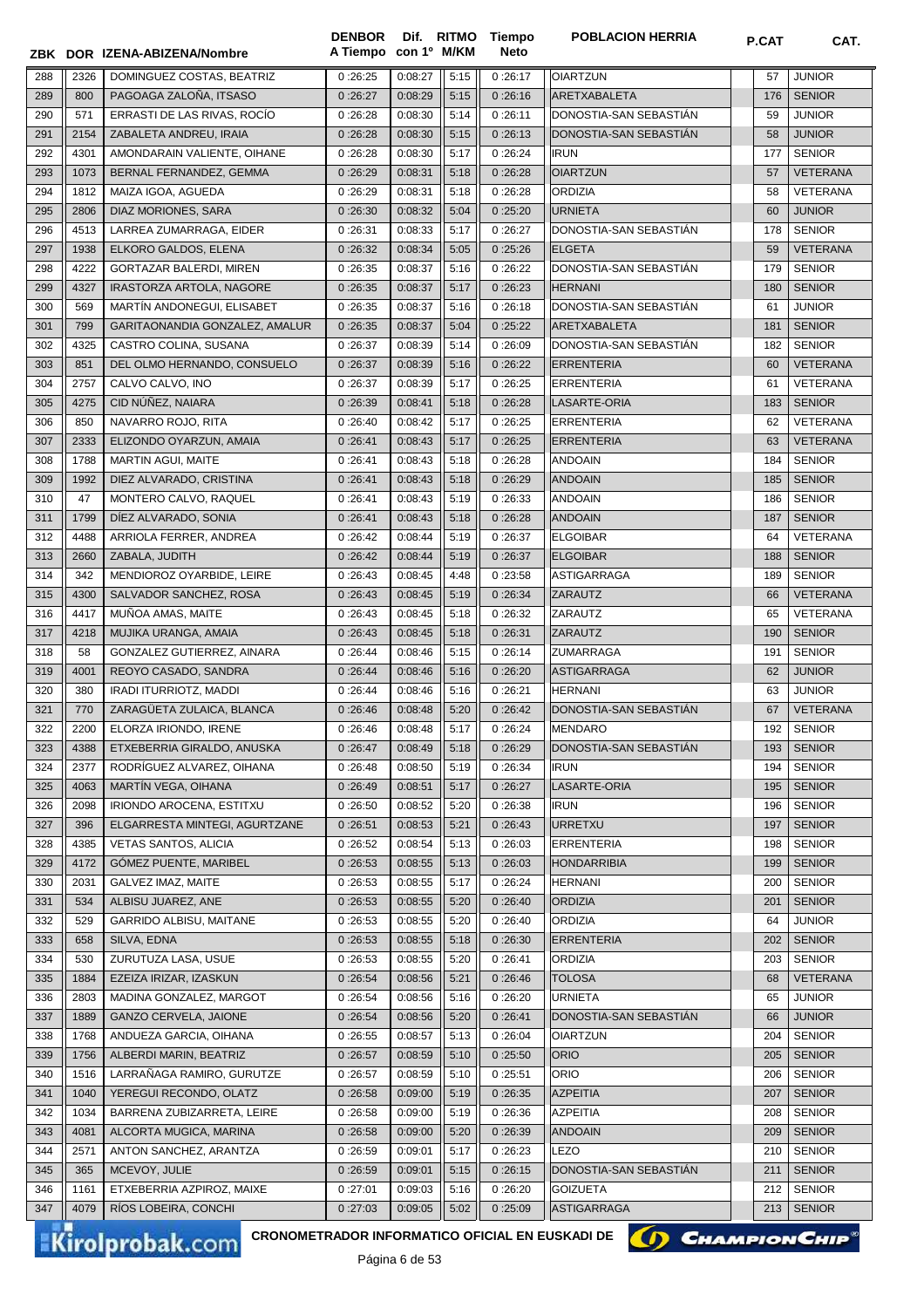| ZBK | DOR | IZENA-ABIZENA/Nombre | DENBOR A Tiempo | Dif. con 1º | RITMO M/KM | Tiempo Neto | POBLACION HERRIA | P.CAT | CAT. |
|---|---|---|---|---|---|---|---|---|---|
| 288 | 2326 | DOMINGUEZ COSTAS, BEATRIZ | 0 :26:25 | 0:08:27 | 5:15 | 0 :26:17 | OIARTZUN | 57 | JUNIOR |
| 289 | 800 | PAGOAGA ZALOÑA, ITSASO | 0 :26:27 | 0:08:29 | 5:15 | 0 :26:16 | ARETXABALETA | 176 | SENIOR |
| 290 | 571 | ERRASTI DE LAS RIVAS, ROCÍO | 0 :26:28 | 0:08:30 | 5:14 | 0 :26:11 | DONOSTIA-SAN SEBASTIÁN | 59 | JUNIOR |
| 291 | 2154 | ZABALETA ANDREU, IRAIA | 0 :26:28 | 0:08:30 | 5:15 | 0 :26:13 | DONOSTIA-SAN SEBASTIÁN | 58 | JUNIOR |
| 292 | 4301 | AMONDARAIN VALIENTE, OIHANE | 0 :26:28 | 0:08:30 | 5:17 | 0 :26:24 | IRUN | 177 | SENIOR |
| 293 | 1073 | BERNAL FERNANDEZ, GEMMA | 0 :26:29 | 0:08:31 | 5:18 | 0 :26:28 | OIARTZUN | 57 | VETERANA |
| 294 | 1812 | MAIZA IGOA, AGUEDA | 0 :26:29 | 0:08:31 | 5:18 | 0 :26:28 | ORDIZIA | 58 | VETERANA |
| 295 | 2806 | DIAZ MORIONES, SARA | 0 :26:30 | 0:08:32 | 5:04 | 0 :25:20 | URNIETA | 60 | JUNIOR |
| 296 | 4513 | LARREA ZUMARRAGA, EIDER | 0 :26:31 | 0:08:33 | 5:17 | 0 :26:27 | DONOSTIA-SAN SEBASTIÁN | 178 | SENIOR |
| 297 | 1938 | ELKORO GALDOS, ELENA | 0 :26:32 | 0:08:34 | 5:05 | 0 :25:26 | ELGETA | 59 | VETERANA |
| 298 | 4222 | GORTAZAR BALERDI, MIREN | 0 :26:35 | 0:08:37 | 5:16 | 0 :26:22 | DONOSTIA-SAN SEBASTIÁN | 179 | SENIOR |
| 299 | 4327 | IRASTORZA ARTOLA, NAGORE | 0 :26:35 | 0:08:37 | 5:17 | 0 :26:23 | HERNANI | 180 | SENIOR |
| 300 | 569 | MARTÍN ANDONEGUI, ELISABET | 0 :26:35 | 0:08:37 | 5:16 | 0 :26:18 | DONOSTIA-SAN SEBASTIÁN | 61 | JUNIOR |
| 301 | 799 | GARITAONANDIA GONZALEZ, AMALUR | 0 :26:35 | 0:08:37 | 5:04 | 0 :25:22 | ARETXABALETA | 181 | SENIOR |
| 302 | 4325 | CASTRO COLINA, SUSANA | 0 :26:37 | 0:08:39 | 5:14 | 0 :26:09 | DONOSTIA-SAN SEBASTIÁN | 182 | SENIOR |
| 303 | 851 | DEL OLMO HERNANDO, CONSUELO | 0 :26:37 | 0:08:39 | 5:16 | 0 :26:22 | ERRENTERIA | 60 | VETERANA |
| 304 | 2757 | CALVO CALVO, INO | 0 :26:37 | 0:08:39 | 5:17 | 0 :26:25 | ERRENTERIA | 61 | VETERANA |
| 305 | 4275 | CID NÚÑEZ, NAIARA | 0 :26:39 | 0:08:41 | 5:18 | 0 :26:28 | LASARTE-ORIA | 183 | SENIOR |
| 306 | 850 | NAVARRO ROJO, RITA | 0 :26:40 | 0:08:42 | 5:17 | 0 :26:25 | ERRENTERIA | 62 | VETERANA |
| 307 | 2333 | ELIZONDO OYARZUN, AMAIA | 0 :26:41 | 0:08:43 | 5:17 | 0 :26:25 | ERRENTERIA | 63 | VETERANA |
| 308 | 1788 | MARTIN AGUI, MAITE | 0 :26:41 | 0:08:43 | 5:18 | 0 :26:28 | ANDOAIN | 184 | SENIOR |
| 309 | 1992 | DIEZ ALVARADO, CRISTINA | 0 :26:41 | 0:08:43 | 5:18 | 0 :26:29 | ANDOAIN | 185 | SENIOR |
| 310 | 47 | MONTERO CALVO, RAQUEL | 0 :26:41 | 0:08:43 | 5:19 | 0 :26:33 | ANDOAIN | 186 | SENIOR |
| 311 | 1799 | DÍEZ ALVARADO, SONIA | 0 :26:41 | 0:08:43 | 5:18 | 0 :26:28 | ANDOAIN | 187 | SENIOR |
| 312 | 4488 | ARRIOLA FERRER, ANDREA | 0 :26:42 | 0:08:44 | 5:19 | 0 :26:37 | ELGOIBAR | 64 | VETERANA |
| 313 | 2660 | ZABALA, JUDITH | 0 :26:42 | 0:08:44 | 5:19 | 0 :26:37 | ELGOIBAR | 188 | SENIOR |
| 314 | 342 | MENDIOROZ OYARBIDE, LEIRE | 0 :26:43 | 0:08:45 | 4:48 | 0 :23:58 | ASTIGARRAGA | 189 | SENIOR |
| 315 | 4300 | SALVADOR SANCHEZ, ROSA | 0 :26:43 | 0:08:45 | 5:19 | 0 :26:34 | ZARAUTZ | 66 | VETERANA |
| 316 | 4417 | MUÑOA AMAS, MAITE | 0 :26:43 | 0:08:45 | 5:18 | 0 :26:32 | ZARAUTZ | 65 | VETERANA |
| 317 | 4218 | MUJIKA URANGA, AMAIA | 0 :26:43 | 0:08:45 | 5:18 | 0 :26:31 | ZARAUTZ | 190 | SENIOR |
| 318 | 58 | GONZALEZ GUTIERREZ, AINARA | 0 :26:44 | 0:08:46 | 5:15 | 0 :26:14 | ZUMARRAGA | 191 | SENIOR |
| 319 | 4001 | REOYO CASADO, SANDRA | 0 :26:44 | 0:08:46 | 5:16 | 0 :26:20 | ASTIGARRAGA | 62 | JUNIOR |
| 320 | 380 | IRADI ITURRIOTZ, MADDI | 0 :26:44 | 0:08:46 | 5:16 | 0 :26:21 | HERNANI | 63 | JUNIOR |
| 321 | 770 | ZARAGÜETA ZULAICA, BLANCA | 0 :26:46 | 0:08:48 | 5:20 | 0 :26:42 | DONOSTIA-SAN SEBASTIÁN | 67 | VETERANA |
| 322 | 2200 | ELORZA IRIONDO, IRENE | 0 :26:46 | 0:08:48 | 5:17 | 0 :26:24 | MENDARO | 192 | SENIOR |
| 323 | 4388 | ETXEBERRIA GIRALDO, ANUSKA | 0 :26:47 | 0:08:49 | 5:18 | 0 :26:29 | DONOSTIA-SAN SEBASTIÁN | 193 | SENIOR |
| 324 | 2377 | RODRÍGUEZ ALVAREZ, OIHANA | 0 :26:48 | 0:08:50 | 5:19 | 0 :26:34 | IRUN | 194 | SENIOR |
| 325 | 4063 | MARTÍN VEGA, OIHANA | 0 :26:49 | 0:08:51 | 5:17 | 0 :26:27 | LASARTE-ORIA | 195 | SENIOR |
| 326 | 2098 | IRIONDO AROCENA, ESTITXU | 0 :26:50 | 0:08:52 | 5:20 | 0 :26:38 | IRUN | 196 | SENIOR |
| 327 | 396 | ELGARRESTA MINTEGI, AGURTZANE | 0 :26:51 | 0:08:53 | 5:21 | 0 :26:43 | URRETXU | 197 | SENIOR |
| 328 | 4385 | VETAS SANTOS, ALICIA | 0 :26:52 | 0:08:54 | 5:13 | 0 :26:03 | ERRENTERIA | 198 | SENIOR |
| 329 | 4172 | GÓMEZ PUENTE, MARIBEL | 0 :26:53 | 0:08:55 | 5:13 | 0 :26:03 | HONDARRIBIA | 199 | SENIOR |
| 330 | 2031 | GALVEZ IMAZ, MAITE | 0 :26:53 | 0:08:55 | 5:17 | 0 :26:24 | HERNANI | 200 | SENIOR |
| 331 | 534 | ALBISU JUAREZ, ANE | 0 :26:53 | 0:08:55 | 5:20 | 0 :26:40 | ORDIZIA | 201 | SENIOR |
| 332 | 529 | GARRIDO ALBISU, MAITANE | 0 :26:53 | 0:08:55 | 5:20 | 0 :26:40 | ORDIZIA | 64 | JUNIOR |
| 333 | 658 | SILVA, EDNA | 0 :26:53 | 0:08:55 | 5:18 | 0 :26:30 | ERRENTERIA | 202 | SENIOR |
| 334 | 530 | ZURUTUZA LASA, USUE | 0 :26:53 | 0:08:55 | 5:20 | 0 :26:41 | ORDIZIA | 203 | SENIOR |
| 335 | 1884 | EZEIZA IRIZAR, IZASKUN | 0 :26:54 | 0:08:56 | 5:21 | 0 :26:46 | TOLOSA | 68 | VETERANA |
| 336 | 2803 | MADINA GONZALEZ, MARGOT | 0 :26:54 | 0:08:56 | 5:16 | 0 :26:20 | URNIETA | 65 | JUNIOR |
| 337 | 1889 | GANZO CERVELA, JAIONE | 0 :26:54 | 0:08:56 | 5:20 | 0 :26:41 | DONOSTIA-SAN SEBASTIÁN | 66 | JUNIOR |
| 338 | 1768 | ANDUEZA GARCIA, OIHANA | 0 :26:55 | 0:08:57 | 5:13 | 0 :26:04 | OIARTZUN | 204 | SENIOR |
| 339 | 1756 | ALBERDI MARIN, BEATRIZ | 0 :26:57 | 0:08:59 | 5:10 | 0 :25:50 | ORIO | 205 | SENIOR |
| 340 | 1516 | LARRAÑAGA RAMIRO, GURUTZE | 0 :26:57 | 0:08:59 | 5:10 | 0 :25:51 | ORIO | 206 | SENIOR |
| 341 | 1040 | YEREGUI RECONDO, OLATZ | 0 :26:58 | 0:09:00 | 5:19 | 0 :26:35 | AZPEITIA | 207 | SENIOR |
| 342 | 1034 | BARRENA ZUBIZARRETA, LEIRE | 0 :26:58 | 0:09:00 | 5:19 | 0 :26:36 | AZPEITIA | 208 | SENIOR |
| 343 | 4081 | ALCORTA MUGICA, MARINA | 0 :26:58 | 0:09:00 | 5:20 | 0 :26:39 | ANDOAIN | 209 | SENIOR |
| 344 | 2571 | ANTON SANCHEZ, ARANTZA | 0 :26:59 | 0:09:01 | 5:17 | 0 :26:23 | LEZO | 210 | SENIOR |
| 345 | 365 | MCEVOY, JULIE | 0 :26:59 | 0:09:01 | 5:15 | 0 :26:15 | DONOSTIA-SAN SEBASTIÁN | 211 | SENIOR |
| 346 | 1161 | ETXEBERRIA AZPIROZ, MAIXE | 0 :27:01 | 0:09:03 | 5:16 | 0 :26:20 | GOIZUETA | 212 | SENIOR |
| 347 | 4079 | RÍOS LOBEIRA, CONCHI | 0 :27:03 | 0:09:05 | 5:02 | 0 :25:09 | ASTIGARRAGA | 213 | SENIOR |

CRONOMETRADOR INFORMATICO OFICIAL EN EUSKADI DE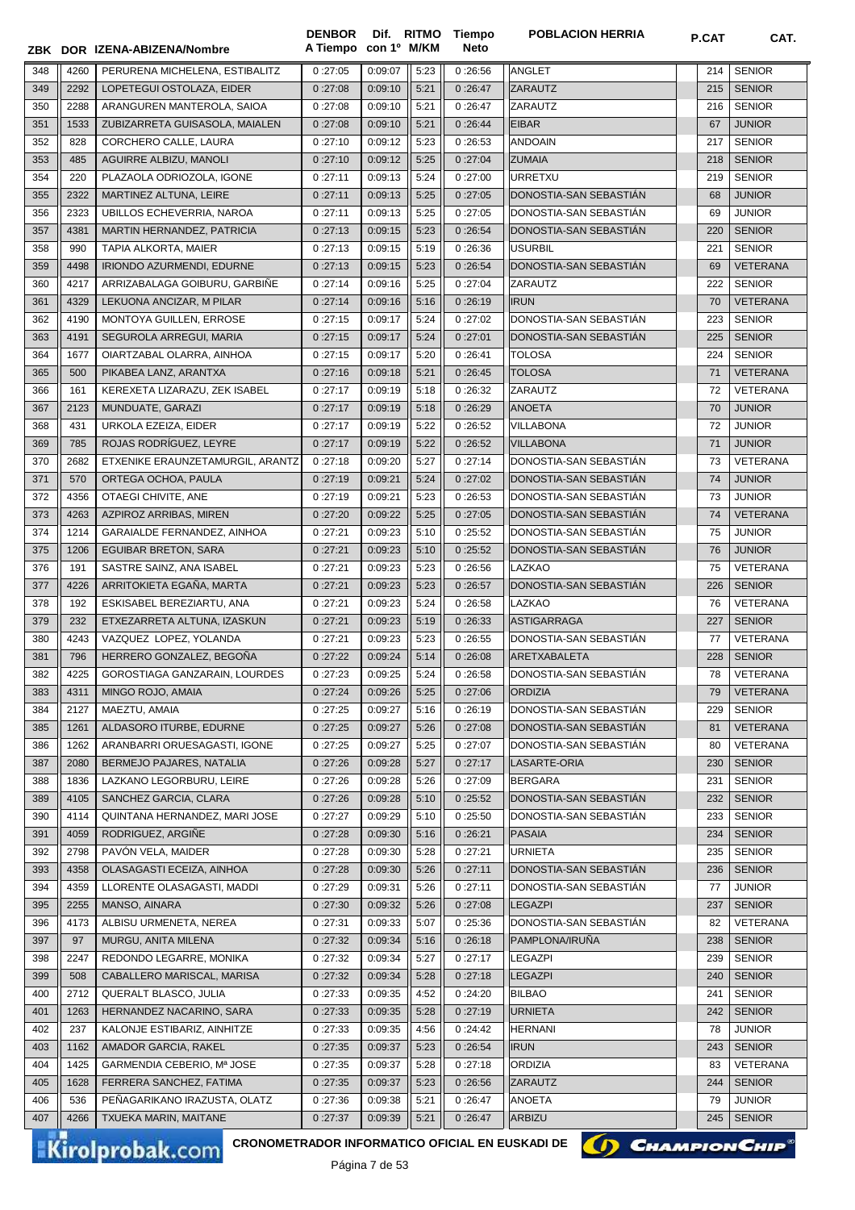| ZBK | DOR | IZENA-ABIZENA/Nombre | DENBOR A Tiempo | Dif. con 1º | RITMO M/KM | Tiempo Neto | POBLACION HERRIA | P.CAT | CAT. |
|---|---|---|---|---|---|---|---|---|---|
| 348 | 4260 | PERURENA MICHELENA, ESTIBALITZ | 0 :27:05 | 0:09:07 | 5:23 | 0 :26:56 | ANGLET | 214 | SENIOR |
| 349 | 2292 | LOPETEGUI OSTOLAZA, EIDER | 0 :27:08 | 0:09:10 | 5:21 | 0 :26:47 | ZARAUTZ | 215 | SENIOR |
| 350 | 2288 | ARANGUREN MANTEROLA, SAIOA | 0 :27:08 | 0:09:10 | 5:21 | 0 :26:47 | ZARAUTZ | 216 | SENIOR |
| 351 | 1533 | ZUBIZARRETA GUISASOLA, MAIALEN | 0 :27:08 | 0:09:10 | 5:21 | 0 :26:44 | EIBAR | 67 | JUNIOR |
| 352 | 828 | CORCHERO CALLE, LAURA | 0 :27:10 | 0:09:12 | 5:23 | 0 :26:53 | ANDOAIN | 217 | SENIOR |
| 353 | 485 | AGUIRRE ALBIZU, MANOLI | 0 :27:10 | 0:09:12 | 5:25 | 0 :27:04 | ZUMAIA | 218 | SENIOR |
| 354 | 220 | PLAZAOLA ODRIOZOLA, IGONE | 0 :27:11 | 0:09:13 | 5:24 | 0 :27:00 | URRETXU | 219 | SENIOR |
| 355 | 2322 | MARTINEZ ALTUNA, LEIRE | 0 :27:11 | 0:09:13 | 5:25 | 0 :27:05 | DONOSTIA-SAN SEBASTIÁN | 68 | JUNIOR |
| 356 | 2323 | UBILLOS ECHEVERRIA, NAROA | 0 :27:11 | 0:09:13 | 5:25 | 0 :27:05 | DONOSTIA-SAN SEBASTIÁN | 69 | JUNIOR |
| 357 | 4381 | MARTIN HERNANDEZ, PATRICIA | 0 :27:13 | 0:09:15 | 5:23 | 0 :26:54 | DONOSTIA-SAN SEBASTIÁN | 220 | SENIOR |
| 358 | 990 | TAPIA ALKORTA, MAIER | 0 :27:13 | 0:09:15 | 5:19 | 0 :26:36 | USURBIL | 221 | SENIOR |
| 359 | 4498 | IRIONDO AZURMENDI, EDURNE | 0 :27:13 | 0:09:15 | 5:23 | 0 :26:54 | DONOSTIA-SAN SEBASTIÁN | 69 | VETERANA |
| 360 | 4217 | ARRIZABALAGA GOIBURU, GARBIÑE | 0 :27:14 | 0:09:16 | 5:25 | 0 :27:04 | ZARAUTZ | 222 | SENIOR |
| 361 | 4329 | LEKUONA ANCIZAR, M PILAR | 0 :27:14 | 0:09:16 | 5:16 | 0 :26:19 | IRUN | 70 | VETERANA |
| 362 | 4190 | MONTOYA GUILLEN, ERROSE | 0 :27:15 | 0:09:17 | 5:24 | 0 :27:02 | DONOSTIA-SAN SEBASTIÁN | 223 | SENIOR |
| 363 | 4191 | SEGUROLA ARREGUI, MARIA | 0 :27:15 | 0:09:17 | 5:24 | 0 :27:01 | DONOSTIA-SAN SEBASTIÁN | 225 | SENIOR |
| 364 | 1677 | OIARTZABAL OLARRA, AINHOA | 0 :27:15 | 0:09:17 | 5:20 | 0 :26:41 | TOLOSA | 224 | SENIOR |
| 365 | 500 | PIKABEA LANZ, ARANTXA | 0 :27:16 | 0:09:18 | 5:21 | 0 :26:45 | TOLOSA | 71 | VETERANA |
| 366 | 161 | KEREXETA LIZARAZU, ZEK ISABEL | 0 :27:17 | 0:09:19 | 5:18 | 0 :26:32 | ZARAUTZ | 72 | VETERANA |
| 367 | 2123 | MUNDUATE, GARAZI | 0 :27:17 | 0:09:19 | 5:18 | 0 :26:29 | ANOETA | 70 | JUNIOR |
| 368 | 431 | URKOLA EZEIZA, EIDER | 0 :27:17 | 0:09:19 | 5:22 | 0 :26:52 | VILLABONA | 72 | JUNIOR |
| 369 | 785 | ROJAS RODRÍGUEZ, LEYRE | 0 :27:17 | 0:09:19 | 5:22 | 0 :26:52 | VILLABONA | 71 | JUNIOR |
| 370 | 2682 | ETXENIKE ERAUNZETAMURGIL, ARANTZ | 0 :27:18 | 0:09:20 | 5:27 | 0 :27:14 | DONOSTIA-SAN SEBASTIÁN | 73 | VETERANA |
| 371 | 570 | ORTEGA OCHOA, PAULA | 0 :27:19 | 0:09:21 | 5:24 | 0 :27:02 | DONOSTIA-SAN SEBASTIÁN | 74 | JUNIOR |
| 372 | 4356 | OTAEGI CHIVITE, ANE | 0 :27:19 | 0:09:21 | 5:23 | 0 :26:53 | DONOSTIA-SAN SEBASTIÁN | 73 | JUNIOR |
| 373 | 4263 | AZPIROZ ARRIBAS, MIREN | 0 :27:20 | 0:09:22 | 5:25 | 0 :27:05 | DONOSTIA-SAN SEBASTIÁN | 74 | VETERANA |
| 374 | 1214 | GARAIALDE FERNANDEZ, AINHOA | 0 :27:21 | 0:09:23 | 5:10 | 0 :25:52 | DONOSTIA-SAN SEBASTIÁN | 75 | JUNIOR |
| 375 | 1206 | EGUIBAR BRETON, SARA | 0 :27:21 | 0:09:23 | 5:10 | 0 :25:52 | DONOSTIA-SAN SEBASTIÁN | 76 | JUNIOR |
| 376 | 191 | SASTRE SAINZ, ANA ISABEL | 0 :27:21 | 0:09:23 | 5:23 | 0 :26:56 | LAZKAO | 75 | VETERANA |
| 377 | 4226 | ARRITOKIETA EGAÑA, MARTA | 0 :27:21 | 0:09:23 | 5:23 | 0 :26:57 | DONOSTIA-SAN SEBASTIÁN | 226 | SENIOR |
| 378 | 192 | ESKISABEL BEREZIARTU, ANA | 0 :27:21 | 0:09:23 | 5:24 | 0 :26:58 | LAZKAO | 76 | VETERANA |
| 379 | 232 | ETXEZARRETA ALTUNA, IZASKUN | 0 :27:21 | 0:09:23 | 5:19 | 0 :26:33 | ASTIGARRAGA | 227 | SENIOR |
| 380 | 4243 | VAZQUEZ LOPEZ, YOLANDA | 0 :27:21 | 0:09:23 | 5:23 | 0 :26:55 | DONOSTIA-SAN SEBASTIÁN | 77 | VETERANA |
| 381 | 796 | HERRERO GONZALEZ, BEGOÑA | 0 :27:22 | 0:09:24 | 5:14 | 0 :26:08 | ARETXABALETA | 228 | SENIOR |
| 382 | 4225 | GOROSTIAGA GANZARAIN, LOURDES | 0 :27:23 | 0:09:25 | 5:24 | 0 :26:58 | DONOSTIA-SAN SEBASTIÁN | 78 | VETERANA |
| 383 | 4311 | MINGO ROJO, AMAIA | 0 :27:24 | 0:09:26 | 5:25 | 0 :27:06 | ORDIZIA | 79 | VETERANA |
| 384 | 2127 | MAEZTU, AMAIA | 0 :27:25 | 0:09:27 | 5:16 | 0 :26:19 | DONOSTIA-SAN SEBASTIÁN | 229 | SENIOR |
| 385 | 1261 | ALDASORO ITURBE, EDURNE | 0 :27:25 | 0:09:27 | 5:26 | 0 :27:08 | DONOSTIA-SAN SEBASTIÁN | 81 | VETERANA |
| 386 | 1262 | ARANBARRI ORUESAGASTI, IGONE | 0 :27:25 | 0:09:27 | 5:25 | 0 :27:07 | DONOSTIA-SAN SEBASTIÁN | 80 | VETERANA |
| 387 | 2080 | BERMEJO PAJARES, NATALIA | 0 :27:26 | 0:09:28 | 5:27 | 0 :27:17 | LASARTE-ORIA | 230 | SENIOR |
| 388 | 1836 | LAZKANO LEGORBURU, LEIRE | 0 :27:26 | 0:09:28 | 5:26 | 0 :27:09 | BERGARA | 231 | SENIOR |
| 389 | 4105 | SANCHEZ GARCIA, CLARA | 0 :27:26 | 0:09:28 | 5:10 | 0 :25:52 | DONOSTIA-SAN SEBASTIÁN | 232 | SENIOR |
| 390 | 4114 | QUINTANA HERNANDEZ, MARI JOSE | 0 :27:27 | 0:09:29 | 5:10 | 0 :25:50 | DONOSTIA-SAN SEBASTIÁN | 233 | SENIOR |
| 391 | 4059 | RODRIGUEZ, ARGIÑE | 0 :27:28 | 0:09:30 | 5:16 | 0 :26:21 | PASAIA | 234 | SENIOR |
| 392 | 2798 | PAVÓN VELA, MAIDER | 0 :27:28 | 0:09:30 | 5:28 | 0 :27:21 | URNIETA | 235 | SENIOR |
| 393 | 4358 | OLASAGASTI ECEIZA, AINHOA | 0 :27:28 | 0:09:30 | 5:26 | 0 :27:11 | DONOSTIA-SAN SEBASTIÁN | 236 | SENIOR |
| 394 | 4359 | LLORENTE OLASAGASTI, MADDI | 0 :27:29 | 0:09:31 | 5:26 | 0 :27:11 | DONOSTIA-SAN SEBASTIÁN | 77 | JUNIOR |
| 395 | 2255 | MANSO, AINARA | 0 :27:30 | 0:09:32 | 5:26 | 0 :27:08 | LEGAZPI | 237 | SENIOR |
| 396 | 4173 | ALBISU URMENETA, NEREA | 0 :27:31 | 0:09:33 | 5:07 | 0 :25:36 | DONOSTIA-SAN SEBASTIÁN | 82 | VETERANA |
| 397 | 97 | MURGU, ANITA MILENA | 0 :27:32 | 0:09:34 | 5:16 | 0 :26:18 | PAMPLONA/IRUÑA | 238 | SENIOR |
| 398 | 2247 | REDONDO LEGARRE, MONIKA | 0 :27:32 | 0:09:34 | 5:27 | 0 :27:17 | LEGAZPI | 239 | SENIOR |
| 399 | 508 | CABALLERO MARISCAL, MARISA | 0 :27:32 | 0:09:34 | 5:28 | 0 :27:18 | LEGAZPI | 240 | SENIOR |
| 400 | 2712 | QUERALT BLASCO, JULIA | 0 :27:33 | 0:09:35 | 4:52 | 0 :24:20 | BILBAO | 241 | SENIOR |
| 401 | 1263 | HERNANDEZ NACARINO, SARA | 0 :27:33 | 0:09:35 | 5:28 | 0 :27:19 | URNIETA | 242 | SENIOR |
| 402 | 237 | KALONJE ESTIBARIZ, AINHITZE | 0 :27:33 | 0:09:35 | 4:56 | 0 :24:42 | HERNANI | 78 | JUNIOR |
| 403 | 1162 | AMADOR GARCIA, RAKEL | 0 :27:35 | 0:09:37 | 5:23 | 0 :26:54 | IRUN | 243 | SENIOR |
| 404 | 1425 | GARMENDIA CEBERIO, Mª JOSE | 0 :27:35 | 0:09:37 | 5:28 | 0 :27:18 | ORDIZIA | 83 | VETERANA |
| 405 | 1628 | FERRERA SANCHEZ, FATIMA | 0 :27:35 | 0:09:37 | 5:23 | 0 :26:56 | ZARAUTZ | 244 | SENIOR |
| 406 | 536 | PEÑAGARIKANO IRAZUSTA, OLATZ | 0 :27:36 | 0:09:38 | 5:21 | 0 :26:47 | ANOETA | 79 | JUNIOR |
| 407 | 4266 | TXUEKA MARIN, MAITANE | 0 :27:37 | 0:09:39 | 5:21 | 0 :26:47 | ARBIZU | 245 | SENIOR |

CRONOMETRADOR INFORMATICO OFICIAL EN EUSKADI DE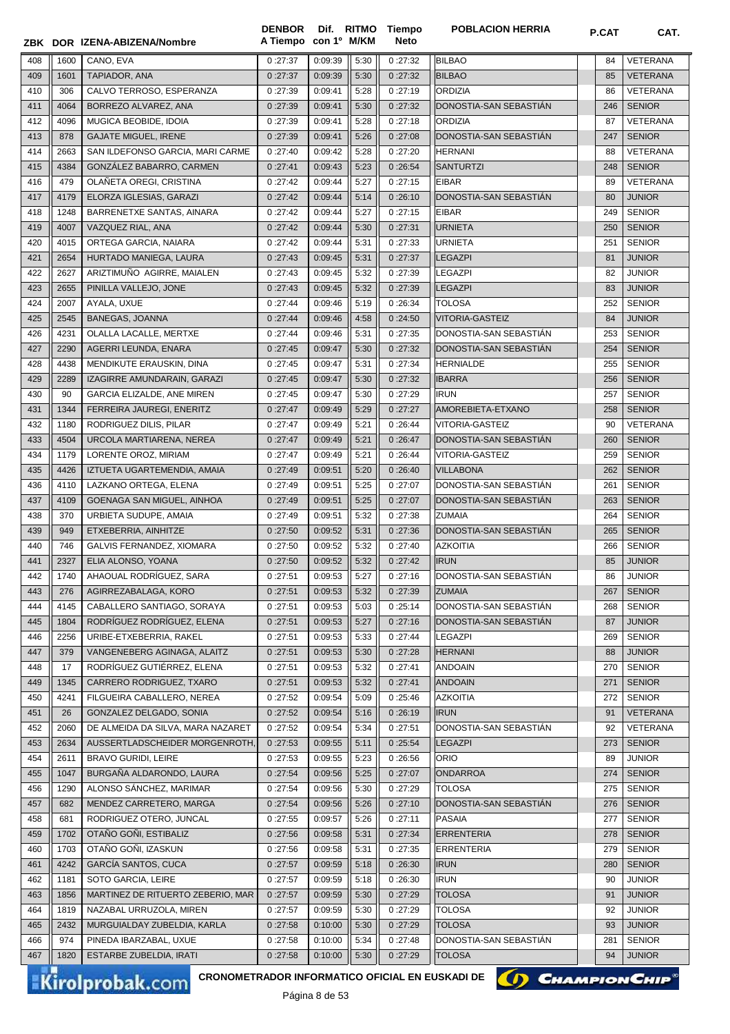| ZBK | DOR | IZENA-ABIZENA/Nombre | DENBOR A Tiempo | Dif. con 1º | RITMO M/KM | Tiempo Neto | POBLACION HERRIA | P.CAT | CAT. |
|---|---|---|---|---|---|---|---|---|---|
| 408 | 1600 | CANO, EVA | 0 :27:37 | 0:09:39 | 5:30 | 0 :27:32 | BILBAO | 84 | VETERANA |
| 409 | 1601 | TAPIADOR, ANA | 0 :27:37 | 0:09:39 | 5:30 | 0 :27:32 | BILBAO | 85 | VETERANA |
| 410 | 306 | CALVO TERROSO, ESPERANZA | 0 :27:39 | 0:09:41 | 5:28 | 0 :27:19 | ORDIZIA | 86 | VETERANA |
| 411 | 4064 | BORREZO ALVAREZ, ANA | 0 :27:39 | 0:09:41 | 5:30 | 0 :27:32 | DONOSTIA-SAN SEBASTIÁN | 246 | SENIOR |
| 412 | 4096 | MUGICA BEOBIDE, IDOIA | 0 :27:39 | 0:09:41 | 5:28 | 0 :27:18 | ORDIZIA | 87 | VETERANA |
| 413 | 878 | GAJATE MIGUEL, IRENE | 0 :27:39 | 0:09:41 | 5:26 | 0 :27:08 | DONOSTIA-SAN SEBASTIÁN | 247 | SENIOR |
| 414 | 2663 | SAN ILDEFONSO GARCIA, MARI CARME | 0 :27:40 | 0:09:42 | 5:28 | 0 :27:20 | HERNANI | 88 | VETERANA |
| 415 | 4384 | GONZÁLEZ BABARRO, CARMEN | 0 :27:41 | 0:09:43 | 5:23 | 0 :26:54 | SANTURTZI | 248 | SENIOR |
| 416 | 479 | OLAÑETA OREGI, CRISTINA | 0 :27:42 | 0:09:44 | 5:27 | 0 :27:15 | EIBAR | 89 | VETERANA |
| 417 | 4179 | ELORZA IGLESIAS, GARAZI | 0 :27:42 | 0:09:44 | 5:14 | 0 :26:10 | DONOSTIA-SAN SEBASTIÁN | 80 | JUNIOR |
| 418 | 1248 | BARRENETXE SANTAS, AINARA | 0 :27:42 | 0:09:44 | 5:27 | 0 :27:15 | EIBAR | 249 | SENIOR |
| 419 | 4007 | VAZQUEZ RIAL, ANA | 0 :27:42 | 0:09:44 | 5:30 | 0 :27:31 | URNIETA | 250 | SENIOR |
| 420 | 4015 | ORTEGA GARCIA, NAIARA | 0 :27:42 | 0:09:44 | 5:31 | 0 :27:33 | URNIETA | 251 | SENIOR |
| 421 | 2654 | HURTADO MANIEGA, LAURA | 0 :27:43 | 0:09:45 | 5:31 | 0 :27:37 | LEGAZPI | 81 | JUNIOR |
| 422 | 2627 | ARIZTIMUÑO AGIRRE, MAIALEN | 0 :27:43 | 0:09:45 | 5:32 | 0 :27:39 | LEGAZPI | 82 | JUNIOR |
| 423 | 2655 | PINILLA VALLEJO, JONE | 0 :27:43 | 0:09:45 | 5:32 | 0 :27:39 | LEGAZPI | 83 | JUNIOR |
| 424 | 2007 | AYALA, UXUE | 0 :27:44 | 0:09:46 | 5:19 | 0 :26:34 | TOLOSA | 252 | SENIOR |
| 425 | 2545 | BANEGAS, JOANNA | 0 :27:44 | 0:09:46 | 4:58 | 0 :24:50 | VITORIA-GASTEIZ | 84 | JUNIOR |
| 426 | 4231 | OLALLA LACALLE, MERTXE | 0 :27:44 | 0:09:46 | 5:31 | 0 :27:35 | DONOSTIA-SAN SEBASTIÁN | 253 | SENIOR |
| 427 | 2290 | AGERRI LEUNDA, ENARA | 0 :27:45 | 0:09:47 | 5:30 | 0 :27:32 | DONOSTIA-SAN SEBASTIÁN | 254 | SENIOR |
| 428 | 4438 | MENDIKUTE ERAUSKIN, DINA | 0 :27:45 | 0:09:47 | 5:31 | 0 :27:34 | HERNIALDE | 255 | SENIOR |
| 429 | 2289 | IZAGIRRE AMUNDARAIN, GARAZI | 0 :27:45 | 0:09:47 | 5:30 | 0 :27:32 | IBARRA | 256 | SENIOR |
| 430 | 90 | GARCIA ELIZALDE, ANE MIREN | 0 :27:45 | 0:09:47 | 5:30 | 0 :27:29 | IRUN | 257 | SENIOR |
| 431 | 1344 | FERREIRA JAUREGI, ENERITZ | 0 :27:47 | 0:09:49 | 5:29 | 0 :27:27 | AMOREBIETA-ETXANO | 258 | SENIOR |
| 432 | 1180 | RODRIGUEZ DILIS, PILAR | 0 :27:47 | 0:09:49 | 5:21 | 0 :26:44 | VITORIA-GASTEIZ | 90 | VETERANA |
| 433 | 4504 | URCOLA MARTIARENA, NEREA | 0 :27:47 | 0:09:49 | 5:21 | 0 :26:47 | DONOSTIA-SAN SEBASTIÁN | 260 | SENIOR |
| 434 | 1179 | LORENTE OROZ, MIRIAM | 0 :27:47 | 0:09:49 | 5:21 | 0 :26:44 | VITORIA-GASTEIZ | 259 | SENIOR |
| 435 | 4426 | IZTUETA UGARTEMENDIA, AMAIA | 0 :27:49 | 0:09:51 | 5:20 | 0 :26:40 | VILLABONA | 262 | SENIOR |
| 436 | 4110 | LAZKANO ORTEGA, ELENA | 0 :27:49 | 0:09:51 | 5:25 | 0 :27:07 | DONOSTIA-SAN SEBASTIÁN | 261 | SENIOR |
| 437 | 4109 | GOENAGA SAN MIGUEL, AINHOA | 0 :27:49 | 0:09:51 | 5:25 | 0 :27:07 | DONOSTIA-SAN SEBASTIÁN | 263 | SENIOR |
| 438 | 370 | URBIETA SUDUPE, AMAIA | 0 :27:49 | 0:09:51 | 5:32 | 0 :27:38 | ZUMAIA | 264 | SENIOR |
| 439 | 949 | ETXEBERRIA, AINHITZE | 0 :27:50 | 0:09:52 | 5:31 | 0 :27:36 | DONOSTIA-SAN SEBASTIÁN | 265 | SENIOR |
| 440 | 746 | GALVIS FERNANDEZ, XIOMARA | 0 :27:50 | 0:09:52 | 5:32 | 0 :27:40 | AZKOITIA | 266 | SENIOR |
| 441 | 2327 | ELIA ALONSO, YOANA | 0 :27:50 | 0:09:52 | 5:32 | 0 :27:42 | IRUN | 85 | JUNIOR |
| 442 | 1740 | AHAOUAL RODRÍGUEZ, SARA | 0 :27:51 | 0:09:53 | 5:27 | 0 :27:16 | DONOSTIA-SAN SEBASTIÁN | 86 | JUNIOR |
| 443 | 276 | AGIRREZABALAGA, KORO | 0 :27:51 | 0:09:53 | 5:32 | 0 :27:39 | ZUMAIA | 267 | SENIOR |
| 444 | 4145 | CABALLERO SANTIAGO, SORAYA | 0 :27:51 | 0:09:53 | 5:03 | 0 :25:14 | DONOSTIA-SAN SEBASTIÁN | 268 | SENIOR |
| 445 | 1804 | RODRÍGUEZ RODRÍGUEZ, ELENA | 0 :27:51 | 0:09:53 | 5:27 | 0 :27:16 | DONOSTIA-SAN SEBASTIÁN | 87 | JUNIOR |
| 446 | 2256 | URIBE-ETXEBERRIA, RAKEL | 0 :27:51 | 0:09:53 | 5:33 | 0 :27:44 | LEGAZPI | 269 | SENIOR |
| 447 | 379 | VANGENEBERG AGINAGA, ALAITZ | 0 :27:51 | 0:09:53 | 5:30 | 0 :27:28 | HERNANI | 88 | JUNIOR |
| 448 | 17 | RODRÍGUEZ GUTIÉRREZ, ELENA | 0 :27:51 | 0:09:53 | 5:32 | 0 :27:41 | ANDOAIN | 270 | SENIOR |
| 449 | 1345 | CARRERO RODRIGUEZ, TXARO | 0 :27:51 | 0:09:53 | 5:32 | 0 :27:41 | ANDOAIN | 271 | SENIOR |
| 450 | 4241 | FILGUEIRA CABALLERO, NEREA | 0 :27:52 | 0:09:54 | 5:09 | 0 :25:46 | AZKOITIA | 272 | SENIOR |
| 451 | 26 | GONZALEZ DELGADO, SONIA | 0 :27:52 | 0:09:54 | 5:16 | 0 :26:19 | IRUN | 91 | VETERANA |
| 452 | 2060 | DE ALMEIDA DA SILVA, MARA NAZARET | 0 :27:52 | 0:09:54 | 5:34 | 0 :27:51 | DONOSTIA-SAN SEBASTIÁN | 92 | VETERANA |
| 453 | 2634 | AUSSERTLADSCHEIDER MORGENROTH, | 0 :27:53 | 0:09:55 | 5:11 | 0 :25:54 | LEGAZPI | 273 | SENIOR |
| 454 | 2611 | BRAVO GURIDI, LEIRE | 0 :27:53 | 0:09:55 | 5:23 | 0 :26:56 | ORIO | 89 | JUNIOR |
| 455 | 1047 | BURGAÑA ALDARONDO, LAURA | 0 :27:54 | 0:09:56 | 5:25 | 0 :27:07 | ONDARROA | 274 | SENIOR |
| 456 | 1290 | ALONSO SÁNCHEZ, MARIMAR | 0 :27:54 | 0:09:56 | 5:30 | 0 :27:29 | TOLOSA | 275 | SENIOR |
| 457 | 682 | MENDEZ CARRETERO, MARGA | 0 :27:54 | 0:09:56 | 5:26 | 0 :27:10 | DONOSTIA-SAN SEBASTIÁN | 276 | SENIOR |
| 458 | 681 | RODRIGUEZ OTERO, JUNCAL | 0 :27:55 | 0:09:57 | 5:26 | 0 :27:11 | PASAIA | 277 | SENIOR |
| 459 | 1702 | OTAÑO GOÑI, ESTIBALIZ | 0 :27:56 | 0:09:58 | 5:31 | 0 :27:34 | ERRENTERIA | 278 | SENIOR |
| 460 | 1703 | OTAÑO GOÑI, IZASKUN | 0 :27:56 | 0:09:58 | 5:31 | 0 :27:35 | ERRENTERIA | 279 | SENIOR |
| 461 | 4242 | GARCÍA SANTOS, CUCA | 0 :27:57 | 0:09:59 | 5:18 | 0 :26:30 | IRUN | 280 | SENIOR |
| 462 | 1181 | SOTO GARCIA, LEIRE | 0 :27:57 | 0:09:59 | 5:18 | 0 :26:30 | IRUN | 90 | JUNIOR |
| 463 | 1856 | MARTINEZ DE RITUERTO ZEBERIO, MAR | 0 :27:57 | 0:09:59 | 5:30 | 0 :27:29 | TOLOSA | 91 | JUNIOR |
| 464 | 1819 | NAZABAL URRUZOLA, MIREN | 0 :27:57 | 0:09:59 | 5:30 | 0 :27:29 | TOLOSA | 92 | JUNIOR |
| 465 | 2432 | MURGUIALDAY ZUBELDIA, KARLA | 0 :27:58 | 0:10:00 | 5:30 | 0 :27:29 | TOLOSA | 93 | JUNIOR |
| 466 | 974 | PINEDA IBARZABAL, UXUE | 0 :27:58 | 0:10:00 | 5:34 | 0 :27:48 | DONOSTIA-SAN SEBASTIÁN | 281 | SENIOR |
| 467 | 1820 | ESTARBE ZUBELDIA, IRATI | 0 :27:58 | 0:10:00 | 5:30 | 0 :27:29 | TOLOSA | 94 | JUNIOR |

CRONOMETRADOR INFORMATICO OFICIAL EN EUSKADI DE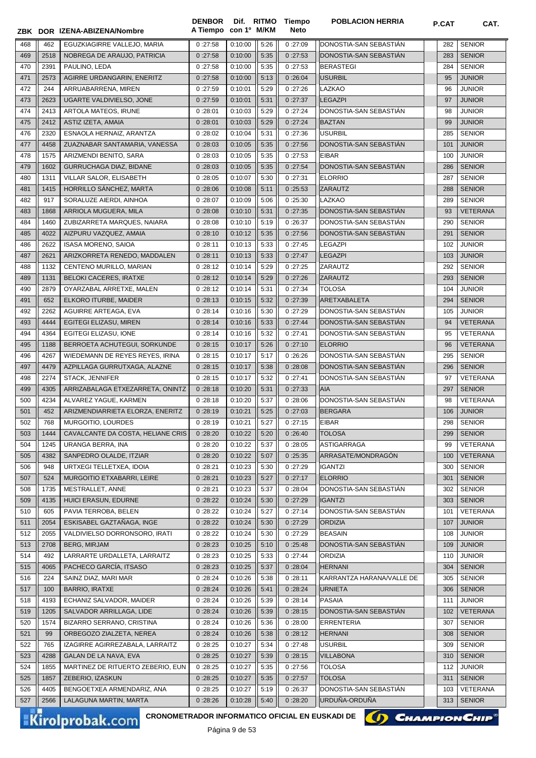| ZBK | DOR | IZENA-ABIZENA/Nombre | DENBOR A Tiempo | Dif. con 1º | RITMO M/KM | Tiempo Neto | POBLACION HERRIA | P.CAT | CAT. |
|---|---|---|---|---|---|---|---|---|---|
| 468 | 462 | EGUZKIAGIRRE VALLEJO, MARIA | 0 :27:58 | 0:10:00 | 5:26 | 0 :27:09 | DONOSTIA-SAN SEBASTIÁN | 282 | SENIOR |
| 469 | 2518 | NOBREGA DE ARAUJO, PATRICIA | 0 :27:58 | 0:10:00 | 5:35 | 0 :27:53 | DONOSTIA-SAN SEBASTIÁN | 283 | SENIOR |
| 470 | 2391 | PAULINO, LEDA | 0 :27:58 | 0:10:00 | 5:35 | 0 :27:53 | BERASTEGI | 284 | SENIOR |
| 471 | 2573 | AGIRRE URDANGARIN, ENERITZ | 0 :27:58 | 0:10:00 | 5:13 | 0 :26:04 | USURBIL | 95 | JUNIOR |
| 472 | 244 | ARRUABARRENA, MIREN | 0 :27:59 | 0:10:01 | 5:29 | 0 :27:26 | LAZKAO | 96 | JUNIOR |
| 473 | 2623 | UGARTE VALDIVIELSO, JONE | 0 :27:59 | 0:10:01 | 5:31 | 0 :27:37 | LEGAZPI | 97 | JUNIOR |
| 474 | 2413 | ARTOLA MATEOS, IRUNE | 0 :28:01 | 0:10:03 | 5:29 | 0 :27:24 | DONOSTIA-SAN SEBASTIÁN | 98 | JUNIOR |
| 475 | 2412 | ASTIZ IZETA, AMAIA | 0 :28:01 | 0:10:03 | 5:29 | 0 :27:24 | BAZTAN | 99 | JUNIOR |
| 476 | 2320 | ESNAOLA HERNAIZ, ARANTZA | 0 :28:02 | 0:10:04 | 5:31 | 0 :27:36 | USURBIL | 285 | SENIOR |
| 477 | 4458 | ZUAZNABAR SANTAMARIA, VANESSA | 0 :28:03 | 0:10:05 | 5:35 | 0 :27:56 | DONOSTIA-SAN SEBASTIÁN | 101 | JUNIOR |
| 478 | 1575 | ARIZMENDI BENITO, SARA | 0 :28:03 | 0:10:05 | 5:35 | 0 :27:53 | EIBAR | 100 | JUNIOR |
| 479 | 1602 | GURRUCHAGA DIAZ, BIDANE | 0 :28:03 | 0:10:05 | 5:35 | 0 :27:54 | DONOSTIA-SAN SEBASTIÁN | 286 | SENIOR |
| 480 | 1311 | VILLAR SALOR, ELISABETH | 0 :28:05 | 0:10:07 | 5:30 | 0 :27:31 | ELORRIO | 287 | SENIOR |
| 481 | 1415 | HORRILLO SÁNCHEZ, MARTA | 0 :28:06 | 0:10:08 | 5:11 | 0 :25:53 | ZARAUTZ | 288 | SENIOR |
| 482 | 917 | SORALUZE AIERDI, AINHOA | 0 :28:07 | 0:10:09 | 5:06 | 0 :25:30 | LAZKAO | 289 | SENIOR |
| 483 | 1868 | ARRIOLA MUGUERA, MILA | 0 :28:08 | 0:10:10 | 5:31 | 0 :27:35 | DONOSTIA-SAN SEBASTIÁN | 93 | VETERANA |
| 484 | 1460 | ZUBIZARRETA MARQUES, NAIARA | 0 :28:08 | 0:10:10 | 5:19 | 0 :26:37 | DONOSTIA-SAN SEBASTIÁN | 290 | SENIOR |
| 485 | 4022 | AIZPURU VAZQUEZ, AMAIA | 0 :28:10 | 0:10:12 | 5:35 | 0 :27:56 | DONOSTIA-SAN SEBASTIÁN | 291 | SENIOR |
| 486 | 2622 | ISASA MORENO, SAIOA | 0 :28:11 | 0:10:13 | 5:33 | 0 :27:45 | LEGAZPI | 102 | JUNIOR |
| 487 | 2621 | ARIZKORRETA RENEDO, MADDALEN | 0 :28:11 | 0:10:13 | 5:33 | 0 :27:47 | LEGAZPI | 103 | JUNIOR |
| 488 | 1132 | CENTENO MURILLO, MARIAN | 0 :28:12 | 0:10:14 | 5:29 | 0 :27:25 | ZARAUTZ | 292 | SENIOR |
| 489 | 1131 | BELOKI CACERES, IRATXE | 0 :28:12 | 0:10:14 | 5:29 | 0 :27:26 | ZARAUTZ | 293 | SENIOR |
| 490 | 2879 | OYARZABAL ARRETXE, MALEN | 0 :28:12 | 0:10:14 | 5:31 | 0 :27:34 | TOLOSA | 104 | JUNIOR |
| 491 | 652 | ELKORO ITURBE, MAIDER | 0 :28:13 | 0:10:15 | 5:32 | 0 :27:39 | ARETXABALETA | 294 | SENIOR |
| 492 | 2262 | AGUIRRE ARTEAGA, EVA | 0 :28:14 | 0:10:16 | 5:30 | 0 :27:29 | DONOSTIA-SAN SEBASTIÁN | 105 | JUNIOR |
| 493 | 4444 | EGITEGI ELIZASU, MIREN | 0 :28:14 | 0:10:16 | 5:33 | 0 :27:44 | DONOSTIA-SAN SEBASTIÁN | 94 | VETERANA |
| 494 | 4364 | EGITEGI ELIZASU, IONE | 0 :28:14 | 0:10:16 | 5:32 | 0 :27:41 | DONOSTIA-SAN SEBASTIÁN | 95 | VETERANA |
| 495 | 1188 | BERROETA ACHUTEGUI, SORKUNDE | 0 :28:15 | 0:10:17 | 5:26 | 0 :27:10 | ELORRIO | 96 | VETERANA |
| 496 | 4267 | WIEDEMANN DE REYES REYES, IRINA | 0 :28:15 | 0:10:17 | 5:17 | 0 :26:26 | DONOSTIA-SAN SEBASTIÁN | 295 | SENIOR |
| 497 | 4479 | AZPILLAGA GURRUTXAGA, ALAZNE | 0 :28:15 | 0:10:17 | 5:38 | 0 :28:08 | DONOSTIA-SAN SEBASTIÁN | 296 | SENIOR |
| 498 | 2274 | STACK, JENNIFER | 0 :28:15 | 0:10:17 | 5:32 | 0 :27:41 | DONOSTIA-SAN SEBASTIÁN | 97 | VETERANA |
| 499 | 4305 | ARRIZABALAGA ETXEZARRETA, ONINTZ | 0 :28:18 | 0:10:20 | 5:31 | 0 :27:33 | AIA | 297 | SENIOR |
| 500 | 4234 | ALVAREZ YAGUE, KARMEN | 0 :28:18 | 0:10:20 | 5:37 | 0 :28:06 | DONOSTIA-SAN SEBASTIÁN | 98 | VETERANA |
| 501 | 452 | ARIZMENDIARRIETA ELORZA, ENERITZ | 0 :28:19 | 0:10:21 | 5:25 | 0 :27:03 | BERGARA | 106 | JUNIOR |
| 502 | 768 | MURGOITIO, LOURDES | 0 :28:19 | 0:10:21 | 5:27 | 0 :27:15 | EIBAR | 298 | SENIOR |
| 503 | 1444 | CAVALCANTE DA COSTA, HELIANE CRIS | 0 :28:20 | 0:10:22 | 5:20 | 0 :26:40 | TOLOSA | 299 | SENIOR |
| 504 | 1245 | URANGA BERRA, INA | 0 :28:20 | 0:10:22 | 5:37 | 0 :28:05 | ASTIGARRAGA | 99 | VETERANA |
| 505 | 4382 | SANPEDRO OLALDE, ITZIAR | 0 :28:20 | 0:10:22 | 5:07 | 0 :25:35 | ARRASATE/MONDRAGÓN | 100 | VETERANA |
| 506 | 948 | URTXEGI TELLETXEA, IDOIA | 0 :28:21 | 0:10:23 | 5:30 | 0 :27:29 | IGANTZI | 300 | SENIOR |
| 507 | 524 | MURGOITIO ETXABARRI, LEIRE | 0 :28:21 | 0:10:23 | 5:27 | 0 :27:17 | ELORRIO | 301 | SENIOR |
| 508 | 1735 | MESTRALLET, ANNE | 0 :28:21 | 0:10:23 | 5:37 | 0 :28:04 | DONOSTIA-SAN SEBASTIÁN | 302 | SENIOR |
| 509 | 4135 | HUICI ERASUN, EDURNE | 0 :28:22 | 0:10:24 | 5:30 | 0 :27:29 | IGANTZI | 303 | SENIOR |
| 510 | 605 | PAVIA TERROBA, BELEN | 0 :28:22 | 0:10:24 | 5:27 | 0 :27:14 | DONOSTIA-SAN SEBASTIÁN | 101 | VETERANA |
| 511 | 2054 | ESKISABEL GAZTAÑAGA, INGE | 0 :28:22 | 0:10:24 | 5:30 | 0 :27:29 | ORDIZIA | 107 | JUNIOR |
| 512 | 2055 | VALDIVIELSO DORRONSORO, IRATI | 0 :28:22 | 0:10:24 | 5:30 | 0 :27:29 | BEASAIN | 108 | JUNIOR |
| 513 | 2708 | BERG, MIRJAM | 0 :28:23 | 0:10:25 | 5:10 | 0 :25:48 | DONOSTIA-SAN SEBASTIÁN | 109 | JUNIOR |
| 514 | 492 | LARRARTE URDALLETA, LARRAITZ | 0 :28:23 | 0:10:25 | 5:33 | 0 :27:44 | ORDIZIA | 110 | JUNIOR |
| 515 | 4065 | PACHECO GARCÍA, ITSASO | 0 :28:23 | 0:10:25 | 5:37 | 0 :28:04 | HERNANI | 304 | SENIOR |
| 516 | 224 | SAINZ DIAZ, MARI MAR | 0 :28:24 | 0:10:26 | 5:38 | 0 :28:11 | KARRANTZA HARANA/VALLE DE | 305 | SENIOR |
| 517 | 100 | BARRIO, IRATXE | 0 :28:24 | 0:10:26 | 5:41 | 0 :28:24 | URNIETA | 306 | SENIOR |
| 518 | 4193 | ECHANIZ SALVADOR, MAIDER | 0 :28:24 | 0:10:26 | 5:39 | 0 :28:14 | PASAIA | 111 | JUNIOR |
| 519 | 1205 | SALVADOR ARRILLAGA, LIDE | 0 :28:24 | 0:10:26 | 5:39 | 0 :28:15 | DONOSTIA-SAN SEBASTIÁN | 102 | VETERANA |
| 520 | 1574 | BIZARRO SERRANO, CRISTINA | 0 :28:24 | 0:10:26 | 5:36 | 0 :28:00 | ERRENTERIA | 307 | SENIOR |
| 521 | 99 | ORBEGOZO ZIALZETA, NEREA | 0 :28:24 | 0:10:26 | 5:38 | 0 :28:12 | HERNANI | 308 | SENIOR |
| 522 | 765 | IZAGIRRE AGIRREZABALA, LARRAITZ | 0 :28:25 | 0:10:27 | 5:34 | 0 :27:48 | USURBIL | 309 | SENIOR |
| 523 | 4288 | GALAN DE LA NAVA, EVA | 0 :28:25 | 0:10:27 | 5:39 | 0 :28:15 | VILLABONA | 310 | SENIOR |
| 524 | 1855 | MARTINEZ DE RITUERTO ZEBERIO, EUN | 0 :28:25 | 0:10:27 | 5:35 | 0 :27:56 | TOLOSA | 112 | JUNIOR |
| 525 | 1857 | ZEBERIO, IZASKUN | 0 :28:25 | 0:10:27 | 5:35 | 0 :27:57 | TOLOSA | 311 | SENIOR |
| 526 | 4405 | BENGOETXEA ARMENDARIZ, ANA | 0 :28:25 | 0:10:27 | 5:19 | 0 :26:37 | DONOSTIA-SAN SEBASTIÁN | 103 | VETERANA |
| 527 | 2566 | LALAGUNA MARTIN, MARTA | 0 :28:26 | 0:10:28 | 5:40 | 0 :28:20 | URDUÑA-ORDUÑA | 313 | SENIOR |

CRONOMETRADOR INFORMATICO OFICIAL EN EUSKADI DE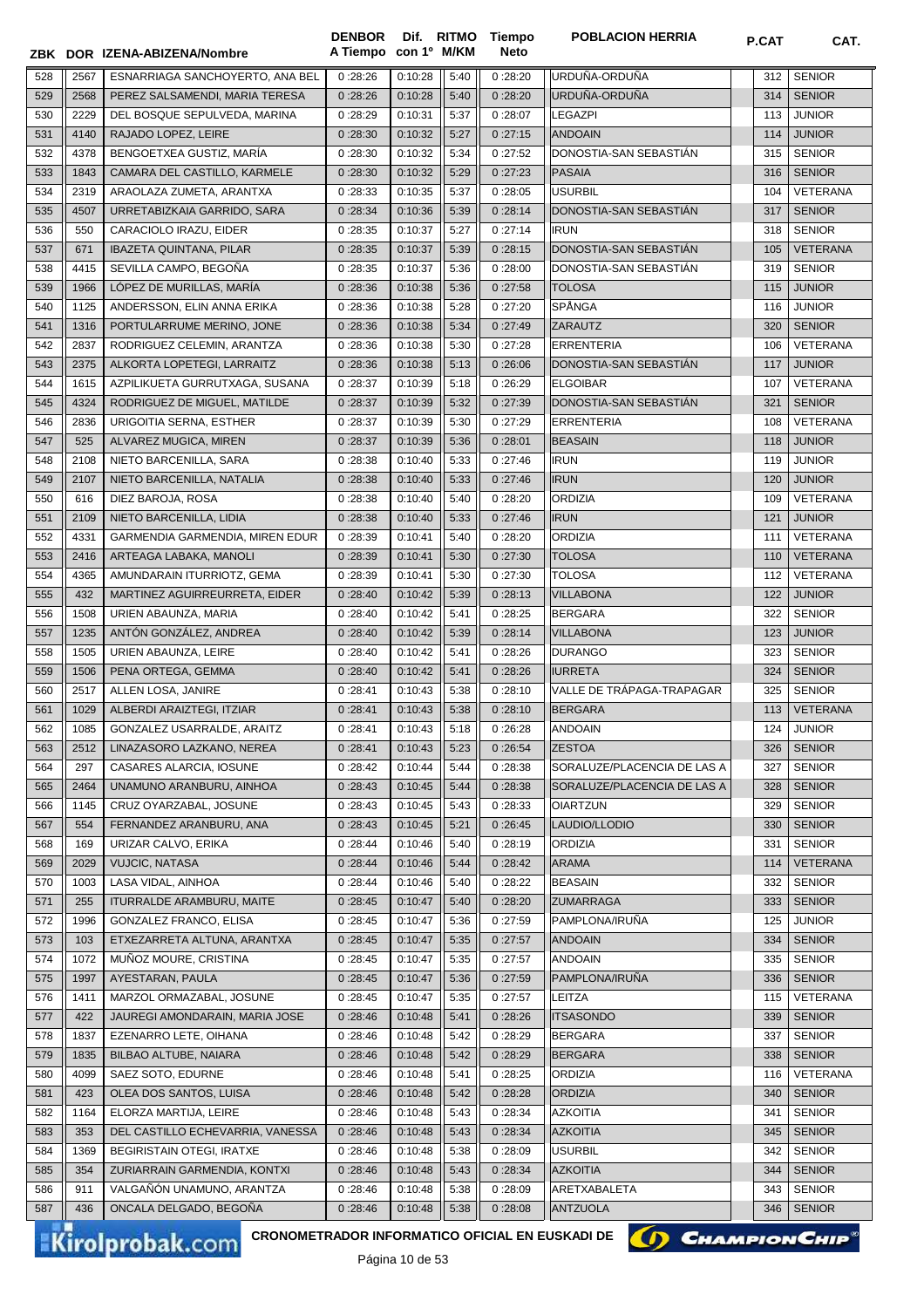| ZBK | DOR | IZENA-ABIZENA/Nombre | DENBOR A Tiempo | Dif. con 1º | RITMO M/KM | Tiempo Neto | POBLACION HERRIA | P.CAT | CAT. |
|---|---|---|---|---|---|---|---|---|---|
| 528 | 2567 | ESNARRIAGA SANCHOYERTO, ANA BEL | 0 :28:26 | 0:10:28 | 5:40 | 0 :28:20 | URDUÑA-ORDUÑA | 312 | SENIOR |
| 529 | 2568 | PEREZ SALSAMENDI, MARIA TERESA | 0 :28:26 | 0:10:28 | 5:40 | 0 :28:20 | URDUÑA-ORDUÑA | 314 | SENIOR |
| 530 | 2229 | DEL BOSQUE SEPULVEDA, MARINA | 0 :28:29 | 0:10:31 | 5:37 | 0 :28:07 | LEGAZPI | 113 | JUNIOR |
| 531 | 4140 | RAJADO LOPEZ, LEIRE | 0 :28:30 | 0:10:32 | 5:27 | 0 :27:15 | ANDOAIN | 114 | JUNIOR |
| 532 | 4378 | BENGOETXEA GUSTIZ, MARÍA | 0 :28:30 | 0:10:32 | 5:34 | 0 :27:52 | DONOSTIA-SAN SEBASTIÁN | 315 | SENIOR |
| 533 | 1843 | CAMARA DEL CASTILLO, KARMELE | 0 :28:30 | 0:10:32 | 5:29 | 0 :27:23 | PASAIA | 316 | SENIOR |
| 534 | 2319 | ARAOLAZA ZUMETA, ARANTXA | 0 :28:33 | 0:10:35 | 5:37 | 0 :28:05 | USURBIL | 104 | VETERANA |
| 535 | 4507 | URRETABIZKAIA GARRIDO, SARA | 0 :28:34 | 0:10:36 | 5:39 | 0 :28:14 | DONOSTIA-SAN SEBASTIÁN | 317 | SENIOR |
| 536 | 550 | CARACIOLO IRAZU, EIDER | 0 :28:35 | 0:10:37 | 5:27 | 0 :27:14 | IRUN | 318 | SENIOR |
| 537 | 671 | IBAZETA QUINTANA, PILAR | 0 :28:35 | 0:10:37 | 5:39 | 0 :28:15 | DONOSTIA-SAN SEBASTIÁN | 105 | VETERANA |
| 538 | 4415 | SEVILLA CAMPO, BEGOÑA | 0 :28:35 | 0:10:37 | 5:36 | 0 :28:00 | DONOSTIA-SAN SEBASTIÁN | 319 | SENIOR |
| 539 | 1966 | LÓPEZ DE MURILLAS, MARÍA | 0 :28:36 | 0:10:38 | 5:36 | 0 :27:58 | TOLOSA | 115 | JUNIOR |
| 540 | 1125 | ANDERSSON, ELIN ANNA ERIKA | 0 :28:36 | 0:10:38 | 5:28 | 0 :27:20 | SPÅNGA | 116 | JUNIOR |
| 541 | 1316 | PORTULARRUME MERINO, JONE | 0 :28:36 | 0:10:38 | 5:34 | 0 :27:49 | ZARAUTZ | 320 | SENIOR |
| 542 | 2837 | RODRIGUEZ CELEMIN, ARANTZA | 0 :28:36 | 0:10:38 | 5:30 | 0 :27:28 | ERRENTERIA | 106 | VETERANA |
| 543 | 2375 | ALKORTA LOPETEGI, LARRAITZ | 0 :28:36 | 0:10:38 | 5:13 | 0 :26:06 | DONOSTIA-SAN SEBASTIÁN | 117 | JUNIOR |
| 544 | 1615 | AZPILIKUETA GURRUTXAGA, SUSANA | 0 :28:37 | 0:10:39 | 5:18 | 0 :26:29 | ELGOIBAR | 107 | VETERANA |
| 545 | 4324 | RODRIGUEZ DE MIGUEL, MATILDE | 0 :28:37 | 0:10:39 | 5:32 | 0 :27:39 | DONOSTIA-SAN SEBASTIÁN | 321 | SENIOR |
| 546 | 2836 | URIGOITIA SERNA, ESTHER | 0 :28:37 | 0:10:39 | 5:30 | 0 :27:29 | ERRENTERIA | 108 | VETERANA |
| 547 | 525 | ALVAREZ MUGICA, MIREN | 0 :28:37 | 0:10:39 | 5:36 | 0 :28:01 | BEASAIN | 118 | JUNIOR |
| 548 | 2108 | NIETO BARCENILLA, SARA | 0 :28:38 | 0:10:40 | 5:33 | 0 :27:46 | IRUN | 119 | JUNIOR |
| 549 | 2107 | NIETO BARCENILLA, NATALIA | 0 :28:38 | 0:10:40 | 5:33 | 0 :27:46 | IRUN | 120 | JUNIOR |
| 550 | 616 | DIEZ BAROJA, ROSA | 0 :28:38 | 0:10:40 | 5:40 | 0 :28:20 | ORDIZIA | 109 | VETERANA |
| 551 | 2109 | NIETO BARCENILLA, LIDIA | 0 :28:38 | 0:10:40 | 5:33 | 0 :27:46 | IRUN | 121 | JUNIOR |
| 552 | 4331 | GARMENDIA GARMENDIA, MIREN EDUR | 0 :28:39 | 0:10:41 | 5:40 | 0 :28:20 | ORDIZIA | 111 | VETERANA |
| 553 | 2416 | ARTEAGA LABAKA, MANOLI | 0 :28:39 | 0:10:41 | 5:30 | 0 :27:30 | TOLOSA | 110 | VETERANA |
| 554 | 4365 | AMUNDARAIN ITURRIOTZ, GEMA | 0 :28:39 | 0:10:41 | 5:30 | 0 :27:30 | TOLOSA | 112 | VETERANA |
| 555 | 432 | MARTINEZ AGUIRREURRETA, EIDER | 0 :28:40 | 0:10:42 | 5:39 | 0 :28:13 | VILLABONA | 122 | JUNIOR |
| 556 | 1508 | URIEN ABAUNZA, MARIA | 0 :28:40 | 0:10:42 | 5:41 | 0 :28:25 | BERGARA | 322 | SENIOR |
| 557 | 1235 | ANTÓN GONZÁLEZ, ANDREA | 0 :28:40 | 0:10:42 | 5:39 | 0 :28:14 | VILLABONA | 123 | JUNIOR |
| 558 | 1505 | URIEN ABAUNZA, LEIRE | 0 :28:40 | 0:10:42 | 5:41 | 0 :28:26 | DURANGO | 323 | SENIOR |
| 559 | 1506 | PENA ORTEGA, GEMMA | 0 :28:40 | 0:10:42 | 5:41 | 0 :28:26 | IURRETA | 324 | SENIOR |
| 560 | 2517 | ALLEN LOSA, JANIRE | 0 :28:41 | 0:10:43 | 5:38 | 0 :28:10 | VALLE DE TRÁPAGA-TRAPAGAR | 325 | SENIOR |
| 561 | 1029 | ALBERDI ARAIZTEGI, ITZIAR | 0 :28:41 | 0:10:43 | 5:38 | 0 :28:10 | BERGARA | 113 | VETERANA |
| 562 | 1085 | GONZALEZ USARRALDE, ARAITZ | 0 :28:41 | 0:10:43 | 5:18 | 0 :26:28 | ANDOAIN | 124 | JUNIOR |
| 563 | 2512 | LINAZASORO LAZKANO, NEREA | 0 :28:41 | 0:10:43 | 5:23 | 0 :26:54 | ZESTOA | 326 | SENIOR |
| 564 | 297 | CASARES ALARCIA, IOSUNE | 0 :28:42 | 0:10:44 | 5:44 | 0 :28:38 | SORALUZE/PLACENCIA DE LAS A | 327 | SENIOR |
| 565 | 2464 | UNAMUNO ARANBURU, AINHOA | 0 :28:43 | 0:10:45 | 5:44 | 0 :28:38 | SORALUZE/PLACENCIA DE LAS A | 328 | SENIOR |
| 566 | 1145 | CRUZ OYARZABAL, JOSUNE | 0 :28:43 | 0:10:45 | 5:43 | 0 :28:33 | OIARTZUN | 329 | SENIOR |
| 567 | 554 | FERNANDEZ ARANBURU, ANA | 0 :28:43 | 0:10:45 | 5:21 | 0 :26:45 | LAUDIO/LLODIO | 330 | SENIOR |
| 568 | 169 | URIZAR CALVO, ERIKA | 0 :28:44 | 0:10:46 | 5:40 | 0 :28:19 | ORDIZIA | 331 | SENIOR |
| 569 | 2029 | VUJCIC, NATASA | 0 :28:44 | 0:10:46 | 5:44 | 0 :28:42 | ARAMA | 114 | VETERANA |
| 570 | 1003 | LASA VIDAL, AINHOA | 0 :28:44 | 0:10:46 | 5:40 | 0 :28:22 | BEASAIN | 332 | SENIOR |
| 571 | 255 | ITURRALDE ARAMBURU, MAITE | 0 :28:45 | 0:10:47 | 5:40 | 0 :28:20 | ZUMARRAGA | 333 | SENIOR |
| 572 | 1996 | GONZALEZ FRANCO, ELISA | 0 :28:45 | 0:10:47 | 5:36 | 0 :27:59 | PAMPLONA/IRUÑA | 125 | JUNIOR |
| 573 | 103 | ETXEZARRETA ALTUNA, ARANTXA | 0 :28:45 | 0:10:47 | 5:35 | 0 :27:57 | ANDOAIN | 334 | SENIOR |
| 574 | 1072 | MUÑOZ MOURE, CRISTINA | 0 :28:45 | 0:10:47 | 5:35 | 0 :27:57 | ANDOAIN | 335 | SENIOR |
| 575 | 1997 | AYESTARAN, PAULA | 0 :28:45 | 0:10:47 | 5:36 | 0 :27:59 | PAMPLONA/IRUÑA | 336 | SENIOR |
| 576 | 1411 | MARZOL ORMAZABAL, JOSUNE | 0 :28:45 | 0:10:47 | 5:35 | 0 :27:57 | LEITZA | 115 | VETERANA |
| 577 | 422 | JAUREGI AMONDARAIN, MARIA JOSE | 0 :28:46 | 0:10:48 | 5:41 | 0 :28:26 | ITSASONDO | 339 | SENIOR |
| 578 | 1837 | EZENARRO LETE, OIHANA | 0 :28:46 | 0:10:48 | 5:42 | 0 :28:29 | BERGARA | 337 | SENIOR |
| 579 | 1835 | BILBAO ALTUBE, NAIARA | 0 :28:46 | 0:10:48 | 5:42 | 0 :28:29 | BERGARA | 338 | SENIOR |
| 580 | 4099 | SAEZ SOTO, EDURNE | 0 :28:46 | 0:10:48 | 5:41 | 0 :28:25 | ORDIZIA | 116 | VETERANA |
| 581 | 423 | OLEA DOS SANTOS, LUISA | 0 :28:46 | 0:10:48 | 5:42 | 0 :28:28 | ORDIZIA | 340 | SENIOR |
| 582 | 1164 | ELORZA MARTIJA, LEIRE | 0 :28:46 | 0:10:48 | 5:43 | 0 :28:34 | AZKOITIA | 341 | SENIOR |
| 583 | 353 | DEL CASTILLO ECHEVARRIA, VANESSA | 0 :28:46 | 0:10:48 | 5:43 | 0 :28:34 | AZKOITIA | 345 | SENIOR |
| 584 | 1369 | BEGIRISTAIN OTEGI, IRATXE | 0 :28:46 | 0:10:48 | 5:38 | 0 :28:09 | USURBIL | 342 | SENIOR |
| 585 | 354 | ZURIARRAIN GARMENDIA, KONTXI | 0 :28:46 | 0:10:48 | 5:43 | 0 :28:34 | AZKOITIA | 344 | SENIOR |
| 586 | 911 | VALGAÑÓN UNAMUNO, ARANTZA | 0 :28:46 | 0:10:48 | 5:38 | 0 :28:09 | ARETXABALETA | 343 | SENIOR |
| 587 | 436 | ONCALA DELGADO, BEGOÑA | 0 :28:46 | 0:10:48 | 5:38 | 0 :28:08 | ANTZUOLA | 346 | SENIOR |

CRONOMETRADOR INFORMATICO OFICIAL EN EUSKADI DE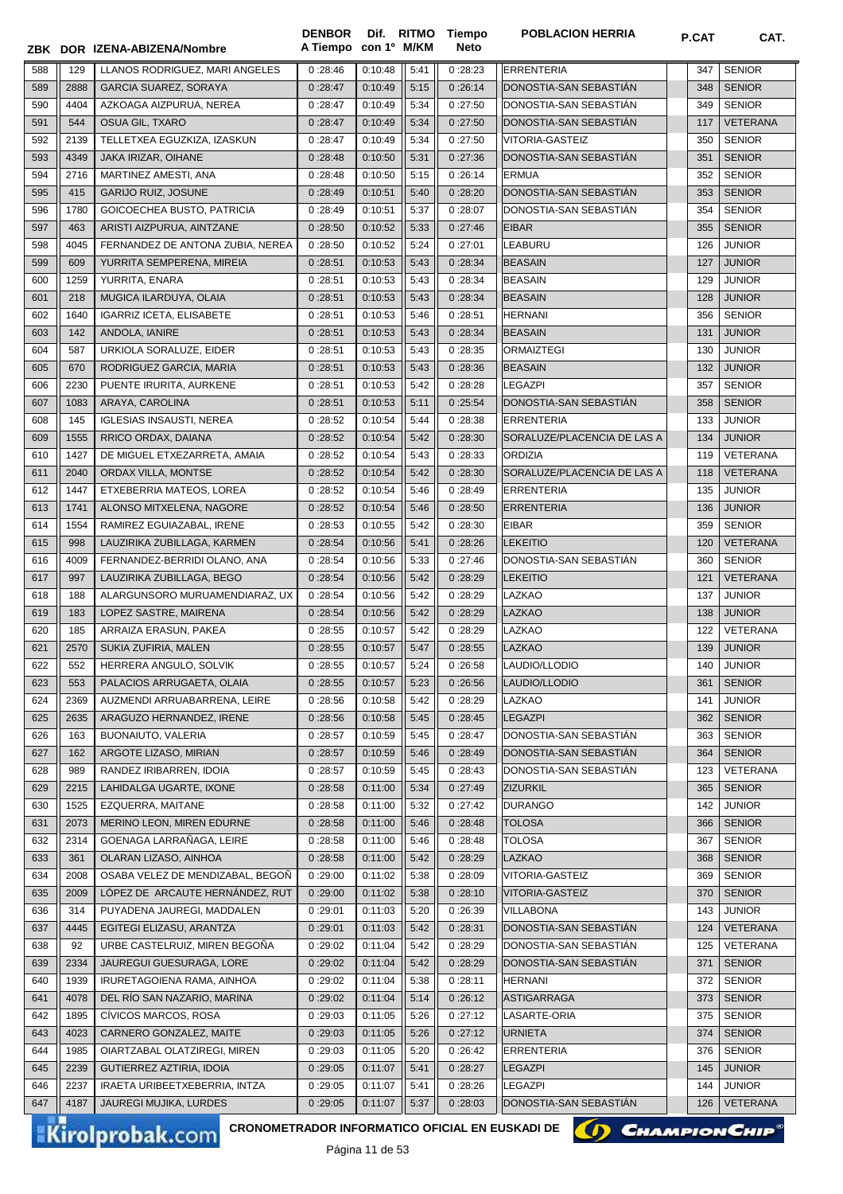| ZBK | DOR | IZENA-ABIZENA/Nombre | DENBOR A Tiempo | Dif. con 1º | RITMO M/KM | Tiempo Neto | POBLACION HERRIA | P.CAT | CAT. |
|---|---|---|---|---|---|---|---|---|---|
| 588 | 129 | LLANOS RODRIGUEZ, MARI ANGELES | 0:28:46 | 0:10:48 | 5:41 | 0:28:23 | ERRENTERIA | 347 | SENIOR |
| 589 | 2888 | GARCIA SUAREZ, SORAYA | 0:28:47 | 0:10:49 | 5:15 | 0:26:14 | DONOSTIA-SAN SEBASTIÁN | 348 | SENIOR |
| 590 | 4404 | AZKOAGA AIZPURUA, NEREA | 0:28:47 | 0:10:49 | 5:34 | 0:27:50 | DONOSTIA-SAN SEBASTIÁN | 349 | SENIOR |
| 591 | 544 | OSUA GIL, TXARO | 0:28:47 | 0:10:49 | 5:34 | 0:27:50 | DONOSTIA-SAN SEBASTIÁN | 117 | VETERANA |
| 592 | 2139 | TELLETXEA EGUZKIZA, IZASKUN | 0:28:47 | 0:10:49 | 5:34 | 0:27:50 | VITORIA-GASTEIZ | 350 | SENIOR |
| 593 | 4349 | JAKA IRIZAR, OIHANE | 0:28:48 | 0:10:50 | 5:31 | 0:27:36 | DONOSTIA-SAN SEBASTIÁN | 351 | SENIOR |
| 594 | 2716 | MARTINEZ AMESTI, ANA | 0:28:48 | 0:10:50 | 5:15 | 0:26:14 | ERMUA | 352 | SENIOR |
| 595 | 415 | GARIJO RUIZ, JOSUNE | 0:28:49 | 0:10:51 | 5:40 | 0:28:20 | DONOSTIA-SAN SEBASTIÁN | 353 | SENIOR |
| 596 | 1780 | GOICOECHEA BUSTO, PATRICIA | 0:28:49 | 0:10:51 | 5:37 | 0:28:07 | DONOSTIA-SAN SEBASTIÁN | 354 | SENIOR |
| 597 | 463 | ARISTI AIZPURUA, AINTZANE | 0:28:50 | 0:10:52 | 5:33 | 0:27:46 | EIBAR | 355 | SENIOR |
| 598 | 4045 | FERNANDEZ DE ANTONA ZUBIA, NEREA | 0:28:50 | 0:10:52 | 5:24 | 0:27:01 | LEABURU | 126 | JUNIOR |
| 599 | 609 | YURRITA SEMPERENA, MIREIA | 0:28:51 | 0:10:53 | 5:43 | 0:28:34 | BEASAIN | 127 | JUNIOR |
| 600 | 1259 | YURRITA, ENARA | 0:28:51 | 0:10:53 | 5:43 | 0:28:34 | BEASAIN | 129 | JUNIOR |
| 601 | 218 | MUGICA ILARDUYA, OLAIA | 0:28:51 | 0:10:53 | 5:43 | 0:28:34 | BEASAIN | 128 | JUNIOR |
| 602 | 1640 | IGARRIZ ICETA, ELISABETE | 0:28:51 | 0:10:53 | 5:46 | 0:28:51 | HERNANI | 356 | SENIOR |
| 603 | 142 | ANDOLA, IANIRE | 0:28:51 | 0:10:53 | 5:43 | 0:28:34 | BEASAIN | 131 | JUNIOR |
| 604 | 587 | URKIOLA SORALUZE, EIDER | 0:28:51 | 0:10:53 | 5:43 | 0:28:35 | ORMAIZTEGI | 130 | JUNIOR |
| 605 | 670 | RODRIGUEZ GARCIA, MARIA | 0:28:51 | 0:10:53 | 5:43 | 0:28:36 | BEASAIN | 132 | JUNIOR |
| 606 | 2230 | PUENTE IRURITA, AURKENE | 0:28:51 | 0:10:53 | 5:42 | 0:28:28 | LEGAZPI | 357 | SENIOR |
| 607 | 1083 | ARAYA, CAROLINA | 0:28:51 | 0:10:53 | 5:11 | 0:25:54 | DONOSTIA-SAN SEBASTIÁN | 358 | SENIOR |
| 608 | 145 | IGLESIAS INSAUSTI, NEREA | 0:28:52 | 0:10:54 | 5:44 | 0:28:38 | ERRENTERIA | 133 | JUNIOR |
| 609 | 1555 | RRICO ORDAX, DAIANA | 0:28:52 | 0:10:54 | 5:42 | 0:28:30 | SORALUZE/PLACENCIA DE LAS A | 134 | JUNIOR |
| 610 | 1427 | DE MIGUEL ETXEZARRETA, AMAIA | 0:28:52 | 0:10:54 | 5:43 | 0:28:33 | ORDIZIA | 119 | VETERANA |
| 611 | 2040 | ORDAX VILLA, MONTSE | 0:28:52 | 0:10:54 | 5:42 | 0:28:30 | SORALUZE/PLACENCIA DE LAS A | 118 | VETERANA |
| 612 | 1447 | ETXEBERRIA MATEOS, LOREA | 0:28:52 | 0:10:54 | 5:46 | 0:28:49 | ERRENTERIA | 135 | JUNIOR |
| 613 | 1741 | ALONSO MITXELENA, NAGORE | 0:28:52 | 0:10:54 | 5:46 | 0:28:50 | ERRENTERIA | 136 | JUNIOR |
| 614 | 1554 | RAMIREZ EGUIAZABAL, IRENE | 0:28:53 | 0:10:55 | 5:42 | 0:28:30 | EIBAR | 359 | SENIOR |
| 615 | 998 | LAUZIRIKA ZUBILLAGA, KARMEN | 0:28:54 | 0:10:56 | 5:41 | 0:28:26 | LEKEITIO | 120 | VETERANA |
| 616 | 4009 | FERNANDEZ-BERRIDI OLANO, ANA | 0:28:54 | 0:10:56 | 5:33 | 0:27:46 | DONOSTIA-SAN SEBASTIÁN | 360 | SENIOR |
| 617 | 997 | LAUZIRIKA ZUBILLAGA, BEGO | 0:28:54 | 0:10:56 | 5:42 | 0:28:29 | LEKEITIO | 121 | VETERANA |
| 618 | 188 | ALARGUNSORO MURUAMENDIARAZ, UX | 0:28:54 | 0:10:56 | 5:42 | 0:28:29 | LAZKAO | 137 | JUNIOR |
| 619 | 183 | LOPEZ SASTRE, MAIRENA | 0:28:54 | 0:10:56 | 5:42 | 0:28:29 | LAZKAO | 138 | JUNIOR |
| 620 | 185 | ARRAIZA ERASUN, PAKEA | 0:28:55 | 0:10:57 | 5:42 | 0:28:29 | LAZKAO | 122 | VETERANA |
| 621 | 2570 | SUKIA ZUFIRIA, MALEN | 0:28:55 | 0:10:57 | 5:47 | 0:28:55 | LAZKAO | 139 | JUNIOR |
| 622 | 552 | HERRERA ANGULO, SOLVIK | 0:28:55 | 0:10:57 | 5:24 | 0:26:58 | LAUDIO/LLODIO | 140 | JUNIOR |
| 623 | 553 | PALACIOS ARRUGAETA, OLAIA | 0:28:55 | 0:10:57 | 5:23 | 0:26:56 | LAUDIO/LLODIO | 361 | SENIOR |
| 624 | 2369 | AUZMENDI ARRUABARRENA, LEIRE | 0:28:56 | 0:10:58 | 5:42 | 0:28:29 | LAZKAO | 141 | JUNIOR |
| 625 | 2635 | ARAGUZO HERNANDEZ, IRENE | 0:28:56 | 0:10:58 | 5:45 | 0:28:45 | LEGAZPI | 362 | SENIOR |
| 626 | 163 | BUONAIUTO, VALERIA | 0:28:57 | 0:10:59 | 5:45 | 0:28:47 | DONOSTIA-SAN SEBASTIÁN | 363 | SENIOR |
| 627 | 162 | ARGOTE LIZASO, MIRIAN | 0:28:57 | 0:10:59 | 5:46 | 0:28:49 | DONOSTIA-SAN SEBASTIÁN | 364 | SENIOR |
| 628 | 989 | RANDEZ IRIBARREN, IDOIA | 0:28:57 | 0:10:59 | 5:45 | 0:28:43 | DONOSTIA-SAN SEBASTIÁN | 123 | VETERANA |
| 629 | 2215 | LAHIDALGA UGARTE, IXONE | 0:28:58 | 0:11:00 | 5:34 | 0:27:49 | ZIZURKIL | 365 | SENIOR |
| 630 | 1525 | EZQUERRA, MAITANE | 0:28:58 | 0:11:00 | 5:32 | 0:27:42 | DURANGO | 142 | JUNIOR |
| 631 | 2073 | MERINO LEON, MIREN EDURNE | 0:28:58 | 0:11:00 | 5:46 | 0:28:48 | TOLOSA | 366 | SENIOR |
| 632 | 2314 | GOENAGA LARRAÑAGA, LEIRE | 0:28:58 | 0:11:00 | 5:46 | 0:28:48 | TOLOSA | 367 | SENIOR |
| 633 | 361 | OLARAN LIZASO, AINHOA | 0:28:58 | 0:11:00 | 5:42 | 0:28:29 | LAZKAO | 368 | SENIOR |
| 634 | 2008 | OSABA VELEZ DE MENDIZABAL, BEGOÑ | 0:29:00 | 0:11:02 | 5:38 | 0:28:09 | VITORIA-GASTEIZ | 369 | SENIOR |
| 635 | 2009 | LÓPEZ DE ARCAUTE HERNÁNDEZ, RUT | 0:29:00 | 0:11:02 | 5:38 | 0:28:10 | VITORIA-GASTEIZ | 370 | SENIOR |
| 636 | 314 | PUYADENA JAUREGI, MADDALEN | 0:29:01 | 0:11:03 | 5:20 | 0:26:39 | VILLABONA | 143 | JUNIOR |
| 637 | 4445 | EGITEGI ELIZASU, ARANTZA | 0:29:01 | 0:11:03 | 5:42 | 0:28:31 | DONOSTIA-SAN SEBASTIÁN | 124 | VETERANA |
| 638 | 92 | URBE CASTELRUIZ, MIREN BEGOÑA | 0:29:02 | 0:11:04 | 5:42 | 0:28:29 | DONOSTIA-SAN SEBASTIÁN | 125 | VETERANA |
| 639 | 2334 | JAUREGUI GUESURAGA, LORE | 0:29:02 | 0:11:04 | 5:42 | 0:28:29 | DONOSTIA-SAN SEBASTIÁN | 371 | SENIOR |
| 640 | 1939 | IRURETAGOIENA RAMA, AINHOA | 0:29:02 | 0:11:04 | 5:38 | 0:28:11 | HERNANI | 372 | SENIOR |
| 641 | 4078 | DEL RÍO SAN NAZARIO, MARINA | 0:29:02 | 0:11:04 | 5:14 | 0:26:12 | ASTIGARRAGA | 373 | SENIOR |
| 642 | 1895 | CÍVICOS MARCOS, ROSA | 0:29:03 | 0:11:05 | 5:26 | 0:27:12 | LASARTE-ORIA | 375 | SENIOR |
| 643 | 4023 | CARNERO GONZALEZ, MAITE | 0:29:03 | 0:11:05 | 5:26 | 0:27:12 | URNIETA | 374 | SENIOR |
| 644 | 1985 | OIARTZABAL OLATZIREGI, MIREN | 0:29:03 | 0:11:05 | 5:20 | 0:26:42 | ERRENTERIA | 376 | SENIOR |
| 645 | 2239 | GUTIERREZ AZTIRIA, IDOIA | 0:29:05 | 0:11:07 | 5:41 | 0:28:27 | LEGAZPI | 145 | JUNIOR |
| 646 | 2237 | IRAETA URIBEETXEBERRIA, INTZA | 0:29:05 | 0:11:07 | 5:41 | 0:28:26 | LEGAZPI | 144 | JUNIOR |
| 647 | 4187 | JAUREGI MUJIKA, LURDES | 0:29:05 | 0:11:07 | 5:37 | 0:28:03 | DONOSTIA-SAN SEBASTIÁN | 126 | VETERANA |

CRONOMETRADOR INFORMATICO OFICIAL EN EUSKADI DE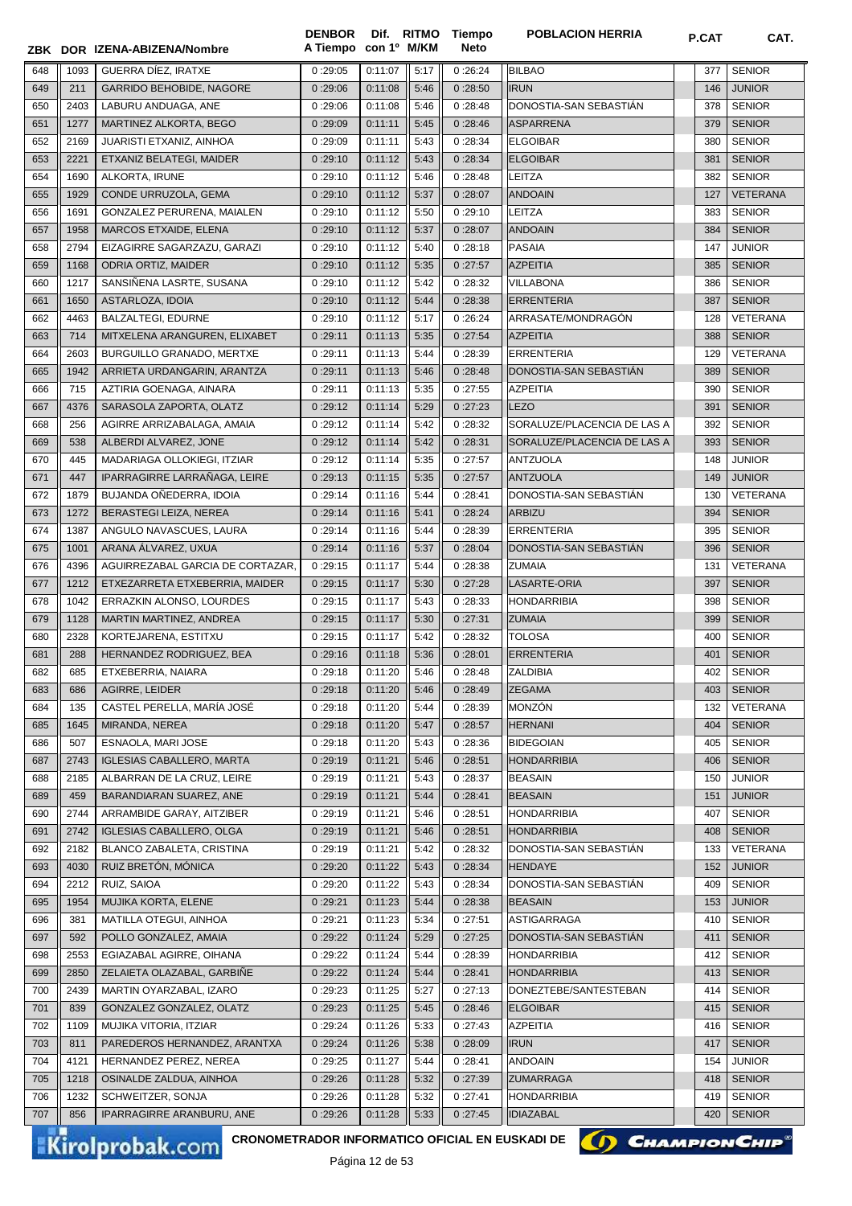| ZBK | DOR | IZENA-ABIZENA/Nombre | DENBOR A Tiempo | Dif. con 1º | RITMO M/KM | Tiempo Neto | POBLACION HERRIA | P.CAT | CAT. |
|---|---|---|---|---|---|---|---|---|---|
| 648 | 1093 | GUERRA DÍEZ, IRATXE | 0 :29:05 | 0:11:07 | 5:17 | 0 :26:24 | BILBAO | 377 | SENIOR |
| 649 | 211 | GARRIDO BEHOBIDE, NAGORE | 0 :29:06 | 0:11:08 | 5:46 | 0 :28:50 | IRUN | 146 | JUNIOR |
| 650 | 2403 | LABURU ANDUAGA, ANE | 0 :29:06 | 0:11:08 | 5:46 | 0 :28:48 | DONOSTIA-SAN SEBASTIÁN | 378 | SENIOR |
| 651 | 1277 | MARTINEZ ALKORTA, BEGO | 0 :29:09 | 0:11:11 | 5:45 | 0 :28:46 | ASPARRENA | 379 | SENIOR |
| 652 | 2169 | JUARISTI ETXANIZ, AINHOA | 0 :29:09 | 0:11:11 | 5:43 | 0 :28:34 | ELGOIBAR | 380 | SENIOR |
| 653 | 2221 | ETXANIZ BELATEGI, MAIDER | 0 :29:10 | 0:11:12 | 5:43 | 0 :28:34 | ELGOIBAR | 381 | SENIOR |
| 654 | 1690 | ALKORTA, IRUNE | 0 :29:10 | 0:11:12 | 5:46 | 0 :28:48 | LEITZA | 382 | SENIOR |
| 655 | 1929 | CONDE URRUZOLA, GEMA | 0 :29:10 | 0:11:12 | 5:37 | 0 :28:07 | ANDOAIN | 127 | VETERANA |
| 656 | 1691 | GONZALEZ PERURENA, MAIALEN | 0 :29:10 | 0:11:12 | 5:50 | 0 :29:10 | LEITZA | 383 | SENIOR |
| 657 | 1958 | MARCOS ETXAIDE, ELENA | 0 :29:10 | 0:11:12 | 5:37 | 0 :28:07 | ANDOAIN | 384 | SENIOR |
| 658 | 2794 | EIZAGIRRE SAGARZAZU, GARAZI | 0 :29:10 | 0:11:12 | 5:40 | 0 :28:18 | PASAIA | 147 | JUNIOR |
| 659 | 1168 | ODRIA ORTIZ, MAIDER | 0 :29:10 | 0:11:12 | 5:35 | 0 :27:57 | AZPEITIA | 385 | SENIOR |
| 660 | 1217 | SANSIÑENA LASRTE, SUSANA | 0 :29:10 | 0:11:12 | 5:42 | 0 :28:32 | VILLABONA | 386 | SENIOR |
| 661 | 1650 | ASTARLOZA, IDOIA | 0 :29:10 | 0:11:12 | 5:44 | 0 :28:38 | ERRENTERIA | 387 | SENIOR |
| 662 | 4463 | BALZALTEGI, EDURNE | 0 :29:10 | 0:11:12 | 5:17 | 0 :26:24 | ARRASATE/MONDRAGÓN | 128 | VETERANA |
| 663 | 714 | MITXELENA ARANGUREN, ELIXABET | 0 :29:11 | 0:11:13 | 5:35 | 0 :27:54 | AZPEITIA | 388 | SENIOR |
| 664 | 2603 | BURGUILLO GRANADO, MERTXE | 0 :29:11 | 0:11:13 | 5:44 | 0 :28:39 | ERRENTERIA | 129 | VETERANA |
| 665 | 1942 | ARRIETA URDANGARIN, ARANTZA | 0 :29:11 | 0:11:13 | 5:46 | 0 :28:48 | DONOSTIA-SAN SEBASTIÁN | 389 | SENIOR |
| 666 | 715 | AZTIRIA GOENAGA, AINARA | 0 :29:11 | 0:11:13 | 5:35 | 0 :27:55 | AZPEITIA | 390 | SENIOR |
| 667 | 4376 | SARASOLA ZAPORTA, OLATZ | 0 :29:12 | 0:11:14 | 5:29 | 0 :27:23 | LEZO | 391 | SENIOR |
| 668 | 256 | AGIRRE ARRIZABALAGA, AMAIA | 0 :29:12 | 0:11:14 | 5:42 | 0 :28:32 | SORALUZE/PLACENCIA DE LAS A | 392 | SENIOR |
| 669 | 538 | ALBERDI ALVAREZ, JONE | 0 :29:12 | 0:11:14 | 5:42 | 0 :28:31 | SORALUZE/PLACENCIA DE LAS A | 393 | SENIOR |
| 670 | 445 | MADARIAGA OLLOKIEGI, ITZIAR | 0 :29:12 | 0:11:14 | 5:35 | 0 :27:57 | ANTZUOLA | 148 | JUNIOR |
| 671 | 447 | IPARRAGIRRE LARRAÑAGA, LEIRE | 0 :29:13 | 0:11:15 | 5:35 | 0 :27:57 | ANTZUOLA | 149 | JUNIOR |
| 672 | 1879 | BUJANDA OÑEDERRA, IDOIA | 0 :29:14 | 0:11:16 | 5:44 | 0 :28:41 | DONOSTIA-SAN SEBASTIÁN | 130 | VETERANA |
| 673 | 1272 | BERASTEGI LEIZA, NEREA | 0 :29:14 | 0:11:16 | 5:41 | 0 :28:24 | ARBIZU | 394 | SENIOR |
| 674 | 1387 | ANGULO NAVASCUES, LAURA | 0 :29:14 | 0:11:16 | 5:44 | 0 :28:39 | ERRENTERIA | 395 | SENIOR |
| 675 | 1001 | ARANA ÁLVAREZ, UXUA | 0 :29:14 | 0:11:16 | 5:37 | 0 :28:04 | DONOSTIA-SAN SEBASTIÁN | 396 | SENIOR |
| 676 | 4396 | AGUIRREZABAL GARCIA DE CORTAZAR, | 0 :29:15 | 0:11:17 | 5:44 | 0 :28:38 | ZUMAIA | 131 | VETERANA |
| 677 | 1212 | ETXEZARRETA ETXEBERRIA, MAIDER | 0 :29:15 | 0:11:17 | 5:30 | 0 :27:28 | LASARTE-ORIA | 397 | SENIOR |
| 678 | 1042 | ERRAZKIN ALONSO, LOURDES | 0 :29:15 | 0:11:17 | 5:43 | 0 :28:33 | HONDARRIBIA | 398 | SENIOR |
| 679 | 1128 | MARTIN MARTINEZ, ANDREA | 0 :29:15 | 0:11:17 | 5:30 | 0 :27:31 | ZUMAIA | 399 | SENIOR |
| 680 | 2328 | KORTEJARENA, ESTITXU | 0 :29:15 | 0:11:17 | 5:42 | 0 :28:32 | TOLOSA | 400 | SENIOR |
| 681 | 288 | HERNANDEZ RODRIGUEZ, BEA | 0 :29:16 | 0:11:18 | 5:36 | 0 :28:01 | ERRENTERIA | 401 | SENIOR |
| 682 | 685 | ETXEBERRIA, NAIARA | 0 :29:18 | 0:11:20 | 5:46 | 0 :28:48 | ZALDIBIA | 402 | SENIOR |
| 683 | 686 | AGIRRE, LEIDER | 0 :29:18 | 0:11:20 | 5:46 | 0 :28:49 | ZEGAMA | 403 | SENIOR |
| 684 | 135 | CASTEL PERELLA, MARÍA JOSÉ | 0 :29:18 | 0:11:20 | 5:44 | 0 :28:39 | MONZÓN | 132 | VETERANA |
| 685 | 1645 | MIRANDA, NEREA | 0 :29:18 | 0:11:20 | 5:47 | 0 :28:57 | HERNANI | 404 | SENIOR |
| 686 | 507 | ESNAOLA, MARI JOSE | 0 :29:18 | 0:11:20 | 5:43 | 0 :28:36 | BIDEGOIAN | 405 | SENIOR |
| 687 | 2743 | IGLESIAS CABALLERO, MARTA | 0 :29:19 | 0:11:21 | 5:46 | 0 :28:51 | HONDARRIBIA | 406 | SENIOR |
| 688 | 2185 | ALBARRAN DE LA CRUZ, LEIRE | 0 :29:19 | 0:11:21 | 5:43 | 0 :28:37 | BEASAIN | 150 | JUNIOR |
| 689 | 459 | BARANDIARAN SUAREZ, ANE | 0 :29:19 | 0:11:21 | 5:44 | 0 :28:41 | BEASAIN | 151 | JUNIOR |
| 690 | 2744 | ARRAMBIDE GARAY, AITZIBER | 0 :29:19 | 0:11:21 | 5:46 | 0 :28:51 | HONDARRIBIA | 407 | SENIOR |
| 691 | 2742 | IGLESIAS CABALLERO, OLGA | 0 :29:19 | 0:11:21 | 5:46 | 0 :28:51 | HONDARRIBIA | 408 | SENIOR |
| 692 | 2182 | BLANCO ZABALETA, CRISTINA | 0 :29:19 | 0:11:21 | 5:42 | 0 :28:32 | DONOSTIA-SAN SEBASTIÁN | 133 | VETERANA |
| 693 | 4030 | RUIZ BRETÓN, MÓNICA | 0 :29:20 | 0:11:22 | 5:43 | 0 :28:34 | HENDAYE | 152 | JUNIOR |
| 694 | 2212 | RUIZ, SAIOA | 0 :29:20 | 0:11:22 | 5:43 | 0 :28:34 | DONOSTIA-SAN SEBASTIÁN | 409 | SENIOR |
| 695 | 1954 | MUJIKA KORTA, ELENE | 0 :29:21 | 0:11:23 | 5:44 | 0 :28:38 | BEASAIN | 153 | JUNIOR |
| 696 | 381 | MATILLA OTEGUI, AINHOA | 0 :29:21 | 0:11:23 | 5:34 | 0 :27:51 | ASTIGARRAGA | 410 | SENIOR |
| 697 | 592 | POLLO GONZALEZ, AMAIA | 0 :29:22 | 0:11:24 | 5:29 | 0 :27:25 | DONOSTIA-SAN SEBASTIÁN | 411 | SENIOR |
| 698 | 2553 | EGIAZABAL AGIRRE, OIHANA | 0 :29:22 | 0:11:24 | 5:44 | 0 :28:39 | HONDARRIBIA | 412 | SENIOR |
| 699 | 2850 | ZELAIETA OLAZABAL, GARBIÑE | 0 :29:22 | 0:11:24 | 5:44 | 0 :28:41 | HONDARRIBIA | 413 | SENIOR |
| 700 | 2439 | MARTIN OYARZABAL, IZARO | 0 :29:23 | 0:11:25 | 5:27 | 0 :27:13 | DONEZTEBE/SANTESTEBAN | 414 | SENIOR |
| 701 | 839 | GONZALEZ GONZALEZ, OLATZ | 0 :29:23 | 0:11:25 | 5:45 | 0 :28:46 | ELGOIBAR | 415 | SENIOR |
| 702 | 1109 | MUJIKA VITORIA, ITZIAR | 0 :29:24 | 0:11:26 | 5:33 | 0 :27:43 | AZPEITIA | 416 | SENIOR |
| 703 | 811 | PAREDEROS HERNANDEZ, ARANTXA | 0 :29:24 | 0:11:26 | 5:38 | 0 :28:09 | IRUN | 417 | SENIOR |
| 704 | 4121 | HERNANDEZ PEREZ, NEREA | 0 :29:25 | 0:11:27 | 5:44 | 0 :28:41 | ANDOAIN | 154 | JUNIOR |
| 705 | 1218 | OSINALDE ZALDUA, AINHOA | 0 :29:26 | 0:11:28 | 5:32 | 0 :27:39 | ZUMARRAGA | 418 | SENIOR |
| 706 | 1232 | SCHWEITZER, SONJA | 0 :29:26 | 0:11:28 | 5:32 | 0 :27:41 | HONDARRIBIA | 419 | SENIOR |
| 707 | 856 | IPARRAGIRRE ARANBURU, ANE | 0 :29:26 | 0:11:28 | 5:33 | 0 :27:45 | IDIAZABAL | 420 | SENIOR |

CRONOMETRADOR INFORMATICO OFICIAL EN EUSKADI DE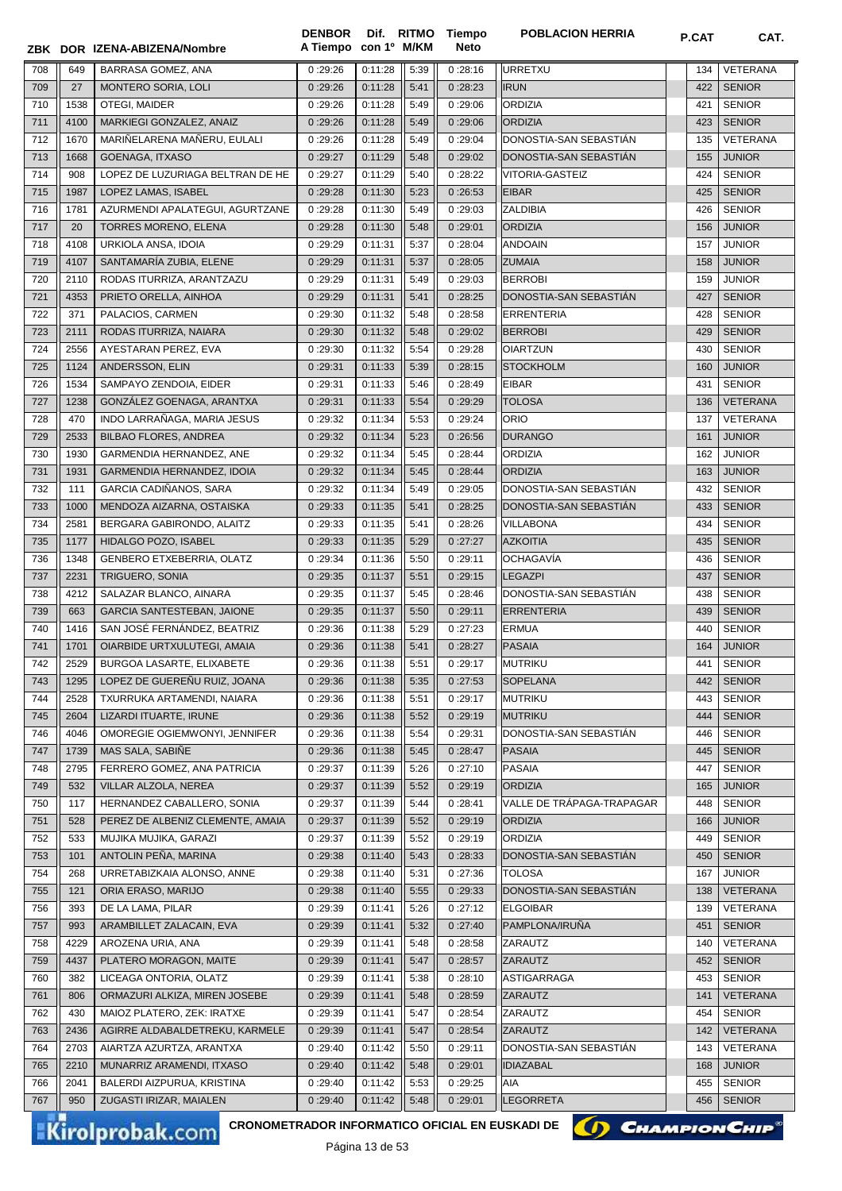| ZBK | DOR | IZENA-ABIZENA/Nombre | DENBOR A Tiempo | Dif. con 1º | RITMO M/KM | Tiempo Neto | POBLACION HERRIA | P.CAT | CAT. |
|---|---|---|---|---|---|---|---|---|---|
| 708 | 649 | BARRASA GOMEZ, ANA | 0 :29:26 | 0:11:28 | 5:39 | 0:28:16 | URRETXU | 134 | VETERANA |
| 709 | 27 | MONTERO SORIA, LOLI | 0 :29:26 | 0:11:28 | 5:41 | 0:28:23 | IRUN | 422 | SENIOR |
| 710 | 1538 | OTEGI, MAIDER | 0 :29:26 | 0:11:28 | 5:49 | 0:29:06 | ORDIZIA | 421 | SENIOR |
| 711 | 4100 | MARKIEGI GONZALEZ, ANAIZ | 0 :29:26 | 0:11:28 | 5:49 | 0:29:06 | ORDIZIA | 423 | SENIOR |
| 712 | 1670 | MARIÑELARENA MAÑERU, EULALI | 0 :29:26 | 0:11:28 | 5:49 | 0:29:04 | DONOSTIA-SAN SEBASTIÁN | 135 | VETERANA |
| 713 | 1668 | GOENAGA, ITXASO | 0 :29:27 | 0:11:29 | 5:48 | 0:29:02 | DONOSTIA-SAN SEBASTIÁN | 155 | JUNIOR |
| 714 | 908 | LOPEZ DE LUZURIAGA BELTRAN DE HE | 0 :29:27 | 0:11:29 | 5:40 | 0:28:22 | VITORIA-GASTEIZ | 424 | SENIOR |
| 715 | 1987 | LOPEZ LAMAS, ISABEL | 0 :29:28 | 0:11:30 | 5:23 | 0:26:53 | EIBAR | 425 | SENIOR |
| 716 | 1781 | AZURMENDI APALATEGUI, AGURTZANE | 0 :29:28 | 0:11:30 | 5:49 | 0:29:03 | ZALDIBIA | 426 | SENIOR |
| 717 | 20 | TORRES MORENO, ELENA | 0 :29:28 | 0:11:30 | 5:48 | 0:29:01 | ORDIZIA | 156 | JUNIOR |
| 718 | 4108 | URKIOLA ANSA, IDOIA | 0 :29:29 | 0:11:31 | 5:37 | 0:28:04 | ANDOAIN | 157 | JUNIOR |
| 719 | 4107 | SANTAMARÍA ZUBIA, ELENE | 0 :29:29 | 0:11:31 | 5:37 | 0:28:05 | ZUMAIA | 158 | JUNIOR |
| 720 | 2110 | RODAS ITURRIZA, ARANTZAZU | 0 :29:29 | 0:11:31 | 5:49 | 0:29:03 | BERROBI | 159 | JUNIOR |
| 721 | 4353 | PRIETO ORELLA, AINHOA | 0 :29:29 | 0:11:31 | 5:41 | 0:28:25 | DONOSTIA-SAN SEBASTIÁN | 427 | SENIOR |
| 722 | 371 | PALACIOS, CARMEN | 0 :29:30 | 0:11:32 | 5:48 | 0:28:58 | ERRENTERIA | 428 | SENIOR |
| 723 | 2111 | RODAS ITURRIZA, NAIARA | 0 :29:30 | 0:11:32 | 5:48 | 0:29:02 | BERROBI | 429 | SENIOR |
| 724 | 2556 | AYESTARAN PEREZ, EVA | 0 :29:30 | 0:11:32 | 5:54 | 0:29:28 | OIARTZUN | 430 | SENIOR |
| 725 | 1124 | ANDERSSON, ELIN | 0 :29:31 | 0:11:33 | 5:39 | 0:28:15 | STOCKHOLM | 160 | JUNIOR |
| 726 | 1534 | SAMPAYO ZENDOIA, EIDER | 0 :29:31 | 0:11:33 | 5:46 | 0:28:49 | EIBAR | 431 | SENIOR |
| 727 | 1238 | GONZÁLEZ GOENAGA, ARANTXA | 0 :29:31 | 0:11:33 | 5:54 | 0:29:29 | TOLOSA | 136 | VETERANA |
| 728 | 470 | INDO LARRAÑAGA, MARIA JESUS | 0 :29:32 | 0:11:34 | 5:53 | 0:29:24 | ORIO | 137 | VETERANA |
| 729 | 2533 | BILBAO FLORES, ANDREA | 0 :29:32 | 0:11:34 | 5:23 | 0:26:56 | DURANGO | 161 | JUNIOR |
| 730 | 1930 | GARMENDIA HERNANDEZ, ANE | 0 :29:32 | 0:11:34 | 5:45 | 0:28:44 | ORDIZIA | 162 | JUNIOR |
| 731 | 1931 | GARMENDIA HERNANDEZ, IDOIA | 0 :29:32 | 0:11:34 | 5:45 | 0:28:44 | ORDIZIA | 163 | JUNIOR |
| 732 | 111 | GARCIA CADIÑANOS, SARA | 0 :29:32 | 0:11:34 | 5:49 | 0:29:05 | DONOSTIA-SAN SEBASTIÁN | 432 | SENIOR |
| 733 | 1000 | MENDOZA AIZARNA, OSTAISKA | 0 :29:33 | 0:11:35 | 5:41 | 0:28:25 | DONOSTIA-SAN SEBASTIÁN | 433 | SENIOR |
| 734 | 2581 | BERGARA GABIRONDO, ALAITZ | 0 :29:33 | 0:11:35 | 5:41 | 0:28:26 | VILLABONA | 434 | SENIOR |
| 735 | 1177 | HIDALGO POZO, ISABEL | 0 :29:33 | 0:11:35 | 5:29 | 0:27:27 | AZKOITIA | 435 | SENIOR |
| 736 | 1348 | GENBERO ETXEBERRIA, OLATZ | 0 :29:34 | 0:11:36 | 5:50 | 0:29:11 | OCHAGAVÍA | 436 | SENIOR |
| 737 | 2231 | TRIGUERO, SONIA | 0 :29:35 | 0:11:37 | 5:51 | 0:29:15 | LEGAZPI | 437 | SENIOR |
| 738 | 4212 | SALAZAR BLANCO, AINARA | 0 :29:35 | 0:11:37 | 5:45 | 0:28:46 | DONOSTIA-SAN SEBASTIÁN | 438 | SENIOR |
| 739 | 663 | GARCIA SANTESTEBAN, JAIONE | 0 :29:35 | 0:11:37 | 5:50 | 0:29:11 | ERRENTERIA | 439 | SENIOR |
| 740 | 1416 | SAN JOSÉ FERNÁNDEZ, BEATRIZ | 0 :29:36 | 0:11:38 | 5:29 | 0:27:23 | ERMUA | 440 | SENIOR |
| 741 | 1701 | OIARBIDE URTXULUTEGI, AMAIA | 0 :29:36 | 0:11:38 | 5:41 | 0:28:27 | PASAIA | 164 | JUNIOR |
| 742 | 2529 | BURGOA LASARTE, ELIXABETE | 0 :29:36 | 0:11:38 | 5:51 | 0:29:17 | MUTRIKU | 441 | SENIOR |
| 743 | 1295 | LOPEZ DE GUEREÑU RUIZ, JOANA | 0 :29:36 | 0:11:38 | 5:35 | 0:27:53 | SOPELANA | 442 | SENIOR |
| 744 | 2528 | TXURRUKA ARTAMENDI, NAIARA | 0 :29:36 | 0:11:38 | 5:51 | 0:29:17 | MUTRIKU | 443 | SENIOR |
| 745 | 2604 | LIZARDI ITUARTE, IRUNE | 0 :29:36 | 0:11:38 | 5:52 | 0:29:19 | MUTRIKU | 444 | SENIOR |
| 746 | 4046 | OMOREGIE OGIEMWONYI, JENNIFER | 0 :29:36 | 0:11:38 | 5:54 | 0:29:31 | DONOSTIA-SAN SEBASTIÁN | 446 | SENIOR |
| 747 | 1739 | MAS SALA, SABIÑE | 0 :29:36 | 0:11:38 | 5:45 | 0:28:47 | PASAIA | 445 | SENIOR |
| 748 | 2795 | FERRERO GOMEZ, ANA PATRICIA | 0 :29:37 | 0:11:39 | 5:26 | 0:27:10 | PASAIA | 447 | SENIOR |
| 749 | 532 | VILLAR ALZOLA, NEREA | 0 :29:37 | 0:11:39 | 5:52 | 0:29:19 | ORDIZIA | 165 | JUNIOR |
| 750 | 117 | HERNANDEZ CABALLERO, SONIA | 0 :29:37 | 0:11:39 | 5:44 | 0:28:41 | VALLE DE TRÁPAGA-TRAPAGAR | 448 | SENIOR |
| 751 | 528 | PEREZ DE ALBENIZ CLEMENTE, AMAIA | 0 :29:37 | 0:11:39 | 5:52 | 0:29:19 | ORDIZIA | 166 | JUNIOR |
| 752 | 533 | MUJIKA MUJIKA, GARAZI | 0 :29:37 | 0:11:39 | 5:52 | 0:29:19 | ORDIZIA | 449 | SENIOR |
| 753 | 101 | ANTOLIN PEÑA, MARINA | 0 :29:38 | 0:11:40 | 5:43 | 0:28:33 | DONOSTIA-SAN SEBASTIÁN | 450 | SENIOR |
| 754 | 268 | URRETABIZKAIA ALONSO, ANNE | 0 :29:38 | 0:11:40 | 5:31 | 0:27:36 | TOLOSA | 167 | JUNIOR |
| 755 | 121 | ORIA ERASO, MARIJO | 0 :29:38 | 0:11:40 | 5:55 | 0:29:33 | DONOSTIA-SAN SEBASTIÁN | 138 | VETERANA |
| 756 | 393 | DE LA LAMA, PILAR | 0 :29:39 | 0:11:41 | 5:26 | 0:27:12 | ELGOIBAR | 139 | VETERANA |
| 757 | 993 | ARAMBILLET ZALACAIN, EVA | 0 :29:39 | 0:11:41 | 5:32 | 0:27:40 | PAMPLONA/IRUÑA | 451 | SENIOR |
| 758 | 4229 | AROZENA URIA, ANA | 0 :29:39 | 0:11:41 | 5:48 | 0:28:58 | ZARAUTZ | 140 | VETERANA |
| 759 | 4437 | PLATERO MORAGON, MAITE | 0 :29:39 | 0:11:41 | 5:47 | 0:28:57 | ZARAUTZ | 452 | SENIOR |
| 760 | 382 | LICEAGA ONTORIA, OLATZ | 0 :29:39 | 0:11:41 | 5:38 | 0:28:10 | ASTIGARRAGA | 453 | SENIOR |
| 761 | 806 | ORMAZURI ALKIZA, MIREN JOSEBE | 0 :29:39 | 0:11:41 | 5:48 | 0:28:59 | ZARAUTZ | 141 | VETERANA |
| 762 | 430 | MAIOZ PLATERO, ZEK: IRATXE | 0 :29:39 | 0:11:41 | 5:47 | 0:28:54 | ZARAUTZ | 454 | SENIOR |
| 763 | 2436 | AGIRRE ALDABALDETREKU, KARMELE | 0 :29:39 | 0:11:41 | 5:47 | 0:28:54 | ZARAUTZ | 142 | VETERANA |
| 764 | 2703 | AIARTZA AZURTZA, ARANTXA | 0 :29:40 | 0:11:42 | 5:50 | 0:29:11 | DONOSTIA-SAN SEBASTIÁN | 143 | VETERANA |
| 765 | 2210 | MUNARRIZ ARAMENDI, ITXASO | 0 :29:40 | 0:11:42 | 5:48 | 0:29:01 | IDIAZABAL | 168 | JUNIOR |
| 766 | 2041 | BALERDI AIZPURUA, KRISTINA | 0 :29:40 | 0:11:42 | 5:53 | 0:29:25 | AIA | 455 | SENIOR |
| 767 | 950 | ZUGASTI IRIZAR, MAIALEN | 0 :29:40 | 0:11:42 | 5:48 | 0:29:01 | LEGORRETA | 456 | SENIOR |

CRONOMETRADOR INFORMATICO OFICIAL EN EUSKADI DE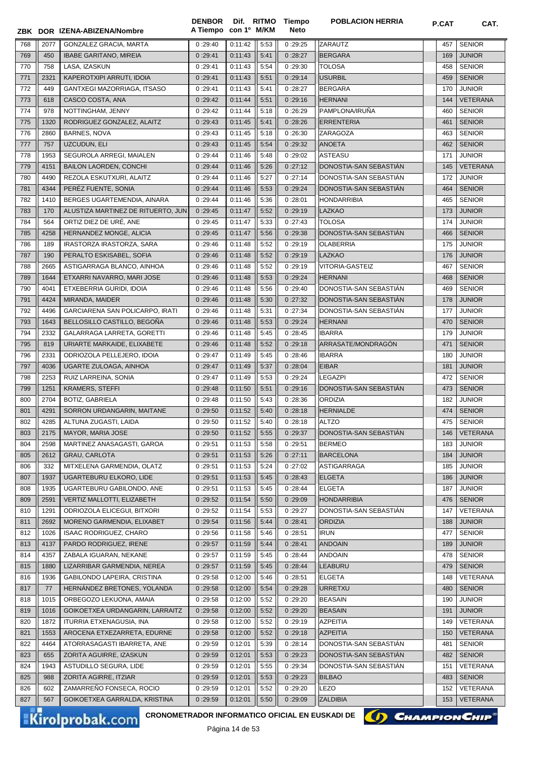| ZBK | DOR | IZENA-ABIZENA/Nombre | DENBOR A Tiempo | Dif. con 1º | RITMO M/KM | Tiempo Neto | POBLACION HERRIA | P.CAT | CAT. |
|---|---|---|---|---|---|---|---|---|---|
| 768 | 2077 | GONZALEZ GRACIA, MARTA | 0:29:40 | 0:11:42 | 5:53 | 0:29:25 | ZARAUTZ | 457 | SENIOR |
| 769 | 450 | IBABE GARITANO, MIREIA | 0:29:41 | 0:11:43 | 5:41 | 0:28:27 | BERGARA | 169 | JUNIOR |
| 770 | 758 | LASA, IZASKUN | 0:29:41 | 0:11:43 | 5:54 | 0:29:30 | TOLOSA | 458 | SENIOR |
| 771 | 2321 | KAPEROTXIPI ARRUTI, IDOIA | 0:29:41 | 0:11:43 | 5:51 | 0:29:14 | USURBIL | 459 | SENIOR |
| 772 | 449 | GANTXEGI MAZORRIAGA, ITSASO | 0:29:41 | 0:11:43 | 5:41 | 0:28:27 | BERGARA | 170 | JUNIOR |
| 773 | 618 | CASCO COSTA, ANA | 0:29:42 | 0:11:44 | 5:51 | 0:29:16 | HERNANI | 144 | VETERANA |
| 774 | 978 | NOTTINGHAM, JENNY | 0:29:42 | 0:11:44 | 5:18 | 0:26:29 | PAMPLONA/IRUÑA | 460 | SENIOR |
| 775 | 1320 | RODRIGUEZ GONZALEZ, ALAITZ | 0:29:43 | 0:11:45 | 5:41 | 0:28:26 | ERRENTERIA | 461 | SENIOR |
| 776 | 2860 | BARNES, NOVA | 0:29:43 | 0:11:45 | 5:18 | 0:26:30 | ZARAGOZA | 463 | SENIOR |
| 777 | 757 | UZCUDUN, ELI | 0:29:43 | 0:11:45 | 5:54 | 0:29:32 | ANOETA | 462 | SENIOR |
| 778 | 1953 | SEGUROLA ARREGI, MAIALEN | 0:29:44 | 0:11:46 | 5:48 | 0:29:02 | ASTEASU | 171 | JUNIOR |
| 779 | 4151 | BAILON LAORDEN, CONCHI | 0:29:44 | 0:11:46 | 5:26 | 0:27:12 | DONOSTIA-SAN SEBASTIÁN | 145 | VETERANA |
| 780 | 4490 | REZOLA ESKUTXURI, ALAITZ | 0:29:44 | 0:11:46 | 5:27 | 0:27:14 | DONOSTIA-SAN SEBASTIÁN | 172 | JUNIOR |
| 781 | 4344 | PERÉZ FUENTE, SONIA | 0:29:44 | 0:11:46 | 5:53 | 0:29:24 | DONOSTIA-SAN SEBASTIÁN | 464 | SENIOR |
| 782 | 1410 | BERGES UGARTEMENDIA, AINARA | 0:29:44 | 0:11:46 | 5:36 | 0:28:01 | HONDARRIBIA | 465 | SENIOR |
| 783 | 170 | ALUSTIZA MARTINEZ DE RITUERTO, JUN | 0:29:45 | 0:11:47 | 5:52 | 0:29:19 | LAZKAO | 173 | JUNIOR |
| 784 | 564 | ORTIZ DIEZ DE URÉ, ANE | 0:29:45 | 0:11:47 | 5:33 | 0:27:43 | TOLOSA | 174 | JUNIOR |
| 785 | 4258 | HERNANDEZ MONGE, ALICIA | 0:29:45 | 0:11:47 | 5:56 | 0:29:38 | DONOSTIA-SAN SEBASTIÁN | 466 | SENIOR |
| 786 | 189 | IRASTORZA IRASTORZA, SARA | 0:29:46 | 0:11:48 | 5:52 | 0:29:19 | OLABERRIA | 175 | JUNIOR |
| 787 | 190 | PERALTO ESKISABEL, SOFIA | 0:29:46 | 0:11:48 | 5:52 | 0:29:19 | LAZKAO | 176 | JUNIOR |
| 788 | 2665 | ASTIGARRAGA BLANCO, AINHOA | 0:29:46 | 0:11:48 | 5:52 | 0:29:19 | VITORIA-GASTEIZ | 467 | SENIOR |
| 789 | 1644 | ETXARRI NAVARRO, MARI JOSE | 0:29:46 | 0:11:48 | 5:53 | 0:29:24 | HERNANI | 468 | SENIOR |
| 790 | 4041 | ETXEBERRIA GURIDI, IDOIA | 0:29:46 | 0:11:48 | 5:56 | 0:29:40 | DONOSTIA-SAN SEBASTIÁN | 469 | SENIOR |
| 791 | 4424 | MIRANDA, MAIDER | 0:29:46 | 0:11:48 | 5:30 | 0:27:32 | DONOSTIA-SAN SEBASTIÁN | 178 | JUNIOR |
| 792 | 4496 | GARCIARENA SAN POLICARPO, IRATI | 0:29:46 | 0:11:48 | 5:31 | 0:27:34 | DONOSTIA-SAN SEBASTIÁN | 177 | JUNIOR |
| 793 | 1643 | BELLOSILLO CASTILLO, BEGOÑA | 0:29:46 | 0:11:48 | 5:53 | 0:29:24 | HERNANI | 470 | SENIOR |
| 794 | 2332 | GALARRAGA LARRETA, GORETTI | 0:29:46 | 0:11:48 | 5:45 | 0:28:45 | IBARRA | 179 | JUNIOR |
| 795 | 819 | URIARTE MARKAIDE, ELIXABETE | 0:29:46 | 0:11:48 | 5:52 | 0:29:18 | ARRASATE/MONDRAGÓN | 471 | SENIOR |
| 796 | 2331 | ODRIOZOLA PELLEJERO, IDOIA | 0:29:47 | 0:11:49 | 5:45 | 0:28:46 | IBARRA | 180 | JUNIOR |
| 797 | 4036 | UGARTE ZULOAGA, AINHOA | 0:29:47 | 0:11:49 | 5:37 | 0:28:04 | EIBAR | 181 | JUNIOR |
| 798 | 2253 | RUIZ LARREINA, SONIA | 0:29:47 | 0:11:49 | 5:53 | 0:29:24 | LEGAZPI | 472 | SENIOR |
| 799 | 1251 | KRAMERS, STEFFI | 0:29:48 | 0:11:50 | 5:51 | 0:29:16 | DONOSTIA-SAN SEBASTIÁN | 473 | SENIOR |
| 800 | 2704 | BOTIZ, GABRIELA | 0:29:48 | 0:11:50 | 5:43 | 0:28:36 | ORDIZIA | 182 | JUNIOR |
| 801 | 4291 | SORRON URDANGARIN, MAITANE | 0:29:50 | 0:11:52 | 5:40 | 0:28:18 | HERNIALDE | 474 | SENIOR |
| 802 | 4285 | ALTUNA ZUGASTI, LAIDA | 0:29:50 | 0:11:52 | 5:40 | 0:28:18 | ALTZO | 475 | SENIOR |
| 803 | 2175 | MAYOR, MARIA JOSE | 0:29:50 | 0:11:52 | 5:55 | 0:29:37 | DONOSTIA-SAN SEBASTIÁN | 146 | VETERANA |
| 804 | 2598 | MARTINEZ ANASAGASTI, GAROA | 0:29:51 | 0:11:53 | 5:58 | 0:29:51 | BERMEO | 183 | JUNIOR |
| 805 | 2612 | GRAU, CARLOTA | 0:29:51 | 0:11:53 | 5:26 | 0:27:11 | BARCELONA | 184 | JUNIOR |
| 806 | 332 | MITXELENA GARMENDIA, OLATZ | 0:29:51 | 0:11:53 | 5:24 | 0:27:02 | ASTIGARRAGA | 185 | JUNIOR |
| 807 | 1937 | UGARTEBURU ELKORO, LIDE | 0:29:51 | 0:11:53 | 5:45 | 0:28:43 | ELGETA | 186 | JUNIOR |
| 808 | 1935 | UGARTEBURU GABILONDO, ANE | 0:29:51 | 0:11:53 | 5:45 | 0:28:44 | ELGETA | 187 | JUNIOR |
| 809 | 2591 | VERTIZ MALLOTTI, ELIZABETH | 0:29:52 | 0:11:54 | 5:50 | 0:29:09 | HONDARRIBIA | 476 | SENIOR |
| 810 | 1291 | ODRIOZOLA ELICEGUI, BITXORI | 0:29:52 | 0:11:54 | 5:53 | 0:29:27 | DONOSTIA-SAN SEBASTIÁN | 147 | VETERANA |
| 811 | 2692 | MORENO GARMENDIA, ELIXABET | 0:29:54 | 0:11:56 | 5:44 | 0:28:41 | ORDIZIA | 188 | JUNIOR |
| 812 | 1026 | ISAAC RODRIGUEZ, CHARO | 0:29:56 | 0:11:58 | 5:46 | 0:28:51 | IRUN | 477 | SENIOR |
| 813 | 4137 | PARDO RODRIGUEZ, IRENE | 0:29:57 | 0:11:59 | 5:44 | 0:28:41 | ANDOAIN | 189 | JUNIOR |
| 814 | 4357 | ZABALA IGUARAN, NEKANE | 0:29:57 | 0:11:59 | 5:45 | 0:28:44 | ANDOAIN | 478 | SENIOR |
| 815 | 1880 | LIZARRIBAR GARMENDIA, NEREA | 0:29:57 | 0:11:59 | 5:45 | 0:28:44 | LEABURU | 479 | SENIOR |
| 816 | 1936 | GABILONDO LAPEIRA, CRISTINA | 0:29:58 | 0:12:00 | 5:46 | 0:28:51 | ELGETA | 148 | VETERANA |
| 817 | 77 | HERNÁNDEZ BRETONES, YOLANDA | 0:29:58 | 0:12:00 | 5:54 | 0:29:28 | URRETXU | 480 | SENIOR |
| 818 | 1015 | ORBEGOZO LEKUONA, AMAIA | 0:29:58 | 0:12:00 | 5:52 | 0:29:20 | BEASAIN | 190 | JUNIOR |
| 819 | 1016 | GOIKOETXEA URDANGARIN, LARRAITZ | 0:29:58 | 0:12:00 | 5:52 | 0:29:20 | BEASAIN | 191 | JUNIOR |
| 820 | 1872 | ITURRIA ETXENAGUSIA, INA | 0:29:58 | 0:12:00 | 5:52 | 0:29:19 | AZPEITIA | 149 | VETERANA |
| 821 | 1553 | AROCENA ETXEZARRETA, EDURNE | 0:29:58 | 0:12:00 | 5:52 | 0:29:18 | AZPEITIA | 150 | VETERANA |
| 822 | 4464 | ATORRASAGASTI IBARRETA, ANE | 0:29:59 | 0:12:01 | 5:39 | 0:28:14 | DONOSTIA-SAN SEBASTIÁN | 481 | SENIOR |
| 823 | 655 | ZORITA AGUIRRE, IZASKUN | 0:29:59 | 0:12:01 | 5:53 | 0:29:23 | DONOSTIA-SAN SEBASTIÁN | 482 | SENIOR |
| 824 | 1943 | ASTUDILLO SEGURA, LIDE | 0:29:59 | 0:12:01 | 5:55 | 0:29:34 | DONOSTIA-SAN SEBASTIÁN | 151 | VETERANA |
| 825 | 988 | ZORITA AGIRRE, ITZIAR | 0:29:59 | 0:12:01 | 5:53 | 0:29:23 | BILBAO | 483 | SENIOR |
| 826 | 602 | ZAMARREÑO FONSECA, ROCIO | 0:29:59 | 0:12:01 | 5:52 | 0:29:20 | LEZO | 152 | VETERANA |
| 827 | 567 | GOIKOETXEA GARRALDA, KRISTINA | 0:29:59 | 0:12:01 | 5:50 | 0:29:09 | ZALDIBIA | 153 | VETERANA |

Kirolprobak.com — CRONOMETRADOR INFORMATICO OFICIAL EN EUSKADI DE ChampionChip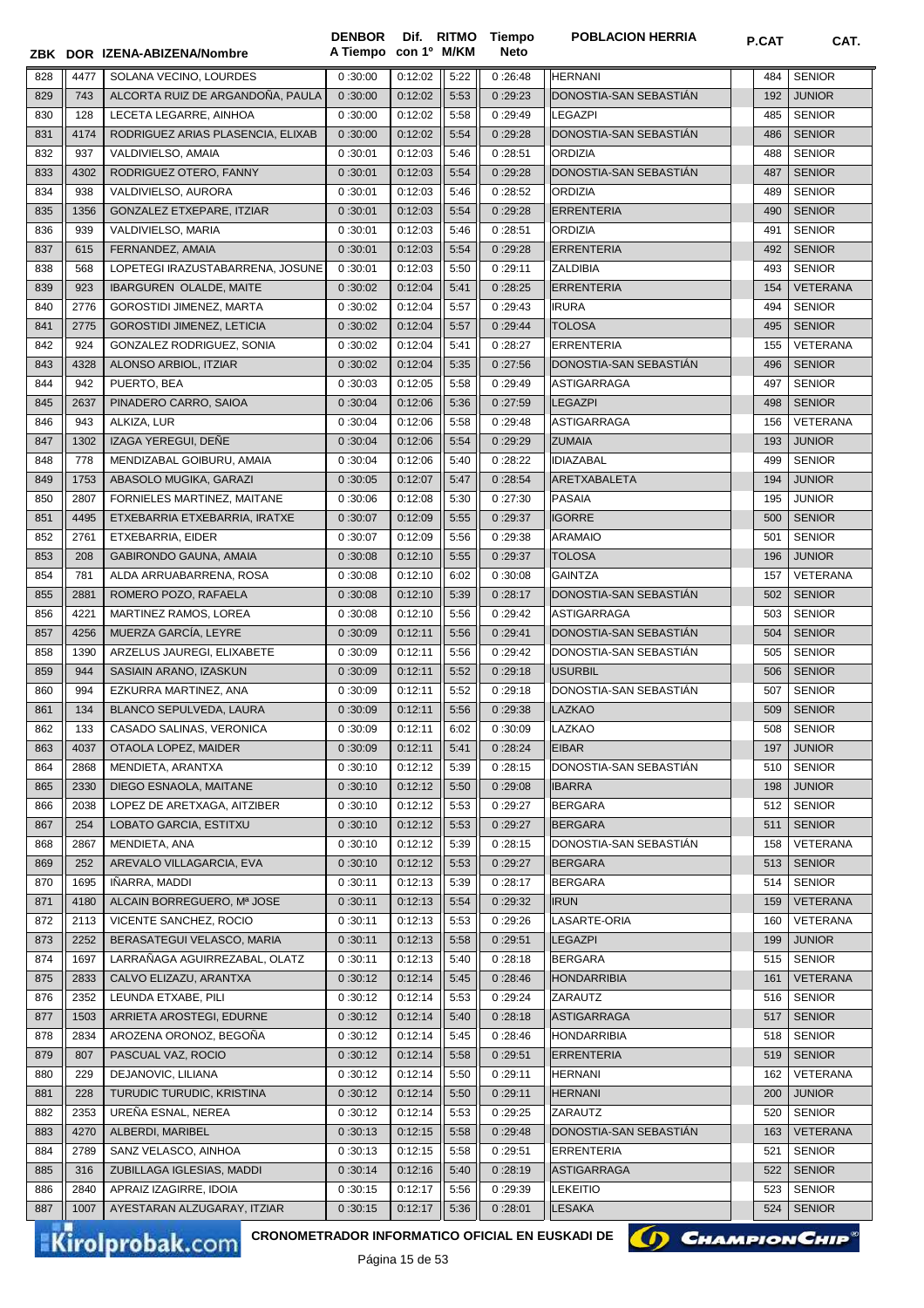| ZBK | DOR | IZENA-ABIZENA/Nombre | DENBOR A Tiempo | Dif. con 1º | RITMO M/KM | Tiempo Neto | POBLACION HERRIA | P.CAT | CAT. |
|---|---|---|---|---|---|---|---|---|---|
| 828 | 4477 | SOLANA VECINO, LOURDES | 0 :30:00 | 0:12:02 | 5:22 | 0 :26:48 | HERNANI | 484 | SENIOR |
| 829 | 743 | ALCORTA RUIZ DE ARGANDOÑA, PAULA | 0 :30:00 | 0:12:02 | 5:53 | 0 :29:23 | DONOSTIA-SAN SEBASTIÁN | 192 | JUNIOR |
| 830 | 128 | LECETA LEGARRE, AINHOA | 0 :30:00 | 0:12:02 | 5:58 | 0 :29:49 | LEGAZPI | 485 | SENIOR |
| 831 | 4174 | RODRIGUEZ ARIAS PLASENCIA, ELIXAB | 0 :30:00 | 0:12:02 | 5:54 | 0 :29:28 | DONOSTIA-SAN SEBASTIÁN | 486 | SENIOR |
| 832 | 937 | VALDIVIELSO, AMAIA | 0 :30:01 | 0:12:03 | 5:46 | 0 :28:51 | ORDIZIA | 488 | SENIOR |
| 833 | 4302 | RODRIGUEZ OTERO, FANNY | 0 :30:01 | 0:12:03 | 5:54 | 0 :29:28 | DONOSTIA-SAN SEBASTIÁN | 487 | SENIOR |
| 834 | 938 | VALDIVIELSO, AURORA | 0 :30:01 | 0:12:03 | 5:46 | 0 :28:52 | ORDIZIA | 489 | SENIOR |
| 835 | 1356 | GONZALEZ ETXEPARE, ITZIAR | 0 :30:01 | 0:12:03 | 5:54 | 0 :29:28 | ERRENTERIA | 490 | SENIOR |
| 836 | 939 | VALDIVIELSO, MARIA | 0 :30:01 | 0:12:03 | 5:46 | 0 :28:51 | ORDIZIA | 491 | SENIOR |
| 837 | 615 | FERNANDEZ, AMAIA | 0 :30:01 | 0:12:03 | 5:54 | 0 :29:28 | ERRENTERIA | 492 | SENIOR |
| 838 | 568 | LOPETEGI IRAZUSTABARRENA, JOSUNE | 0 :30:01 | 0:12:03 | 5:50 | 0 :29:11 | ZALDIBIA | 493 | SENIOR |
| 839 | 923 | IBARGUREN OLALDE, MAITE | 0 :30:02 | 0:12:04 | 5:41 | 0 :28:25 | ERRENTERIA | 154 | VETERANA |
| 840 | 2776 | GOROSTIDI JIMENEZ, MARTA | 0 :30:02 | 0:12:04 | 5:57 | 0 :29:43 | IRURA | 494 | SENIOR |
| 841 | 2775 | GOROSTIDI JIMENEZ, LETICIA | 0 :30:02 | 0:12:04 | 5:57 | 0 :29:44 | TOLOSA | 495 | SENIOR |
| 842 | 924 | GONZALEZ RODRIGUEZ, SONIA | 0 :30:02 | 0:12:04 | 5:41 | 0 :28:27 | ERRENTERIA | 155 | VETERANA |
| 843 | 4328 | ALONSO ARBIOL, ITZIAR | 0 :30:02 | 0:12:04 | 5:35 | 0 :27:56 | DONOSTIA-SAN SEBASTIÁN | 496 | SENIOR |
| 844 | 942 | PUERTO, BEA | 0 :30:03 | 0:12:05 | 5:58 | 0 :29:49 | ASTIGARRAGA | 497 | SENIOR |
| 845 | 2637 | PINADERO CARRO, SAIOA | 0 :30:04 | 0:12:06 | 5:36 | 0 :27:59 | LEGAZPI | 498 | SENIOR |
| 846 | 943 | ALKIZA, LUR | 0 :30:04 | 0:12:06 | 5:58 | 0 :29:48 | ASTIGARRAGA | 156 | VETERANA |
| 847 | 1302 | IZAGA YEREGUI, DEÑE | 0 :30:04 | 0:12:06 | 5:54 | 0 :29:29 | ZUMAIA | 193 | JUNIOR |
| 848 | 778 | MENDIZABAL GOIBURU, AMAIA | 0 :30:04 | 0:12:06 | 5:40 | 0 :28:22 | IDIAZABAL | 499 | SENIOR |
| 849 | 1753 | ABASOLO MUGIKA, GARAZI | 0 :30:05 | 0:12:07 | 5:47 | 0 :28:54 | ARETXABALETA | 194 | JUNIOR |
| 850 | 2807 | FORNIELES MARTINEZ, MAITANE | 0 :30:06 | 0:12:08 | 5:30 | 0 :27:30 | PASAIA | 195 | JUNIOR |
| 851 | 4495 | ETXEBARRIA ETXEBARRIA, IRATXE | 0 :30:07 | 0:12:09 | 5:55 | 0 :29:37 | IGORRE | 500 | SENIOR |
| 852 | 2761 | ETXEBARRIA, EIDER | 0 :30:07 | 0:12:09 | 5:56 | 0 :29:38 | ARAMAIO | 501 | SENIOR |
| 853 | 208 | GABIRONDO GAUNA, AMAIA | 0 :30:08 | 0:12:10 | 5:55 | 0 :29:37 | TOLOSA | 196 | JUNIOR |
| 854 | 781 | ALDA ARRUABARRENA, ROSA | 0 :30:08 | 0:12:10 | 6:02 | 0 :30:08 | GAINTZA | 157 | VETERANA |
| 855 | 2881 | ROMERO POZO, RAFAELA | 0 :30:08 | 0:12:10 | 5:39 | 0 :28:17 | DONOSTIA-SAN SEBASTIÁN | 502 | SENIOR |
| 856 | 4221 | MARTINEZ RAMOS, LOREA | 0 :30:08 | 0:12:10 | 5:56 | 0 :29:42 | ASTIGARRAGA | 503 | SENIOR |
| 857 | 4256 | MUERZA GARCÍA, LEYRE | 0 :30:09 | 0:12:11 | 5:56 | 0 :29:41 | DONOSTIA-SAN SEBASTIÁN | 504 | SENIOR |
| 858 | 1390 | ARZELUS JAUREGI, ELIXABETE | 0 :30:09 | 0:12:11 | 5:56 | 0 :29:42 | DONOSTIA-SAN SEBASTIÁN | 505 | SENIOR |
| 859 | 944 | SASIAIN ARANO, IZASKUN | 0 :30:09 | 0:12:11 | 5:52 | 0 :29:18 | USURBIL | 506 | SENIOR |
| 860 | 994 | EZKURRA MARTINEZ, ANA | 0 :30:09 | 0:12:11 | 5:52 | 0 :29:18 | DONOSTIA-SAN SEBASTIÁN | 507 | SENIOR |
| 861 | 134 | BLANCO SEPULVEDA, LAURA | 0 :30:09 | 0:12:11 | 5:56 | 0 :29:38 | LAZKAO | 509 | SENIOR |
| 862 | 133 | CASADO SALINAS, VERONICA | 0 :30:09 | 0:12:11 | 6:02 | 0 :30:09 | LAZKAO | 508 | SENIOR |
| 863 | 4037 | OTAOLA LOPEZ, MAIDER | 0 :30:09 | 0:12:11 | 5:41 | 0 :28:24 | EIBAR | 197 | JUNIOR |
| 864 | 2868 | MENDIETA, ARANTXA | 0 :30:10 | 0:12:12 | 5:39 | 0 :28:15 | DONOSTIA-SAN SEBASTIÁN | 510 | SENIOR |
| 865 | 2330 | DIEGO ESNAOLA, MAITANE | 0 :30:10 | 0:12:12 | 5:50 | 0 :29:08 | IBARRA | 198 | JUNIOR |
| 866 | 2038 | LOPEZ DE ARETXAGA, AITZIBER | 0 :30:10 | 0:12:12 | 5:53 | 0 :29:27 | BERGARA | 512 | SENIOR |
| 867 | 254 | LOBATO GARCIA, ESTITXU | 0 :30:10 | 0:12:12 | 5:53 | 0 :29:27 | BERGARA | 511 | SENIOR |
| 868 | 2867 | MENDIETA, ANA | 0 :30:10 | 0:12:12 | 5:39 | 0 :28:15 | DONOSTIA-SAN SEBASTIÁN | 158 | VETERANA |
| 869 | 252 | AREVALO VILLAGARCIA, EVA | 0 :30:10 | 0:12:12 | 5:53 | 0 :29:27 | BERGARA | 513 | SENIOR |
| 870 | 1695 | IÑARRA, MADDI | 0 :30:11 | 0:12:13 | 5:39 | 0 :28:17 | BERGARA | 514 | SENIOR |
| 871 | 4180 | ALCAIN BORREGUERO, Mª JOSE | 0 :30:11 | 0:12:13 | 5:54 | 0 :29:32 | IRUN | 159 | VETERANA |
| 872 | 2113 | VICENTE SANCHEZ, ROCIO | 0 :30:11 | 0:12:13 | 5:53 | 0 :29:26 | LASARTE-ORIA | 160 | VETERANA |
| 873 | 2252 | BERASATEGUI VELASCO, MARIA | 0 :30:11 | 0:12:13 | 5:58 | 0 :29:51 | LEGAZPI | 199 | JUNIOR |
| 874 | 1697 | LARRAÑAGA AGUIRREZABAL, OLATZ | 0 :30:11 | 0:12:13 | 5:40 | 0 :28:18 | BERGARA | 515 | SENIOR |
| 875 | 2833 | CALVO ELIZAZU, ARANTXA | 0 :30:12 | 0:12:14 | 5:45 | 0 :28:46 | HONDARRIBIA | 161 | VETERANA |
| 876 | 2352 | LEUNDA ETXABE, PILI | 0 :30:12 | 0:12:14 | 5:53 | 0 :29:24 | ZARAUTZ | 516 | SENIOR |
| 877 | 1503 | ARRIETA AROSTEGI, EDURNE | 0 :30:12 | 0:12:14 | 5:40 | 0 :28:18 | ASTIGARRAGA | 517 | SENIOR |
| 878 | 2834 | AROZENA ORONOZ, BEGOÑA | 0 :30:12 | 0:12:14 | 5:45 | 0 :28:46 | HONDARRIBIA | 518 | SENIOR |
| 879 | 807 | PASCUAL VAZ, ROCIO | 0 :30:12 | 0:12:14 | 5:58 | 0 :29:51 | ERRENTERIA | 519 | SENIOR |
| 880 | 229 | DEJANOVIC, LILIANA | 0 :30:12 | 0:12:14 | 5:50 | 0 :29:11 | HERNANI | 162 | VETERANA |
| 881 | 228 | TURUDIC TURUDIC, KRISTINA | 0 :30:12 | 0:12:14 | 5:50 | 0 :29:11 | HERNANI | 200 | JUNIOR |
| 882 | 2353 | UREÑA ESNAL, NEREA | 0 :30:12 | 0:12:14 | 5:53 | 0 :29:25 | ZARAUTZ | 520 | SENIOR |
| 883 | 4270 | ALBERDI, MARIBEL | 0 :30:13 | 0:12:15 | 5:58 | 0 :29:48 | DONOSTIA-SAN SEBASTIÁN | 163 | VETERANA |
| 884 | 2789 | SANZ VELASCO, AINHOA | 0 :30:13 | 0:12:15 | 5:58 | 0 :29:51 | ERRENTERIA | 521 | SENIOR |
| 885 | 316 | ZUBILLAGA IGLESIAS, MADDI | 0 :30:14 | 0:12:16 | 5:40 | 0 :28:19 | ASTIGARRAGA | 522 | SENIOR |
| 886 | 2840 | APRAIZ IZAGIRRE, IDOIA | 0 :30:15 | 0:12:17 | 5:56 | 0 :29:39 | LEKEITIO | 523 | SENIOR |
| 887 | 1007 | AYESTARAN ALZUGARAY, ITZIAR | 0 :30:15 | 0:12:17 | 5:36 | 0 :28:01 | LESAKA | 524 | SENIOR |

CRONOMETRADOR INFORMATICO OFICIAL EN EUSKADI DE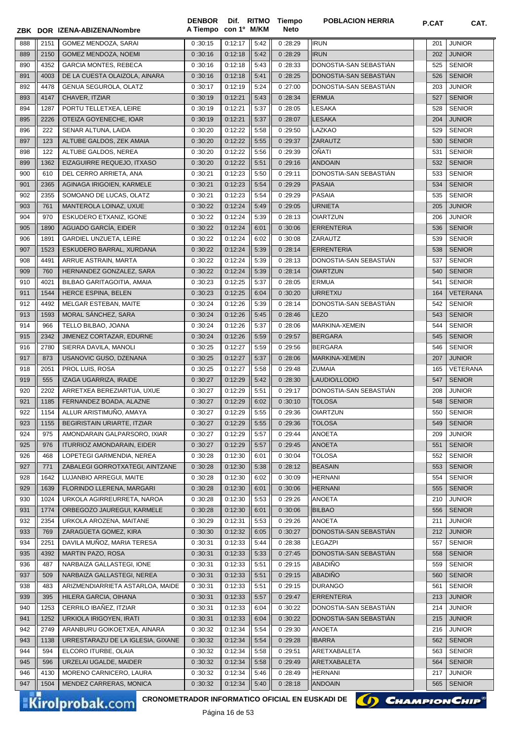| ZBK | DOR | IZENA-ABIZENA/Nombre | DENBOR A Tiempo | Dif. con 1º | RITMO M/KM | Tiempo Neto | POBLACION HERRIA | P.CAT | CAT. |
|---|---|---|---|---|---|---|---|---|---|
| 888 | 2151 | GOMEZ MENDOZA, SARAI | 0 :30:15 | 0:12:17 | 5:42 | 0 :28:29 | IRUN | 201 | JUNIOR |
| 889 | 2150 | GOMEZ MENDOZA, NOEMI | 0 :30:16 | 0:12:18 | 5:42 | 0 :28:29 | IRUN | 202 | JUNIOR |
| 890 | 4352 | GARCIA MONTES, REBECA | 0 :30:16 | 0:12:18 | 5:43 | 0 :28:33 | DONOSTIA-SAN SEBASTIÁN | 525 | SENIOR |
| 891 | 4003 | DE LA CUESTA OLAIZOLA, AINARA | 0 :30:16 | 0:12:18 | 5:41 | 0 :28:25 | DONOSTIA-SAN SEBASTIÁN | 526 | SENIOR |
| 892 | 4478 | GENUA SEGUROLA, OLATZ | 0 :30:17 | 0:12:19 | 5:24 | 0 :27:00 | DONOSTIA-SAN SEBASTIÁN | 203 | JUNIOR |
| 893 | 4147 | CHAVER, ITZIAR | 0 :30:19 | 0:12:21 | 5:43 | 0 :28:34 | ERMUA | 527 | SENIOR |
| 894 | 1287 | PORTU TELLETXEA, LEIRE | 0 :30:19 | 0:12:21 | 5:37 | 0 :28:05 | LESAKA | 528 | SENIOR |
| 895 | 2226 | OTEIZA GOYENECHE, IOAR | 0 :30:19 | 0:12:21 | 5:37 | 0 :28:07 | LESAKA | 204 | JUNIOR |
| 896 | 222 | SENAR ALTUNA, LAIDA | 0 :30:20 | 0:12:22 | 5:58 | 0 :29:50 | LAZKAO | 529 | SENIOR |
| 897 | 123 | ALTUBE GALDOS, ZEK AMAIA | 0 :30:20 | 0:12:22 | 5:55 | 0 :29:37 | ZARAUTZ | 530 | SENIOR |
| 898 | 122 | ALTUBE GALDOS, NEREA | 0 :30:20 | 0:12:22 | 5:56 | 0 :29:39 | OÑATI | 531 | SENIOR |
| 899 | 1362 | EIZAGUIRRE REQUEJO, ITXASO | 0 :30:20 | 0:12:22 | 5:51 | 0 :29:16 | ANDOAIN | 532 | SENIOR |
| 900 | 610 | DEL CERRO ARRIETA, ANA | 0 :30:21 | 0:12:23 | 5:50 | 0 :29:11 | DONOSTIA-SAN SEBASTIÁN | 533 | SENIOR |
| 901 | 2365 | AGINAGA IRIGOIEN, KARMELE | 0 :30:21 | 0:12:23 | 5:54 | 0 :29:29 | PASAIA | 534 | SENIOR |
| 902 | 2355 | SOMOANO DE LUCAS, OLATZ | 0 :30:21 | 0:12:23 | 5:54 | 0 :29:29 | PASAIA | 535 | SENIOR |
| 903 | 761 | MANTEROLA LOINAZ, UXUE | 0 :30:22 | 0:12:24 | 5:49 | 0 :29:05 | URNIETA | 205 | JUNIOR |
| 904 | 970 | ESKUDERO ETXANIZ, IGONE | 0 :30:22 | 0:12:24 | 5:39 | 0 :28:13 | OIARTZUN | 206 | JUNIOR |
| 905 | 1890 | AGUADO GARCÍA, EIDER | 0 :30:22 | 0:12:24 | 6:01 | 0 :30:06 | ERRENTERIA | 536 | SENIOR |
| 906 | 1891 | GARDIEL UNZUETA, LEIRE | 0 :30:22 | 0:12:24 | 6:02 | 0 :30:08 | ZARAUTZ | 539 | SENIOR |
| 907 | 1523 | ESKUDERO BARRAL, XURDANA | 0 :30:22 | 0:12:24 | 5:39 | 0 :28:14 | ERRENTERIA | 538 | SENIOR |
| 908 | 4491 | ARRUE ASTRAIN, MARTA | 0 :30:22 | 0:12:24 | 5:39 | 0 :28:13 | DONOSTIA-SAN SEBASTIÁN | 537 | SENIOR |
| 909 | 760 | HERNANDEZ GONZALEZ, SARA | 0 :30:22 | 0:12:24 | 5:39 | 0 :28:14 | OIARTZUN | 540 | SENIOR |
| 910 | 4021 | BILBAO GARITAGOITIA, AMAIA | 0 :30:23 | 0:12:25 | 5:37 | 0 :28:05 | ERMUA | 541 | SENIOR |
| 911 | 1544 | HERCE ESPINA, BELEN | 0 :30:23 | 0:12:25 | 6:04 | 0 :30:20 | URRETXU | 164 | VETERANA |
| 912 | 4492 | MELGAR ESTEBAN, MAITE | 0 :30:24 | 0:12:26 | 5:39 | 0 :28:14 | DONOSTIA-SAN SEBASTIÁN | 542 | SENIOR |
| 913 | 1593 | MORAL SÁNCHEZ, SARA | 0 :30:24 | 0:12:26 | 5:45 | 0 :28:46 | LEZO | 543 | SENIOR |
| 914 | 966 | TELLO BILBAO, JOANA | 0 :30:24 | 0:12:26 | 5:37 | 0 :28:06 | MARKINA-XEMEIN | 544 | SENIOR |
| 915 | 2342 | JIMENEZ CORTAZAR, EDURNE | 0 :30:24 | 0:12:26 | 5:59 | 0 :29:57 | BERGARA | 545 | SENIOR |
| 916 | 2780 | SIERRA DAVILA, MANOLI | 0 :30:25 | 0:12:27 | 5:59 | 0 :29:56 | BERGARA | 546 | SENIOR |
| 917 | 873 | USANOVIC GUSO, DZENANA | 0 :30:25 | 0:12:27 | 5:37 | 0 :28:06 | MARKINA-XEMEIN | 207 | JUNIOR |
| 918 | 2051 | PROL LUIS, ROSA | 0 :30:25 | 0:12:27 | 5:58 | 0 :29:48 | ZUMAIA | 165 | VETERANA |
| 919 | 555 | IZAGA UGARRIZA, IRAIDE | 0 :30:27 | 0:12:29 | 5:42 | 0 :28:30 | LAUDIO/LLODIO | 547 | SENIOR |
| 920 | 2202 | ARRETXEA BEREZIARTUA, UXUE | 0 :30:27 | 0:12:29 | 5:51 | 0 :29:17 | DONOSTIA-SAN SEBASTIÁN | 208 | JUNIOR |
| 921 | 1185 | FERNANDEZ BOADA, ALAZNE | 0 :30:27 | 0:12:29 | 6:02 | 0 :30:10 | TOLOSA | 548 | SENIOR |
| 922 | 1154 | ALLUR ARISTIMUÑO, AMAYA | 0 :30:27 | 0:12:29 | 5:55 | 0 :29:36 | OIARTZUN | 550 | SENIOR |
| 923 | 1155 | BEGIRISTAIN URIARTE, ITZIAR | 0 :30:27 | 0:12:29 | 5:55 | 0 :29:36 | TOLOSA | 549 | SENIOR |
| 924 | 975 | AMONDARAIN GALPARSORO, IXIAR | 0 :30:27 | 0:12:29 | 5:57 | 0 :29:44 | ANOETA | 209 | JUNIOR |
| 925 | 976 | ITURRIOZ AMONDARAIN, EIDER | 0 :30:27 | 0:12:29 | 5:57 | 0 :29:45 | ANOETA | 551 | SENIOR |
| 926 | 468 | LOPETEGI GARMENDIA, NEREA | 0 :30:28 | 0:12:30 | 6:01 | 0 :30:04 | TOLOSA | 552 | SENIOR |
| 927 | 771 | ZABALEGI GORROTXATEGI, AINTZANE | 0 :30:28 | 0:12:30 | 5:38 | 0 :28:12 | BEASAIN | 553 | SENIOR |
| 928 | 1642 | LUJANBIO ARREGUI, MAITE | 0 :30:28 | 0:12:30 | 6:02 | 0 :30:09 | HERNANI | 554 | SENIOR |
| 929 | 1639 | FLORINDO LLERENA, MARGARI | 0 :30:28 | 0:12:30 | 6:01 | 0 :30:06 | HERNANI | 555 | SENIOR |
| 930 | 1024 | URKOLA AGIRREURRETA, NAROA | 0 :30:28 | 0:12:30 | 5:53 | 0 :29:26 | ANOETA | 210 | JUNIOR |
| 931 | 1774 | ORBEGOZO JAUREGUI, KARMELE | 0 :30:28 | 0:12:30 | 6:01 | 0 :30:06 | BILBAO | 556 | SENIOR |
| 932 | 2354 | URKOLA AROZENA, MAITANE | 0 :30:29 | 0:12:31 | 5:53 | 0 :29:26 | ANOETA | 211 | JUNIOR |
| 933 | 769 | ZARAGÜETA GOMEZ, KIRA | 0 :30:30 | 0:12:32 | 6:05 | 0 :30:27 | DONOSTIA-SAN SEBASTIÁN | 212 | JUNIOR |
| 934 | 2251 | DAVILA MUÑOZ, MARIA TERESA | 0 :30:31 | 0:12:33 | 5:44 | 0 :28:38 | LEGAZPI | 557 | SENIOR |
| 935 | 4392 | MARTIN PAZO, ROSA | 0 :30:31 | 0:12:33 | 5:33 | 0 :27:45 | DONOSTIA-SAN SEBASTIÁN | 558 | SENIOR |
| 936 | 487 | NARBAIZA GALLASTEGI, IONE | 0 :30:31 | 0:12:33 | 5:51 | 0 :29:15 | ABADIÑO | 559 | SENIOR |
| 937 | 509 | NARBAIZA GALLASTEGI, NEREA | 0 :30:31 | 0:12:33 | 5:51 | 0 :29:15 | ABADIÑO | 560 | SENIOR |
| 938 | 483 | ARIZMENDIARRIETA ASTARLOA, MAIDE | 0 :30:31 | 0:12:33 | 5:51 | 0 :29:15 | DURANGO | 561 | SENIOR |
| 939 | 395 | HILERA GARCIA, OIHANA | 0 :30:31 | 0:12:33 | 5:57 | 0 :29:47 | ERRENTERIA | 213 | JUNIOR |
| 940 | 1253 | CERRILO IBAÑEZ, ITZIAR | 0 :30:31 | 0:12:33 | 6:04 | 0 :30:22 | DONOSTIA-SAN SEBASTIÁN | 214 | JUNIOR |
| 941 | 1252 | URKIOLA IRIGOYEN, IRATI | 0 :30:31 | 0:12:33 | 6:04 | 0 :30:22 | DONOSTIA-SAN SEBASTIÁN | 215 | JUNIOR |
| 942 | 2749 | ARANBURU GOIKOETXEA, AINARA | 0 :30:32 | 0:12:34 | 5:54 | 0 :29:30 | ANOETA | 216 | JUNIOR |
| 943 | 1138 | URRESTARAZU DE LA IGLESIA, GIXANE | 0 :30:32 | 0:12:34 | 5:54 | 0 :29:28 | IBARRA | 562 | SENIOR |
| 944 | 594 | ELCORO ITURBE, OLAIA | 0 :30:32 | 0:12:34 | 5:58 | 0 :29:51 | ARETXABALETA | 563 | SENIOR |
| 945 | 596 | URZELAI UGALDE, MAIDER | 0 :30:32 | 0:12:34 | 5:58 | 0 :29:49 | ARETXABALETA | 564 | SENIOR |
| 946 | 4130 | MORENO CARNICERO, LAURA | 0 :30:32 | 0:12:34 | 5:46 | 0 :28:49 | HERNANI | 217 | JUNIOR |
| 947 | 1504 | MENDEZ CARRERAS, MONICA | 0 :30:32 | 0:12:34 | 5:40 | 0 :28:18 | ANDOAIN | 565 | SENIOR |

Kirolprobak.com — CRONOMETRADOR INFORMATICO OFICIAL EN EUSKADI DE ChampionChip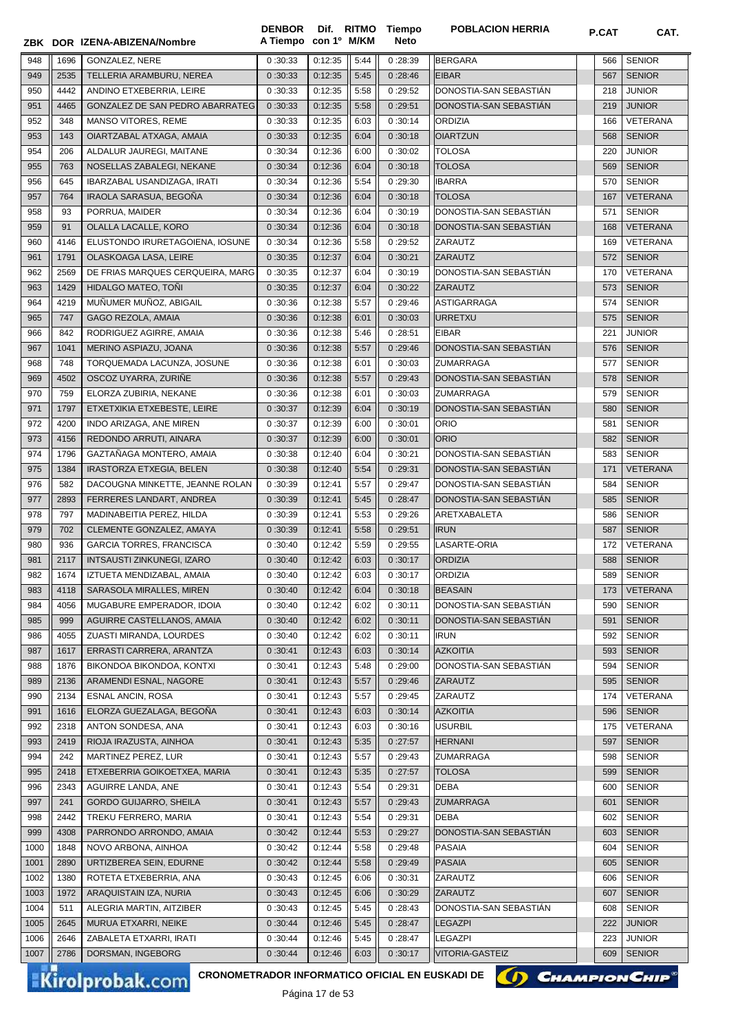| ZBK | DOR | IZENA-ABIZENA/Nombre | DENBOR A Tiempo | Dif. con 1º | RITMO M/KM | Tiempo Neto | POBLACION HERRIA | P.CAT | CAT. |
|---|---|---|---|---|---|---|---|---|---|
| 948 | 1696 | GONZALEZ, NERE | 0 :30:33 | 0:12:35 | 5:44 | 0 :28:39 | BERGARA | 566 | SENIOR |
| 949 | 2535 | TELLERIA ARAMBURU, NEREA | 0 :30:33 | 0:12:35 | 5:45 | 0 :28:46 | EIBAR | 567 | SENIOR |
| 950 | 4442 | ANDINO ETXEBERRIA, LEIRE | 0 :30:33 | 0:12:35 | 5:58 | 0 :29:52 | DONOSTIA-SAN SEBASTIÁN | 218 | JUNIOR |
| 951 | 4465 | GONZALEZ DE SAN PEDRO ABARRATEG | 0 :30:33 | 0:12:35 | 5:58 | 0 :29:51 | DONOSTIA-SAN SEBASTIÁN | 219 | JUNIOR |
| 952 | 348 | MANSO VITORES, REME | 0 :30:33 | 0:12:35 | 6:03 | 0 :30:14 | ORDIZIA | 166 | VETERANA |
| 953 | 143 | OIARTZABAL ATXAGA, AMAIA | 0 :30:33 | 0:12:35 | 6:04 | 0 :30:18 | OIARTZUN | 568 | SENIOR |
| 954 | 206 | ALDALUR JAUREGI, MAITANE | 0 :30:34 | 0:12:36 | 6:00 | 0 :30:02 | TOLOSA | 220 | JUNIOR |
| 955 | 763 | NOSELLAS ZABALEGI, NEKANE | 0 :30:34 | 0:12:36 | 6:04 | 0 :30:18 | TOLOSA | 569 | SENIOR |
| 956 | 645 | IBARZABAL USANDIZAGA, IRATI | 0 :30:34 | 0:12:36 | 5:54 | 0 :29:30 | IBARRA | 570 | SENIOR |
| 957 | 764 | IRAOLA SARASUA, BEGOÑA | 0 :30:34 | 0:12:36 | 6:04 | 0 :30:18 | TOLOSA | 167 | VETERANA |
| 958 | 93 | PORRUA, MAIDER | 0 :30:34 | 0:12:36 | 6:04 | 0 :30:19 | DONOSTIA-SAN SEBASTIÁN | 571 | SENIOR |
| 959 | 91 | OLALLA LACALLE, KORO | 0 :30:34 | 0:12:36 | 6:04 | 0 :30:18 | DONOSTIA-SAN SEBASTIÁN | 168 | VETERANA |
| 960 | 4146 | ELUSTONDO IRURETAGOIENA, IOSUNE | 0 :30:34 | 0:12:36 | 5:58 | 0 :29:52 | ZARAUTZ | 169 | VETERANA |
| 961 | 1791 | OLASKOAGA LASA, LEIRE | 0 :30:35 | 0:12:37 | 6:04 | 0 :30:21 | ZARAUTZ | 572 | SENIOR |
| 962 | 2569 | DE FRIAS MARQUES CERQUEIRA, MARG | 0 :30:35 | 0:12:37 | 6:04 | 0 :30:19 | DONOSTIA-SAN SEBASTIÁN | 170 | VETERANA |
| 963 | 1429 | HIDALGO MATEO, TOÑI | 0 :30:35 | 0:12:37 | 6:04 | 0 :30:22 | ZARAUTZ | 573 | SENIOR |
| 964 | 4219 | MUÑUMER MUÑOZ, ABIGAIL | 0 :30:36 | 0:12:38 | 5:57 | 0 :29:46 | ASTIGARRAGA | 574 | SENIOR |
| 965 | 747 | GAGO REZOLA, AMAIA | 0 :30:36 | 0:12:38 | 6:01 | 0 :30:03 | URRETXU | 575 | SENIOR |
| 966 | 842 | RODRIGUEZ AGIRRE, AMAIA | 0 :30:36 | 0:12:38 | 5:46 | 0 :28:51 | EIBAR | 221 | JUNIOR |
| 967 | 1041 | MERINO ASPIAZU, JOANA | 0 :30:36 | 0:12:38 | 5:57 | 0 :29:46 | DONOSTIA-SAN SEBASTIÁN | 576 | SENIOR |
| 968 | 748 | TORQUEMADA LACUNZA, JOSUNE | 0 :30:36 | 0:12:38 | 6:01 | 0 :30:03 | ZUMARRAGA | 577 | SENIOR |
| 969 | 4502 | OSCOZ UYARRA, ZURIÑE | 0 :30:36 | 0:12:38 | 5:57 | 0 :29:43 | DONOSTIA-SAN SEBASTIÁN | 578 | SENIOR |
| 970 | 759 | ELORZA ZUBIRIA, NEKANE | 0 :30:36 | 0:12:38 | 6:01 | 0 :30:03 | ZUMARRAGA | 579 | SENIOR |
| 971 | 1797 | ETXETXIKIA ETXEBESTE, LEIRE | 0 :30:37 | 0:12:39 | 6:04 | 0 :30:19 | DONOSTIA-SAN SEBASTIÁN | 580 | SENIOR |
| 972 | 4200 | INDO ARIZAGA, ANE MIREN | 0 :30:37 | 0:12:39 | 6:00 | 0 :30:01 | ORIO | 581 | SENIOR |
| 973 | 4156 | REDONDO ARRUTI, AINARA | 0 :30:37 | 0:12:39 | 6:00 | 0 :30:01 | ORIO | 582 | SENIOR |
| 974 | 1796 | GAZTAÑAGA MONTERO, AMAIA | 0 :30:38 | 0:12:40 | 6:04 | 0 :30:21 | DONOSTIA-SAN SEBASTIÁN | 583 | SENIOR |
| 975 | 1384 | IRASTORZA ETXEGIA, BELEN | 0 :30:38 | 0:12:40 | 5:54 | 0 :29:31 | DONOSTIA-SAN SEBASTIÁN | 171 | VETERANA |
| 976 | 582 | DACOUGNA MINKETTE, JEANNE ROLAN | 0 :30:39 | 0:12:41 | 5:57 | 0 :29:47 | DONOSTIA-SAN SEBASTIÁN | 584 | SENIOR |
| 977 | 2893 | FERRERES LANDART, ANDREA | 0 :30:39 | 0:12:41 | 5:45 | 0 :28:47 | DONOSTIA-SAN SEBASTIÁN | 585 | SENIOR |
| 978 | 797 | MADINABEITIA PEREZ, HILDA | 0 :30:39 | 0:12:41 | 5:53 | 0 :29:26 | ARETXABALETA | 586 | SENIOR |
| 979 | 702 | CLEMENTE GONZALEZ, AMAYA | 0 :30:39 | 0:12:41 | 5:58 | 0 :29:51 | IRUN | 587 | SENIOR |
| 980 | 936 | GARCIA TORRES, FRANCISCA | 0 :30:40 | 0:12:42 | 5:59 | 0 :29:55 | LASARTE-ORIA | 172 | VETERANA |
| 981 | 2117 | INTSAUSTI ZINKUNEGI, IZARO | 0 :30:40 | 0:12:42 | 6:03 | 0 :30:17 | ORDIZIA | 588 | SENIOR |
| 982 | 1674 | IZTUETA MENDIZABAL, AMAIA | 0 :30:40 | 0:12:42 | 6:03 | 0 :30:17 | ORDIZIA | 589 | SENIOR |
| 983 | 4118 | SARASOLA MIRALLES, MIREN | 0 :30:40 | 0:12:42 | 6:04 | 0 :30:18 | BEASAIN | 173 | VETERANA |
| 984 | 4056 | MUGABURE EMPERADOR, IDOIA | 0 :30:40 | 0:12:42 | 6:02 | 0 :30:11 | DONOSTIA-SAN SEBASTIÁN | 590 | SENIOR |
| 985 | 999 | AGUIRRE CASTELLANOS, AMAIA | 0 :30:40 | 0:12:42 | 6:02 | 0 :30:11 | DONOSTIA-SAN SEBASTIÁN | 591 | SENIOR |
| 986 | 4055 | ZUASTI MIRANDA, LOURDES | 0 :30:40 | 0:12:42 | 6:02 | 0 :30:11 | IRUN | 592 | SENIOR |
| 987 | 1617 | ERRASTI CARRERA, ARANTZA | 0 :30:41 | 0:12:43 | 6:03 | 0 :30:14 | AZKOITIA | 593 | SENIOR |
| 988 | 1876 | BIKONDOA BIKONDOA, KONTXI | 0 :30:41 | 0:12:43 | 5:48 | 0 :29:00 | DONOSTIA-SAN SEBASTIÁN | 594 | SENIOR |
| 989 | 2136 | ARAMENDI ESNAL, NAGORE | 0 :30:41 | 0:12:43 | 5:57 | 0 :29:46 | ZARAUTZ | 595 | SENIOR |
| 990 | 2134 | ESNAL ANCIN, ROSA | 0 :30:41 | 0:12:43 | 5:57 | 0 :29:45 | ZARAUTZ | 174 | VETERANA |
| 991 | 1616 | ELORZA GUEZALAGA, BEGOÑA | 0 :30:41 | 0:12:43 | 6:03 | 0 :30:14 | AZKOITIA | 596 | SENIOR |
| 992 | 2318 | ANTON SONDESA, ANA | 0 :30:41 | 0:12:43 | 6:03 | 0 :30:16 | USURBIL | 175 | VETERANA |
| 993 | 2419 | RIOJA IRAZUSTA, AINHOA | 0 :30:41 | 0:12:43 | 5:35 | 0 :27:57 | HERNANI | 597 | SENIOR |
| 994 | 242 | MARTINEZ PEREZ, LUR | 0 :30:41 | 0:12:43 | 5:57 | 0 :29:43 | ZUMARRAGA | 598 | SENIOR |
| 995 | 2418 | ETXEBERRIA GOIKOETXEA, MARIA | 0 :30:41 | 0:12:43 | 5:35 | 0 :27:57 | TOLOSA | 599 | SENIOR |
| 996 | 2343 | AGUIRRE LANDA, ANE | 0 :30:41 | 0:12:43 | 5:54 | 0 :29:31 | DEBA | 600 | SENIOR |
| 997 | 241 | GORDO GUIJARRO, SHEILA | 0 :30:41 | 0:12:43 | 5:57 | 0 :29:43 | ZUMARRAGA | 601 | SENIOR |
| 998 | 2442 | TREKU FERRERO, MARIA | 0 :30:41 | 0:12:43 | 5:54 | 0 :29:31 | DEBA | 602 | SENIOR |
| 999 | 4308 | PARRONDO ARRONDO, AMAIA | 0 :30:42 | 0:12:44 | 5:53 | 0 :29:27 | DONOSTIA-SAN SEBASTIÁN | 603 | SENIOR |
| 1000 | 1848 | NOVO ARBONA, AINHOA | 0 :30:42 | 0:12:44 | 5:58 | 0 :29:48 | PASAIA | 604 | SENIOR |
| 1001 | 2890 | URTIZBEREA SEIN, EDURNE | 0 :30:42 | 0:12:44 | 5:58 | 0 :29:49 | PASAIA | 605 | SENIOR |
| 1002 | 1380 | ROTETA ETXEBERRIA, ANA | 0 :30:43 | 0:12:45 | 6:06 | 0 :30:31 | ZARAUTZ | 606 | SENIOR |
| 1003 | 1972 | ARAQUISTAIN IZA, NURIA | 0 :30:43 | 0:12:45 | 6:06 | 0 :30:29 | ZARAUTZ | 607 | SENIOR |
| 1004 | 511 | ALEGRIA MARTIN, AITZIBER | 0 :30:43 | 0:12:45 | 5:45 | 0 :28:43 | DONOSTIA-SAN SEBASTIÁN | 608 | SENIOR |
| 1005 | 2645 | MURUA ETXARRI, NEIKE | 0 :30:44 | 0:12:46 | 5:45 | 0 :28:47 | LEGAZPI | 222 | JUNIOR |
| 1006 | 2646 | ZABALETA ETXARRI, IRATI | 0 :30:44 | 0:12:46 | 5:45 | 0 :28:47 | LEGAZPI | 223 | JUNIOR |
| 1007 | 2786 | DORSMAN, INGEBORG | 0 :30:44 | 0:12:46 | 6:03 | 0 :30:17 | VITORIA-GASTEIZ | 609 | SENIOR |

Kirolprobak.com — CRONOMETRADOR INFORMATICO OFICIAL EN EUSKADI DE ChampionChip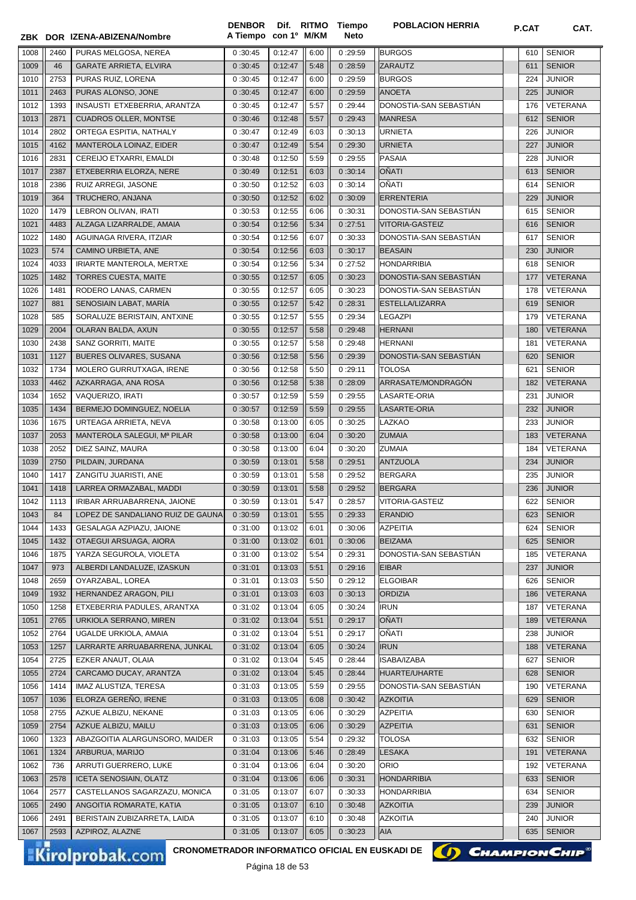| ZBK | DOR | IZENA-ABIZENA/Nombre | DENBOR A Tiempo | Dif. con 1º | RITMO M/KM | Tiempo Neto | POBLACION HERRIA | P.CAT | CAT. |
|---|---|---|---|---|---|---|---|---|---|
| 1008 | 2460 | PURAS MELGOSA, NEREA | 0:30:45 | 0:12:47 | 6:00 | 0:29:59 | BURGOS | 610 | SENIOR |
| 1009 | 46 | GARATE ARRIETA, ELVIRA | 0:30:45 | 0:12:47 | 5:48 | 0:28:59 | ZARAUTZ | 611 | SENIOR |
| 1010 | 2753 | PURAS RUIZ, LORENA | 0:30:45 | 0:12:47 | 6:00 | 0:29:59 | BURGOS | 224 | JUNIOR |
| 1011 | 2463 | PURAS ALONSO, JONE | 0:30:45 | 0:12:47 | 6:00 | 0:29:59 | ANOETA | 225 | JUNIOR |
| 1012 | 1393 | INSAUSTI ETXEBERRIA, ARANTZA | 0:30:45 | 0:12:47 | 5:57 | 0:29:44 | DONOSTIA-SAN SEBASTIÁN | 176 | VETERANA |
| 1013 | 2871 | CUADROS OLLER, MONTSE | 0:30:46 | 0:12:48 | 5:57 | 0:29:43 | MANRESA | 612 | SENIOR |
| 1014 | 2802 | ORTEGA ESPITIA, NATHALY | 0:30:47 | 0:12:49 | 6:03 | 0:30:13 | URNIETA | 226 | JUNIOR |
| 1015 | 4162 | MANTEROLA LOINAZ, EIDER | 0:30:47 | 0:12:49 | 5:54 | 0:29:30 | URNIETA | 227 | JUNIOR |
| 1016 | 2831 | CEREIJO ETXARRI, EMALDI | 0:30:48 | 0:12:50 | 5:59 | 0:29:55 | PASAIA | 228 | JUNIOR |
| 1017 | 2387 | ETXEBERRIA ELORZA, NERE | 0:30:49 | 0:12:51 | 6:03 | 0:30:14 | OÑATI | 613 | SENIOR |
| 1018 | 2386 | RUIZ ARREGI, JASONE | 0:30:50 | 0:12:52 | 6:03 | 0:30:14 | OÑATI | 614 | SENIOR |
| 1019 | 364 | TRUCHERO, ANJANA | 0:30:50 | 0:12:52 | 6:02 | 0:30:09 | ERRENTERIA | 229 | JUNIOR |
| 1020 | 1479 | LEBRON OLIVAN, IRATI | 0:30:53 | 0:12:55 | 6:06 | 0:30:31 | DONOSTIA-SAN SEBASTIÁN | 615 | SENIOR |
| 1021 | 4483 | ALZAGA LIZARRALDE, AMAIA | 0:30:54 | 0:12:56 | 5:34 | 0:27:51 | VITORIA-GASTEIZ | 616 | SENIOR |
| 1022 | 1480 | AGUINAGA RIVERA, ITZIAR | 0:30:54 | 0:12:56 | 6:07 | 0:30:33 | DONOSTIA-SAN SEBASTIÁN | 617 | SENIOR |
| 1023 | 574 | CAMINO URBIETA, ANE | 0:30:54 | 0:12:56 | 6:03 | 0:30:17 | BEASAIN | 230 | JUNIOR |
| 1024 | 4033 | IRIARTE MANTEROLA, MERTXE | 0:30:54 | 0:12:56 | 5:34 | 0:27:52 | HONDARRIBIA | 618 | SENIOR |
| 1025 | 1482 | TORRES CUESTA, MAITE | 0:30:55 | 0:12:57 | 6:05 | 0:30:23 | DONOSTIA-SAN SEBASTIÁN | 177 | VETERANA |
| 1026 | 1481 | RODERO LANAS, CARMEN | 0:30:55 | 0:12:57 | 6:05 | 0:30:23 | DONOSTIA-SAN SEBASTIÁN | 178 | VETERANA |
| 1027 | 881 | SENOSIAIN LABAT, MARÍA | 0:30:55 | 0:12:57 | 5:42 | 0:28:31 | ESTELLA/LIZARRA | 619 | SENIOR |
| 1028 | 585 | SORALUZE BERISTAIN, ANTXINE | 0:30:55 | 0:12:57 | 5:55 | 0:29:34 | LEGAZPI | 179 | VETERANA |
| 1029 | 2004 | OLARAN BALDA, AXUN | 0:30:55 | 0:12:57 | 5:58 | 0:29:48 | HERNANI | 180 | VETERANA |
| 1030 | 2438 | SANZ GORRITI, MAITE | 0:30:55 | 0:12:57 | 5:58 | 0:29:48 | HERNANI | 181 | VETERANA |
| 1031 | 1127 | BUERES OLIVARES, SUSANA | 0:30:56 | 0:12:58 | 5:56 | 0:29:39 | DONOSTIA-SAN SEBASTIÁN | 620 | SENIOR |
| 1032 | 1734 | MOLERO GURRUTXAGA, IRENE | 0:30:56 | 0:12:58 | 5:50 | 0:29:11 | TOLOSA | 621 | SENIOR |
| 1033 | 4462 | AZKARRAGA, ANA ROSA | 0:30:56 | 0:12:58 | 5:38 | 0:28:09 | ARRASATE/MONDRAGÓN | 182 | VETERANA |
| 1034 | 1652 | VAQUERIZO, IRATI | 0:30:57 | 0:12:59 | 5:59 | 0:29:55 | LASARTE-ORIA | 231 | JUNIOR |
| 1035 | 1434 | BERMEJO DOMINGUEZ, NOELIA | 0:30:57 | 0:12:59 | 5:59 | 0:29:55 | LASARTE-ORIA | 232 | JUNIOR |
| 1036 | 1675 | URTEAGA ARRIETA, NEVA | 0:30:58 | 0:13:00 | 6:05 | 0:30:25 | LAZKAO | 233 | JUNIOR |
| 1037 | 2053 | MANTEROLA SALEGUI, Mª PILAR | 0:30:58 | 0:13:00 | 6:04 | 0:30:20 | ZUMAIA | 183 | VETERANA |
| 1038 | 2052 | DIEZ SAINZ, MAURA | 0:30:58 | 0:13:00 | 6:04 | 0:30:20 | ZUMAIA | 184 | VETERANA |
| 1039 | 2750 | PILDAIN, JURDANA | 0:30:59 | 0:13:01 | 5:58 | 0:29:51 | ANTZUOLA | 234 | JUNIOR |
| 1040 | 1417 | ZANGITU JUARISTI, ANE | 0:30:59 | 0:13:01 | 5:58 | 0:29:52 | BERGARA | 235 | JUNIOR |
| 1041 | 1418 | LARREA ORMAZABAL, MADDI | 0:30:59 | 0:13:01 | 5:58 | 0:29:52 | BERGARA | 236 | JUNIOR |
| 1042 | 1113 | IRIBAR ARRUABARRENA, JAIONE | 0:30:59 | 0:13:01 | 5:47 | 0:28:57 | VITORIA-GASTEIZ | 622 | SENIOR |
| 1043 | 84 | LOPEZ DE SANDALIANO RUIZ DE GAUNA | 0:30:59 | 0:13:01 | 5:55 | 0:29:33 | ERANDIO | 623 | SENIOR |
| 1044 | 1433 | GESALAGA AZPIAZU, JAIONE | 0:31:00 | 0:13:02 | 6:01 | 0:30:06 | AZPEITIA | 624 | SENIOR |
| 1045 | 1432 | OTAEGUI ARSUAGA, AIORA | 0:31:00 | 0:13:02 | 6:01 | 0:30:06 | BEIZAMA | 625 | SENIOR |
| 1046 | 1875 | YARZA SEGUROLA, VIOLETA | 0:31:00 | 0:13:02 | 5:54 | 0:29:31 | DONOSTIA-SAN SEBASTIÁN | 185 | VETERANA |
| 1047 | 973 | ALBERDI LANDALUZE, IZASKUN | 0:31:01 | 0:13:03 | 5:51 | 0:29:16 | EIBAR | 237 | JUNIOR |
| 1048 | 2659 | OYARZABAL, LOREA | 0:31:01 | 0:13:03 | 5:50 | 0:29:12 | ELGOIBAR | 626 | SENIOR |
| 1049 | 1932 | HERNANDEZ ARAGON, PILI | 0:31:01 | 0:13:03 | 6:03 | 0:30:13 | ORDIZIA | 186 | VETERANA |
| 1050 | 1258 | ETXEBERRIA PADULES, ARANTXA | 0:31:02 | 0:13:04 | 6:05 | 0:30:24 | IRUN | 187 | VETERANA |
| 1051 | 2765 | URKIOLA SERRANO, MIREN | 0:31:02 | 0:13:04 | 5:51 | 0:29:17 | OÑATI | 189 | VETERANA |
| 1052 | 2764 | UGALDE URKIOLA, AMAIA | 0:31:02 | 0:13:04 | 5:51 | 0:29:17 | OÑATI | 238 | JUNIOR |
| 1053 | 1257 | LARRARTE ARRUABARRENA, JUNKAL | 0:31:02 | 0:13:04 | 6:05 | 0:30:24 | IRUN | 188 | VETERANA |
| 1054 | 2725 | EZKER ANAUT, OLAIA | 0:31:02 | 0:13:04 | 5:45 | 0:28:44 | ISABA/IZABA | 627 | SENIOR |
| 1055 | 2724 | CARCAMO DUCAY, ARANTZA | 0:31:02 | 0:13:04 | 5:45 | 0:28:44 | HUARTE/UHARTE | 628 | SENIOR |
| 1056 | 1414 | IMAZ ALUSTIZA, TERESA | 0:31:03 | 0:13:05 | 5:59 | 0:29:55 | DONOSTIA-SAN SEBASTIÁN | 190 | VETERANA |
| 1057 | 1036 | ELORZA GEREÑO, IRENE | 0:31:03 | 0:13:05 | 6:08 | 0:30:42 | AZKOITIA | 629 | SENIOR |
| 1058 | 2755 | AZKUE ALBIZU, NEKANE | 0:31:03 | 0:13:05 | 6:06 | 0:30:29 | AZPEITIA | 630 | SENIOR |
| 1059 | 2754 | AZKUE ALBIZU, MAILU | 0:31:03 | 0:13:05 | 6:06 | 0:30:29 | AZPEITIA | 631 | SENIOR |
| 1060 | 1323 | ABAZGOITIA ALARGUNSORO, MAIDER | 0:31:03 | 0:13:05 | 5:54 | 0:29:32 | TOLOSA | 632 | SENIOR |
| 1061 | 1324 | ARBURUA, MARIJO | 0:31:04 | 0:13:06 | 5:46 | 0:28:49 | LESAKA | 191 | VETERANA |
| 1062 | 736 | ARRUTI GUERRERO, LUKE | 0:31:04 | 0:13:06 | 6:04 | 0:30:20 | ORIO | 192 | VETERANA |
| 1063 | 2578 | ICETA SENOSIAIN, OLATZ | 0:31:04 | 0:13:06 | 6:06 | 0:30:31 | HONDARRIBIA | 633 | SENIOR |
| 1064 | 2577 | CASTELLANOS SAGARZAZU, MONICA | 0:31:05 | 0:13:07 | 6:07 | 0:30:33 | HONDARRIBIA | 634 | SENIOR |
| 1065 | 2490 | ANGOITIA ROMARATE, KATIA | 0:31:05 | 0:13:07 | 6:10 | 0:30:48 | AZKOITIA | 239 | JUNIOR |
| 1066 | 2491 | BERISTAIN ZUBIZARRETA, LAIDA | 0:31:05 | 0:13:07 | 6:10 | 0:30:48 | AZKOITIA | 240 | JUNIOR |
| 1067 | 2593 | AZPIROZ, ALAZNE | 0:31:05 | 0:13:07 | 6:05 | 0:30:23 | AIA | 635 | SENIOR |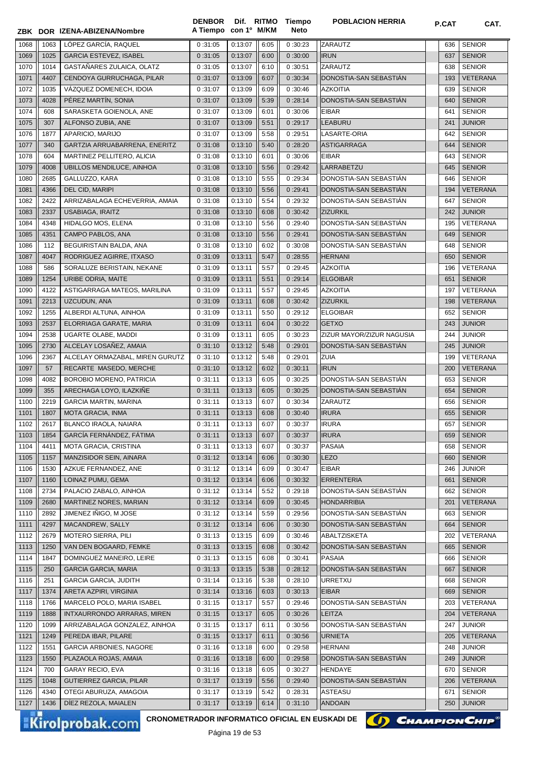| ZBK | DOR | IZENA-ABIZENA/Nombre | DENBOR A Tiempo | Dif. con 1º | RITMO M/KM | Tiempo Neto | POBLACION HERRIA | P.CAT | CAT. |
|---|---|---|---|---|---|---|---|---|---|
| 1068 | 1063 | LÓPEZ GARCÍA, RAQUEL | 0 :31:05 | 0:13:07 | 6:05 | 0 :30:23 | ZARAUTZ | 636 | SENIOR |
| 1069 | 1025 | GARCIA ESTEVEZ, ISABEL | 0 :31:05 | 0:13:07 | 6:00 | 0 :30:00 | IRUN | 637 | SENIOR |
| 1070 | 1014 | GASTAÑARES ZULAICA, OLATZ | 0 :31:05 | 0:13:07 | 6:10 | 0 :30:51 | ZARAUTZ | 638 | SENIOR |
| 1071 | 4407 | CENDOYA GURRUCHAGA, PILAR | 0 :31:07 | 0:13:09 | 6:07 | 0 :30:34 | DONOSTIA-SAN SEBASTIÁN | 193 | VETERANA |
| 1072 | 1035 | VÁZQUEZ DOMENECH, IDOIA | 0 :31:07 | 0:13:09 | 6:09 | 0 :30:46 | AZKOITIA | 639 | SENIOR |
| 1073 | 4028 | PÉREZ MARTÍN, SONIA | 0 :31:07 | 0:13:09 | 5:39 | 0 :28:14 | DONOSTIA-SAN SEBASTIÁN | 640 | SENIOR |
| 1074 | 608 | SARASKETA GOIENOLA, ANE | 0 :31:07 | 0:13:09 | 6:01 | 0 :30:06 | EIBAR | 641 | SENIOR |
| 1075 | 307 | ALFONSO ZUBIA, ANE | 0 :31:07 | 0:13:09 | 5:51 | 0 :29:17 | LEABURU | 241 | JUNIOR |
| 1076 | 1877 | APARICIO, MARIJO | 0 :31:07 | 0:13:09 | 5:58 | 0 :29:51 | LASARTE-ORIA | 642 | SENIOR |
| 1077 | 340 | GARTZIA ARRUABARRENA, ENERITZ | 0 :31:08 | 0:13:10 | 5:40 | 0 :28:20 | ASTIGARRAGA | 644 | SENIOR |
| 1078 | 604 | MARTINEZ PELLITERO, ALICIA | 0 :31:08 | 0:13:10 | 6:01 | 0 :30:06 | EIBAR | 643 | SENIOR |
| 1079 | 4008 | UBILLOS MENDILUCE, AINHOA | 0 :31:08 | 0:13:10 | 5:56 | 0 :29:42 | LARRABETZU | 645 | SENIOR |
| 1080 | 2685 | GALLUZZO, KARA | 0 :31:08 | 0:13:10 | 5:55 | 0 :29:34 | DONOSTIA-SAN SEBASTIÁN | 646 | SENIOR |
| 1081 | 4366 | DEL CID, MARIPI | 0 :31:08 | 0:13:10 | 5:56 | 0 :29:41 | DONOSTIA-SAN SEBASTIÁN | 194 | VETERANA |
| 1082 | 2422 | ARRIZABALAGA ECHEVERRIA, AMAIA | 0 :31:08 | 0:13:10 | 5:54 | 0 :29:32 | DONOSTIA-SAN SEBASTIÁN | 647 | SENIOR |
| 1083 | 2337 | USABIAGA, IRAITZ | 0 :31:08 | 0:13:10 | 6:08 | 0 :30:42 | ZIZURKIL | 242 | JUNIOR |
| 1084 | 4348 | HIDALGO MOS, ELENA | 0 :31:08 | 0:13:10 | 5:56 | 0 :29:40 | DONOSTIA-SAN SEBASTIÁN | 195 | VETERANA |
| 1085 | 4351 | CAMPO PABLOS, ANA | 0 :31:08 | 0:13:10 | 5:56 | 0 :29:41 | DONOSTIA-SAN SEBASTIÁN | 649 | SENIOR |
| 1086 | 112 | BEGUIRISTAIN BALDA, ANA | 0 :31:08 | 0:13:10 | 6:02 | 0 :30:08 | DONOSTIA-SAN SEBASTIÁN | 648 | SENIOR |
| 1087 | 4047 | RODRIGUEZ AGIRRE, ITXASO | 0 :31:09 | 0:13:11 | 5:47 | 0 :28:55 | HERNANI | 650 | SENIOR |
| 1088 | 586 | SORALUZE BERISTAIN, NEKANE | 0 :31:09 | 0:13:11 | 5:57 | 0 :29:45 | AZKOITIA | 196 | VETERANA |
| 1089 | 1254 | URIBE ODRIA, MAITE | 0 :31:09 | 0:13:11 | 5:51 | 0 :29:14 | ELGOIBAR | 651 | SENIOR |
| 1090 | 4122 | ASTIGARRAGA MATEOS, MARILINA | 0 :31:09 | 0:13:11 | 5:57 | 0 :29:45 | AZKOITIA | 197 | VETERANA |
| 1091 | 2213 | UZCUDUN, ANA | 0 :31:09 | 0:13:11 | 6:08 | 0 :30:42 | ZIZURKIL | 198 | VETERANA |
| 1092 | 1255 | ALBERDI ALTUNA, AINHOA | 0 :31:09 | 0:13:11 | 5:50 | 0 :29:12 | ELGOIBAR | 652 | SENIOR |
| 1093 | 2537 | ELORRIAGA GARATE, MARIA | 0 :31:09 | 0:13:11 | 6:04 | 0 :30:22 | GETXO | 243 | JUNIOR |
| 1094 | 2538 | UGARTE OLABE, MADDI | 0 :31:09 | 0:13:11 | 6:05 | 0 :30:23 | ZIZUR MAYOR/ZIZUR NAGUSIA | 244 | JUNIOR |
| 1095 | 2730 | ALCELAY LOSAÑEZ, AMAIA | 0 :31:10 | 0:13:12 | 5:48 | 0 :29:01 | DONOSTIA-SAN SEBASTIÁN | 245 | JUNIOR |
| 1096 | 2367 | ALCELAY ORMAZABAL, MIREN GURUTZ | 0 :31:10 | 0:13:12 | 5:48 | 0 :29:01 | ZUIA | 199 | VETERANA |
| 1097 | 57 | RECARTE MASEDO, MERCHE | 0 :31:10 | 0:13:12 | 6:02 | 0 :30:11 | IRUN | 200 | VETERANA |
| 1098 | 4082 | BOROBIO MORENO, PATRICIA | 0 :31:11 | 0:13:13 | 6:05 | 0 :30:25 | DONOSTIA-SAN SEBASTIÁN | 653 | SENIOR |
| 1099 | 355 | ARECHAGA LOYO, ILAZKIÑE | 0 :31:11 | 0:13:13 | 6:05 | 0 :30:25 | DONOSTIA-SAN SEBASTIÁN | 654 | SENIOR |
| 1100 | 2219 | GARCIA MARTIN, MARINA | 0 :31:11 | 0:13:13 | 6:07 | 0 :30:34 | ZARAUTZ | 656 | SENIOR |
| 1101 | 1807 | MOTA GRACIA, INMA | 0 :31:11 | 0:13:13 | 6:08 | 0 :30:40 | IRURA | 655 | SENIOR |
| 1102 | 2617 | BLANCO IRAOLA, NAIARA | 0 :31:11 | 0:13:13 | 6:07 | 0 :30:37 | IRURA | 657 | SENIOR |
| 1103 | 1854 | GARCÍA FERNÁNDEZ, FÁTIMA | 0 :31:11 | 0:13:13 | 6:07 | 0 :30:37 | IRURA | 659 | SENIOR |
| 1104 | 4411 | MOTA GRACIA, CRISTINA | 0 :31:11 | 0:13:13 | 6:07 | 0 :30:37 | PASAIA | 658 | SENIOR |
| 1105 | 1157 | MANZISIDOR SEIN, AINARA | 0 :31:12 | 0:13:14 | 6:06 | 0 :30:30 | LEZO | 660 | SENIOR |
| 1106 | 1530 | AZKUE FERNANDEZ, ANE | 0 :31:12 | 0:13:14 | 6:09 | 0 :30:47 | EIBAR | 246 | JUNIOR |
| 1107 | 1160 | LOINAZ PUMU, GEMA | 0 :31:12 | 0:13:14 | 6:06 | 0 :30:32 | ERRENTERIA | 661 | SENIOR |
| 1108 | 2734 | PALACIO ZABALO, AINHOA | 0 :31:12 | 0:13:14 | 5:52 | 0 :29:18 | DONOSTIA-SAN SEBASTIÁN | 662 | SENIOR |
| 1109 | 2680 | MARTINEZ NORES, MARIAN | 0 :31:12 | 0:13:14 | 6:09 | 0 :30:45 | HONDARRIBIA | 201 | VETERANA |
| 1110 | 2892 | JIMENEZ IÑIGO, M JOSE | 0 :31:12 | 0:13:14 | 5:59 | 0 :29:56 | DONOSTIA-SAN SEBASTIÁN | 663 | SENIOR |
| 1111 | 4297 | MACANDREW, SALLY | 0 :31:12 | 0:13:14 | 6:06 | 0 :30:30 | DONOSTIA-SAN SEBASTIÁN | 664 | SENIOR |
| 1112 | 2679 | MOTERO SIERRA, PILI | 0 :31:13 | 0:13:15 | 6:09 | 0 :30:46 | ABALTZISKETA | 202 | VETERANA |
| 1113 | 1250 | VAN DEN BOGAARD, FEMKE | 0 :31:13 | 0:13:15 | 6:08 | 0 :30:42 | DONOSTIA-SAN SEBASTIÁN | 665 | SENIOR |
| 1114 | 1847 | DOMINGUEZ MANEIRO, LEIRE | 0 :31:13 | 0:13:15 | 6:08 | 0 :30:41 | PASAIA | 666 | SENIOR |
| 1115 | 250 | GARCIA GARCIA, MARIA | 0 :31:13 | 0:13:15 | 5:38 | 0 :28:12 | DONOSTIA-SAN SEBASTIÁN | 667 | SENIOR |
| 1116 | 251 | GARCIA GARCIA, JUDITH | 0 :31:14 | 0:13:16 | 5:38 | 0 :28:10 | URRETXU | 668 | SENIOR |
| 1117 | 1374 | ARETA AZPIRI, VIRGINIA | 0 :31:14 | 0:13:16 | 6:03 | 0 :30:13 | EIBAR | 669 | SENIOR |
| 1118 | 1766 | MARCELO POLO, MARIA ISABEL | 0 :31:15 | 0:13:17 | 5:57 | 0 :29:46 | DONOSTIA-SAN SEBASTIÁN | 203 | VETERANA |
| 1119 | 1888 | INTXAURRONDO ARRARAS, MIREN | 0 :31:15 | 0:13:17 | 6:05 | 0 :30:26 | LEITZA | 204 | VETERANA |
| 1120 | 1099 | ARRIZABALAGA GONZALEZ, AINHOA | 0 :31:15 | 0:13:17 | 6:11 | 0 :30:56 | DONOSTIA-SAN SEBASTIÁN | 247 | JUNIOR |
| 1121 | 1249 | PEREDA IBAR, PILARE | 0 :31:15 | 0:13:17 | 6:11 | 0 :30:56 | URNIETA | 205 | VETERANA |
| 1122 | 1551 | GARCIA ARBONIES, NAGORE | 0 :31:16 | 0:13:18 | 6:00 | 0 :29:58 | HERNANI | 248 | JUNIOR |
| 1123 | 1550 | PLAZAOLA ROJAS, AMAIA | 0 :31:16 | 0:13:18 | 6:00 | 0 :29:58 | DONOSTIA-SAN SEBASTIÁN | 249 | JUNIOR |
| 1124 | 700 | GARAY RECIO, EVA | 0 :31:16 | 0:13:18 | 6:05 | 0 :30:27 | HENDAYE | 670 | SENIOR |
| 1125 | 1048 | GUTIERREZ GARCIA, PILAR | 0 :31:17 | 0:13:19 | 5:56 | 0 :29:40 | DONOSTIA-SAN SEBASTIÁN | 206 | VETERANA |
| 1126 | 4340 | OTEGI ABURUZA, AMAGOIA | 0 :31:17 | 0:13:19 | 5:42 | 0 :28:31 | ASTEASU | 671 | SENIOR |
| 1127 | 1436 | DÍEZ REZOLA, MAIALEN | 0 :31:17 | 0:13:19 | 6:14 | 0 :31:10 | ANDOAIN | 250 | JUNIOR |

CRONOMETRADOR INFORMATICO OFICIAL EN EUSKADI DE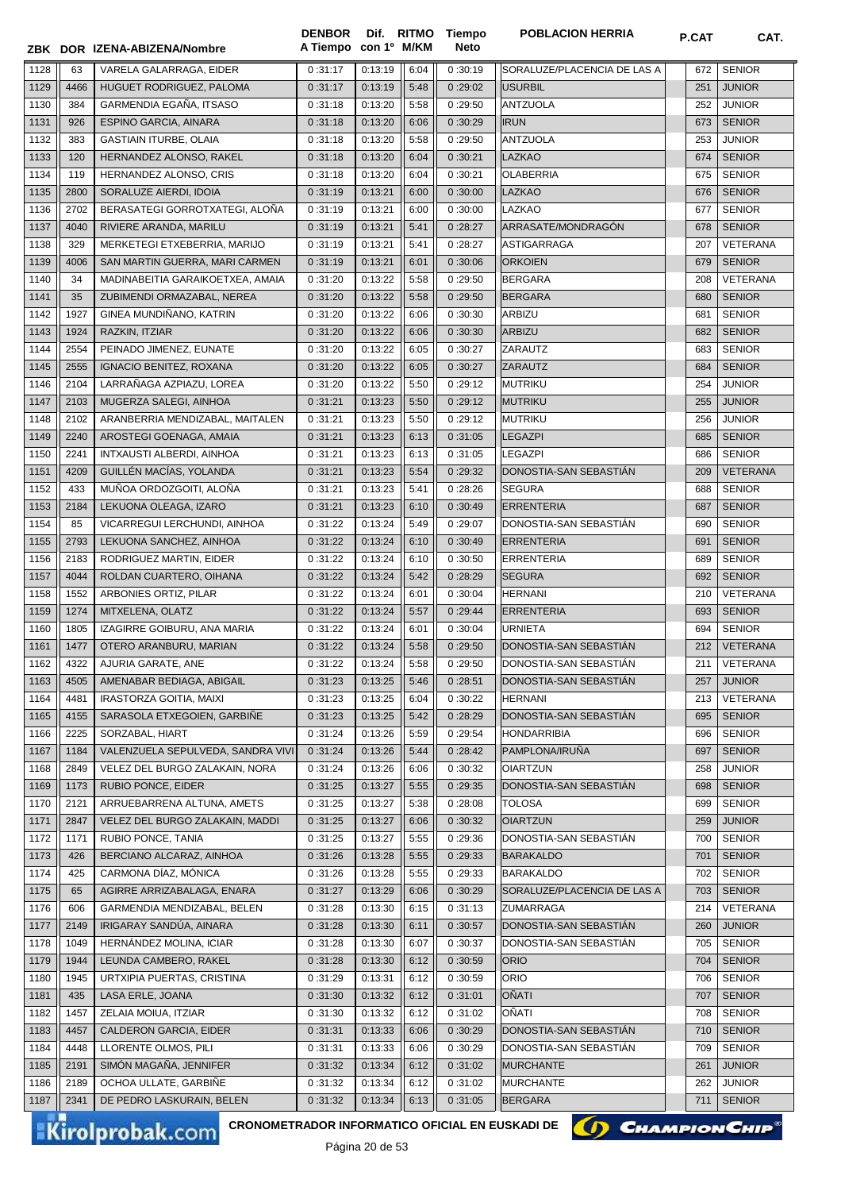| ZBK | DOR | IZENA-ABIZENA/Nombre | DENBOR A Tiempo | Dif. con 1º | RITMO M/KM | Tiempo Neto | POBLACION HERRIA | P.CAT | CAT. |
|---|---|---|---|---|---|---|---|---|---|
| 1128 | 63 | VARELA GALARRAGA, EIDER | 0:31:17 | 0:13:19 | 6:04 | 0:30:19 | SORALUZE/PLACENCIA DE LAS A | 672 | SENIOR |
| 1129 | 4466 | HUGUET RODRIGUEZ, PALOMA | 0:31:17 | 0:13:19 | 5:48 | 0:29:02 | USURBIL | 251 | JUNIOR |
| 1130 | 384 | GARMENDIA EGAÑA, ITSASO | 0:31:18 | 0:13:20 | 5:58 | 0:29:50 | ANTZUOLA | 252 | JUNIOR |
| 1131 | 926 | ESPINO GARCIA, AINARA | 0:31:18 | 0:13:20 | 6:06 | 0:30:29 | IRUN | 673 | SENIOR |
| 1132 | 383 | GASTAIN ITURBE, OLAIA | 0:31:18 | 0:13:20 | 5:58 | 0:29:50 | ANTZUOLA | 253 | JUNIOR |
| 1133 | 120 | HERNANDEZ ALONSO, RAKEL | 0:31:18 | 0:13:20 | 6:04 | 0:30:21 | LAZKAO | 674 | SENIOR |
| 1134 | 119 | HERNANDEZ ALONSO, CRIS | 0:31:18 | 0:13:20 | 6:04 | 0:30:21 | OLABERRIA | 675 | SENIOR |
| 1135 | 2800 | SORALUZE AIERDI, IDOIA | 0:31:19 | 0:13:21 | 6:00 | 0:30:00 | LAZKAO | 676 | SENIOR |
| 1136 | 2702 | BERASATEGI GORROTXATEGI, ALOÑA | 0:31:19 | 0:13:21 | 6:00 | 0:30:00 | LAZKAO | 677 | SENIOR |
| 1137 | 4040 | RIVIERE ARANDA, MARILU | 0:31:19 | 0:13:21 | 5:41 | 0:28:27 | ARRASATE/MONDRAGÓN | 678 | SENIOR |
| 1138 | 329 | MERKETEGI ETXEBERRIA, MARIJO | 0:31:19 | 0:13:21 | 5:41 | 0:28:27 | ASTIGARRAGA | 207 | VETERANA |
| 1139 | 4006 | SAN MARTIN GUERRA, MARI CARMEN | 0:31:19 | 0:13:21 | 6:01 | 0:30:06 | ORKOIEN | 679 | SENIOR |
| 1140 | 34 | MADINABEITIA GARAIKOETXEA, AMAIA | 0:31:20 | 0:13:22 | 5:58 | 0:29:50 | BERGARA | 208 | VETERANA |
| 1141 | 35 | ZUBIMENDI ORMAZABAL, NEREA | 0:31:20 | 0:13:22 | 5:58 | 0:29:50 | BERGARA | 680 | SENIOR |
| 1142 | 1927 | GINEA MUNDIÑANO, KATRIN | 0:31:20 | 0:13:22 | 6:06 | 0:30:30 | ARBIZU | 681 | SENIOR |
| 1143 | 1924 | RAZKIN, ITZIAR | 0:31:20 | 0:13:22 | 6:06 | 0:30:30 | ARBIZU | 682 | SENIOR |
| 1144 | 2554 | PEINADO JIMENEZ, EUNATE | 0:31:20 | 0:13:22 | 6:05 | 0:30:27 | ZARAUTZ | 683 | SENIOR |
| 1145 | 2555 | IGNACIO BENITEZ, ROXANA | 0:31:20 | 0:13:22 | 6:05 | 0:30:27 | ZARAUTZ | 684 | SENIOR |
| 1146 | 2104 | LARRAÑAGA AZPIAZU, LOREA | 0:31:20 | 0:13:22 | 5:50 | 0:29:12 | MUTRIKU | 254 | JUNIOR |
| 1147 | 2103 | MUGERZA SALEGI, AINHOA | 0:31:21 | 0:13:23 | 5:50 | 0:29:12 | MUTRIKU | 255 | JUNIOR |
| 1148 | 2102 | ARANBERRIA MENDIZABAL, MAITALEN | 0:31:21 | 0:13:23 | 5:50 | 0:29:12 | MUTRIKU | 256 | JUNIOR |
| 1149 | 2240 | AROSTEGI GOENAGA, AMAIA | 0:31:21 | 0:13:23 | 6:13 | 0:31:05 | LEGAZPI | 685 | SENIOR |
| 1150 | 2241 | INTXAUSTI ALBERDI, AINHOA | 0:31:21 | 0:13:23 | 6:13 | 0:31:05 | LEGAZPI | 686 | SENIOR |
| 1151 | 4209 | GUILLÉN MACÍAS, YOLANDA | 0:31:21 | 0:13:23 | 5:54 | 0:29:32 | DONOSTIA-SAN SEBASTIÁN | 209 | VETERANA |
| 1152 | 433 | MUÑOA ORDOZGOITI, ALOÑA | 0:31:21 | 0:13:23 | 5:41 | 0:28:26 | SEGURA | 688 | SENIOR |
| 1153 | 2184 | LEKUONA OLEAGA, IZARO | 0:31:21 | 0:13:23 | 6:10 | 0:30:49 | ERRENTERIA | 687 | SENIOR |
| 1154 | 85 | VICARREGUI LERCHUNDI, AINHOA | 0:31:22 | 0:13:24 | 5:49 | 0:29:07 | DONOSTIA-SAN SEBASTIÁN | 690 | SENIOR |
| 1155 | 2793 | LEKUONA SANCHEZ, AINHOA | 0:31:22 | 0:13:24 | 6:10 | 0:30:49 | ERRENTERIA | 691 | SENIOR |
| 1156 | 2183 | RODRIGUEZ MARTIN, EIDER | 0:31:22 | 0:13:24 | 6:10 | 0:30:50 | ERRENTERIA | 689 | SENIOR |
| 1157 | 4044 | ROLDAN CUARTERO, OIHANA | 0:31:22 | 0:13:24 | 5:42 | 0:28:29 | SEGURA | 692 | SENIOR |
| 1158 | 1552 | ARBONIES ORTIZ, PILAR | 0:31:22 | 0:13:24 | 6:01 | 0:30:04 | HERNANI | 210 | VETERANA |
| 1159 | 1274 | MITXELENA, OLATZ | 0:31:22 | 0:13:24 | 5:57 | 0:29:44 | ERRENTERIA | 693 | SENIOR |
| 1160 | 1805 | IZAGIRRE GOIBURU, ANA MARIA | 0:31:22 | 0:13:24 | 6:01 | 0:30:04 | URNIETA | 694 | SENIOR |
| 1161 | 1477 | OTERO ARANBURU, MARIAN | 0:31:22 | 0:13:24 | 5:58 | 0:29:50 | DONOSTIA-SAN SEBASTIÁN | 212 | VETERANA |
| 1162 | 4322 | AJURIA GARATE, ANE | 0:31:22 | 0:13:24 | 5:58 | 0:29:50 | DONOSTIA-SAN SEBASTIÁN | 211 | VETERANA |
| 1163 | 4505 | AMENABAR BEDIAGA, ABIGAIL | 0:31:23 | 0:13:25 | 5:46 | 0:28:51 | DONOSTIA-SAN SEBASTIÁN | 257 | JUNIOR |
| 1164 | 4481 | IRASTORZA GOITIA, MAIXI | 0:31:23 | 0:13:25 | 6:04 | 0:30:22 | HERNANI | 213 | VETERANA |
| 1165 | 4155 | SARASOLA ETXEGOIEN, GARBIÑE | 0:31:23 | 0:13:25 | 5:42 | 0:28:29 | DONOSTIA-SAN SEBASTIÁN | 695 | SENIOR |
| 1166 | 2225 | SORZABAL, HIART | 0:31:24 | 0:13:26 | 5:59 | 0:29:54 | HONDARRIBIA | 696 | SENIOR |
| 1167 | 1184 | VALENZUELA SEPULVEDA, SANDRA VIVI | 0:31:24 | 0:13:26 | 5:44 | 0:28:42 | PAMPLONA/IRUÑA | 697 | SENIOR |
| 1168 | 2849 | VELEZ DEL BURGO ZALAKAIN, NORA | 0:31:24 | 0:13:26 | 6:06 | 0:30:32 | OIARTZUN | 258 | JUNIOR |
| 1169 | 1173 | RUBIO PONCE, EIDER | 0:31:25 | 0:13:27 | 5:55 | 0:29:35 | DONOSTIA-SAN SEBASTIÁN | 698 | SENIOR |
| 1170 | 2121 | ARRUEBARRENA ALTUNA, AMETS | 0:31:25 | 0:13:27 | 5:38 | 0:28:08 | TOLOSA | 699 | SENIOR |
| 1171 | 2847 | VELEZ DEL BURGO ZALAKAIN, MADDI | 0:31:25 | 0:13:27 | 6:06 | 0:30:32 | OIARTZUN | 259 | JUNIOR |
| 1172 | 1171 | RUBIO PONCE, TANIA | 0:31:25 | 0:13:27 | 5:55 | 0:29:36 | DONOSTIA-SAN SEBASTIÁN | 700 | SENIOR |
| 1173 | 426 | BERCIANO ALCARAZ, AINHOA | 0:31:26 | 0:13:28 | 5:55 | 0:29:33 | BARAKALDO | 701 | SENIOR |
| 1174 | 425 | CARMONA DÍAZ, MÓNICA | 0:31:26 | 0:13:28 | 5:55 | 0:29:33 | BARAKALDO | 702 | SENIOR |
| 1175 | 65 | AGIRRE ARRIZABALAGA, ENARA | 0:31:27 | 0:13:29 | 6:06 | 0:30:29 | SORALUZE/PLACENCIA DE LAS A | 703 | SENIOR |
| 1176 | 606 | GARMENDIA MENDIZABAL, BELEN | 0:31:28 | 0:13:30 | 6:15 | 0:31:13 | ZUMARRAGA | 214 | VETERANA |
| 1177 | 2149 | IRIGARAY SANDÚA, AINARA | 0:31:28 | 0:13:30 | 6:11 | 0:30:57 | DONOSTIA-SAN SEBASTIÁN | 260 | JUNIOR |
| 1178 | 1049 | HERNÁNDEZ MOLINA, ICIAR | 0:31:28 | 0:13:30 | 6:07 | 0:30:37 | DONOSTIA-SAN SEBASTIÁN | 705 | SENIOR |
| 1179 | 1944 | LEUNDA CAMBERO, RAKEL | 0:31:28 | 0:13:30 | 6:12 | 0:30:59 | ORIO | 704 | SENIOR |
| 1180 | 1945 | URTXIPIA PUERTAS, CRISTINA | 0:31:29 | 0:13:31 | 6:12 | 0:30:59 | ORIO | 706 | SENIOR |
| 1181 | 435 | LASA ERLE, JOANA | 0:31:30 | 0:13:32 | 6:12 | 0:31:01 | OÑATI | 707 | SENIOR |
| 1182 | 1457 | ZELAIA MOIUA, ITZIAR | 0:31:30 | 0:13:32 | 6:12 | 0:31:02 | OÑATI | 708 | SENIOR |
| 1183 | 4457 | CALDERON GARCIA, EIDER | 0:31:31 | 0:13:33 | 6:06 | 0:30:29 | DONOSTIA-SAN SEBASTIÁN | 710 | SENIOR |
| 1184 | 4448 | LLORENTE OLMOS, PILI | 0:31:31 | 0:13:33 | 6:06 | 0:30:29 | DONOSTIA-SAN SEBASTIÁN | 709 | SENIOR |
| 1185 | 2191 | SIMÓN MAGAÑA, JENNIFER | 0:31:32 | 0:13:34 | 6:12 | 0:31:02 | MURCHANTE | 261 | JUNIOR |
| 1186 | 2189 | OCHOA ULLATE, GARBIÑE | 0:31:32 | 0:13:34 | 6:12 | 0:31:02 | MURCHANTE | 262 | JUNIOR |
| 1187 | 2341 | DE PEDRO LASKURAIN, BELEN | 0:31:32 | 0:13:34 | 6:13 | 0:31:05 | BERGARA | 711 | SENIOR |

CRONOMETRADOR INFORMATICO OFICIAL EN EUSKADI DE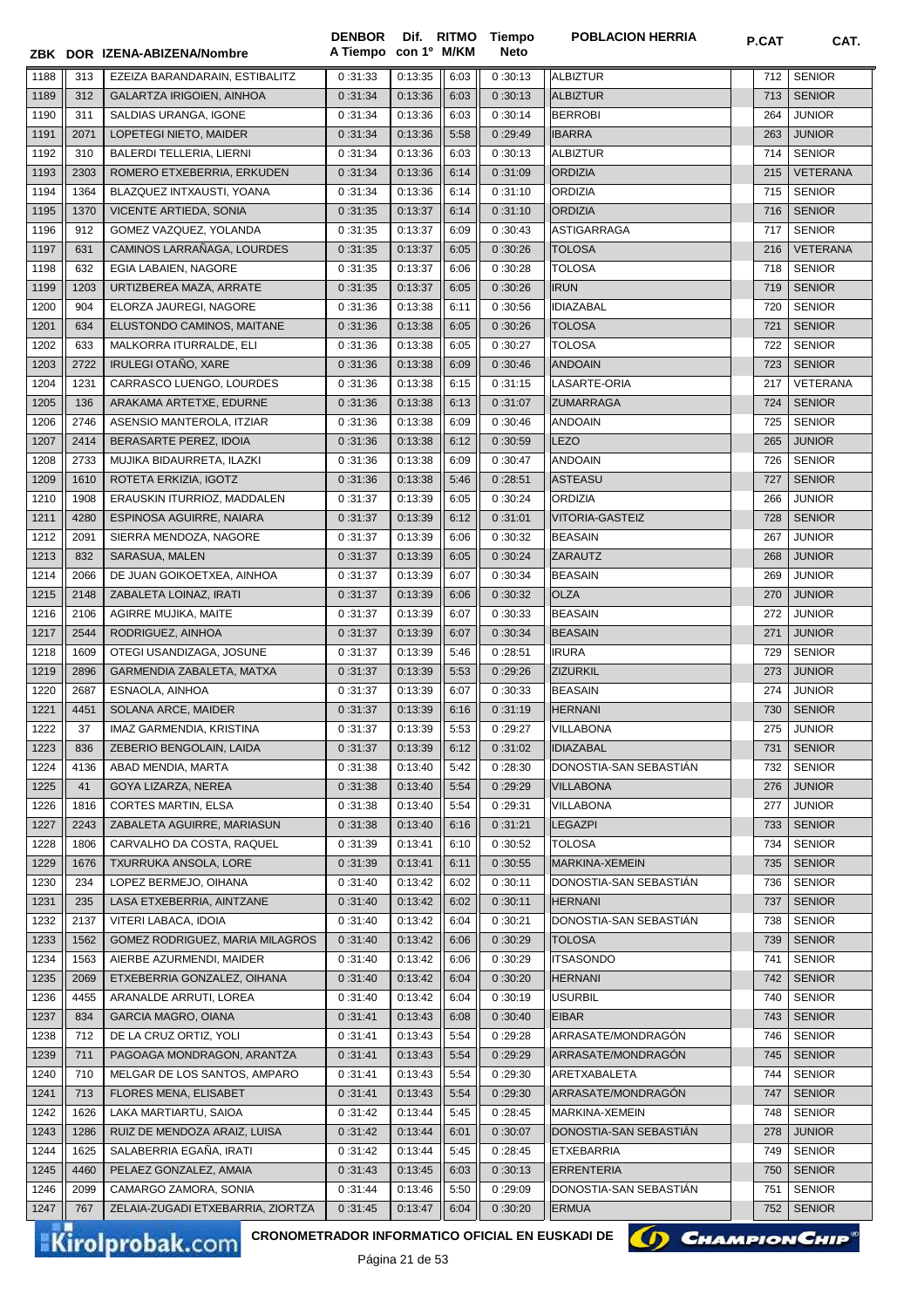| ZBK | DOR | IZENA-ABIZENA/Nombre | DENBOR A Tiempo | Dif. con 1º | RITMO M/KM | Tiempo Neto | POBLACION HERRIA | P.CAT | CAT. |
|---|---|---|---|---|---|---|---|---|---|
| 1188 | 313 | EZEIZA BARANDARAIN, ESTIBALITZ | 0 :31:33 | 0:13:35 | 6:03 | 0 :30:13 | ALBIZTUR | 712 | SENIOR |
| 1189 | 312 | GALARTZA IRIGOIEN, AINHOA | 0 :31:34 | 0:13:36 | 6:03 | 0 :30:13 | ALBIZTUR | 713 | SENIOR |
| 1190 | 311 | SALDIAS URANGA, IGONE | 0 :31:34 | 0:13:36 | 6:03 | 0 :30:14 | BERROBI | 264 | JUNIOR |
| 1191 | 2071 | LOPETEGI NIETO, MAIDER | 0 :31:34 | 0:13:36 | 5:58 | 0 :29:49 | IBARRA | 263 | JUNIOR |
| 1192 | 310 | BALERDI TELLERIA, LIERNI | 0 :31:34 | 0:13:36 | 6:03 | 0 :30:13 | ALBIZTUR | 714 | SENIOR |
| 1193 | 2303 | ROMERO ETXEBERRIA, ERKUDEN | 0 :31:34 | 0:13:36 | 6:14 | 0 :31:09 | ORDIZIA | 215 | VETERANA |
| 1194 | 1364 | BLAZQUEZ INTXAUSTI, YOANA | 0 :31:34 | 0:13:36 | 6:14 | 0 :31:10 | ORDIZIA | 715 | SENIOR |
| 1195 | 1370 | VICENTE ARTIEDA, SONIA | 0 :31:35 | 0:13:37 | 6:14 | 0 :31:10 | ORDIZIA | 716 | SENIOR |
| 1196 | 912 | GOMEZ VAZQUEZ, YOLANDA | 0 :31:35 | 0:13:37 | 6:09 | 0 :30:43 | ASTIGARRAGA | 717 | SENIOR |
| 1197 | 631 | CAMINOS LARRAÑAGA, LOURDES | 0 :31:35 | 0:13:37 | 6:05 | 0 :30:26 | TOLOSA | 216 | VETERANA |
| 1198 | 632 | EGIA LABAIEN, NAGORE | 0 :31:35 | 0:13:37 | 6:06 | 0 :30:28 | TOLOSA | 718 | SENIOR |
| 1199 | 1203 | URTIZBEREA MAZA, ARRATE | 0 :31:35 | 0:13:37 | 6:05 | 0 :30:26 | IRUN | 719 | SENIOR |
| 1200 | 904 | ELORZA JAUREGI, NAGORE | 0 :31:36 | 0:13:38 | 6:11 | 0 :30:56 | IDIAZABAL | 720 | SENIOR |
| 1201 | 634 | ELUSTONDO CAMINOS, MAITANE | 0 :31:36 | 0:13:38 | 6:05 | 0 :30:26 | TOLOSA | 721 | SENIOR |
| 1202 | 633 | MALKORRA ITURRALDE, ELI | 0 :31:36 | 0:13:38 | 6:05 | 0 :30:27 | TOLOSA | 722 | SENIOR |
| 1203 | 2722 | IRULEGI OTAÑO, XARE | 0 :31:36 | 0:13:38 | 6:09 | 0 :30:46 | ANDOAIN | 723 | SENIOR |
| 1204 | 1231 | CARRASCO LUENGO, LOURDES | 0 :31:36 | 0:13:38 | 6:15 | 0 :31:15 | LASARTE-ORIA | 217 | VETERANA |
| 1205 | 136 | ARAKAMA ARTETXE, EDURNE | 0 :31:36 | 0:13:38 | 6:13 | 0 :31:07 | ZUMARRAGA | 724 | SENIOR |
| 1206 | 2746 | ASENSIO MANTEROLA, ITZIAR | 0 :31:36 | 0:13:38 | 6:09 | 0 :30:46 | ANDOAIN | 725 | SENIOR |
| 1207 | 2414 | BERASARTE PEREZ, IDOIA | 0 :31:36 | 0:13:38 | 6:12 | 0 :30:59 | LEZO | 265 | JUNIOR |
| 1208 | 2733 | MUJIKA BIDAURRETA, ILAZKI | 0 :31:36 | 0:13:38 | 6:09 | 0 :30:47 | ANDOAIN | 726 | SENIOR |
| 1209 | 1610 | ROTETA ERKIZIA, IGOTZ | 0 :31:36 | 0:13:38 | 5:46 | 0 :28:51 | ASTEASU | 727 | SENIOR |
| 1210 | 1908 | ERAUSKIN ITURRIOZ, MADDALEN | 0 :31:37 | 0:13:39 | 6:05 | 0 :30:24 | ORDIZIA | 266 | JUNIOR |
| 1211 | 4280 | ESPINOSA AGUIRRE, NAIARA | 0 :31:37 | 0:13:39 | 6:12 | 0 :31:01 | VITORIA-GASTEIZ | 728 | SENIOR |
| 1212 | 2091 | SIERRA MENDOZA, NAGORE | 0 :31:37 | 0:13:39 | 6:06 | 0 :30:32 | BEASAIN | 267 | JUNIOR |
| 1213 | 832 | SARASUA, MALEN | 0 :31:37 | 0:13:39 | 6:05 | 0 :30:24 | ZARAUTZ | 268 | JUNIOR |
| 1214 | 2066 | DE JUAN GOIKOETXEA, AINHOA | 0 :31:37 | 0:13:39 | 6:07 | 0 :30:34 | BEASAIN | 269 | JUNIOR |
| 1215 | 2148 | ZABALETA LOINAZ, IRATI | 0 :31:37 | 0:13:39 | 6:06 | 0 :30:32 | OLZA | 270 | JUNIOR |
| 1216 | 2106 | AGIRRE MUJIKA, MAITE | 0 :31:37 | 0:13:39 | 6:07 | 0 :30:33 | BEASAIN | 272 | JUNIOR |
| 1217 | 2544 | RODRIGUEZ, AINHOA | 0 :31:37 | 0:13:39 | 6:07 | 0 :30:34 | BEASAIN | 271 | JUNIOR |
| 1218 | 1609 | OTEGI USANDIZAGA, JOSUNE | 0 :31:37 | 0:13:39 | 5:46 | 0 :28:51 | IRURA | 729 | SENIOR |
| 1219 | 2896 | GARMENDIA ZABALETA, MATXA | 0 :31:37 | 0:13:39 | 5:53 | 0 :29:26 | ZIZURKIL | 273 | JUNIOR |
| 1220 | 2687 | ESNAOLA, AINHOA | 0 :31:37 | 0:13:39 | 6:07 | 0 :30:33 | BEASAIN | 274 | JUNIOR |
| 1221 | 4451 | SOLANA ARCE, MAIDER | 0 :31:37 | 0:13:39 | 6:16 | 0 :31:19 | HERNANI | 730 | SENIOR |
| 1222 | 37 | IMAZ GARMENDIA, KRISTINA | 0 :31:37 | 0:13:39 | 5:53 | 0 :29:27 | VILLABONA | 275 | JUNIOR |
| 1223 | 836 | ZEBERIO BENGOLAIN, LAIDA | 0 :31:37 | 0:13:39 | 6:12 | 0 :31:02 | IDIAZABAL | 731 | SENIOR |
| 1224 | 4136 | ABAD MENDIA, MARTA | 0 :31:38 | 0:13:40 | 5:42 | 0 :28:30 | DONOSTIA-SAN SEBASTIÁN | 732 | SENIOR |
| 1225 | 41 | GOYA LIZARZA, NEREA | 0 :31:38 | 0:13:40 | 5:54 | 0 :29:29 | VILLABONA | 276 | JUNIOR |
| 1226 | 1816 | CORTES MARTIN, ELSA | 0 :31:38 | 0:13:40 | 5:54 | 0 :29:31 | VILLABONA | 277 | JUNIOR |
| 1227 | 2243 | ZABALETA AGUIRRE, MARIASUN | 0 :31:38 | 0:13:40 | 6:16 | 0 :31:21 | LEGAZPI | 733 | SENIOR |
| 1228 | 1806 | CARVALHO DA COSTA, RAQUEL | 0 :31:39 | 0:13:41 | 6:10 | 0 :30:52 | TOLOSA | 734 | SENIOR |
| 1229 | 1676 | TXURRUKA ANSOLA, LORE | 0 :31:39 | 0:13:41 | 6:11 | 0 :30:55 | MARKINA-XEMEIN | 735 | SENIOR |
| 1230 | 234 | LOPEZ BERMEJO, OIHANA | 0 :31:40 | 0:13:42 | 6:02 | 0 :30:11 | DONOSTIA-SAN SEBASTIÁN | 736 | SENIOR |
| 1231 | 235 | LASA ETXEBERRIA, AINTZANE | 0 :31:40 | 0:13:42 | 6:02 | 0 :30:11 | HERNANI | 737 | SENIOR |
| 1232 | 2137 | VITERI LABACA, IDOIA | 0 :31:40 | 0:13:42 | 6:04 | 0 :30:21 | DONOSTIA-SAN SEBASTIÁN | 738 | SENIOR |
| 1233 | 1562 | GOMEZ RODRIGUEZ, MARIA MILAGROS | 0 :31:40 | 0:13:42 | 6:06 | 0 :30:29 | TOLOSA | 739 | SENIOR |
| 1234 | 1563 | AIERBE AZURMENDI, MAIDER | 0 :31:40 | 0:13:42 | 6:06 | 0 :30:29 | ITSASONDO | 741 | SENIOR |
| 1235 | 2069 | ETXEBERRIA GONZALEZ, OIHANA | 0 :31:40 | 0:13:42 | 6:04 | 0 :30:20 | HERNANI | 742 | SENIOR |
| 1236 | 4455 | ARANALDE ARRUTI, LOREA | 0 :31:40 | 0:13:42 | 6:04 | 0 :30:19 | USURBIL | 740 | SENIOR |
| 1237 | 834 | GARCIA MAGRO, OIANA | 0 :31:41 | 0:13:43 | 6:08 | 0 :30:40 | EIBAR | 743 | SENIOR |
| 1238 | 712 | DE LA CRUZ ORTIZ, YOLI | 0 :31:41 | 0:13:43 | 5:54 | 0 :29:28 | ARRASATE/MONDRAGÓN | 746 | SENIOR |
| 1239 | 711 | PAGOAGA MONDRAGON, ARANTZA | 0 :31:41 | 0:13:43 | 5:54 | 0 :29:29 | ARRASATE/MONDRAGÓN | 745 | SENIOR |
| 1240 | 710 | MELGAR DE LOS SANTOS, AMPARO | 0 :31:41 | 0:13:43 | 5:54 | 0 :29:30 | ARETXABALETA | 744 | SENIOR |
| 1241 | 713 | FLORES MENA, ELISABET | 0 :31:41 | 0:13:43 | 5:54 | 0 :29:30 | ARRASATE/MONDRAGÓN | 747 | SENIOR |
| 1242 | 1626 | LAKA MARTIARTU, SAIOA | 0 :31:42 | 0:13:44 | 5:45 | 0 :28:45 | MARKINA-XEMEIN | 748 | SENIOR |
| 1243 | 1286 | RUIZ DE MENDOZA ARAIZ, LUISA | 0 :31:42 | 0:13:44 | 6:01 | 0 :30:07 | DONOSTIA-SAN SEBASTIÁN | 278 | JUNIOR |
| 1244 | 1625 | SALABERRIA EGAÑA, IRATI | 0 :31:42 | 0:13:44 | 5:45 | 0 :28:45 | ETXEBARRIA | 749 | SENIOR |
| 1245 | 4460 | PELAEZ GONZALEZ, AMAIA | 0 :31:43 | 0:13:45 | 6:03 | 0 :30:13 | ERRENTERIA | 750 | SENIOR |
| 1246 | 2099 | CAMARGO ZAMORA, SONIA | 0 :31:44 | 0:13:46 | 5:50 | 0 :29:09 | DONOSTIA-SAN SEBASTIÁN | 751 | SENIOR |
| 1247 | 767 | ZELAIA-ZUGADI ETXEBARRIA, ZIORTZA | 0 :31:45 | 0:13:47 | 6:04 | 0 :30:20 | ERMUA | 752 | SENIOR |

CRONOMETRADOR INFORMATICO OFICIAL EN EUSKADI DE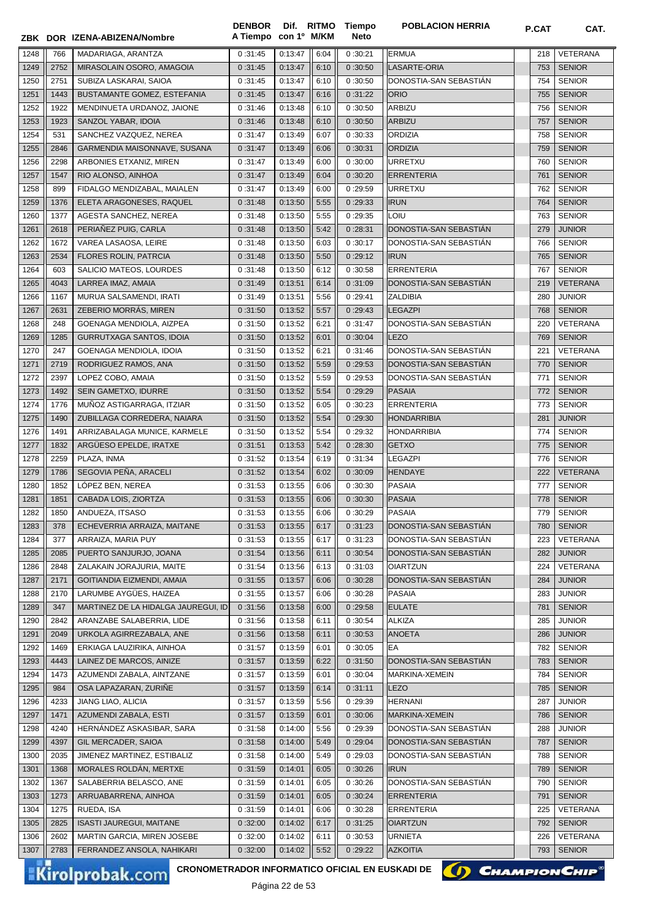| ZBK | DOR | IZENA-ABIZENA/Nombre | DENBOR A Tiempo | Dif. con 1º | RITMO M/KM | Tiempo Neto | POBLACION HERRIA | P.CAT | CAT. |
|---|---|---|---|---|---|---|---|---|---|
| 1248 | 766 | MADARIAGA, ARANTZA | 0 :31:45 | 0:13:47 | 6:04 | 0 :30:21 | ERMUA | 218 | VETERANA |
| 1249 | 2752 | MIRASOLAIN OSORO, AMAGOIA | 0 :31:45 | 0:13:47 | 6:10 | 0 :30:50 | LASARTE-ORIA | 753 | SENIOR |
| 1250 | 2751 | SUBIZA LASKARAI, SAIOA | 0 :31:45 | 0:13:47 | 6:10 | 0 :30:50 | DONOSTIA-SAN SEBASTIÁN | 754 | SENIOR |
| 1251 | 1443 | BUSTAMANTE GOMEZ, ESTEFANIA | 0 :31:45 | 0:13:47 | 6:16 | 0 :31:22 | ORIO | 755 | SENIOR |
| 1252 | 1922 | MENDINUETA URDANOZ, JAIONE | 0 :31:46 | 0:13:48 | 6:10 | 0 :30:50 | ARBIZU | 756 | SENIOR |
| 1253 | 1923 | SANZOL YABAR, IDOIA | 0 :31:46 | 0:13:48 | 6:10 | 0 :30:50 | ARBIZU | 757 | SENIOR |
| 1254 | 531 | SANCHEZ VAZQUEZ, NEREA | 0 :31:47 | 0:13:49 | 6:07 | 0 :30:33 | ORDIZIA | 758 | SENIOR |
| 1255 | 2846 | GARMENDIA MAISONNAVE, SUSANA | 0 :31:47 | 0:13:49 | 6:06 | 0 :30:31 | ORDIZIA | 759 | SENIOR |
| 1256 | 2298 | ARBONIES ETXANIZ, MIREN | 0 :31:47 | 0:13:49 | 6:00 | 0 :30:00 | URRETXU | 760 | SENIOR |
| 1257 | 1547 | RIO ALONSO, AINHOA | 0 :31:47 | 0:13:49 | 6:04 | 0 :30:20 | ERRENTERIA | 761 | SENIOR |
| 1258 | 899 | FIDALGO MENDIZABAL, MAIALEN | 0 :31:47 | 0:13:49 | 6:00 | 0 :29:59 | URRETXU | 762 | SENIOR |
| 1259 | 1376 | ELETA ARAGONESES, RAQUEL | 0 :31:48 | 0:13:50 | 5:55 | 0 :29:33 | IRUN | 764 | SENIOR |
| 1260 | 1377 | AGESTA SANCHEZ, NEREA | 0 :31:48 | 0:13:50 | 5:55 | 0 :29:35 | LOIU | 763 | SENIOR |
| 1261 | 2618 | PERIAÑEZ PUIG, CARLA | 0 :31:48 | 0:13:50 | 5:42 | 0 :28:31 | DONOSTIA-SAN SEBASTIÁN | 279 | JUNIOR |
| 1262 | 1672 | VAREA LASAOSA, LEIRE | 0 :31:48 | 0:13:50 | 6:03 | 0 :30:17 | DONOSTIA-SAN SEBASTIÁN | 766 | SENIOR |
| 1263 | 2534 | FLORES ROLIN, PATRCIA | 0 :31:48 | 0:13:50 | 5:50 | 0 :29:12 | IRUN | 765 | SENIOR |
| 1264 | 603 | SALICIO MATEOS, LOURDES | 0 :31:48 | 0:13:50 | 6:12 | 0 :30:58 | ERRENTERIA | 767 | SENIOR |
| 1265 | 4043 | LARREA IMAZ, AMAIA | 0 :31:49 | 0:13:51 | 6:14 | 0 :31:09 | DONOSTIA-SAN SEBASTIÁN | 219 | VETERANA |
| 1266 | 1167 | MURUA SALSAMENDI, IRATI | 0 :31:49 | 0:13:51 | 5:56 | 0 :29:41 | ZALDIBIA | 280 | JUNIOR |
| 1267 | 2631 | ZEBERIO MORRÁS, MIREN | 0 :31:50 | 0:13:52 | 5:57 | 0 :29:43 | LEGAZPI | 768 | SENIOR |
| 1268 | 248 | GOENAGA MENDIOLA, AIZPEA | 0 :31:50 | 0:13:52 | 6:21 | 0 :31:47 | DONOSTIA-SAN SEBASTIÁN | 220 | VETERANA |
| 1269 | 1285 | GURRUTXAGA SANTOS, IDOIA | 0 :31:50 | 0:13:52 | 6:01 | 0 :30:04 | LEZO | 769 | SENIOR |
| 1270 | 247 | GOENAGA MENDIOLA, IDOIA | 0 :31:50 | 0:13:52 | 6:21 | 0 :31:46 | DONOSTIA-SAN SEBASTIÁN | 221 | VETERANA |
| 1271 | 2719 | RODRIGUEZ RAMOS, ANA | 0 :31:50 | 0:13:52 | 5:59 | 0 :29:53 | DONOSTIA-SAN SEBASTIÁN | 770 | SENIOR |
| 1272 | 2397 | LOPEZ COBO, AMAIA | 0 :31:50 | 0:13:52 | 5:59 | 0 :29:53 | DONOSTIA-SAN SEBASTIÁN | 771 | SENIOR |
| 1273 | 1492 | SEIN GAMETXO, IDURRE | 0 :31:50 | 0:13:52 | 5:54 | 0 :29:29 | PASAIA | 772 | SENIOR |
| 1274 | 1776 | MUÑOZ ASTIGARRAGA, ITZIAR | 0 :31:50 | 0:13:52 | 6:05 | 0 :30:23 | ERRENTERIA | 773 | SENIOR |
| 1275 | 1490 | ZUBILLAGA CORREDERA, NAIARA | 0 :31:50 | 0:13:52 | 5:54 | 0 :29:30 | HONDARRIBIA | 281 | JUNIOR |
| 1276 | 1491 | ARRIZABALAGA MUNICE, KARMELE | 0 :31:50 | 0:13:52 | 5:54 | 0 :29:32 | HONDARRIBIA | 774 | SENIOR |
| 1277 | 1832 | ARGÜESO EPELDE, IRATXE | 0 :31:51 | 0:13:53 | 5:42 | 0 :28:30 | GETXO | 775 | SENIOR |
| 1278 | 2259 | PLAZA, INMA | 0 :31:52 | 0:13:54 | 6:19 | 0 :31:34 | LEGAZPI | 776 | SENIOR |
| 1279 | 1786 | SEGOVIA PEÑA, ARACELI | 0 :31:52 | 0:13:54 | 6:02 | 0 :30:09 | HENDAYE | 222 | VETERANA |
| 1280 | 1852 | LÓPEZ BEN, NEREA | 0 :31:53 | 0:13:55 | 6:06 | 0 :30:30 | PASAIA | 777 | SENIOR |
| 1281 | 1851 | CABADA LOIS, ZIORTZA | 0 :31:53 | 0:13:55 | 6:06 | 0 :30:30 | PASAIA | 778 | SENIOR |
| 1282 | 1850 | ANDUEZA, ITSASO | 0 :31:53 | 0:13:55 | 6:06 | 0 :30:29 | PASAIA | 779 | SENIOR |
| 1283 | 378 | ECHEVERRIA ARRAIZA, MAITANE | 0 :31:53 | 0:13:55 | 6:17 | 0 :31:23 | DONOSTIA-SAN SEBASTIÁN | 780 | SENIOR |
| 1284 | 377 | ARRAIZA, MARIA PUY | 0 :31:53 | 0:13:55 | 6:17 | 0 :31:23 | DONOSTIA-SAN SEBASTIÁN | 223 | VETERANA |
| 1285 | 2085 | PUERTO SANJURJO, JOANA | 0 :31:54 | 0:13:56 | 6:11 | 0 :30:54 | DONOSTIA-SAN SEBASTIÁN | 282 | JUNIOR |
| 1286 | 2848 | ZALAKAIN JORAJURIA, MAITE | 0 :31:54 | 0:13:56 | 6:13 | 0 :31:03 | OIARTZUN | 224 | VETERANA |
| 1287 | 2171 | GOITIANDIA EIZMENDI, AMAIA | 0 :31:55 | 0:13:57 | 6:06 | 0 :30:28 | DONOSTIA-SAN SEBASTIÁN | 284 | JUNIOR |
| 1288 | 2170 | LARUMBE AYGÜES, HAIZEA | 0 :31:55 | 0:13:57 | 6:06 | 0 :30:28 | PASAIA | 283 | JUNIOR |
| 1289 | 347 | MARTINEZ DE LA HIDALGA JAUREGUI, ID | 0 :31:56 | 0:13:58 | 6:00 | 0 :29:58 | EULATE | 781 | SENIOR |
| 1290 | 2842 | ARANZABE SALABERRIA, LIDE | 0 :31:56 | 0:13:58 | 6:11 | 0 :30:54 | ALKIZA | 285 | JUNIOR |
| 1291 | 2049 | URKOLA AGIRREZABALA, ANE | 0 :31:56 | 0:13:58 | 6:11 | 0 :30:53 | ANOETA | 286 | JUNIOR |
| 1292 | 1469 | ERKIAGA LAUZIRIKA, AINHOA | 0 :31:57 | 0:13:59 | 6:01 | 0 :30:05 | EA | 782 | SENIOR |
| 1293 | 4443 | LAINEZ DE MARCOS, AINIZE | 0 :31:57 | 0:13:59 | 6:22 | 0 :31:50 | DONOSTIA-SAN SEBASTIÁN | 783 | SENIOR |
| 1294 | 1473 | AZUMENDI ZABALA, AINTZANE | 0 :31:57 | 0:13:59 | 6:01 | 0 :30:04 | MARKINA-XEMEIN | 784 | SENIOR |
| 1295 | 984 | OSA LAPAZARAN, ZURIÑE | 0 :31:57 | 0:13:59 | 6:14 | 0 :31:11 | LEZO | 785 | SENIOR |
| 1296 | 4233 | JIANG LIAO, ALICIA | 0 :31:57 | 0:13:59 | 5:56 | 0 :29:39 | HERNANI | 287 | JUNIOR |
| 1297 | 1471 | AZUMENDI ZABALA, ESTI | 0 :31:57 | 0:13:59 | 6:01 | 0 :30:06 | MARKINA-XEMEIN | 786 | SENIOR |
| 1298 | 4240 | HERNÁNDEZ ASKASIBAR, SARA | 0 :31:58 | 0:14:00 | 5:56 | 0 :29:39 | DONOSTIA-SAN SEBASTIÁN | 288 | JUNIOR |
| 1299 | 4397 | GIL MERCADER, SAIOA | 0 :31:58 | 0:14:00 | 5:49 | 0 :29:04 | DONOSTIA-SAN SEBASTIÁN | 787 | SENIOR |
| 1300 | 2035 | JIMENEZ MARTINEZ, ESTIBALIZ | 0 :31:58 | 0:14:00 | 5:49 | 0 :29:03 | DONOSTIA-SAN SEBASTIÁN | 788 | SENIOR |
| 1301 | 1368 | MORALES ROLDÁN, MERTXE | 0 :31:59 | 0:14:01 | 6:05 | 0 :30:26 | IRUN | 789 | SENIOR |
| 1302 | 1367 | SALABERRIA BELASCO, ANE | 0 :31:59 | 0:14:01 | 6:05 | 0 :30:26 | DONOSTIA-SAN SEBASTIÁN | 790 | SENIOR |
| 1303 | 1273 | ARRUABARRENA, AINHOA | 0 :31:59 | 0:14:01 | 6:05 | 0 :30:24 | ERRENTERIA | 791 | SENIOR |
| 1304 | 1275 | RUEDA, ISA | 0 :31:59 | 0:14:01 | 6:06 | 0 :30:28 | ERRENTERIA | 225 | VETERANA |
| 1305 | 2825 | ISASTI JAUREGUI, MAITANE | 0 :32:00 | 0:14:02 | 6:17 | 0 :31:25 | OIARTZUN | 792 | SENIOR |
| 1306 | 2602 | MARTIN GARCIA, MIREN JOSEBE | 0 :32:00 | 0:14:02 | 6:11 | 0 :30:53 | URNIETA | 226 | VETERANA |
| 1307 | 2783 | FERRANDEZ ANSOLA, NAHIKARI | 0 :32:00 | 0:14:02 | 5:52 | 0 :29:22 | AZKOITIA | 793 | SENIOR |

CRONOMETRADOR INFORMATICO OFICIAL EN EUSKADI DE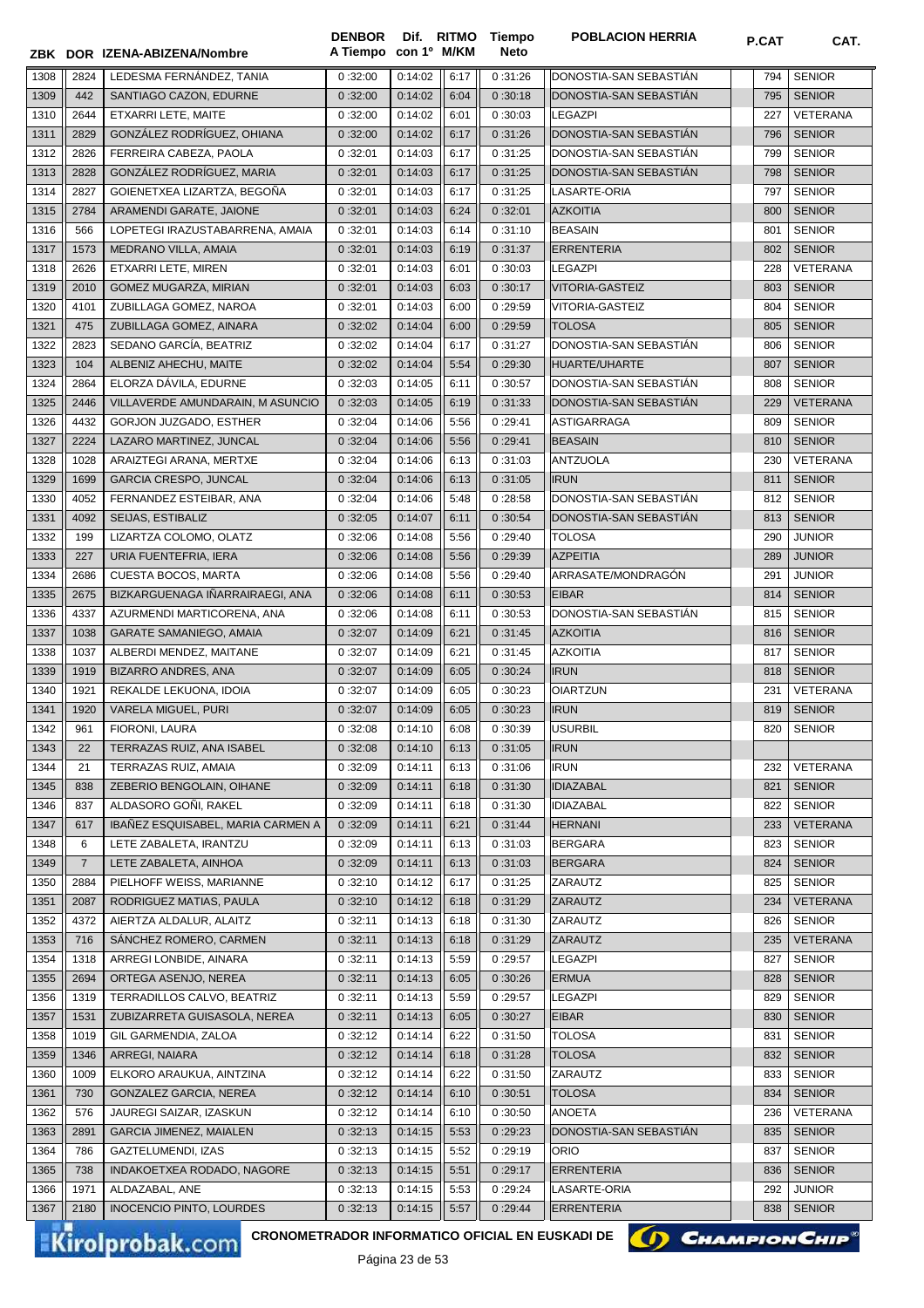| ZBK | DOR | IZENA-ABIZENA/Nombre | DENBOR A Tiempo | Dif. con 1º | RITMO M/KM | Tiempo Neto | POBLACION HERRIA | P.CAT | CAT. |
|---|---|---|---|---|---|---|---|---|---|
| 1308 | 2824 | LEDESMA FERNÁNDEZ, TANIA | 0 :32:00 | 0:14:02 | 6:17 | 0 :31:26 | DONOSTIA-SAN SEBASTIÁN | 794 | SENIOR |
| 1309 | 442 | SANTIAGO CAZON, EDURNE | 0 :32:00 | 0:14:02 | 6:04 | 0 :30:18 | DONOSTIA-SAN SEBASTIÁN | 795 | SENIOR |
| 1310 | 2644 | ETXARRI LETE, MAITE | 0 :32:00 | 0:14:02 | 6:01 | 0 :30:03 | LEGAZPI | 227 | VETERANA |
| 1311 | 2829 | GONZÁLEZ RODRÍGUEZ, OHIANA | 0 :32:00 | 0:14:02 | 6:17 | 0 :31:26 | DONOSTIA-SAN SEBASTIÁN | 796 | SENIOR |
| 1312 | 2826 | FERREIRA CABEZA, PAOLA | 0 :32:01 | 0:14:03 | 6:17 | 0 :31:25 | DONOSTIA-SAN SEBASTIÁN | 799 | SENIOR |
| 1313 | 2828 | GONZÁLEZ RODRÍGUEZ, MARIA | 0 :32:01 | 0:14:03 | 6:17 | 0 :31:25 | DONOSTIA-SAN SEBASTIÁN | 798 | SENIOR |
| 1314 | 2827 | GOIENETXEA LIZARTZA, BEGOÑA | 0 :32:01 | 0:14:03 | 6:17 | 0 :31:25 | LASARTE-ORIA | 797 | SENIOR |
| 1315 | 2784 | ARAMENDI GARATE, JAIONE | 0 :32:01 | 0:14:03 | 6:24 | 0 :32:01 | AZKOITIA | 800 | SENIOR |
| 1316 | 566 | LOPETEGI IRAZUSTABARRENA, AMAIA | 0 :32:01 | 0:14:03 | 6:14 | 0 :31:10 | BEASAIN | 801 | SENIOR |
| 1317 | 1573 | MEDRANO VILLA, AMAIA | 0 :32:01 | 0:14:03 | 6:19 | 0 :31:37 | ERRENTERIA | 802 | SENIOR |
| 1318 | 2626 | ETXARRI LETE, MIREN | 0 :32:01 | 0:14:03 | 6:01 | 0 :30:03 | LEGAZPI | 228 | VETERANA |
| 1319 | 2010 | GOMEZ MUGARZA, MIRIAN | 0 :32:01 | 0:14:03 | 6:03 | 0 :30:17 | VITORIA-GASTEIZ | 803 | SENIOR |
| 1320 | 4101 | ZUBILLAGA GOMEZ, NAROA | 0 :32:01 | 0:14:03 | 6:00 | 0 :29:59 | VITORIA-GASTEIZ | 804 | SENIOR |
| 1321 | 475 | ZUBILLAGA GOMEZ, AINARA | 0 :32:02 | 0:14:04 | 6:00 | 0 :29:59 | TOLOSA | 805 | SENIOR |
| 1322 | 2823 | SEDANO GARCÍA, BEATRIZ | 0 :32:02 | 0:14:04 | 6:17 | 0 :31:27 | DONOSTIA-SAN SEBASTIÁN | 806 | SENIOR |
| 1323 | 104 | ALBENIZ AHECHU, MAITE | 0 :32:02 | 0:14:04 | 5:54 | 0 :29:30 | HUARTE/UHARTE | 807 | SENIOR |
| 1324 | 2864 | ELORZA DÁVILA, EDURNE | 0 :32:03 | 0:14:05 | 6:11 | 0 :30:57 | DONOSTIA-SAN SEBASTIÁN | 808 | SENIOR |
| 1325 | 2446 | VILLAVERDE AMUNDARAIN, M ASUNCIO | 0 :32:03 | 0:14:05 | 6:19 | 0 :31:33 | DONOSTIA-SAN SEBASTIÁN | 229 | VETERANA |
| 1326 | 4432 | GORJON JUZGADO, ESTHER | 0 :32:04 | 0:14:06 | 5:56 | 0 :29:41 | ASTIGARRAGA | 809 | SENIOR |
| 1327 | 2224 | LAZARO MARTINEZ, JUNCAL | 0 :32:04 | 0:14:06 | 5:56 | 0 :29:41 | BEASAIN | 810 | SENIOR |
| 1328 | 1028 | ARAIZTEGI ARANA, MERTXE | 0 :32:04 | 0:14:06 | 6:13 | 0 :31:03 | ANTZUOLA | 230 | VETERANA |
| 1329 | 1699 | GARCIA CRESPO, JUNCAL | 0 :32:04 | 0:14:06 | 6:13 | 0 :31:05 | IRUN | 811 | SENIOR |
| 1330 | 4052 | FERNANDEZ ESTEIBAR, ANA | 0 :32:04 | 0:14:06 | 5:48 | 0 :28:58 | DONOSTIA-SAN SEBASTIÁN | 812 | SENIOR |
| 1331 | 4092 | SEIJAS, ESTIBALIZ | 0 :32:05 | 0:14:07 | 6:11 | 0 :30:54 | DONOSTIA-SAN SEBASTIÁN | 813 | SENIOR |
| 1332 | 199 | LIZARTZA COLOMO, OLATZ | 0 :32:06 | 0:14:08 | 5:56 | 0 :29:40 | TOLOSA | 290 | JUNIOR |
| 1333 | 227 | URIA FUENTEFRIA, IERA | 0 :32:06 | 0:14:08 | 5:56 | 0 :29:39 | AZPEITIA | 289 | JUNIOR |
| 1334 | 2686 | CUESTA BOCOS, MARTA | 0 :32:06 | 0:14:08 | 5:56 | 0 :29:40 | ARRASATE/MONDRAGÓN | 291 | JUNIOR |
| 1335 | 2675 | BIZKARGUENAGA IÑARRAIRAEGI, ANA | 0 :32:06 | 0:14:08 | 6:11 | 0 :30:53 | EIBAR | 814 | SENIOR |
| 1336 | 4337 | AZURMENDI MARTICORENA, ANA | 0 :32:06 | 0:14:08 | 6:11 | 0 :30:53 | DONOSTIA-SAN SEBASTIÁN | 815 | SENIOR |
| 1337 | 1038 | GARATE SAMANIEGO, AMAIA | 0 :32:07 | 0:14:09 | 6:21 | 0 :31:45 | AZKOITIA | 816 | SENIOR |
| 1338 | 1037 | ALBERDI MENDEZ, MAITANE | 0 :32:07 | 0:14:09 | 6:21 | 0 :31:45 | AZKOITIA | 817 | SENIOR |
| 1339 | 1919 | BIZARRO ANDRES, ANA | 0 :32:07 | 0:14:09 | 6:05 | 0 :30:24 | IRUN | 818 | SENIOR |
| 1340 | 1921 | REKALDE LEKUONA, IDOIA | 0 :32:07 | 0:14:09 | 6:05 | 0 :30:23 | OIARTZUN | 231 | VETERANA |
| 1341 | 1920 | VARELA MIGUEL, PURI | 0 :32:07 | 0:14:09 | 6:05 | 0 :30:23 | IRUN | 819 | SENIOR |
| 1342 | 961 | FIORONI, LAURA | 0 :32:08 | 0:14:10 | 6:08 | 0 :30:39 | USURBIL | 820 | SENIOR |
| 1343 | 22 | TERRAZAS RUIZ, ANA ISABEL | 0 :32:08 | 0:14:10 | 6:13 | 0 :31:05 | IRUN | | |
| 1344 | 21 | TERRAZAS RUIZ, AMAIA | 0 :32:09 | 0:14:11 | 6:13 | 0 :31:06 | IRUN | 232 | VETERANA |
| 1345 | 838 | ZEBERIO BENGOLAIN, OIHANE | 0 :32:09 | 0:14:11 | 6:18 | 0 :31:30 | IDIAZABAL | 821 | SENIOR |
| 1346 | 837 | ALDASORO GOÑI, RAKEL | 0 :32:09 | 0:14:11 | 6:18 | 0 :31:30 | IDIAZABAL | 822 | SENIOR |
| 1347 | 617 | IBAÑEZ ESQUISABEL, MARIA CARMEN A | 0 :32:09 | 0:14:11 | 6:21 | 0 :31:44 | HERNANI | 233 | VETERANA |
| 1348 | 6 | LETE ZABALETA, IRANTZU | 0 :32:09 | 0:14:11 | 6:13 | 0 :31:03 | BERGARA | 823 | SENIOR |
| 1349 | 7 | LETE ZABALETA, AINHOA | 0 :32:09 | 0:14:11 | 6:13 | 0 :31:03 | BERGARA | 824 | SENIOR |
| 1350 | 2884 | PIELHOFF WEISS, MARIANNE | 0 :32:10 | 0:14:12 | 6:17 | 0 :31:25 | ZARAUTZ | 825 | SENIOR |
| 1351 | 2087 | RODRIGUEZ MATIAS, PAULA | 0 :32:10 | 0:14:12 | 6:18 | 0 :31:29 | ZARAUTZ | 234 | VETERANA |
| 1352 | 4372 | AIERTZA ALDALUR, ALAITZ | 0 :32:11 | 0:14:13 | 6:18 | 0 :31:30 | ZARAUTZ | 826 | SENIOR |
| 1353 | 716 | SÁNCHEZ ROMERO, CARMEN | 0 :32:11 | 0:14:13 | 6:18 | 0 :31:29 | ZARAUTZ | 235 | VETERANA |
| 1354 | 1318 | ARREGI LONBIDE, AINARA | 0 :32:11 | 0:14:13 | 5:59 | 0 :29:57 | LEGAZPI | 827 | SENIOR |
| 1355 | 2694 | ORTEGA ASENJO, NEREA | 0 :32:11 | 0:14:13 | 6:05 | 0 :30:26 | ERMUA | 828 | SENIOR |
| 1356 | 1319 | TERRADILLOS CALVO, BEATRIZ | 0 :32:11 | 0:14:13 | 5:59 | 0 :29:57 | LEGAZPI | 829 | SENIOR |
| 1357 | 1531 | ZUBIZARRETA GUISASOLA, NEREA | 0 :32:11 | 0:14:13 | 6:05 | 0 :30:27 | EIBAR | 830 | SENIOR |
| 1358 | 1019 | GIL GARMENDIA, ZALOA | 0 :32:12 | 0:14:14 | 6:22 | 0 :31:50 | TOLOSA | 831 | SENIOR |
| 1359 | 1346 | ARREGI, NAIARA | 0 :32:12 | 0:14:14 | 6:18 | 0 :31:28 | TOLOSA | 832 | SENIOR |
| 1360 | 1009 | ELKORO ARAUKUA, AINTZINA | 0 :32:12 | 0:14:14 | 6:22 | 0 :31:50 | ZARAUTZ | 833 | SENIOR |
| 1361 | 730 | GONZALEZ GARCIA, NEREA | 0 :32:12 | 0:14:14 | 6:10 | 0 :30:51 | TOLOSA | 834 | SENIOR |
| 1362 | 576 | JAUREGI SAIZAR, IZASKUN | 0 :32:12 | 0:14:14 | 6:10 | 0 :30:50 | ANOETA | 236 | VETERANA |
| 1363 | 2891 | GARCIA JIMENEZ, MAIALEN | 0 :32:13 | 0:14:15 | 5:53 | 0 :29:23 | DONOSTIA-SAN SEBASTIÁN | 835 | SENIOR |
| 1364 | 786 | GAZTELUMENDI, IZAS | 0 :32:13 | 0:14:15 | 5:52 | 0 :29:19 | ORIO | 837 | SENIOR |
| 1365 | 738 | INDAKOETXEA RODADO, NAGORE | 0 :32:13 | 0:14:15 | 5:51 | 0 :29:17 | ERRENTERIA | 836 | SENIOR |
| 1366 | 1971 | ALDAZABAL, ANE | 0 :32:13 | 0:14:15 | 5:53 | 0 :29:24 | LASARTE-ORIA | 292 | JUNIOR |
| 1367 | 2180 | INOCENCIO PINTO, LOURDES | 0 :32:13 | 0:14:15 | 5:57 | 0 :29:44 | ERRENTERIA | 838 | SENIOR |

CRONOMETRADOR INFORMATICO OFICIAL EN EUSKADI DE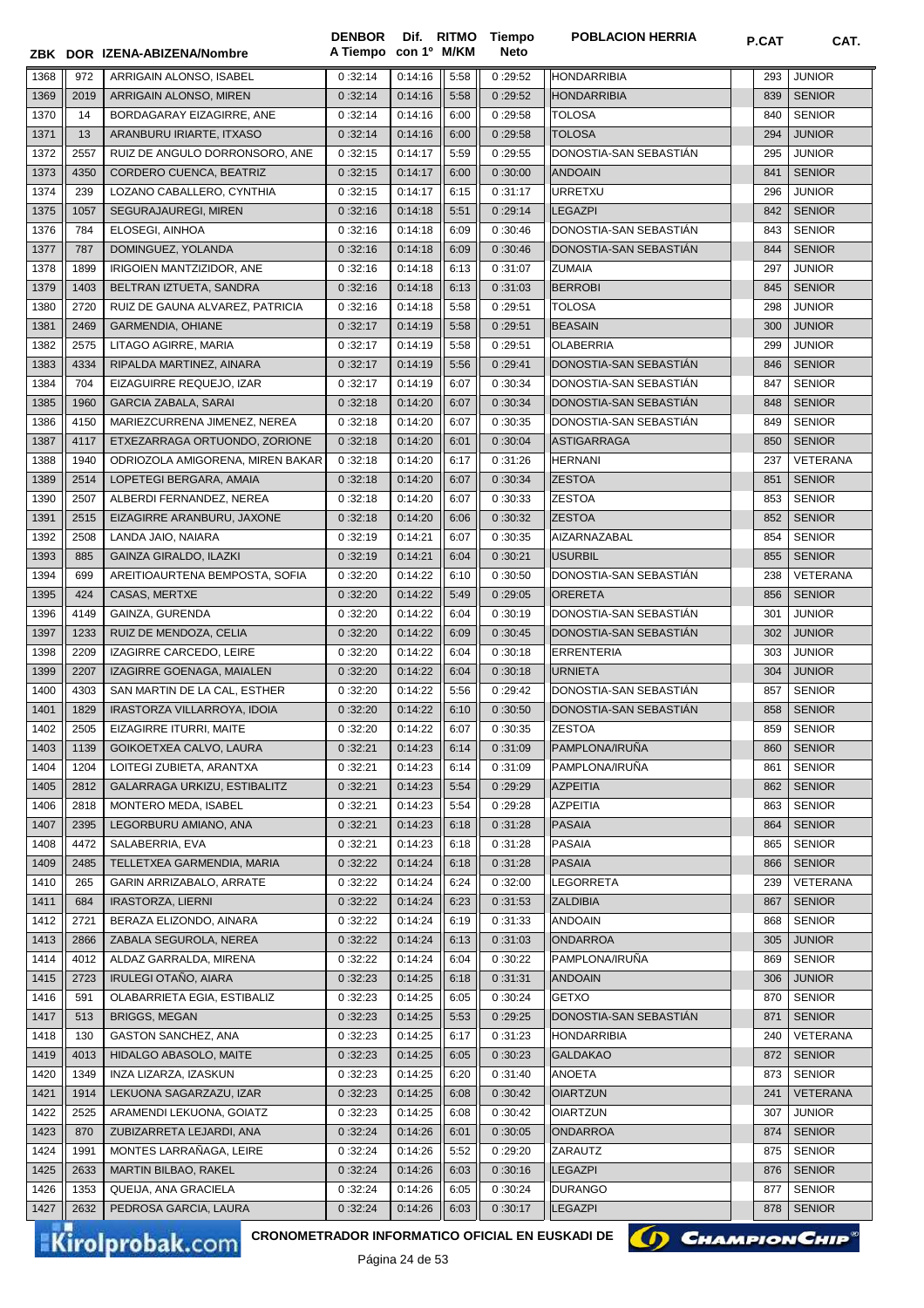| ZBK | DOR | IZENA-ABIZENA/Nombre | DENBOR A Tiempo | Dif. con 1º | RITMO M/KM | Tiempo Neto | POBLACION HERRIA | P.CAT | CAT. |
|---|---|---|---|---|---|---|---|---|---|
| 1368 | 972 | ARRIGAIN ALONSO, ISABEL | 0 :32:14 | 0:14:16 | 5:58 | 0 :29:52 | HONDARRIBIA | 293 | JUNIOR |
| 1369 | 2019 | ARRIGAIN ALONSO, MIREN | 0 :32:14 | 0:14:16 | 5:58 | 0 :29:52 | HONDARRIBIA | 839 | SENIOR |
| 1370 | 14 | BORDAGARAY EIZAGIRRE, ANE | 0 :32:14 | 0:14:16 | 6:00 | 0 :29:58 | TOLOSA | 840 | SENIOR |
| 1371 | 13 | ARANBURU IRIARTE, ITXASO | 0 :32:14 | 0:14:16 | 6:00 | 0 :29:58 | TOLOSA | 294 | JUNIOR |
| 1372 | 2557 | RUIZ DE ANGULO DORRONSORO, ANE | 0 :32:15 | 0:14:17 | 5:59 | 0 :29:55 | DONOSTIA-SAN SEBASTIÁN | 295 | JUNIOR |
| 1373 | 4350 | CORDERO CUENCA, BEATRIZ | 0 :32:15 | 0:14:17 | 6:00 | 0 :30:00 | ANDOAIN | 841 | SENIOR |
| 1374 | 239 | LOZANO CABALLERO, CYNTHIA | 0 :32:15 | 0:14:17 | 6:15 | 0 :31:17 | URRETXU | 296 | JUNIOR |
| 1375 | 1057 | SEGURAJAUREGI, MIREN | 0 :32:16 | 0:14:18 | 5:51 | 0 :29:14 | LEGAZPI | 842 | SENIOR |
| 1376 | 784 | ELOSEGI, AINHOA | 0 :32:16 | 0:14:18 | 6:09 | 0 :30:46 | DONOSTIA-SAN SEBASTIÁN | 843 | SENIOR |
| 1377 | 787 | DOMINGUEZ, YOLANDA | 0 :32:16 | 0:14:18 | 6:09 | 0 :30:46 | DONOSTIA-SAN SEBASTIÁN | 844 | SENIOR |
| 1378 | 1899 | IRIGOIEN MANTZIZIDOR, ANE | 0 :32:16 | 0:14:18 | 6:13 | 0 :31:07 | ZUMAIA | 297 | JUNIOR |
| 1379 | 1403 | BELTRAN IZTUETA, SANDRA | 0 :32:16 | 0:14:18 | 6:13 | 0 :31:03 | BERROBI | 845 | SENIOR |
| 1380 | 2720 | RUIZ DE GAUNA ALVAREZ, PATRICIA | 0 :32:16 | 0:14:18 | 5:58 | 0 :29:51 | TOLOSA | 298 | JUNIOR |
| 1381 | 2469 | GARMENDIA, OHIANE | 0 :32:17 | 0:14:19 | 5:58 | 0 :29:51 | BEASAIN | 300 | JUNIOR |
| 1382 | 2575 | LITAGO AGIRRE, MARIA | 0 :32:17 | 0:14:19 | 5:58 | 0 :29:51 | OLABERRIA | 299 | JUNIOR |
| 1383 | 4334 | RIPALDA MARTINEZ, AINARA | 0 :32:17 | 0:14:19 | 5:56 | 0 :29:41 | DONOSTIA-SAN SEBASTIÁN | 846 | SENIOR |
| 1384 | 704 | EIZAGUIRRE REQUEJO, IZAR | 0 :32:17 | 0:14:19 | 6:07 | 0 :30:34 | DONOSTIA-SAN SEBASTIÁN | 847 | SENIOR |
| 1385 | 1960 | GARCIA ZABALA, SARAI | 0 :32:18 | 0:14:20 | 6:07 | 0 :30:34 | DONOSTIA-SAN SEBASTIÁN | 848 | SENIOR |
| 1386 | 4150 | MARIEZCURRENA JIMENEZ, NEREA | 0 :32:18 | 0:14:20 | 6:07 | 0 :30:35 | DONOSTIA-SAN SEBASTIÁN | 849 | SENIOR |
| 1387 | 4117 | ETXEZARRAGA ORTUONDO, ZORIONE | 0 :32:18 | 0:14:20 | 6:01 | 0 :30:04 | ASTIGARRAGA | 850 | SENIOR |
| 1388 | 1940 | ODRIOZOLA AMIGORENA, MIREN BAKAR | 0 :32:18 | 0:14:20 | 6:17 | 0 :31:26 | HERNANI | 237 | VETERANA |
| 1389 | 2514 | LOPETEGI BERGARA, AMAIA | 0 :32:18 | 0:14:20 | 6:07 | 0 :30:34 | ZESTOA | 851 | SENIOR |
| 1390 | 2507 | ALBERDI FERNANDEZ, NEREA | 0 :32:18 | 0:14:20 | 6:07 | 0 :30:33 | ZESTOA | 853 | SENIOR |
| 1391 | 2515 | EIZAGIRRE ARANBURU, JAXONE | 0 :32:18 | 0:14:20 | 6:06 | 0 :30:32 | ZESTOA | 852 | SENIOR |
| 1392 | 2508 | LANDA JAIO, NAIARA | 0 :32:19 | 0:14:21 | 6:07 | 0 :30:35 | AIZARNAZABAL | 854 | SENIOR |
| 1393 | 885 | GAINZA GIRALDO, ILAZKI | 0 :32:19 | 0:14:21 | 6:04 | 0 :30:21 | USURBIL | 855 | SENIOR |
| 1394 | 699 | AREITIOAURTENA BEMPOSTA, SOFIA | 0 :32:20 | 0:14:22 | 6:10 | 0 :30:50 | DONOSTIA-SAN SEBASTIÁN | 238 | VETERANA |
| 1395 | 424 | CASAS, MERTXE | 0 :32:20 | 0:14:22 | 5:49 | 0 :29:05 | ORERETA | 856 | SENIOR |
| 1396 | 4149 | GAINZA, GURENDA | 0 :32:20 | 0:14:22 | 6:04 | 0 :30:19 | DONOSTIA-SAN SEBASTIÁN | 301 | JUNIOR |
| 1397 | 1233 | RUIZ DE MENDOZA, CELIA | 0 :32:20 | 0:14:22 | 6:09 | 0 :30:45 | DONOSTIA-SAN SEBASTIÁN | 302 | JUNIOR |
| 1398 | 2209 | IZAGIRRE CARCEDO, LEIRE | 0 :32:20 | 0:14:22 | 6:04 | 0 :30:18 | ERRENTERIA | 303 | JUNIOR |
| 1399 | 2207 | IZAGIRRE GOENAGA, MAIALEN | 0 :32:20 | 0:14:22 | 6:04 | 0 :30:18 | URNIETA | 304 | JUNIOR |
| 1400 | 4303 | SAN MARTIN DE LA CAL, ESTHER | 0 :32:20 | 0:14:22 | 5:56 | 0 :29:42 | DONOSTIA-SAN SEBASTIÁN | 857 | SENIOR |
| 1401 | 1829 | IRASTORZA VILLARROYA, IDOIA | 0 :32:20 | 0:14:22 | 6:10 | 0 :30:50 | DONOSTIA-SAN SEBASTIÁN | 858 | SENIOR |
| 1402 | 2505 | EIZAGIRRE ITURRI, MAITE | 0 :32:20 | 0:14:22 | 6:07 | 0 :30:35 | ZESTOA | 859 | SENIOR |
| 1403 | 1139 | GOIKOETXEA CALVO, LAURA | 0 :32:21 | 0:14:23 | 6:14 | 0 :31:09 | PAMPLONA/IRUÑA | 860 | SENIOR |
| 1404 | 1204 | LOITEGI ZUBIETA, ARANTXA | 0 :32:21 | 0:14:23 | 6:14 | 0 :31:09 | PAMPLONA/IRUÑA | 861 | SENIOR |
| 1405 | 2812 | GALARRAGA URKIZU, ESTIBALITZ | 0 :32:21 | 0:14:23 | 5:54 | 0 :29:29 | AZPEITIA | 862 | SENIOR |
| 1406 | 2818 | MONTERO MEDA, ISABEL | 0 :32:21 | 0:14:23 | 5:54 | 0 :29:28 | AZPEITIA | 863 | SENIOR |
| 1407 | 2395 | LEGORBURU AMIANO, ANA | 0 :32:21 | 0:14:23 | 6:18 | 0 :31:28 | PASAIA | 864 | SENIOR |
| 1408 | 4472 | SALABERRIA, EVA | 0 :32:21 | 0:14:23 | 6:18 | 0 :31:28 | PASAIA | 865 | SENIOR |
| 1409 | 2485 | TELLETXEA GARMENDIA, MARIA | 0 :32:22 | 0:14:24 | 6:18 | 0 :31:28 | PASAIA | 866 | SENIOR |
| 1410 | 265 | GARIN ARRIZABALO, ARRATE | 0 :32:22 | 0:14:24 | 6:24 | 0 :32:00 | LEGORRETA | 239 | VETERANA |
| 1411 | 684 | IRASTORZA, LIERNI | 0 :32:22 | 0:14:24 | 6:23 | 0 :31:53 | ZALDIBIA | 867 | SENIOR |
| 1412 | 2721 | BERAZA ELIZONDO, AINARA | 0 :32:22 | 0:14:24 | 6:19 | 0 :31:33 | ANDOAIN | 868 | SENIOR |
| 1413 | 2866 | ZABALA SEGUROLA, NEREA | 0 :32:22 | 0:14:24 | 6:13 | 0 :31:03 | ONDARROA | 305 | JUNIOR |
| 1414 | 4012 | ALDAZ GARRALDA, MIRENA | 0 :32:22 | 0:14:24 | 6:04 | 0 :30:22 | PAMPLONA/IRUÑA | 869 | SENIOR |
| 1415 | 2723 | IRULEGI OTAÑO, AIARA | 0 :32:23 | 0:14:25 | 6:18 | 0 :31:31 | ANDOAIN | 306 | JUNIOR |
| 1416 | 591 | OLABARRIETA EGIA, ESTIBALIZ | 0 :32:23 | 0:14:25 | 6:05 | 0 :30:24 | GETXO | 870 | SENIOR |
| 1417 | 513 | BRIGGS, MEGAN | 0 :32:23 | 0:14:25 | 5:53 | 0 :29:25 | DONOSTIA-SAN SEBASTIÁN | 871 | SENIOR |
| 1418 | 130 | GASTON SANCHEZ, ANA | 0 :32:23 | 0:14:25 | 6:17 | 0 :31:23 | HONDARRIBIA | 240 | VETERANA |
| 1419 | 4013 | HIDALGO ABASOLO, MAITE | 0 :32:23 | 0:14:25 | 6:05 | 0 :30:23 | GALDAKAO | 872 | SENIOR |
| 1420 | 1349 | INZA LIZARZA, IZASKUN | 0 :32:23 | 0:14:25 | 6:20 | 0 :31:40 | ANOETA | 873 | SENIOR |
| 1421 | 1914 | LEKUONA SAGARZAZU, IZAR | 0 :32:23 | 0:14:25 | 6:08 | 0 :30:42 | OIARTZUN | 241 | VETERANA |
| 1422 | 2525 | ARAMENDI LEKUONA, GOIATZ | 0 :32:23 | 0:14:25 | 6:08 | 0 :30:42 | OIARTZUN | 307 | JUNIOR |
| 1423 | 870 | ZUBIZARRETA LEJARDI, ANA | 0 :32:24 | 0:14:26 | 6:01 | 0 :30:05 | ONDARROA | 874 | SENIOR |
| 1424 | 1991 | MONTES LARRAÑAGA, LEIRE | 0 :32:24 | 0:14:26 | 5:52 | 0 :29:20 | ZARAUTZ | 875 | SENIOR |
| 1425 | 2633 | MARTIN BILBAO, RAKEL | 0 :32:24 | 0:14:26 | 6:03 | 0 :30:16 | LEGAZPI | 876 | SENIOR |
| 1426 | 1353 | QUEIJA, ANA GRACIELA | 0 :32:24 | 0:14:26 | 6:05 | 0 :30:24 | DURANGO | 877 | SENIOR |
| 1427 | 2632 | PEDROSA GARCIA, LAURA | 0 :32:24 | 0:14:26 | 6:03 | 0 :30:17 | LEGAZPI | 878 | SENIOR |

CRONOMETRADOR INFORMATICO OFICIAL EN EUSKADI DE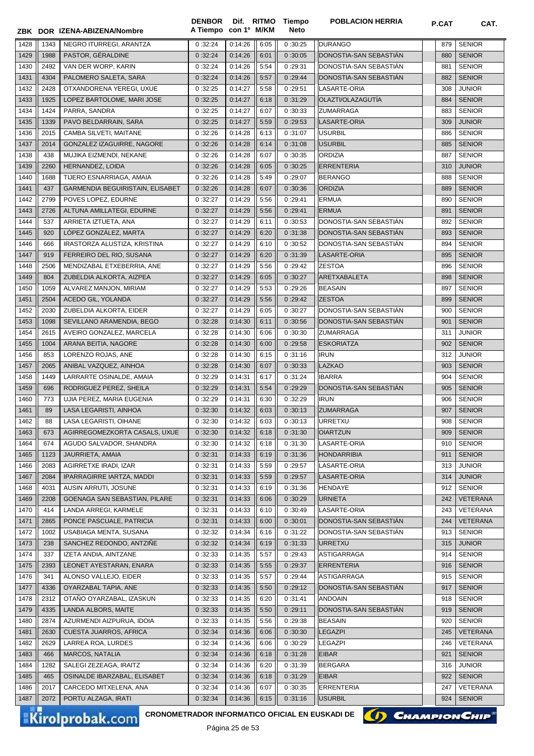| ZBK | DOR | IZENA-ABIZENA/Nombre | DENBOR A Tiempo | Dif. con 1º | RITMO M/KM | Tiempo Neto | POBLACION HERRIA | P.CAT | CAT. |
|---|---|---|---|---|---|---|---|---|---|
| 1428 | 1343 | NEGRO ITURREGI, ARANTZA | 0 :32:24 | 0:14:26 | 6:05 | 0 :30:25 | DURANGO | 879 | SENIOR |
| 1429 | 1988 | PASTOR, GÉRALDINE | 0 :32:24 | 0:14:26 | 6:01 | 0 :30:05 | DONOSTIA-SAN SEBASTIÁN | 880 | SENIOR |
| 1430 | 2492 | VAN DER WORP, KARIN | 0 :32:24 | 0:14:26 | 5:54 | 0 :29:31 | DONOSTIA-SAN SEBASTIÁN | 881 | SENIOR |
| 1431 | 4304 | PALOMERO SALETA, SARA | 0 :32:24 | 0:14:26 | 5:57 | 0 :29:44 | DONOSTIA-SAN SEBASTIÁN | 882 | SENIOR |
| 1432 | 2428 | OTXANDORENA YEREGI, UXUE | 0 :32:25 | 0:14:27 | 5:58 | 0 :29:51 | LASARTE-ORIA | 308 | JUNIOR |
| 1433 | 1925 | LOPEZ BARTOLOME, MARI JOSE | 0 :32:25 | 0:14:27 | 6:18 | 0 :31:29 | OLAZTI/OLAZAGUTÍA | 884 | SENIOR |
| 1434 | 1424 | PARRA, SANDRA | 0 :32:25 | 0:14:27 | 6:07 | 0 :30:33 | ZUMARRAGA | 883 | SENIOR |
| 1435 | 1339 | PAVO BELDARRAIN, SARA | 0 :32:25 | 0:14:27 | 5:59 | 0 :29:53 | LASARTE-ORIA | 309 | JUNIOR |
| 1436 | 2015 | CAMBA SILVETI, MAITANE | 0 :32:26 | 0:14:28 | 6:13 | 0 :31:07 | USURBIL | 886 | SENIOR |
| 1437 | 2014 | GONZALEZ IZAGUIRRE, NAGORE | 0 :32:26 | 0:14:28 | 6:14 | 0 :31:08 | USURBIL | 885 | SENIOR |
| 1438 | 438 | MUJIKA EIZMENDI, NEKANE | 0 :32:26 | 0:14:28 | 6:07 | 0 :30:35 | ORDIZIA | 887 | SENIOR |
| 1439 | 2260 | HERNANDEZ, LOIDA | 0 :32:26 | 0:14:28 | 6:05 | 0 :30:25 | ERRENTERIA | 310 | JUNIOR |
| 1440 | 1688 | TIJERO ESNARRIAGA, AMAIA | 0 :32:26 | 0:14:28 | 5:49 | 0 :29:07 | BERANGO | 888 | SENIOR |
| 1441 | 437 | GARMENDIA BEGUIRISTAIN, ELISABET | 0 :32:26 | 0:14:28 | 6:07 | 0 :30:36 | ORDIZIA | 889 | SENIOR |
| 1442 | 2799 | POVES LOPEZ, EDURNE | 0 :32:27 | 0:14:29 | 5:56 | 0 :29:41 | ERMUA | 890 | SENIOR |
| 1443 | 2726 | ALTUNA AMILLATEGI, EDURNE | 0 :32:27 | 0:14:29 | 5:56 | 0 :29:41 | ERMUA | 891 | SENIOR |
| 1444 | 537 | ARRIETA IZTUETA, ANA | 0 :32:27 | 0:14:29 | 6:11 | 0 :30:53 | DONOSTIA-SAN SEBASTIÁN | 892 | SENIOR |
| 1445 | 920 | LÓPEZ GONZÁLEZ, MARTA | 0 :32:27 | 0:14:29 | 6:20 | 0 :31:38 | DONOSTIA-SAN SEBASTIÁN | 893 | SENIOR |
| 1446 | 666 | IRASTORZA ALUSTIZA, KRISTINA | 0 :32:27 | 0:14:29 | 6:10 | 0 :30:52 | DONOSTIA-SAN SEBASTIÁN | 894 | SENIOR |
| 1447 | 919 | FERREIRO DEL RIO, SUSANA | 0 :32:27 | 0:14:29 | 6:20 | 0 :31:39 | LASARTE-ORIA | 895 | SENIOR |
| 1448 | 2506 | MENDIZABAL ETXEBERRIA, ANE | 0 :32:27 | 0:14:29 | 5:56 | 0 :29:42 | ZESTOA | 896 | SENIOR |
| 1449 | 804 | ZUBELDIA ALKORTA, AIZPEA | 0 :32:27 | 0:14:29 | 6:05 | 0 :30:27 | ARETXABALETA | 898 | SENIOR |
| 1450 | 1059 | ALVAREZ MANJON, MIRIAM | 0 :32:27 | 0:14:29 | 5:53 | 0 :29:26 | BEASAIN | 897 | SENIOR |
| 1451 | 2504 | ACEDO GIL, YOLANDA | 0 :32:27 | 0:14:29 | 5:56 | 0 :29:42 | ZESTOA | 899 | SENIOR |
| 1452 | 2030 | ZUBELDIA ALKORTA, EIDER | 0 :32:27 | 0:14:29 | 6:05 | 0 :30:27 | DONOSTIA-SAN SEBASTIÁN | 900 | SENIOR |
| 1453 | 1098 | SEVILLANO ARAMENDIA, BEGO | 0 :32:28 | 0:14:30 | 6:11 | 0 :30:56 | DONOSTIA-SAN SEBASTIÁN | 901 | SENIOR |
| 1454 | 2615 | AVEIRO GONZALEZ, MARCELA | 0 :32:28 | 0:14:30 | 6:06 | 0 :30:30 | ZUMARRAGA | 311 | JUNIOR |
| 1455 | 1004 | ARANA BEITIA, NAGORE | 0 :32:28 | 0:14:30 | 6:00 | 0 :29:58 | ESKORIATZA | 902 | SENIOR |
| 1456 | 853 | LORENZO ROJAS, ANE | 0 :32:28 | 0:14:30 | 6:15 | 0 :31:16 | IRUN | 312 | JUNIOR |
| 1457 | 2065 | ANIBAL VAZQUEZ, AINHOA | 0 :32:28 | 0:14:30 | 6:07 | 0 :30:33 | LAZKAO | 903 | SENIOR |
| 1458 | 1449 | LARRARTE OSINALDE, AMAIA | 0 :32:29 | 0:14:31 | 6:17 | 0 :31:24 | IBARRA | 904 | SENIOR |
| 1459 | 696 | RODRIGUEZ PEREZ, SHEILA | 0 :32:29 | 0:14:31 | 5:54 | 0 :29:29 | DONOSTIA-SAN SEBASTIÁN | 905 | SENIOR |
| 1460 | 773 | UJIA PEREZ, MARIA EUGENIA | 0 :32:29 | 0:14:31 | 6:30 | 0 :32:29 | IRUN | 906 | SENIOR |
| 1461 | 89 | LASA LEGARISTI, AINHOA | 0 :32:30 | 0:14:32 | 6:03 | 0 :30:13 | ZUMARRAGA | 907 | SENIOR |
| 1462 | 88 | LASA LEGARISTI, OIHANE | 0 :32:30 | 0:14:32 | 6:03 | 0 :30:13 | URRETXU | 908 | SENIOR |
| 1463 | 673 | AGIRREGOMEZKORTA CASALS, UXUE | 0 :32:30 | 0:14:32 | 6:18 | 0 :31:30 | OIARTZUN | 909 | SENIOR |
| 1464 | 674 | AGUDO SALVADOR, SHANDRA | 0 :32:30 | 0:14:32 | 6:18 | 0 :31:30 | LASARTE-ORIA | 910 | SENIOR |
| 1465 | 1123 | JAURRIETA, AMAIA | 0 :32:31 | 0:14:33 | 6:19 | 0 :31:36 | HONDARRIBIA | 911 | SENIOR |
| 1466 | 2083 | AGIRRETXE IRADI, IZAR | 0 :32:31 | 0:14:33 | 5:59 | 0 :29:57 | LASARTE-ORIA | 313 | JUNIOR |
| 1467 | 2084 | IPARRAGIRRE IARTZA, MADDI | 0 :32:31 | 0:14:33 | 5:59 | 0 :29:57 | LASARTE-ORIA | 314 | JUNIOR |
| 1468 | 4031 | AUSIN ARRUTI, JOSUNE | 0 :32:31 | 0:14:33 | 6:19 | 0 :31:36 | HENDAYE | 912 | SENIOR |
| 1469 | 2208 | GOENAGA SAN SEBASTIAN, PILARE | 0 :32:31 | 0:14:33 | 6:06 | 0 :30:29 | URNIETA | 242 | VETERANA |
| 1470 | 414 | LANDA ARREGI, KARMELE | 0 :32:31 | 0:14:33 | 6:10 | 0 :30:49 | LASARTE-ORIA | 243 | VETERANA |
| 1471 | 2865 | PONCE PASCUALE, PATRICIA | 0 :32:31 | 0:14:33 | 6:00 | 0 :30:01 | DONOSTIA-SAN SEBASTIÁN | 244 | VETERANA |
| 1472 | 1002 | USABIAGA MENTA, SUSANA | 0 :32:32 | 0:14:34 | 6:16 | 0 :31:22 | DONOSTIA-SAN SEBASTIÁN | 913 | SENIOR |
| 1473 | 238 | SANCHEZ REDONDO, ANTZIÑE | 0 :32:32 | 0:14:34 | 6:19 | 0 :31:33 | URRETXU | 315 | JUNIOR |
| 1474 | 337 | IZETA ANDIA, AINTZANE | 0 :32:33 | 0:14:35 | 5:57 | 0 :29:43 | ASTIGARRAGA | 914 | SENIOR |
| 1475 | 2393 | LEONET AYESTARAN, ENARA | 0 :32:33 | 0:14:35 | 5:55 | 0 :29:37 | ERRENTERIA | 916 | SENIOR |
| 1476 | 341 | ALONSO VALLEJO, EIDER | 0 :32:33 | 0:14:35 | 5:57 | 0 :29:44 | ASTIGARRAGA | 915 | SENIOR |
| 1477 | 4336 | OYARZABAL TAPIA, ANE | 0 :32:33 | 0:14:35 | 5:50 | 0 :29:12 | DONOSTIA-SAN SEBASTIÁN | 917 | SENIOR |
| 1478 | 2312 | OTAÑO OYARZABAL, IZASKUN | 0 :32:33 | 0:14:35 | 6:20 | 0 :31:41 | ANDOAIN | 918 | SENIOR |
| 1479 | 4335 | LANDA ALBORS, MAITE | 0 :32:33 | 0:14:35 | 5:50 | 0 :29:11 | DONOSTIA-SAN SEBASTIÁN | 919 | SENIOR |
| 1480 | 2874 | AZURMENDI AIZPURUA, IDOIA | 0 :32:33 | 0:14:35 | 5:56 | 0 :29:38 | BEASAIN | 920 | SENIOR |
| 1481 | 2630 | CUESTA JUARROS, AFRICA | 0 :32:34 | 0:14:36 | 6:06 | 0 :30:30 | LEGAZPI | 245 | VETERANA |
| 1482 | 2629 | LARREA ROA, LURDES | 0 :32:34 | 0:14:36 | 6:06 | 0 :30:29 | LEGAZPI | 246 | VETERANA |
| 1483 | 466 | MARCOS, NATALIA | 0 :32:34 | 0:14:36 | 6:18 | 0 :31:28 | EIBAR | 921 | SENIOR |
| 1484 | 1282 | SALEGI ZEZEAGA, IRAITZ | 0 :32:34 | 0:14:36 | 6:20 | 0 :31:39 | BERGARA | 316 | JUNIOR |
| 1485 | 465 | OSINALDE IBARZABAL, ELISABET | 0 :32:34 | 0:14:36 | 6:18 | 0 :31:29 | EIBAR | 922 | SENIOR |
| 1486 | 2017 | CARCEDO MITXELENA, ANA | 0 :32:34 | 0:14:36 | 6:07 | 0 :30:35 | ERRENTERIA | 247 | VETERANA |
| 1487 | 2072 | PORTU ALZAGA, IRATI | 0 :32:34 | 0:14:36 | 6:15 | 0 :31:16 | USURBIL | 924 | SENIOR |

CRONOMETRADOR INFORMATICO OFICIAL EN EUSKADI DE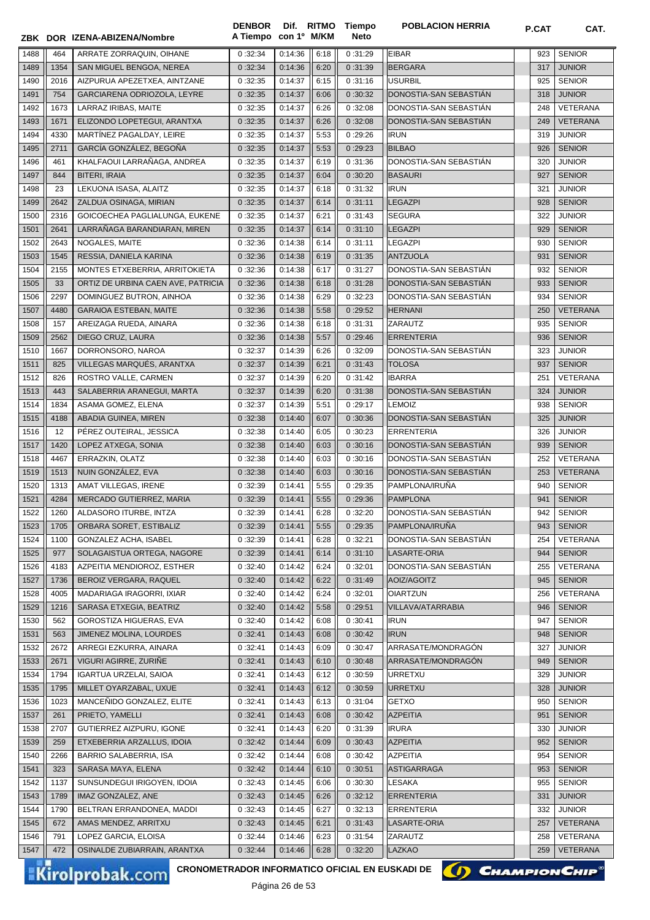| ZBK | DOR | IZENA-ABIZENA/Nombre | DENBOR A Tiempo | Dif. con 1º | RITMO M/KM | Tiempo Neto | POBLACION HERRIA | P.CAT | CAT. |
|---|---|---|---|---|---|---|---|---|---|
| 1488 | 464 | ARRATE ZORRAQUIN, OIHANE | 0 :32:34 | 0:14:36 | 6:18 | 0 :31:29 | EIBAR | 923 | SENIOR |
| 1489 | 1354 | SAN MIGUEL BENGOA, NEREA | 0 :32:34 | 0:14:36 | 6:20 | 0 :31:39 | BERGARA | 317 | JUNIOR |
| 1490 | 2016 | AIZPURUA APEZETXEA, AINTZANE | 0 :32:35 | 0:14:37 | 6:15 | 0 :31:16 | USURBIL | 925 | SENIOR |
| 1491 | 754 | GARCIARENA ODRIOZOLA, LEYRE | 0 :32:35 | 0:14:37 | 6:06 | 0 :30:32 | DONOSTIA-SAN SEBASTIÁN | 318 | JUNIOR |
| 1492 | 1673 | LARRAZ IRIBAS, MAITE | 0 :32:35 | 0:14:37 | 6:26 | 0 :32:08 | DONOSTIA-SAN SEBASTIÁN | 248 | VETERANA |
| 1493 | 1671 | ELIZONDO LOPETEGUI, ARANTXA | 0 :32:35 | 0:14:37 | 6:26 | 0 :32:08 | DONOSTIA-SAN SEBASTIÁN | 249 | VETERANA |
| 1494 | 4330 | MARTÍNEZ PAGALDAY, LEIRE | 0 :32:35 | 0:14:37 | 5:53 | 0 :29:26 | IRUN | 319 | JUNIOR |
| 1495 | 2711 | GARCÍA GONZÁLEZ, BEGOÑA | 0 :32:35 | 0:14:37 | 5:53 | 0 :29:23 | BILBAO | 926 | SENIOR |
| 1496 | 461 | KHALFAOUI LARRAÑAGA, ANDREA | 0 :32:35 | 0:14:37 | 6:19 | 0 :31:36 | DONOSTIA-SAN SEBASTIÁN | 320 | JUNIOR |
| 1497 | 844 | BITERI, IRAIA | 0 :32:35 | 0:14:37 | 6:04 | 0 :30:20 | BASAURI | 927 | SENIOR |
| 1498 | 23 | LEKUONA ISASA, ALAITZ | 0 :32:35 | 0:14:37 | 6:18 | 0 :31:32 | IRUN | 321 | JUNIOR |
| 1499 | 2642 | ZALDUA OSINAGA, MIRIAN | 0 :32:35 | 0:14:37 | 6:14 | 0 :31:11 | LEGAZPI | 928 | SENIOR |
| 1500 | 2316 | GOICOECHEA PAGLIALUNGA, EUKENE | 0 :32:35 | 0:14:37 | 6:21 | 0 :31:43 | SEGURA | 322 | JUNIOR |
| 1501 | 2641 | LARRAÑAGA BARANDIARAN, MIREN | 0 :32:35 | 0:14:37 | 6:14 | 0 :31:10 | LEGAZPI | 929 | SENIOR |
| 1502 | 2643 | NOGALES, MAITE | 0 :32:36 | 0:14:38 | 6:14 | 0 :31:11 | LEGAZPI | 930 | SENIOR |
| 1503 | 1545 | RESSIA, DANIELA KARINA | 0 :32:36 | 0:14:38 | 6:19 | 0 :31:35 | ANTZUOLA | 931 | SENIOR |
| 1504 | 2155 | MONTES ETXEBERRIA, ARRITOKIETA | 0 :32:36 | 0:14:38 | 6:17 | 0 :31:27 | DONOSTIA-SAN SEBASTIÁN | 932 | SENIOR |
| 1505 | 33 | ORTIZ DE URBINA CAEN AVE, PATRICIA | 0 :32:36 | 0:14:38 | 6:18 | 0 :31:28 | DONOSTIA-SAN SEBASTIÁN | 933 | SENIOR |
| 1506 | 2297 | DOMINGUEZ BUTRON, AINHOA | 0 :32:36 | 0:14:38 | 6:29 | 0 :32:23 | DONOSTIA-SAN SEBASTIÁN | 934 | SENIOR |
| 1507 | 4480 | GARAIOA ESTEBAN, MAITE | 0 :32:36 | 0:14:38 | 5:58 | 0 :29:52 | HERNANI | 250 | VETERANA |
| 1508 | 157 | AREIZAGA RUEDA, AINARA | 0 :32:36 | 0:14:38 | 6:18 | 0 :31:31 | ZARAUTZ | 935 | SENIOR |
| 1509 | 2562 | DIEGO CRUZ, LAURA | 0 :32:36 | 0:14:38 | 5:57 | 0 :29:46 | ERRENTERIA | 936 | SENIOR |
| 1510 | 1667 | DORRONSORO, NAROA | 0 :32:37 | 0:14:39 | 6:26 | 0 :32:09 | DONOSTIA-SAN SEBASTIÁN | 323 | JUNIOR |
| 1511 | 825 | VILLEGAS MARQUÉS, ARANTXA | 0 :32:37 | 0:14:39 | 6:21 | 0 :31:43 | TOLOSA | 937 | SENIOR |
| 1512 | 826 | ROSTRO VALLE, CARMEN | 0 :32:37 | 0:14:39 | 6:20 | 0 :31:42 | IBARRA | 251 | VETERANA |
| 1513 | 443 | SALABERRIA ARANEGUI, MARTA | 0 :32:37 | 0:14:39 | 6:20 | 0 :31:38 | DONOSTIA-SAN SEBASTIÁN | 324 | JUNIOR |
| 1514 | 1834 | ASAMA GOMEZ, ELENA | 0 :32:37 | 0:14:39 | 5:51 | 0 :29:17 | LEMOIZ | 938 | SENIOR |
| 1515 | 4188 | ABADIA GUINEA, MIREN | 0 :32:38 | 0:14:40 | 6:07 | 0 :30:36 | DONOSTIA-SAN SEBASTIÁN | 325 | JUNIOR |
| 1516 | 12 | PÉREZ OUTEIRAL, JESSICA | 0 :32:38 | 0:14:40 | 6:05 | 0 :30:23 | ERRENTERIA | 326 | JUNIOR |
| 1517 | 1420 | LOPEZ ATXEGA, SONIA | 0 :32:38 | 0:14:40 | 6:03 | 0 :30:16 | DONOSTIA-SAN SEBASTIÁN | 939 | SENIOR |
| 1518 | 4467 | ERRAZKIN, OLATZ | 0 :32:38 | 0:14:40 | 6:03 | 0 :30:16 | DONOSTIA-SAN SEBASTIÁN | 252 | VETERANA |
| 1519 | 1513 | NUIN GONZÁLEZ, EVA | 0 :32:38 | 0:14:40 | 6:03 | 0 :30:16 | DONOSTIA-SAN SEBASTIÁN | 253 | VETERANA |
| 1520 | 1313 | AMAT VILLEGAS, IRENE | 0 :32:39 | 0:14:41 | 5:55 | 0 :29:35 | PAMPLONA/IRUÑA | 940 | SENIOR |
| 1521 | 4284 | MERCADO GUTIERREZ, MARIA | 0 :32:39 | 0:14:41 | 5:55 | 0 :29:36 | PAMPLONA | 941 | SENIOR |
| 1522 | 1260 | ALDASORO ITURBE, INTZA | 0 :32:39 | 0:14:41 | 6:28 | 0 :32:20 | DONOSTIA-SAN SEBASTIÁN | 942 | SENIOR |
| 1523 | 1705 | ORBARA SORET, ESTIBALIZ | 0 :32:39 | 0:14:41 | 5:55 | 0 :29:35 | PAMPLONA/IRUÑA | 943 | SENIOR |
| 1524 | 1100 | GONZALEZ ACHA, ISABEL | 0 :32:39 | 0:14:41 | 6:28 | 0 :32:21 | DONOSTIA-SAN SEBASTIÁN | 254 | VETERANA |
| 1525 | 977 | SOLAGAISTUA ORTEGA, NAGORE | 0 :32:39 | 0:14:41 | 6:14 | 0 :31:10 | LASARTE-ORIA | 944 | SENIOR |
| 1526 | 4183 | AZPEITIA MENDIOROZ, ESTHER | 0 :32:40 | 0:14:42 | 6:24 | 0 :32:01 | DONOSTIA-SAN SEBASTIÁN | 255 | VETERANA |
| 1527 | 1736 | BEROIZ VERGARA, RAQUEL | 0 :32:40 | 0:14:42 | 6:22 | 0 :31:49 | AOIZ/AGOITZ | 945 | SENIOR |
| 1528 | 4005 | MADARIAGA IRAGORRI, IXIAR | 0 :32:40 | 0:14:42 | 6:24 | 0 :32:01 | OIARTZUN | 256 | VETERANA |
| 1529 | 1216 | SARASA ETXEGIA, BEATRIZ | 0 :32:40 | 0:14:42 | 5:58 | 0 :29:51 | VILLAVA/ATARRABIA | 946 | SENIOR |
| 1530 | 562 | GOROSTIZA HIGUERAS, EVA | 0 :32:40 | 0:14:42 | 6:08 | 0 :30:41 | IRUN | 947 | SENIOR |
| 1531 | 563 | JIMENEZ MOLINA, LOURDES | 0 :32:41 | 0:14:43 | 6:08 | 0 :30:42 | IRUN | 948 | SENIOR |
| 1532 | 2672 | ARREGI EZKURRA, AINARA | 0 :32:41 | 0:14:43 | 6:09 | 0 :30:47 | ARRASATE/MONDRAGÓN | 327 | JUNIOR |
| 1533 | 2671 | VIGURI AGIRRE, ZURIÑE | 0 :32:41 | 0:14:43 | 6:10 | 0 :30:48 | ARRASATE/MONDRAGÓN | 949 | SENIOR |
| 1534 | 1794 | IGARTUA URZELAI, SAIOA | 0 :32:41 | 0:14:43 | 6:12 | 0 :30:59 | URRETXU | 329 | JUNIOR |
| 1535 | 1795 | MILLET OYARZABAL, UXUE | 0 :32:41 | 0:14:43 | 6:12 | 0 :30:59 | URRETXU | 328 | JUNIOR |
| 1536 | 1023 | MANCEÑIDO GONZALEZ, ELITE | 0 :32:41 | 0:14:43 | 6:13 | 0 :31:04 | GETXO | 950 | SENIOR |
| 1537 | 261 | PRIETO, YAMELLI | 0 :32:41 | 0:14:43 | 6:08 | 0 :30:42 | AZPEITIA | 951 | SENIOR |
| 1538 | 2707 | GUTIERREZ AIZPURU, IGONE | 0 :32:41 | 0:14:43 | 6:20 | 0 :31:39 | IRURA | 330 | JUNIOR |
| 1539 | 259 | ETXEBERRIA ARZALLUS, IDOIA | 0 :32:42 | 0:14:44 | 6:09 | 0 :30:43 | AZPEITIA | 952 | SENIOR |
| 1540 | 2266 | BARRIO SALABERRIA, ISA | 0 :32:42 | 0:14:44 | 6:08 | 0 :30:42 | AZPEITIA | 954 | SENIOR |
| 1541 | 323 | SARASA MAYA, ELENA | 0 :32:42 | 0:14:44 | 6:10 | 0 :30:51 | ASTIGARRAGA | 953 | SENIOR |
| 1542 | 1137 | SUNSUNDEGUI IRIGOYEN, IDOIA | 0 :32:43 | 0:14:45 | 6:06 | 0 :30:30 | LESAKA | 955 | SENIOR |
| 1543 | 1789 | IMAZ GONZALEZ, ANE | 0 :32:43 | 0:14:45 | 6:26 | 0 :32:12 | ERRENTERIA | 331 | JUNIOR |
| 1544 | 1790 | BELTRAN ERRANDONEA, MADDI | 0 :32:43 | 0:14:45 | 6:27 | 0 :32:13 | ERRENTERIA | 332 | JUNIOR |
| 1545 | 672 | AMAS MENDEZ, ARRITXU | 0 :32:43 | 0:14:45 | 6:21 | 0 :31:43 | LASARTE-ORIA | 257 | VETERANA |
| 1546 | 791 | LOPEZ GARCIA, ELOISA | 0 :32:44 | 0:14:46 | 6:23 | 0 :31:54 | ZARAUTZ | 258 | VETERANA |
| 1547 | 472 | OSINALDE ZUBIARRAIN, ARANTXA | 0 :32:44 | 0:14:46 | 6:28 | 0 :32:20 | LAZKAO | 259 | VETERANA |

CRONOMETRADOR INFORMATICO OFICIAL EN EUSKADI DE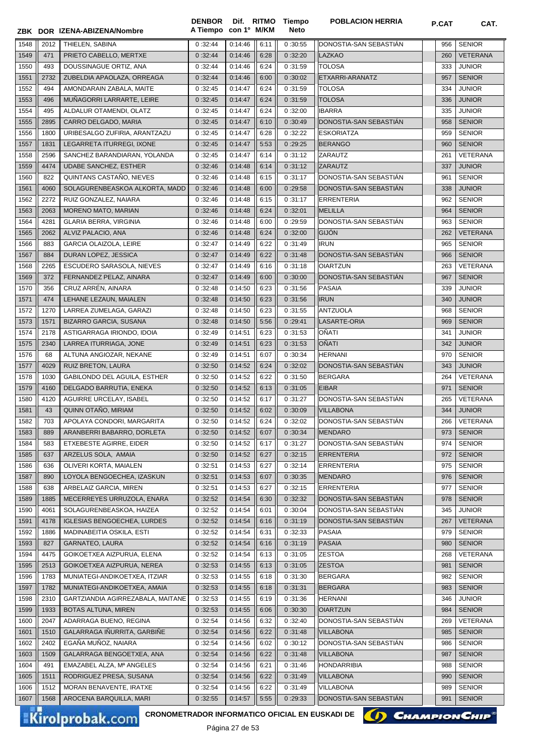| ZBK | DOR | IZENA-ABIZENA/Nombre | DENBOR A Tiempo | Dif. con 1º | RITMO M/KM | Tiempo Neto | POBLACION HERRIA | P.CAT | CAT. |
|---|---|---|---|---|---|---|---|---|---|
| 1548 | 2012 | THIELEN, SABINA | 0 :32:44 | 0:14:46 | 6:11 | 0 :30:55 | DONOSTIA-SAN SEBASTIÁN | 956 | SENIOR |
| 1549 | 471 | PRIETO CABELLO, MERTXE | 0 :32:44 | 0:14:46 | 6:28 | 0 :32:20 | LAZKAO | 260 | VETERANA |
| 1550 | 493 | DOUSSINAGUE ORTIZ, ANA | 0 :32:44 | 0:14:46 | 6:24 | 0 :31:59 | TOLOSA | 333 | JUNIOR |
| 1551 | 2732 | ZUBELDIA APAOLAZA, ORREAGA | 0 :32:44 | 0:14:46 | 6:00 | 0 :30:02 | ETXARRI-ARANATZ | 957 | SENIOR |
| 1552 | 494 | AMONDARAIN ZABALA, MAITE | 0 :32:45 | 0:14:47 | 6:24 | 0 :31:59 | TOLOSA | 334 | JUNIOR |
| 1553 | 496 | MUÑAGORRI LARRARTE, LEIRE | 0 :32:45 | 0:14:47 | 6:24 | 0 :31:59 | TOLOSA | 336 | JUNIOR |
| 1554 | 495 | ALDALUR OTAMENDI, OLATZ | 0 :32:45 | 0:14:47 | 6:24 | 0 :32:00 | IBARRA | 335 | JUNIOR |
| 1555 | 2895 | CARRO DELGADO, MARIA | 0 :32:45 | 0:14:47 | 6:10 | 0 :30:49 | DONOSTIA-SAN SEBASTIÁN | 958 | SENIOR |
| 1556 | 1800 | URIBESALGO ZUFIRIA, ARANTZAZU | 0 :32:45 | 0:14:47 | 6:28 | 0 :32:22 | ESKORIATZA | 959 | SENIOR |
| 1557 | 1831 | LEGARRETA ITURREGI, IXONE | 0 :32:45 | 0:14:47 | 5:53 | 0 :29:25 | BERANGO | 960 | SENIOR |
| 1558 | 2596 | SANCHEZ BARANDIARAN, YOLANDA | 0 :32:45 | 0:14:47 | 6:14 | 0 :31:12 | ZARAUTZ | 261 | VETERANA |
| 1559 | 4474 | UDABE SANCHEZ, ESTHER | 0 :32:46 | 0:14:48 | 6:14 | 0 :31:12 | ZARAUTZ | 337 | JUNIOR |
| 1560 | 822 | QUINTANS CASTAÑO, NIEVES | 0 :32:46 | 0:14:48 | 6:15 | 0 :31:17 | DONOSTIA-SAN SEBASTIÁN | 961 | SENIOR |
| 1561 | 4060 | SOLAGURENBEASKOA ALKORTA, MADD | 0 :32:46 | 0:14:48 | 6:00 | 0 :29:58 | DONOSTIA-SAN SEBASTIÁN | 338 | JUNIOR |
| 1562 | 2272 | RUIZ GONZALEZ, NAIARA | 0 :32:46 | 0:14:48 | 6:15 | 0 :31:17 | ERRENTERIA | 962 | SENIOR |
| 1563 | 2063 | MORENO MATO, MARIAN | 0 :32:46 | 0:14:48 | 6:24 | 0 :32:01 | MELILLA | 964 | SENIOR |
| 1564 | 4281 | GLARIA BERRA, VIRGINIA | 0 :32:46 | 0:14:48 | 6:00 | 0 :29:59 | DONOSTIA-SAN SEBASTIÁN | 963 | SENIOR |
| 1565 | 2062 | ALVIZ PALACIO, ANA | 0 :32:46 | 0:14:48 | 6:24 | 0 :32:00 | GIJÓN | 262 | VETERANA |
| 1566 | 883 | GARCIA OLAIZOLA, LEIRE | 0 :32:47 | 0:14:49 | 6:22 | 0 :31:49 | IRUN | 965 | SENIOR |
| 1567 | 884 | DURAN LOPEZ, JESSICA | 0 :32:47 | 0:14:49 | 6:22 | 0 :31:48 | DONOSTIA-SAN SEBASTIÁN | 966 | SENIOR |
| 1568 | 2265 | ESCUDERO SARASOLA, NIEVES | 0 :32:47 | 0:14:49 | 6:16 | 0 :31:18 | OIARTZUN | 263 | VETERANA |
| 1569 | 372 | FERNANDEZ PELAZ, AINARA | 0 :32:47 | 0:14:49 | 6:00 | 0 :30:00 | DONOSTIA-SAN SEBASTIÁN | 967 | SENIOR |
| 1570 | 356 | CRUZ ARRÉN, AINARA | 0 :32:48 | 0:14:50 | 6:23 | 0 :31:56 | PASAIA | 339 | JUNIOR |
| 1571 | 474 | LEHANE LEZAUN, MAIALEN | 0 :32:48 | 0:14:50 | 6:23 | 0 :31:56 | IRUN | 340 | JUNIOR |
| 1572 | 1270 | LARREA ZUMELAGA, GARAZI | 0 :32:48 | 0:14:50 | 6:23 | 0 :31:55 | ANTZUOLA | 968 | SENIOR |
| 1573 | 1571 | BIZARRO GARCIA, SUSANA | 0 :32:48 | 0:14:50 | 5:56 | 0 :29:41 | LASARTE-ORIA | 969 | SENIOR |
| 1574 | 2178 | ASTIGARRAGA IRIONDO, IDOIA | 0 :32:49 | 0:14:51 | 6:23 | 0 :31:53 | OÑATI | 341 | JUNIOR |
| 1575 | 2340 | LARREA ITURRIAGA, JONE | 0 :32:49 | 0:14:51 | 6:23 | 0 :31:53 | OÑATI | 342 | JUNIOR |
| 1576 | 68 | ALTUNA ANGIOZAR, NEKANE | 0 :32:49 | 0:14:51 | 6:07 | 0 :30:34 | HERNANI | 970 | SENIOR |
| 1577 | 4029 | RUIZ BRETON, LAURA | 0 :32:50 | 0:14:52 | 6:24 | 0 :32:02 | DONOSTIA-SAN SEBASTIÁN | 343 | JUNIOR |
| 1578 | 1030 | GABILONDO DEL AGUILA, ESTHER | 0 :32:50 | 0:14:52 | 6:22 | 0 :31:50 | BERGARA | 264 | VETERANA |
| 1579 | 4160 | DELGADO BARRUTIA, ENEKA | 0 :32:50 | 0:14:52 | 6:13 | 0 :31:05 | EIBAR | 971 | SENIOR |
| 1580 | 4120 | AGUIRRE URCELAY, ISABEL | 0 :32:50 | 0:14:52 | 6:17 | 0 :31:27 | DONOSTIA-SAN SEBASTIÁN | 265 | VETERANA |
| 1581 | 43 | QUINN OTAÑO, MIRIAM | 0 :32:50 | 0:14:52 | 6:02 | 0 :30:09 | VILLABONA | 344 | JUNIOR |
| 1582 | 703 | APOLAYA CONDORI, MARGARITA | 0 :32:50 | 0:14:52 | 6:24 | 0 :32:02 | DONOSTIA-SAN SEBASTIÁN | 266 | VETERANA |
| 1583 | 889 | ARANBERRI BABARRO, DORLETA | 0 :32:50 | 0:14:52 | 6:07 | 0 :30:34 | MENDARO | 973 | SENIOR |
| 1584 | 583 | ETXEBESTE AGIRRE, EIDER | 0 :32:50 | 0:14:52 | 6:17 | 0 :31:27 | DONOSTIA-SAN SEBASTIÁN | 974 | SENIOR |
| 1585 | 637 | ARZELUS SOLA, AMAIA | 0 :32:50 | 0:14:52 | 6:27 | 0 :32:15 | ERRENTERIA | 972 | SENIOR |
| 1586 | 636 | OLIVERI KORTA, MAIALEN | 0 :32:51 | 0:14:53 | 6:27 | 0 :32:14 | ERRENTERIA | 975 | SENIOR |
| 1587 | 890 | LOYOLA BENGOECHEA, IZASKUN | 0 :32:51 | 0:14:53 | 6:07 | 0 :30:35 | MENDARO | 976 | SENIOR |
| 1588 | 638 | ARBELAIZ GARCIA, MIREN | 0 :32:51 | 0:14:53 | 6:27 | 0 :32:15 | ERRENTERIA | 977 | SENIOR |
| 1589 | 1885 | MECERREYES URRUZOLA, ENARA | 0 :32:52 | 0:14:54 | 6:30 | 0 :32:32 | DONOSTIA-SAN SEBASTIÁN | 978 | SENIOR |
| 1590 | 4061 | SOLAGURENBEASKOA, HAIZEA | 0 :32:52 | 0:14:54 | 6:01 | 0 :30:04 | DONOSTIA-SAN SEBASTIÁN | 345 | JUNIOR |
| 1591 | 4178 | IGLESIAS BENGOECHEA, LURDES | 0 :32:52 | 0:14:54 | 6:16 | 0 :31:19 | DONOSTIA-SAN SEBASTIÁN | 267 | VETERANA |
| 1592 | 1886 | MADINABEITIA OSKILA, ESTI | 0 :32:52 | 0:14:54 | 6:31 | 0 :32:33 | PASAIA | 979 | SENIOR |
| 1593 | 827 | GARNATEO, LAURA | 0 :32:52 | 0:14:54 | 6:16 | 0 :31:19 | PASAIA | 980 | SENIOR |
| 1594 | 4475 | GOIKOETXEA AIZPURUA, ELENA | 0 :32:52 | 0:14:54 | 6:13 | 0 :31:05 | ZESTOA | 268 | VETERANA |
| 1595 | 2513 | GOIKOETXEA AIZPURUA, NEREA | 0 :32:53 | 0:14:55 | 6:13 | 0 :31:05 | ZESTOA | 981 | SENIOR |
| 1596 | 1783 | MUNIATEGI-ANDIKOETXEA, ITZIAR | 0 :32:53 | 0:14:55 | 6:18 | 0 :31:30 | BERGARA | 982 | SENIOR |
| 1597 | 1782 | MUNIATEGI-ANDIKOETXEA, AMAIA | 0 :32:53 | 0:14:55 | 6:18 | 0 :31:31 | BERGARA | 983 | SENIOR |
| 1598 | 2310 | GARTZIANDIA AGIRREZABALA, MAITANE | 0 :32:53 | 0:14:55 | 6:19 | 0 :31:36 | HERNANI | 346 | JUNIOR |
| 1599 | 1933 | BOTAS ALTUNA, MIREN | 0 :32:53 | 0:14:55 | 6:06 | 0 :30:30 | OIARTZUN | 984 | SENIOR |
| 1600 | 2047 | ADARRAGA BUENO, REGINA | 0 :32:54 | 0:14:56 | 6:32 | 0 :32:40 | DONOSTIA-SAN SEBASTIÁN | 269 | VETERANA |
| 1601 | 1510 | GALARRAGA IÑURRITA, GARBIÑE | 0 :32:54 | 0:14:56 | 6:22 | 0 :31:48 | VILLABONA | 985 | SENIOR |
| 1602 | 2402 | EGAÑA MUÑOZ, NAIARA | 0 :32:54 | 0:14:56 | 6:02 | 0 :30:12 | DONOSTIA-SAN SEBASTIÁN | 986 | SENIOR |
| 1603 | 1509 | GALARRAGA BENGOETXEA, ANA | 0 :32:54 | 0:14:56 | 6:22 | 0 :31:48 | VILLABONA | 987 | SENIOR |
| 1604 | 491 | EMAZABEL ALZA, Mª ANGELES | 0 :32:54 | 0:14:56 | 6:21 | 0 :31:46 | HONDARRIBIA | 988 | SENIOR |
| 1605 | 1511 | RODRIGUEZ PRESA, SUSANA | 0 :32:54 | 0:14:56 | 6:22 | 0 :31:49 | VILLABONA | 990 | SENIOR |
| 1606 | 1512 | MORAN BENAVENTE, IRATXE | 0 :32:54 | 0:14:56 | 6:22 | 0 :31:49 | VILLABONA | 989 | SENIOR |
| 1607 | 1568 | AROCENA BARQUILLA, MARI | 0 :32:55 | 0:14:57 | 5:55 | 0 :29:33 | DONOSTIA-SAN SEBASTIÁN | 991 | SENIOR |

CRONOMETRADOR INFORMATICO OFICIAL EN EUSKADI DE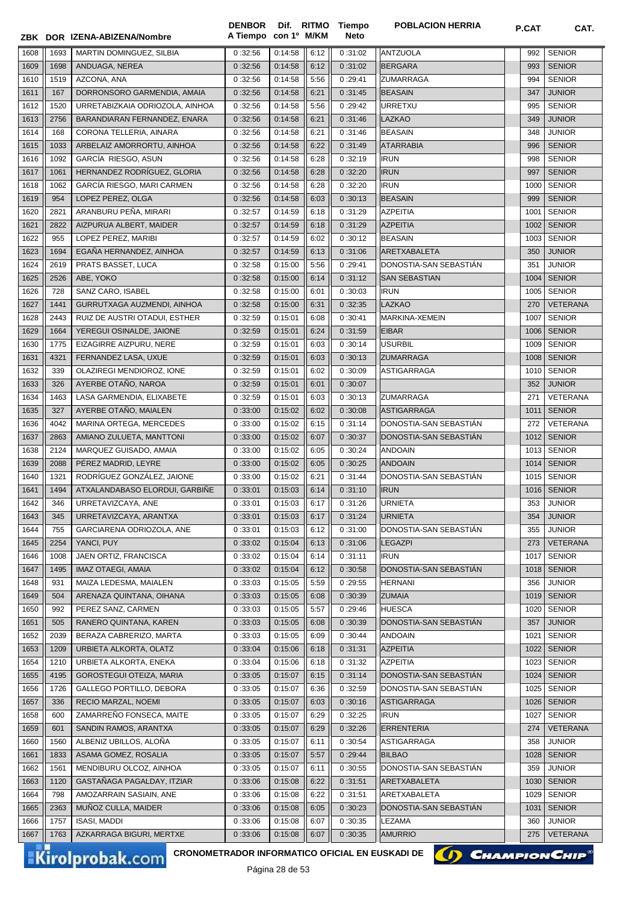| ZBK | DOR | IZENA-ABIZENA/Nombre | DENBOR A Tiempo | Dif. con 1º | RITMO M/KM | Tiempo Neto | POBLACION HERRIA | P.CAT | CAT. |
|---|---|---|---|---|---|---|---|---|---|
| 1608 | 1693 | MARTIN DOMINGUEZ, SILBIA | 0 :32:56 | 0:14:58 | 6:12 | 0 :31:02 | ANTZUOLA | 992 | SENIOR |
| 1609 | 1698 | ANDUAGA, NEREA | 0 :32:56 | 0:14:58 | 6:12 | 0 :31:02 | BERGARA | 993 | SENIOR |
| 1610 | 1519 | AZCONA, ANA | 0 :32:56 | 0:14:58 | 5:56 | 0 :29:41 | ZUMARRAGA | 994 | SENIOR |
| 1611 | 167 | DORRONSORO GARMENDIA, AMAIA | 0 :32:56 | 0:14:58 | 6:21 | 0 :31:45 | BEASAIN | 347 | JUNIOR |
| 1612 | 1520 | URRETABIZKAIA ODRIOZOLA, AINHOA | 0 :32:56 | 0:14:58 | 5:56 | 0 :29:42 | URRETXU | 995 | SENIOR |
| 1613 | 2756 | BARANDIARAN FERNANDEZ, ENARA | 0 :32:56 | 0:14:58 | 6:21 | 0 :31:46 | LAZKAO | 349 | JUNIOR |
| 1614 | 168 | CORONA TELLERIA, AINARA | 0 :32:56 | 0:14:58 | 6:21 | 0 :31:46 | BEASAIN | 348 | JUNIOR |
| 1615 | 1033 | ARBELAIZ AMORRORTU, AINHOA | 0 :32:56 | 0:14:58 | 6:22 | 0 :31:49 | ATARRABIA | 996 | SENIOR |
| 1616 | 1092 | GARCÍA RIESGO, ASUN | 0 :32:56 | 0:14:58 | 6:28 | 0 :32:19 | IRUN | 998 | SENIOR |
| 1617 | 1061 | HERNANDEZ RODRÍGUEZ, GLORIA | 0 :32:56 | 0:14:58 | 6:28 | 0 :32:20 | IRUN | 997 | SENIOR |
| 1618 | 1062 | GARCÍA RIESGO, MARI CARMEN | 0 :32:56 | 0:14:58 | 6:28 | 0 :32:20 | IRUN | 1000 | SENIOR |
| 1619 | 954 | LOPEZ PEREZ, OLGA | 0 :32:56 | 0:14:58 | 6:03 | 0 :30:13 | BEASAIN | 999 | SENIOR |
| 1620 | 2821 | ARANBURU PEÑA, MIRARI | 0 :32:57 | 0:14:59 | 6:18 | 0 :31:29 | AZPEITIA | 1001 | SENIOR |
| 1621 | 2822 | AIZPURUA ALBERT, MAIDER | 0 :32:57 | 0:14:59 | 6:18 | 0 :31:29 | AZPEITIA | 1002 | SENIOR |
| 1622 | 955 | LOPEZ PEREZ, MARIBI | 0 :32:57 | 0:14:59 | 6:02 | 0 :30:12 | BEASAIN | 1003 | SENIOR |
| 1623 | 1694 | EGAÑA HERNANDEZ, AINHOA | 0 :32:57 | 0:14:59 | 6:13 | 0 :31:06 | ARETXABALETA | 350 | JUNIOR |
| 1624 | 2619 | PRATS BASSET, LUCA | 0 :32:58 | 0:15:00 | 5:56 | 0 :29:41 | DONOSTIA-SAN SEBASTIÁN | 351 | JUNIOR |
| 1625 | 2526 | ABE, YOKO | 0 :32:58 | 0:15:00 | 6:14 | 0 :31:12 | SAN SEBASTIAN | 1004 | SENIOR |
| 1626 | 728 | SANZ CARO, ISABEL | 0 :32:58 | 0:15:00 | 6:01 | 0 :30:03 | IRUN | 1005 | SENIOR |
| 1627 | 1441 | GURRUTXAGA AUZMENDI, AINHOA | 0 :32:58 | 0:15:00 | 6:31 | 0 :32:35 | LAZKAO | 270 | VETERANA |
| 1628 | 2443 | RUIZ DE AUSTRI OTADUI, ESTHER | 0 :32:59 | 0:15:01 | 6:08 | 0 :30:41 | MARKINA-XEMEIN | 1007 | SENIOR |
| 1629 | 1664 | YEREGUI OSINALDE, JAIONE | 0 :32:59 | 0:15:01 | 6:24 | 0 :31:59 | EIBAR | 1006 | SENIOR |
| 1630 | 1775 | EIZAGIRRE AIZPURU, NERE | 0 :32:59 | 0:15:01 | 6:03 | 0 :30:14 | USURBIL | 1009 | SENIOR |
| 1631 | 4321 | FERNANDEZ LASA, UXUE | 0 :32:59 | 0:15:01 | 6:03 | 0 :30:13 | ZUMARRAGA | 1008 | SENIOR |
| 1632 | 339 | OLAZIREGI MENDIOROZ, IONE | 0 :32:59 | 0:15:01 | 6:02 | 0 :30:09 | ASTIGARRAGA | 1010 | SENIOR |
| 1633 | 326 | AYERBE OTAÑO, NAROA | 0 :32:59 | 0:15:01 | 6:01 | 0 :30:07 | | 352 | JUNIOR |
| 1634 | 1463 | LASA GARMENDIA, ELIXABETE | 0 :32:59 | 0:15:01 | 6:03 | 0 :30:13 | ZUMARRAGA | 271 | VETERANA |
| 1635 | 327 | AYERBE OTAÑO, MAIALEN | 0 :33:00 | 0:15:02 | 6:02 | 0 :30:08 | ASTIGARRAGA | 1011 | SENIOR |
| 1636 | 4042 | MARINA ORTEGA, MERCEDES | 0 :33:00 | 0:15:02 | 6:15 | 0 :31:14 | DONOSTIA-SAN SEBASTIÁN | 272 | VETERANA |
| 1637 | 2863 | AMIANO ZULUETA, MANTTONI | 0 :33:00 | 0:15:02 | 6:07 | 0 :30:37 | DONOSTIA-SAN SEBASTIÁN | 1012 | SENIOR |
| 1638 | 2124 | MARQUEZ GUISADO, AMAIA | 0 :33:00 | 0:15:02 | 6:05 | 0 :30:24 | ANDOAIN | 1013 | SENIOR |
| 1639 | 2088 | PÉREZ MADRID, LEYRE | 0 :33:00 | 0:15:02 | 6:05 | 0 :30:25 | ANDOAIN | 1014 | SENIOR |
| 1640 | 1321 | RODRÍGUEZ GONZÁLEZ, JAIONE | 0 :33:00 | 0:15:02 | 6:21 | 0 :31:44 | DONOSTIA-SAN SEBASTIÁN | 1015 | SENIOR |
| 1641 | 1494 | ATXALANDABASO ELORDUI, GARBIÑE | 0 :33:01 | 0:15:03 | 6:14 | 0 :31:10 | IRUN | 1016 | SENIOR |
| 1642 | 346 | URRETAVIZCAYA, ANE | 0 :33:01 | 0:15:03 | 6:17 | 0 :31:26 | URNIETA | 353 | JUNIOR |
| 1643 | 345 | URRETAVIZCAYA, ARANTXA | 0 :33:01 | 0:15:03 | 6:17 | 0 :31:24 | URNIETA | 354 | JUNIOR |
| 1644 | 755 | GARCIARENA ODRIOZOLA, ANE | 0 :33:01 | 0:15:03 | 6:12 | 0 :31:00 | DONOSTIA-SAN SEBASTIÁN | 355 | JUNIOR |
| 1645 | 2254 | YANCI, PUY | 0 :33:02 | 0:15:04 | 6:13 | 0 :31:06 | LEGAZPI | 273 | VETERANA |
| 1646 | 1008 | JAEN ORTIZ, FRANCISCA | 0 :33:02 | 0:15:04 | 6:14 | 0 :31:11 | IRUN | 1017 | SENIOR |
| 1647 | 1495 | IMAZ OTAEGI, AMAIA | 0 :33:02 | 0:15:04 | 6:12 | 0 :30:58 | DONOSTIA-SAN SEBASTIÁN | 1018 | SENIOR |
| 1648 | 931 | MAIZA LEDESMA, MAIALEN | 0 :33:03 | 0:15:05 | 5:59 | 0 :29:55 | HERNANI | 356 | JUNIOR |
| 1649 | 504 | ARENAZA QUINTANA, OIHANA | 0 :33:03 | 0:15:05 | 6:08 | 0 :30:39 | ZUMAIA | 1019 | SENIOR |
| 1650 | 992 | PEREZ SANZ, CARMEN | 0 :33:03 | 0:15:05 | 5:57 | 0 :29:46 | HUESCA | 1020 | SENIOR |
| 1651 | 505 | RANERO QUINTANA, KAREN | 0 :33:03 | 0:15:05 | 6:08 | 0 :30:39 | DONOSTIA-SAN SEBASTIÁN | 357 | JUNIOR |
| 1652 | 2039 | BERAZA CABRERIZO, MARTA | 0 :33:03 | 0:15:05 | 6:09 | 0 :30:44 | ANDOAIN | 1021 | SENIOR |
| 1653 | 1209 | URBIETA ALKORTA, OLATZ | 0 :33:04 | 0:15:06 | 6:18 | 0 :31:31 | AZPEITIA | 1022 | SENIOR |
| 1654 | 1210 | URBIETA ALKORTA, ENEKA | 0 :33:04 | 0:15:06 | 6:18 | 0 :31:32 | AZPEITIA | 1023 | SENIOR |
| 1655 | 4195 | GOROSTEGUI OTEIZA, MARIA | 0 :33:05 | 0:15:07 | 6:15 | 0 :31:14 | DONOSTIA-SAN SEBASTIÁN | 1024 | SENIOR |
| 1656 | 1726 | GALLEGO PORTILLO, DEBORA | 0 :33:05 | 0:15:07 | 6:36 | 0 :32:59 | DONOSTIA-SAN SEBASTIÁN | 1025 | SENIOR |
| 1657 | 336 | RECIO MARZAL, NOEMI | 0 :33:05 | 0:15:07 | 6:03 | 0 :30:16 | ASTIGARRAGA | 1026 | SENIOR |
| 1658 | 600 | ZAMARREÑO FONSECA, MAITE | 0 :33:05 | 0:15:07 | 6:29 | 0 :32:25 | IRUN | 1027 | SENIOR |
| 1659 | 601 | SANDIN RAMOS, ARANTXA | 0 :33:05 | 0:15:07 | 6:29 | 0 :32:26 | ERRENTERIA | 274 | VETERANA |
| 1660 | 1560 | ALBENIZ UBILLOS, ALOÑA | 0 :33:05 | 0:15:07 | 6:11 | 0 :30:54 | ASTIGARRAGA | 358 | JUNIOR |
| 1661 | 1833 | ASAMA GOMEZ, ROSALIA | 0 :33:05 | 0:15:07 | 5:57 | 0 :29:44 | BILBAO | 1028 | SENIOR |
| 1662 | 1561 | MENDIBURU OLCOZ, AINHOA | 0 :33:05 | 0:15:07 | 6:11 | 0 :30:55 | DONOSTIA-SAN SEBASTIÁN | 359 | JUNIOR |
| 1663 | 1120 | GASTAÑAGA PAGALDAY, ITZIAR | 0 :33:06 | 0:15:08 | 6:22 | 0 :31:51 | ARETXABALETA | 1030 | SENIOR |
| 1664 | 798 | AMOZARRAIN SASIAIN, ANE | 0 :33:06 | 0:15:08 | 6:22 | 0 :31:51 | ARETXABALETA | 1029 | SENIOR |
| 1665 | 2363 | MUÑOZ CULLA, MAIDER | 0 :33:06 | 0:15:08 | 6:05 | 0 :30:23 | DONOSTIA-SAN SEBASTIÁN | 1031 | SENIOR |
| 1666 | 1757 | ISASI, MADDI | 0 :33:06 | 0:15:08 | 6:07 | 0 :30:35 | LEZAMA | 360 | JUNIOR |
| 1667 | 1763 | AZKARRAGA BIGURI, MERTXE | 0 :33:06 | 0:15:08 | 6:07 | 0 :30:35 | AMURRIO | 275 | VETERANA |

CRONOMETRADOR INFORMATICO OFICIAL EN EUSKADI DE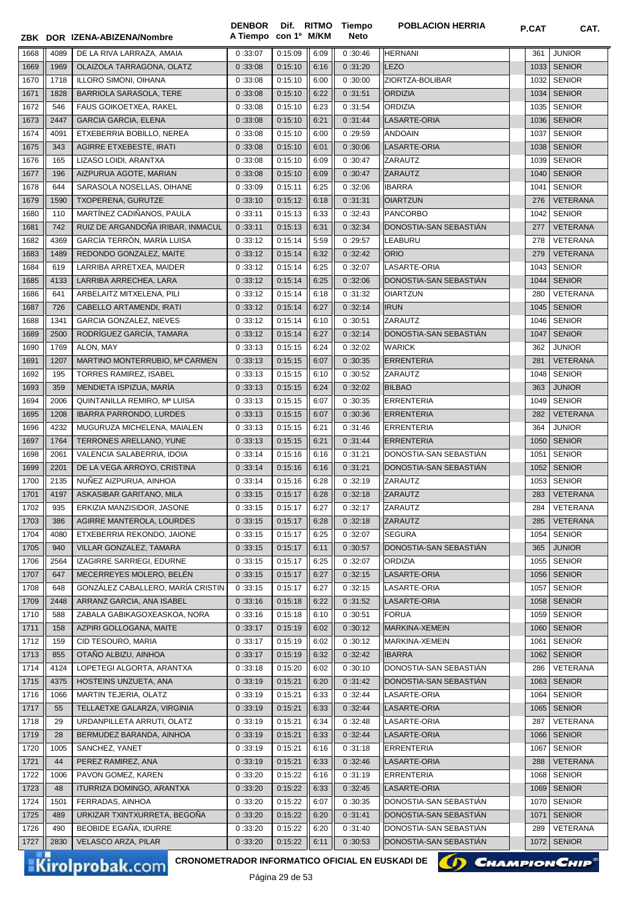| ZBK | DOR | IZENA-ABIZENA/Nombre | DENBOR A Tiempo | Dif. con 1º | RITMO M/KM | Tiempo Neto | POBLACION HERRIA | P.CAT | CAT. |
|---|---|---|---|---|---|---|---|---|---|
| 1668 | 4089 | DE LA RIVA LARRAZA, AMAIA | 0 :33:07 | 0:15:09 | 6:09 | 0 :30:46 | HERNANI | 361 | JUNIOR |
| 1669 | 1969 | OLAIZOLA TARRAGONA, OLATZ | 0 :33:08 | 0:15:10 | 6:16 | 0 :31:20 | LEZO | 1033 | SENIOR |
| 1670 | 1718 | ILLORO SIMONI, OIHANA | 0 :33:08 | 0:15:10 | 6:00 | 0 :30:00 | ZIORTZA-BOLIBAR | 1032 | SENIOR |
| 1671 | 1828 | BARRIOLA SARASOLA, TERE | 0 :33:08 | 0:15:10 | 6:22 | 0 :31:51 | ORDIZIA | 1034 | SENIOR |
| 1672 | 546 | FAUS GOIKOETXEA, RAKEL | 0 :33:08 | 0:15:10 | 6:23 | 0 :31:54 | ORDIZIA | 1035 | SENIOR |
| 1673 | 2447 | GARCIA GARCIA, ELENA | 0 :33:08 | 0:15:10 | 6:21 | 0 :31:44 | LASARTE-ORIA | 1036 | SENIOR |
| 1674 | 4091 | ETXEBERRIA BOBILLO, NEREA | 0 :33:08 | 0:15:10 | 6:00 | 0 :29:59 | ANDOAIN | 1037 | SENIOR |
| 1675 | 343 | AGIRRE ETXEBESTE, IRATI | 0 :33:08 | 0:15:10 | 6:01 | 0 :30:06 | LASARTE-ORIA | 1038 | SENIOR |
| 1676 | 165 | LIZASO LOIDI, ARANTXA | 0 :33:08 | 0:15:10 | 6:09 | 0 :30:47 | ZARAUTZ | 1039 | SENIOR |
| 1677 | 196 | AIZPURUA AGOTE, MARIAN | 0 :33:08 | 0:15:10 | 6:09 | 0 :30:47 | ZARAUTZ | 1040 | SENIOR |
| 1678 | 644 | SARASOLA NOSELLAS, OIHANE | 0 :33:09 | 0:15:11 | 6:25 | 0 :32:06 | IBARRA | 1041 | SENIOR |
| 1679 | 1590 | TXOPERENA, GURUTZE | 0 :33:10 | 0:15:12 | 6:18 | 0 :31:31 | OIARTZUN | 276 | VETERANA |
| 1680 | 110 | MARTÍNEZ CADIÑANOS, PAULA | 0 :33:11 | 0:15:13 | 6:33 | 0 :32:43 | PANCORBO | 1042 | SENIOR |
| 1681 | 742 | RUIZ DE ARGANDOÑA IRIBAR, INMACUL | 0 :33:11 | 0:15:13 | 6:31 | 0 :32:34 | DONOSTIA-SAN SEBASTIÁN | 277 | VETERANA |
| 1682 | 4369 | GARCÍA TERRÓN, MARÍA LUISA | 0 :33:12 | 0:15:14 | 5:59 | 0 :29:57 | LEABURU | 278 | VETERANA |
| 1683 | 1489 | REDONDO GONZALEZ, MAITE | 0 :33:12 | 0:15:14 | 6:32 | 0 :32:42 | ORIO | 279 | VETERANA |
| 1684 | 619 | LARRIBA ARRETXEA, MAIDER | 0 :33:12 | 0:15:14 | 6:25 | 0 :32:07 | LASARTE-ORIA | 1043 | SENIOR |
| 1685 | 4133 | LARRIBA ARRECHEA, LARA | 0 :33:12 | 0:15:14 | 6:25 | 0 :32:06 | DONOSTIA-SAN SEBASTIÁN | 1044 | SENIOR |
| 1686 | 641 | ARBELAITZ MITXELENA, PILI | 0 :33:12 | 0:15:14 | 6:18 | 0 :31:32 | OIARTZUN | 280 | VETERANA |
| 1687 | 726 | CABELLO ARTAMENDI, IRATI | 0 :33:12 | 0:15:14 | 6:27 | 0 :32:14 | IRUN | 1045 | SENIOR |
| 1688 | 1341 | GARCIA GONZALEZ, NIEVES | 0 :33:12 | 0:15:14 | 6:10 | 0 :30:51 | ZARAUTZ | 1046 | SENIOR |
| 1689 | 2500 | RODRÍGUEZ GARCÍA, TAMARA | 0 :33:12 | 0:15:14 | 6:27 | 0 :32:14 | DONOSTIA-SAN SEBASTIÁN | 1047 | SENIOR |
| 1690 | 1769 | ALON, MAY | 0 :33:13 | 0:15:15 | 6:24 | 0 :32:02 | WARICK | 362 | JUNIOR |
| 1691 | 1207 | MARTINO MONTERRUBIO, Mª CARMEN | 0 :33:13 | 0:15:15 | 6:07 | 0 :30:35 | ERRENTERIA | 281 | VETERANA |
| 1692 | 195 | TORRES RAMIREZ, ISABEL | 0 :33:13 | 0:15:15 | 6:10 | 0 :30:52 | ZARAUTZ | 1048 | SENIOR |
| 1693 | 359 | MENDIETA ISPIZUA, MARÍA | 0 :33:13 | 0:15:15 | 6:24 | 0 :32:02 | BILBAO | 363 | JUNIOR |
| 1694 | 2006 | QUINTANILLA REMIRO, Mª LUISA | 0 :33:13 | 0:15:15 | 6:07 | 0 :30:35 | ERRENTERIA | 1049 | SENIOR |
| 1695 | 1208 | IBARRA PARRONDO, LURDES | 0 :33:13 | 0:15:15 | 6:07 | 0 :30:36 | ERRENTERIA | 282 | VETERANA |
| 1696 | 4232 | MUGURUZA MICHELENA, MAIALEN | 0 :33:13 | 0:15:15 | 6:21 | 0 :31:46 | ERRENTERIA | 364 | JUNIOR |
| 1697 | 1764 | TERRONES ARELLANO, YUNE | 0 :33:13 | 0:15:15 | 6:21 | 0 :31:44 | ERRENTERIA | 1050 | SENIOR |
| 1698 | 2061 | VALENCIA SALABERRIA, IDOIA | 0 :33:14 | 0:15:16 | 6:16 | 0 :31:21 | DONOSTIA-SAN SEBASTIÁN | 1051 | SENIOR |
| 1699 | 2201 | DE LA VEGA ARROYO, CRISTINA | 0 :33:14 | 0:15:16 | 6:16 | 0 :31:21 | DONOSTIA-SAN SEBASTIÁN | 1052 | SENIOR |
| 1700 | 2135 | NUÑEZ AIZPURUA, AINHOA | 0 :33:14 | 0:15:16 | 6:28 | 0 :32:19 | ZARAUTZ | 1053 | SENIOR |
| 1701 | 4197 | ASKASIBAR GARITANO, MILA | 0 :33:15 | 0:15:17 | 6:28 | 0 :32:18 | ZARAUTZ | 283 | VETERANA |
| 1702 | 935 | ERKIZIA MANZISIDOR, JASONE | 0 :33:15 | 0:15:17 | 6:27 | 0 :32:17 | ZARAUTZ | 284 | VETERANA |
| 1703 | 386 | AGIRRE MANTEROLA, LOURDES | 0 :33:15 | 0:15:17 | 6:28 | 0 :32:18 | ZARAUTZ | 285 | VETERANA |
| 1704 | 4080 | ETXEBERRIA REKONDO, JAIONE | 0 :33:15 | 0:15:17 | 6:25 | 0 :32:07 | SEGURA | 1054 | SENIOR |
| 1705 | 940 | VILLAR GONZALEZ, TAMARA | 0 :33:15 | 0:15:17 | 6:11 | 0 :30:57 | DONOSTIA-SAN SEBASTIÁN | 365 | JUNIOR |
| 1706 | 2564 | IZAGIRRE SARRIEGI, EDURNE | 0 :33:15 | 0:15:17 | 6:25 | 0 :32:07 | ORDIZIA | 1055 | SENIOR |
| 1707 | 647 | MECERREYES MOLERO, BELÉN | 0 :33:15 | 0:15:17 | 6:27 | 0 :32:15 | LASARTE-ORIA | 1056 | SENIOR |
| 1708 | 648 | GONZÁLEZ CABALLERO, MARÍA CRISTIN | 0 :33:15 | 0:15:17 | 6:27 | 0 :32:15 | LASARTE-ORIA | 1057 | SENIOR |
| 1709 | 2448 | ARRANZ GARCIA, ANA ISABEL | 0 :33:16 | 0:15:18 | 6:22 | 0 :31:52 | LASARTE-ORIA | 1058 | SENIOR |
| 1710 | 588 | ZABALA GABIKAGOXEASKOA, NORA | 0 :33:16 | 0:15:18 | 6:10 | 0 :30:51 | FORUA | 1059 | SENIOR |
| 1711 | 158 | AZPIRI GOLLOGANA, MAITE | 0 :33:17 | 0:15:19 | 6:02 | 0 :30:12 | MARKINA-XEMEIN | 1060 | SENIOR |
| 1712 | 159 | CID TESOURO, MARIA | 0 :33:17 | 0:15:19 | 6:02 | 0 :30:12 | MARKINA-XEMEIN | 1061 | SENIOR |
| 1713 | 855 | OTAÑO ALBIZU, AINHOA | 0 :33:17 | 0:15:19 | 6:32 | 0 :32:42 | IBARRA | 1062 | SENIOR |
| 1714 | 4124 | LOPETEGI ALGORTA, ARANTXA | 0 :33:18 | 0:15:20 | 6:02 | 0 :30:10 | DONOSTIA-SAN SEBASTIÁN | 286 | VETERANA |
| 1715 | 4375 | HOSTEINS UNZUETA, ANA | 0 :33:19 | 0:15:21 | 6:20 | 0 :31:42 | DONOSTIA-SAN SEBASTIÁN | 1063 | SENIOR |
| 1716 | 1066 | MARTIN TEJERIA, OLATZ | 0 :33:19 | 0:15:21 | 6:33 | 0 :32:44 | LASARTE-ORIA | 1064 | SENIOR |
| 1717 | 55 | TELLAETXE GALARZA, VIRGINIA | 0 :33:19 | 0:15:21 | 6:33 | 0 :32:44 | LASARTE-ORIA | 1065 | SENIOR |
| 1718 | 29 | URDANPILLETA ARRUTI, OLATZ | 0 :33:19 | 0:15:21 | 6:34 | 0 :32:48 | LASARTE-ORIA | 287 | VETERANA |
| 1719 | 28 | BERMUDEZ BARANDA, AINHOA | 0 :33:19 | 0:15:21 | 6:33 | 0 :32:44 | LASARTE-ORIA | 1066 | SENIOR |
| 1720 | 1005 | SANCHEZ, YANET | 0 :33:19 | 0:15:21 | 6:16 | 0 :31:18 | ERRENTERIA | 1067 | SENIOR |
| 1721 | 44 | PEREZ RAMIREZ, ANA | 0 :33:19 | 0:15:21 | 6:33 | 0 :32:46 | LASARTE-ORIA | 288 | VETERANA |
| 1722 | 1006 | PAVON GOMEZ, KAREN | 0 :33:20 | 0:15:22 | 6:16 | 0 :31:19 | ERRENTERIA | 1068 | SENIOR |
| 1723 | 48 | ITURRIZA DOMINGO, ARANTXA | 0 :33:20 | 0:15:22 | 6:33 | 0 :32:45 | LASARTE-ORIA | 1069 | SENIOR |
| 1724 | 1501 | FERRADAS, AINHOA | 0 :33:20 | 0:15:22 | 6:07 | 0 :30:35 | DONOSTIA-SAN SEBASTIÁN | 1070 | SENIOR |
| 1725 | 489 | URKIZAR TXINTXURRETA, BEGOÑA | 0 :33:20 | 0:15:22 | 6:20 | 0 :31:41 | DONOSTIA-SAN SEBASTIÁN | 1071 | SENIOR |
| 1726 | 490 | BEOBIDE EGAÑA, IDURRE | 0 :33:20 | 0:15:22 | 6:20 | 0 :31:40 | DONOSTIA-SAN SEBASTIÁN | 289 | VETERANA |
| 1727 | 2830 | VELASCO ARZA, PILAR | 0 :33:20 | 0:15:22 | 6:11 | 0 :30:53 | DONOSTIA-SAN SEBASTIÁN | 1072 | SENIOR |

CRONOMETRADOR INFORMATICO OFICIAL EN EUSKADI DE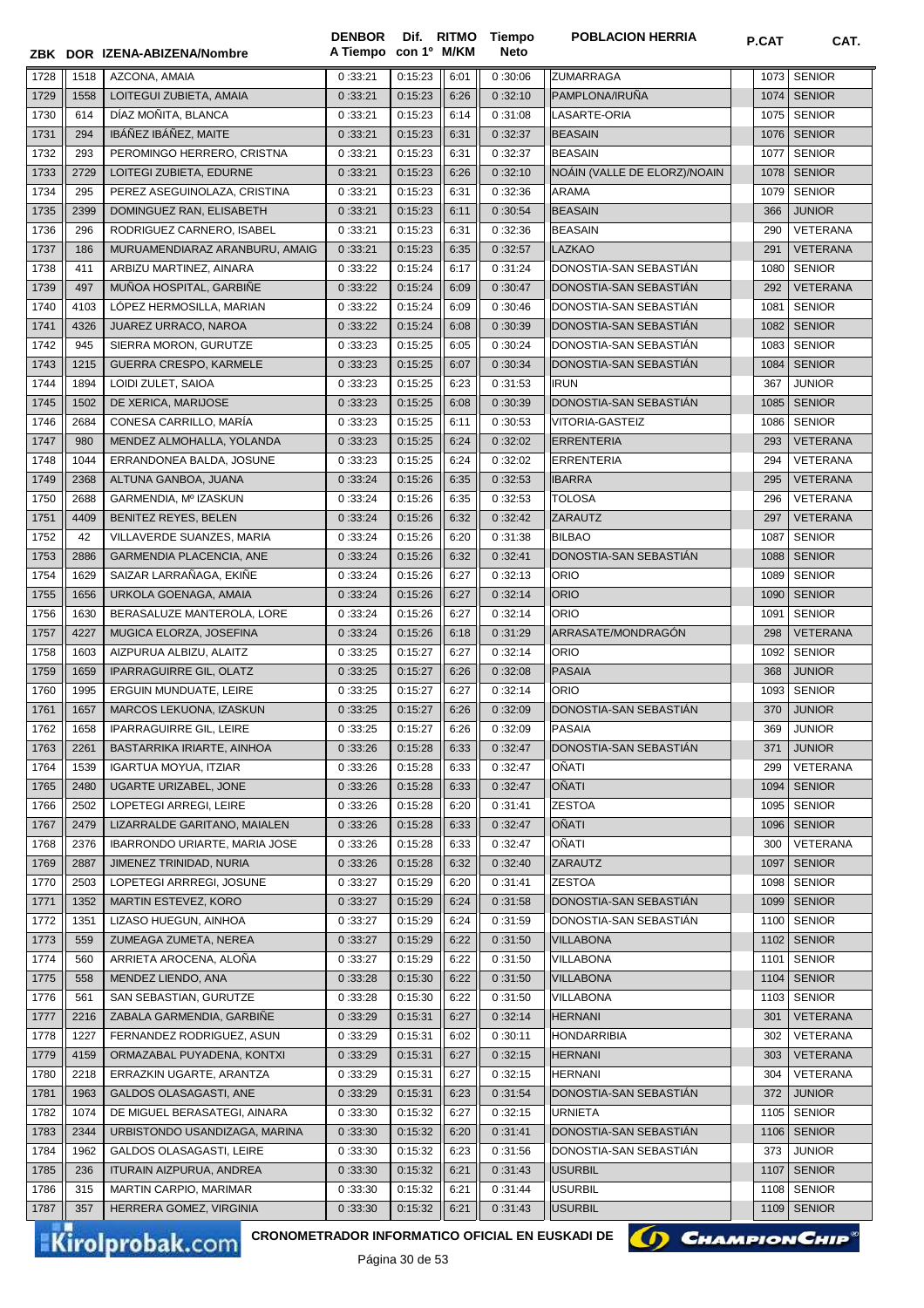| ZBK | DOR | IZENA-ABIZENA/Nombre | DENBOR A Tiempo | Dif. con 1º | RITMO M/KM | Tiempo Neto | POBLACION HERRIA | P.CAT | CAT. |
|---|---|---|---|---|---|---|---|---|---|
| 1728 | 1518 | AZCONA, AMAIA | 0 :33:21 | 0:15:23 | 6:01 | 0 :30:06 | ZUMARRAGA | 1073 | SENIOR |
| 1729 | 1558 | LOITEGUI ZUBIETA, AMAIA | 0 :33:21 | 0:15:23 | 6:26 | 0 :32:10 | PAMPLONA/IRUÑA | 1074 | SENIOR |
| 1730 | 614 | DÍAZ MOÑITA, BLANCA | 0 :33:21 | 0:15:23 | 6:14 | 0 :31:08 | LASARTE-ORIA | 1075 | SENIOR |
| 1731 | 294 | IBÁÑEZ IBÁÑEZ, MAITE | 0 :33:21 | 0:15:23 | 6:31 | 0 :32:37 | BEASAIN | 1076 | SENIOR |
| 1732 | 293 | PEROMINGO HERRERO, CRISTNA | 0 :33:21 | 0:15:23 | 6:31 | 0 :32:37 | BEASAIN | 1077 | SENIOR |
| 1733 | 2729 | LOITEGI ZUBIETA, EDURNE | 0 :33:21 | 0:15:23 | 6:26 | 0 :32:10 | NOÁIN (VALLE DE ELORZ)/NOAIN | 1078 | SENIOR |
| 1734 | 295 | PEREZ ASEGUINOLAZA, CRISTINA | 0 :33:21 | 0:15:23 | 6:31 | 0 :32:36 | ARAMA | 1079 | SENIOR |
| 1735 | 2399 | DOMINGUEZ RAN, ELISABETH | 0 :33:21 | 0:15:23 | 6:11 | 0 :30:54 | BEASAIN | 366 | JUNIOR |
| 1736 | 296 | RODRIGUEZ CARNERO, ISABEL | 0 :33:21 | 0:15:23 | 6:31 | 0 :32:36 | BEASAIN | 290 | VETERANA |
| 1737 | 186 | MURUAMENDIARAZ ARANBURU, AMAIG | 0 :33:21 | 0:15:23 | 6:35 | 0 :32:57 | LAZKAO | 291 | VETERANA |
| 1738 | 411 | ARBIZU MARTINEZ, AINARA | 0 :33:22 | 0:15:24 | 6:17 | 0 :31:24 | DONOSTIA-SAN SEBASTIÁN | 1080 | SENIOR |
| 1739 | 497 | MUÑOA HOSPITAL, GARBIÑE | 0 :33:22 | 0:15:24 | 6:09 | 0 :30:47 | DONOSTIA-SAN SEBASTIÁN | 292 | VETERANA |
| 1740 | 4103 | LÓPEZ HERMOSILLA, MARIAN | 0 :33:22 | 0:15:24 | 6:09 | 0 :30:46 | DONOSTIA-SAN SEBASTIÁN | 1081 | SENIOR |
| 1741 | 4326 | JUAREZ URRACO, NAROA | 0 :33:22 | 0:15:24 | 6:08 | 0 :30:39 | DONOSTIA-SAN SEBASTIÁN | 1082 | SENIOR |
| 1742 | 945 | SIERRA MORON, GURUTZE | 0 :33:23 | 0:15:25 | 6:05 | 0 :30:24 | DONOSTIA-SAN SEBASTIÁN | 1083 | SENIOR |
| 1743 | 1215 | GUERRA CRESPO, KARMELE | 0 :33:23 | 0:15:25 | 6:07 | 0 :30:34 | DONOSTIA-SAN SEBASTIÁN | 1084 | SENIOR |
| 1744 | 1894 | LOIDI ZULET, SAIOA | 0 :33:23 | 0:15:25 | 6:23 | 0 :31:53 | IRUN | 367 | JUNIOR |
| 1745 | 1502 | DE XERICA, MARIJOSE | 0 :33:23 | 0:15:25 | 6:08 | 0 :30:39 | DONOSTIA-SAN SEBASTIÁN | 1085 | SENIOR |
| 1746 | 2684 | CONESA CARRILLO, MARÍA | 0 :33:23 | 0:15:25 | 6:11 | 0 :30:53 | VITORIA-GASTEIZ | 1086 | SENIOR |
| 1747 | 980 | MENDEZ ALMOHALLA, YOLANDA | 0 :33:23 | 0:15:25 | 6:24 | 0 :32:02 | ERRENTERIA | 293 | VETERANA |
| 1748 | 1044 | ERRANDONEA BALDA, JOSUNE | 0 :33:23 | 0:15:25 | 6:24 | 0 :32:02 | ERRENTERIA | 294 | VETERANA |
| 1749 | 2368 | ALTUNA GANBOA, JUANA | 0 :33:24 | 0:15:26 | 6:35 | 0 :32:53 | IBARRA | 295 | VETERANA |
| 1750 | 2688 | GARMENDIA, Mº IZASKUN | 0 :33:24 | 0:15:26 | 6:35 | 0 :32:53 | TOLOSA | 296 | VETERANA |
| 1751 | 4409 | BENITEZ REYES, BELEN | 0 :33:24 | 0:15:26 | 6:32 | 0 :32:42 | ZARAUTZ | 297 | VETERANA |
| 1752 | 42 | VILLAVERDE SUANZES, MARIA | 0 :33:24 | 0:15:26 | 6:20 | 0 :31:38 | BILBAO | 1087 | SENIOR |
| 1753 | 2886 | GARMENDIA PLACENCIA, ANE | 0 :33:24 | 0:15:26 | 6:32 | 0 :32:41 | DONOSTIA-SAN SEBASTIÁN | 1088 | SENIOR |
| 1754 | 1629 | SAIZAR LARRAÑAGA, EKIÑE | 0 :33:24 | 0:15:26 | 6:27 | 0 :32:13 | ORIO | 1089 | SENIOR |
| 1755 | 1656 | URKOLA GOENAGA, AMAIA | 0 :33:24 | 0:15:26 | 6:27 | 0 :32:14 | ORIO | 1090 | SENIOR |
| 1756 | 1630 | BERASALUZE MANTEROLA, LORE | 0 :33:24 | 0:15:26 | 6:27 | 0 :32:14 | ORIO | 1091 | SENIOR |
| 1757 | 4227 | MUGICA ELORZA, JOSEFINA | 0 :33:24 | 0:15:26 | 6:18 | 0 :31:29 | ARRASATE/MONDRAGÓN | 298 | VETERANA |
| 1758 | 1603 | AIZPURUA ALBIZU, ALAITZ | 0 :33:25 | 0:15:27 | 6:27 | 0 :32:14 | ORIO | 1092 | SENIOR |
| 1759 | 1659 | IPARRAGUIRRE GIL, OLATZ | 0 :33:25 | 0:15:27 | 6:26 | 0 :32:08 | PASAIA | 368 | JUNIOR |
| 1760 | 1995 | ERGUIN MUNDUATE, LEIRE | 0 :33:25 | 0:15:27 | 6:27 | 0 :32:14 | ORIO | 1093 | SENIOR |
| 1761 | 1657 | MARCOS LEKUONA, IZASKUN | 0 :33:25 | 0:15:27 | 6:26 | 0 :32:09 | DONOSTIA-SAN SEBASTIÁN | 370 | JUNIOR |
| 1762 | 1658 | IPARRAGUIRRE GIL, LEIRE | 0 :33:25 | 0:15:27 | 6:26 | 0 :32:09 | PASAIA | 369 | JUNIOR |
| 1763 | 2261 | BASTARRIKA IRIARTE, AINHOA | 0 :33:26 | 0:15:28 | 6:33 | 0 :32:47 | DONOSTIA-SAN SEBASTIÁN | 371 | JUNIOR |
| 1764 | 1539 | IGARTUA MOYUA, ITZIAR | 0 :33:26 | 0:15:28 | 6:33 | 0 :32:47 | OÑATI | 299 | VETERANA |
| 1765 | 2480 | UGARTE URIZABEL, JONE | 0 :33:26 | 0:15:28 | 6:33 | 0 :32:47 | OÑATI | 1094 | SENIOR |
| 1766 | 2502 | LOPETEGI ARREGI, LEIRE | 0 :33:26 | 0:15:28 | 6:20 | 0 :31:41 | ZESTOA | 1095 | SENIOR |
| 1767 | 2479 | LIZARRALDE GARITANO, MAIALEN | 0 :33:26 | 0:15:28 | 6:33 | 0 :32:47 | OÑATI | 1096 | SENIOR |
| 1768 | 2376 | IBARRONDO URIARTE, MARIA JOSE | 0 :33:26 | 0:15:28 | 6:33 | 0 :32:47 | OÑATI | 300 | VETERANA |
| 1769 | 2887 | JIMENEZ TRINIDAD, NURIA | 0 :33:26 | 0:15:28 | 6:32 | 0 :32:40 | ZARAUTZ | 1097 | SENIOR |
| 1770 | 2503 | LOPETEGI ARRREGI, JOSUNE | 0 :33:27 | 0:15:29 | 6:20 | 0 :31:41 | ZESTOA | 1098 | SENIOR |
| 1771 | 1352 | MARTIN ESTEVEZ, KORO | 0 :33:27 | 0:15:29 | 6:24 | 0 :31:58 | DONOSTIA-SAN SEBASTIÁN | 1099 | SENIOR |
| 1772 | 1351 | LIZASO HUEGUN, AINHOA | 0 :33:27 | 0:15:29 | 6:24 | 0 :31:59 | DONOSTIA-SAN SEBASTIÁN | 1100 | SENIOR |
| 1773 | 559 | ZUMEAGA ZUMETA, NEREA | 0 :33:27 | 0:15:29 | 6:22 | 0 :31:50 | VILLABONA | 1102 | SENIOR |
| 1774 | 560 | ARRIETA AROCENA, ALOÑA | 0 :33:27 | 0:15:29 | 6:22 | 0 :31:50 | VILLABONA | 1101 | SENIOR |
| 1775 | 558 | MENDEZ LIENDO, ANA | 0 :33:28 | 0:15:30 | 6:22 | 0 :31:50 | VILLABONA | 1104 | SENIOR |
| 1776 | 561 | SAN SEBASTIAN, GURUTZE | 0 :33:28 | 0:15:30 | 6:22 | 0 :31:50 | VILLABONA | 1103 | SENIOR |
| 1777 | 2216 | ZABALA GARMENDIA, GARBIÑE | 0 :33:29 | 0:15:31 | 6:27 | 0 :32:14 | HERNANI | 301 | VETERANA |
| 1778 | 1227 | FERNANDEZ RODRIGUEZ, ASUN | 0 :33:29 | 0:15:31 | 6:02 | 0 :30:11 | HONDARRIBIA | 302 | VETERANA |
| 1779 | 4159 | ORMAZABAL PUYADENA, KONTXI | 0 :33:29 | 0:15:31 | 6:27 | 0 :32:15 | HERNANI | 303 | VETERANA |
| 1780 | 2218 | ERRAZKIN UGARTE, ARANTZA | 0 :33:29 | 0:15:31 | 6:27 | 0 :32:15 | HERNANI | 304 | VETERANA |
| 1781 | 1963 | GALDOS OLASAGASTI, ANE | 0 :33:29 | 0:15:31 | 6:23 | 0 :31:54 | DONOSTIA-SAN SEBASTIÁN | 372 | JUNIOR |
| 1782 | 1074 | DE MIGUEL BERASATEGI, AINARA | 0 :33:30 | 0:15:32 | 6:27 | 0 :32:15 | URNIETA | 1105 | SENIOR |
| 1783 | 2344 | URBISTONDO USANDIZAGA, MARINA | 0 :33:30 | 0:15:32 | 6:20 | 0 :31:41 | DONOSTIA-SAN SEBASTIÁN | 1106 | SENIOR |
| 1784 | 1962 | GALDOS OLASAGASTI, LEIRE | 0 :33:30 | 0:15:32 | 6:23 | 0 :31:56 | DONOSTIA-SAN SEBASTIÁN | 373 | JUNIOR |
| 1785 | 236 | ITURAIN AIZPURUA, ANDREA | 0 :33:30 | 0:15:32 | 6:21 | 0 :31:43 | USURBIL | 1107 | SENIOR |
| 1786 | 315 | MARTIN CARPIO, MARIMAR | 0 :33:30 | 0:15:32 | 6:21 | 0 :31:44 | USURBIL | 1108 | SENIOR |
| 1787 | 357 | HERRERA GOMEZ, VIRGINIA | 0 :33:30 | 0:15:32 | 6:21 | 0 :31:43 | USURBIL | 1109 | SENIOR |

CRONOMETRADOR INFORMATICO OFICIAL EN EUSKADI DE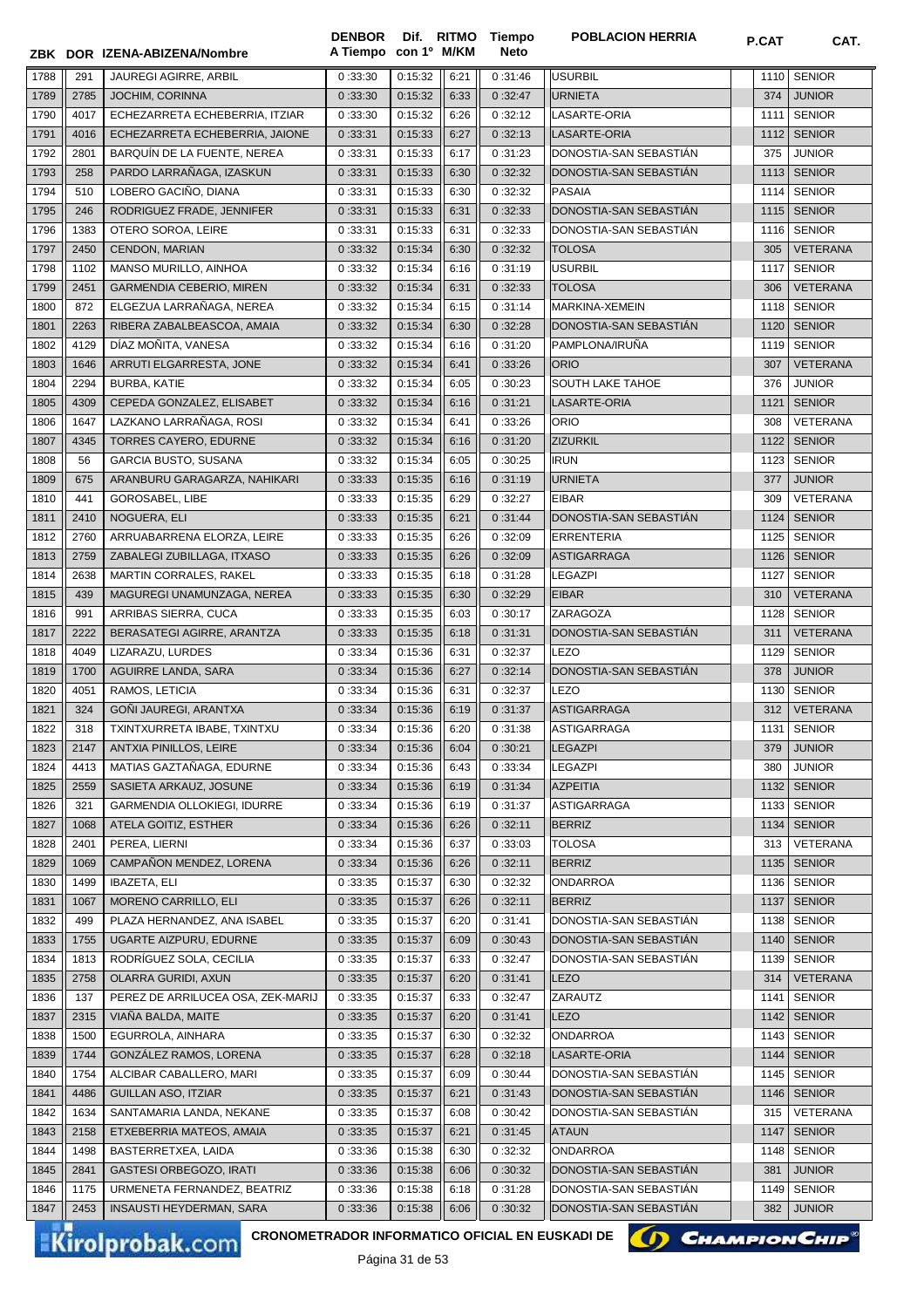| ZBK | DOR | IZENA-ABIZENA/Nombre | DENBOR A Tiempo | Dif. con 1º | RITMO M/KM | Tiempo Neto | POBLACION HERRIA | P.CAT | CAT. |
|---|---|---|---|---|---|---|---|---|---|
| 1788 | 291 | JAUREGI AGIRRE, ARBIL | 0 :33:30 | 0:15:32 | 6:21 | 0 :31:46 | USURBIL | 1110 | SENIOR |
| 1789 | 2785 | JOCHIM, CORINNA | 0 :33:30 | 0:15:32 | 6:33 | 0 :32:47 | URNIETA | 374 | JUNIOR |
| 1790 | 4017 | ECHEZARRETA ECHEBERRIA, ITZIAR | 0 :33:30 | 0:15:32 | 6:26 | 0 :32:12 | LASARTE-ORIA | 1111 | SENIOR |
| 1791 | 4016 | ECHEZARRETA ECHEBERRIA, JAIONE | 0 :33:31 | 0:15:33 | 6:27 | 0 :32:13 | LASARTE-ORIA | 1112 | SENIOR |
| 1792 | 2801 | BARQUÍN DE LA FUENTE, NEREA | 0 :33:31 | 0:15:33 | 6:17 | 0 :31:23 | DONOSTIA-SAN SEBASTIÁN | 375 | JUNIOR |
| 1793 | 258 | PARDO LARRAÑAGA, IZASKUN | 0 :33:31 | 0:15:33 | 6:30 | 0 :32:32 | DONOSTIA-SAN SEBASTIÁN | 1113 | SENIOR |
| 1794 | 510 | LOBERO GACIÑO, DIANA | 0 :33:31 | 0:15:33 | 6:30 | 0 :32:32 | PASAIA | 1114 | SENIOR |
| 1795 | 246 | RODRIGUEZ FRADE, JENNIFER | 0 :33:31 | 0:15:33 | 6:31 | 0 :32:33 | DONOSTIA-SAN SEBASTIÁN | 1115 | SENIOR |
| 1796 | 1383 | OTERO SOROA, LEIRE | 0 :33:31 | 0:15:33 | 6:31 | 0 :32:33 | DONOSTIA-SAN SEBASTIÁN | 1116 | SENIOR |
| 1797 | 2450 | CENDON, MARIAN | 0 :33:32 | 0:15:34 | 6:30 | 0 :32:32 | TOLOSA | 305 | VETERANA |
| 1798 | 1102 | MANSO MURILLO, AINHOA | 0 :33:32 | 0:15:34 | 6:16 | 0 :31:19 | USURBIL | 1117 | SENIOR |
| 1799 | 2451 | GARMENDIA CEBERIO, MIREN | 0 :33:32 | 0:15:34 | 6:31 | 0 :32:33 | TOLOSA | 306 | VETERANA |
| 1800 | 872 | ELGEZUA LARRAÑAGA, NEREA | 0 :33:32 | 0:15:34 | 6:15 | 0 :31:14 | MARKINA-XEMEIN | 1118 | SENIOR |
| 1801 | 2263 | RIBERA ZABALBEASCOA, AMAIA | 0 :33:32 | 0:15:34 | 6:30 | 0 :32:28 | DONOSTIA-SAN SEBASTIÁN | 1120 | SENIOR |
| 1802 | 4129 | DÍAZ MOÑITA, VANESA | 0 :33:32 | 0:15:34 | 6:16 | 0 :31:20 | PAMPLONA/IRUÑA | 1119 | SENIOR |
| 1803 | 1646 | ARRUTI ELGARRESTA, JONE | 0 :33:32 | 0:15:34 | 6:41 | 0 :33:26 | ORIO | 307 | VETERANA |
| 1804 | 2294 | BURBA, KATIE | 0 :33:32 | 0:15:34 | 6:05 | 0 :30:23 | SOUTH LAKE TAHOE | 376 | JUNIOR |
| 1805 | 4309 | CEPEDA GONZALEZ, ELISABET | 0 :33:32 | 0:15:34 | 6:16 | 0 :31:21 | LASARTE-ORIA | 1121 | SENIOR |
| 1806 | 1647 | LAZKANO LARRAÑAGA, ROSI | 0 :33:32 | 0:15:34 | 6:41 | 0 :33:26 | ORIO | 308 | VETERANA |
| 1807 | 4345 | TORRES CAYERO, EDURNE | 0 :33:32 | 0:15:34 | 6:16 | 0 :31:20 | ZIZURKIL | 1122 | SENIOR |
| 1808 | 56 | GARCIA BUSTO, SUSANA | 0 :33:32 | 0:15:34 | 6:05 | 0 :30:25 | IRUN | 1123 | SENIOR |
| 1809 | 675 | ARANBURU GARAGARZA, NAHIKARI | 0 :33:33 | 0:15:35 | 6:16 | 0 :31:19 | URNIETA | 377 | JUNIOR |
| 1810 | 441 | GOROSABEL, LIBE | 0 :33:33 | 0:15:35 | 6:29 | 0 :32:27 | EIBAR | 309 | VETERANA |
| 1811 | 2410 | NOGUERA, ELI | 0 :33:33 | 0:15:35 | 6:21 | 0 :31:44 | DONOSTIA-SAN SEBASTIÁN | 1124 | SENIOR |
| 1812 | 2760 | ARRUABARRENA ELORZA, LEIRE | 0 :33:33 | 0:15:35 | 6:26 | 0 :32:09 | ERRENTERIA | 1125 | SENIOR |
| 1813 | 2759 | ZABALEGI ZUBILLAGA, ITXASO | 0 :33:33 | 0:15:35 | 6:26 | 0 :32:09 | ASTIGARRAGA | 1126 | SENIOR |
| 1814 | 2638 | MARTIN CORRALES, RAKEL | 0 :33:33 | 0:15:35 | 6:18 | 0 :31:28 | LEGAZPI | 1127 | SENIOR |
| 1815 | 439 | MAGUREGI UNAMUNZAGA, NEREA | 0 :33:33 | 0:15:35 | 6:30 | 0 :32:29 | EIBAR | 310 | VETERANA |
| 1816 | 991 | ARRIBAS SIERRA, CUCA | 0 :33:33 | 0:15:35 | 6:03 | 0 :30:17 | ZARAGOZA | 1128 | SENIOR |
| 1817 | 2222 | BERASATEGI AGIRRE, ARANTZA | 0 :33:33 | 0:15:35 | 6:18 | 0 :31:31 | DONOSTIA-SAN SEBASTIÁN | 311 | VETERANA |
| 1818 | 4049 | LIZARAZU, LURDES | 0 :33:34 | 0:15:36 | 6:31 | 0 :32:37 | LEZO | 1129 | SENIOR |
| 1819 | 1700 | AGUIRRE LANDA, SARA | 0 :33:34 | 0:15:36 | 6:27 | 0 :32:14 | DONOSTIA-SAN SEBASTIÁN | 378 | JUNIOR |
| 1820 | 4051 | RAMOS, LETICIA | 0 :33:34 | 0:15:36 | 6:31 | 0 :32:37 | LEZO | 1130 | SENIOR |
| 1821 | 324 | GOÑI JAUREGI, ARANTXA | 0 :33:34 | 0:15:36 | 6:19 | 0 :31:37 | ASTIGARRAGA | 312 | VETERANA |
| 1822 | 318 | TXINTXURRETA IBABE, TXINTXU | 0 :33:34 | 0:15:36 | 6:20 | 0 :31:38 | ASTIGARRAGA | 1131 | SENIOR |
| 1823 | 2147 | ANTXIA PINILLOS, LEIRE | 0 :33:34 | 0:15:36 | 6:04 | 0 :30:21 | LEGAZPI | 379 | JUNIOR |
| 1824 | 4413 | MATIAS GAZTAÑAGA, EDURNE | 0 :33:34 | 0:15:36 | 6:43 | 0 :33:34 | LEGAZPI | 380 | JUNIOR |
| 1825 | 2559 | SASIETA ARKAUZ, JOSUNE | 0 :33:34 | 0:15:36 | 6:19 | 0 :31:34 | AZPEITIA | 1132 | SENIOR |
| 1826 | 321 | GARMENDIA OLLOKIEGI, IDURRE | 0 :33:34 | 0:15:36 | 6:19 | 0 :31:37 | ASTIGARRAGA | 1133 | SENIOR |
| 1827 | 1068 | ATELA GOITIZ, ESTHER | 0 :33:34 | 0:15:36 | 6:26 | 0 :32:11 | BERRIZ | 1134 | SENIOR |
| 1828 | 2401 | PEREA, LIERNI | 0 :33:34 | 0:15:36 | 6:37 | 0 :33:03 | TOLOSA | 313 | VETERANA |
| 1829 | 1069 | CAMPAÑON MENDEZ, LORENA | 0 :33:34 | 0:15:36 | 6:26 | 0 :32:11 | BERRIZ | 1135 | SENIOR |
| 1830 | 1499 | IBAZETA, ELI | 0 :33:35 | 0:15:37 | 6:30 | 0 :32:32 | ONDARROA | 1136 | SENIOR |
| 1831 | 1067 | MORENO CARRILLO, ELI | 0 :33:35 | 0:15:37 | 6:26 | 0 :32:11 | BERRIZ | 1137 | SENIOR |
| 1832 | 499 | PLAZA HERNANDEZ, ANA ISABEL | 0 :33:35 | 0:15:37 | 6:20 | 0 :31:41 | DONOSTIA-SAN SEBASTIÁN | 1138 | SENIOR |
| 1833 | 1755 | UGARTE AIZPURU, EDURNE | 0 :33:35 | 0:15:37 | 6:09 | 0 :30:43 | DONOSTIA-SAN SEBASTIÁN | 1140 | SENIOR |
| 1834 | 1813 | RODRÍGUEZ SOLA, CECILIA | 0 :33:35 | 0:15:37 | 6:33 | 0 :32:47 | DONOSTIA-SAN SEBASTIÁN | 1139 | SENIOR |
| 1835 | 2758 | OLARRA GURIDI, AXUN | 0 :33:35 | 0:15:37 | 6:20 | 0 :31:41 | LEZO | 314 | VETERANA |
| 1836 | 137 | PEREZ DE ARRILUCEA OSA, ZEK-MARIJ | 0 :33:35 | 0:15:37 | 6:33 | 0 :32:47 | ZARAUTZ | 1141 | SENIOR |
| 1837 | 2315 | VIAÑA BALDA, MAITE | 0 :33:35 | 0:15:37 | 6:20 | 0 :31:41 | LEZO | 1142 | SENIOR |
| 1838 | 1500 | EGURROLA, AINHARA | 0 :33:35 | 0:15:37 | 6:30 | 0 :32:32 | ONDARROA | 1143 | SENIOR |
| 1839 | 1744 | GONZÁLEZ RAMOS, LORENA | 0 :33:35 | 0:15:37 | 6:28 | 0 :32:18 | LASARTE-ORIA | 1144 | SENIOR |
| 1840 | 1754 | ALCIBAR CABALLERO, MARI | 0 :33:35 | 0:15:37 | 6:09 | 0 :30:44 | DONOSTIA-SAN SEBASTIÁN | 1145 | SENIOR |
| 1841 | 4486 | GUILLAN ASO, ITZIAR | 0 :33:35 | 0:15:37 | 6:21 | 0 :31:43 | DONOSTIA-SAN SEBASTIÁN | 1146 | SENIOR |
| 1842 | 1634 | SANTAMARIA LANDA, NEKANE | 0 :33:35 | 0:15:37 | 6:08 | 0 :30:42 | DONOSTIA-SAN SEBASTIÁN | 315 | VETERANA |
| 1843 | 2158 | ETXEBERRIA MATEOS, AMAIA | 0 :33:35 | 0:15:37 | 6:21 | 0 :31:45 | ATAUN | 1147 | SENIOR |
| 1844 | 1498 | BASTERRETXEA, LAIDA | 0 :33:36 | 0:15:38 | 6:30 | 0 :32:32 | ONDARROA | 1148 | SENIOR |
| 1845 | 2841 | GASTESI ORBEGOZO, IRATI | 0 :33:36 | 0:15:38 | 6:06 | 0 :30:32 | DONOSTIA-SAN SEBASTIÁN | 381 | JUNIOR |
| 1846 | 1175 | URMENETA FERNANDEZ, BEATRIZ | 0 :33:36 | 0:15:38 | 6:18 | 0 :31:28 | DONOSTIA-SAN SEBASTIÁN | 1149 | SENIOR |
| 1847 | 2453 | INSAUSTI HEYDERMAN, SARA | 0 :33:36 | 0:15:38 | 6:06 | 0 :30:32 | DONOSTIA-SAN SEBASTIÁN | 382 | JUNIOR |

CRONOMETRADOR INFORMATICO OFICIAL EN EUSKADI DE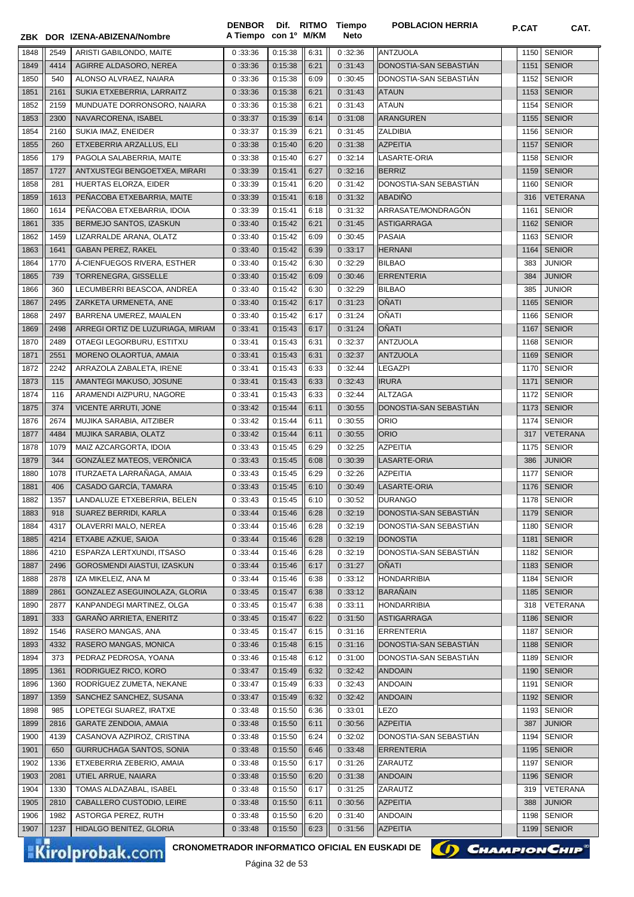| ZBK | DOR | IZENA-ABIZENA/Nombre | DENBOR A Tiempo | Dif. con 1º | RITMO M/KM | Tiempo Neto | POBLACION HERRIA | P.CAT | CAT. |
|---|---|---|---|---|---|---|---|---|---|
| 1848 | 2549 | ARISTI GABILONDO, MAITE | 0 :33:36 | 0:15:38 | 6:31 | 0 :32:36 | ANTZUOLA | 1150 | SENIOR |
| 1849 | 4414 | AGIRRE ALDASORO, NEREA | 0 :33:36 | 0:15:38 | 6:21 | 0 :31:43 | DONOSTIA-SAN SEBASTIÁN | 1151 | SENIOR |
| 1850 | 540 | ALONSO ALVRAEZ, NAIARA | 0 :33:36 | 0:15:38 | 6:09 | 0 :30:45 | DONOSTIA-SAN SEBASTIÁN | 1152 | SENIOR |
| 1851 | 2161 | SUKIA ETXEBERRIA, LARRAITZ | 0 :33:36 | 0:15:38 | 6:21 | 0 :31:43 | ATAUN | 1153 | SENIOR |
| 1852 | 2159 | MUNDUATE DORRONSORO, NAIARA | 0 :33:36 | 0:15:38 | 6:21 | 0 :31:43 | ATAUN | 1154 | SENIOR |
| 1853 | 2300 | NAVARCORENA, ISABEL | 0 :33:37 | 0:15:39 | 6:14 | 0 :31:08 | ARANGUREN | 1155 | SENIOR |
| 1854 | 2160 | SUKIA IMAZ, ENEIDER | 0 :33:37 | 0:15:39 | 6:21 | 0 :31:45 | ZALDIBIA | 1156 | SENIOR |
| 1855 | 260 | ETXEBERRIA ARZALLUS, ELI | 0 :33:38 | 0:15:40 | 6:20 | 0 :31:38 | AZPEITIA | 1157 | SENIOR |
| 1856 | 179 | PAGOLA SALABERRIA, MAITE | 0 :33:38 | 0:15:40 | 6:27 | 0 :32:14 | LASARTE-ORIA | 1158 | SENIOR |
| 1857 | 1727 | ANTXUSTEGI BENGOETXEA, MIRARI | 0 :33:39 | 0:15:41 | 6:27 | 0 :32:16 | BERRIZ | 1159 | SENIOR |
| 1858 | 281 | HUERTAS ELORZA, EIDER | 0 :33:39 | 0:15:41 | 6:20 | 0 :31:42 | DONOSTIA-SAN SEBASTIÁN | 1160 | SENIOR |
| 1859 | 1613 | PEÑACOBA ETXEBARRIA, MAITE | 0 :33:39 | 0:15:41 | 6:18 | 0 :31:32 | ABADIÑO | 316 | VETERANA |
| 1860 | 1614 | PEÑACOBA ETXEBARRIA, IDOIA | 0 :33:39 | 0:15:41 | 6:18 | 0 :31:32 | ARRASATE/MONDRAGÓN | 1161 | SENIOR |
| 1861 | 335 | BERMEJO SANTOS, IZASKUN | 0 :33:40 | 0:15:42 | 6:21 | 0 :31:45 | ASTIGARRAGA | 1162 | SENIOR |
| 1862 | 1459 | LIZARRALDE ARANA, OLATZ | 0 :33:40 | 0:15:42 | 6:09 | 0 :30:45 | PASAIA | 1163 | SENIOR |
| 1863 | 1641 | GABAN PEREZ, RAKEL | 0 :33:40 | 0:15:42 | 6:39 | 0 :33:17 | HERNANI | 1164 | SENIOR |
| 1864 | 1770 | Á-CIENFUEGOS RIVERA, ESTHER | 0 :33:40 | 0:15:42 | 6:30 | 0 :32:29 | BILBAO | 383 | JUNIOR |
| 1865 | 739 | TORRENEGRA, GISSELLE | 0 :33:40 | 0:15:42 | 6:09 | 0 :30:46 | ERRENTERIA | 384 | JUNIOR |
| 1866 | 360 | LECUMBERRI BEASCOA, ANDREA | 0 :33:40 | 0:15:42 | 6:30 | 0 :32:29 | BILBAO | 385 | JUNIOR |
| 1867 | 2495 | ZARKETA URMENETA, ANE | 0 :33:40 | 0:15:42 | 6:17 | 0 :31:23 | OÑATI | 1165 | SENIOR |
| 1868 | 2497 | BARRENA UMEREZ, MAIALEN | 0 :33:40 | 0:15:42 | 6:17 | 0 :31:24 | OÑATI | 1166 | SENIOR |
| 1869 | 2498 | ARREGI ORTIZ DE LUZURIAGA, MIRIAM | 0 :33:41 | 0:15:43 | 6:17 | 0 :31:24 | OÑATI | 1167 | SENIOR |
| 1870 | 2489 | OTAEGI LEGORBURU, ESTITXU | 0 :33:41 | 0:15:43 | 6:31 | 0 :32:37 | ANTZUOLA | 1168 | SENIOR |
| 1871 | 2551 | MORENO OLAORTUA, AMAIA | 0 :33:41 | 0:15:43 | 6:31 | 0 :32:37 | ANTZUOLA | 1169 | SENIOR |
| 1872 | 2242 | ARRAZOLA ZABALETA, IRENE | 0 :33:41 | 0:15:43 | 6:33 | 0 :32:44 | LEGAZPI | 1170 | SENIOR |
| 1873 | 115 | AMANTEGI MAKUSO, JOSUNE | 0 :33:41 | 0:15:43 | 6:33 | 0 :32:43 | IRURA | 1171 | SENIOR |
| 1874 | 116 | ARAMENDI AIZPURU, NAGORE | 0 :33:41 | 0:15:43 | 6:33 | 0 :32:44 | ALTZAGA | 1172 | SENIOR |
| 1875 | 374 | VICENTE ARRUTI, JONE | 0 :33:42 | 0:15:44 | 6:11 | 0 :30:55 | DONOSTIA-SAN SEBASTIÁN | 1173 | SENIOR |
| 1876 | 2674 | MUJIKA SARABIA, AITZIBER | 0 :33:42 | 0:15:44 | 6:11 | 0 :30:55 | ORIO | 1174 | SENIOR |
| 1877 | 4484 | MUJIKA SARABIA, OLATZ | 0 :33:42 | 0:15:44 | 6:11 | 0 :30:55 | ORIO | 317 | VETERANA |
| 1878 | 1079 | MAIZ AZCARGORTA, IDOIA | 0 :33:43 | 0:15:45 | 6:29 | 0 :32:25 | AZPEITIA | 1175 | SENIOR |
| 1879 | 344 | GONZÁLEZ MATEOS, VERÓNICA | 0 :33:43 | 0:15:45 | 6:08 | 0 :30:39 | LASARTE-ORIA | 386 | JUNIOR |
| 1880 | 1078 | ITURZAETA LARRAÑAGA, AMAIA | 0 :33:43 | 0:15:45 | 6:29 | 0 :32:26 | AZPEITIA | 1177 | SENIOR |
| 1881 | 406 | CASADO GARCÍA, TAMARA | 0 :33:43 | 0:15:45 | 6:10 | 0 :30:49 | LASARTE-ORIA | 1176 | SENIOR |
| 1882 | 1357 | LANDALUZE ETXEBERRIA, BELEN | 0 :33:43 | 0:15:45 | 6:10 | 0 :30:52 | DURANGO | 1178 | SENIOR |
| 1883 | 918 | SUAREZ BERRIDI, KARLA | 0 :33:44 | 0:15:46 | 6:28 | 0 :32:19 | DONOSTIA-SAN SEBASTIÁN | 1179 | SENIOR |
| 1884 | 4317 | OLAVERRI MALO, NEREA | 0 :33:44 | 0:15:46 | 6:28 | 0 :32:19 | DONOSTIA-SAN SEBASTIÁN | 1180 | SENIOR |
| 1885 | 4214 | ETXABE AZKUE, SAIOA | 0 :33:44 | 0:15:46 | 6:28 | 0 :32:19 | DONOSTIA | 1181 | SENIOR |
| 1886 | 4210 | ESPARZA LERTXUNDI, ITSASO | 0 :33:44 | 0:15:46 | 6:28 | 0 :32:19 | DONOSTIA-SAN SEBASTIÁN | 1182 | SENIOR |
| 1887 | 2496 | GOROSMENDI AIASTUI, IZASKUN | 0 :33:44 | 0:15:46 | 6:17 | 0 :31:27 | OÑATI | 1183 | SENIOR |
| 1888 | 2878 | IZA MIKELEIZ, ANA M | 0 :33:44 | 0:15:46 | 6:38 | 0 :33:12 | HONDARRIBIA | 1184 | SENIOR |
| 1889 | 2861 | GONZALEZ ASEGUINOLAZA, GLORIA | 0 :33:45 | 0:15:47 | 6:38 | 0 :33:12 | BARAÑAIN | 1185 | SENIOR |
| 1890 | 2877 | KANPANDEGI MARTINEZ, OLGA | 0 :33:45 | 0:15:47 | 6:38 | 0 :33:11 | HONDARRIBIA | 318 | VETERANA |
| 1891 | 333 | GARAÑO ARRIETA, ENERITZ | 0 :33:45 | 0:15:47 | 6:22 | 0 :31:50 | ASTIGARRAGA | 1186 | SENIOR |
| 1892 | 1546 | RASERO MANGAS, ANA | 0 :33:45 | 0:15:47 | 6:15 | 0 :31:16 | ERRENTERIA | 1187 | SENIOR |
| 1893 | 4332 | RASERO MANGAS, MONICA | 0 :33:46 | 0:15:48 | 6:15 | 0 :31:16 | DONOSTIA-SAN SEBASTIÁN | 1188 | SENIOR |
| 1894 | 373 | PEDRAZ PEDROSA, YOANA | 0 :33:46 | 0:15:48 | 6:12 | 0 :31:00 | DONOSTIA-SAN SEBASTIÁN | 1189 | SENIOR |
| 1895 | 1361 | RODRIGUEZ RICO, KORO | 0 :33:47 | 0:15:49 | 6:32 | 0 :32:42 | ANDOAIN | 1190 | SENIOR |
| 1896 | 1360 | RODRÍGUEZ ZUMETA, NEKANE | 0 :33:47 | 0:15:49 | 6:33 | 0 :32:43 | ANDOAIN | 1191 | SENIOR |
| 1897 | 1359 | SANCHEZ SANCHEZ, SUSANA | 0 :33:47 | 0:15:49 | 6:32 | 0 :32:42 | ANDOAIN | 1192 | SENIOR |
| 1898 | 985 | LOPETEGI SUAREZ, IRATXE | 0 :33:48 | 0:15:50 | 6:36 | 0 :33:01 | LEZO | 1193 | SENIOR |
| 1899 | 2816 | GARATE ZENDOIA, AMAIA | 0 :33:48 | 0:15:50 | 6:11 | 0 :30:56 | AZPEITIA | 387 | JUNIOR |
| 1900 | 4139 | CASANOVA AZPIROZ, CRISTINA | 0 :33:48 | 0:15:50 | 6:24 | 0 :32:02 | DONOSTIA-SAN SEBASTIÁN | 1194 | SENIOR |
| 1901 | 650 | GURRUCHAGA SANTOS, SONIA | 0 :33:48 | 0:15:50 | 6:46 | 0 :33:48 | ERRENTERIA | 1195 | SENIOR |
| 1902 | 1336 | ETXEBERRIA ZEBERIO, AMAIA | 0 :33:48 | 0:15:50 | 6:17 | 0 :31:26 | ZARAUTZ | 1197 | SENIOR |
| 1903 | 2081 | UTIEL ARRUE, NAIARA | 0 :33:48 | 0:15:50 | 6:20 | 0 :31:38 | ANDOAIN | 1196 | SENIOR |
| 1904 | 1330 | TOMAS ALDAZABAL, ISABEL | 0 :33:48 | 0:15:50 | 6:17 | 0 :31:25 | ZARAUTZ | 319 | VETERANA |
| 1905 | 2810 | CABALLERO CUSTODIO, LEIRE | 0 :33:48 | 0:15:50 | 6:11 | 0 :30:56 | AZPEITIA | 388 | JUNIOR |
| 1906 | 1982 | ASTORGA PEREZ, RUTH | 0 :33:48 | 0:15:50 | 6:20 | 0 :31:40 | ANDOAIN | 1198 | SENIOR |
| 1907 | 1237 | HIDALGO BENITEZ, GLORIA | 0 :33:48 | 0:15:50 | 6:23 | 0 :31:56 | AZPEITIA | 1199 | SENIOR |

CRONOMETRADOR INFORMATICO OFICIAL EN EUSKADI DE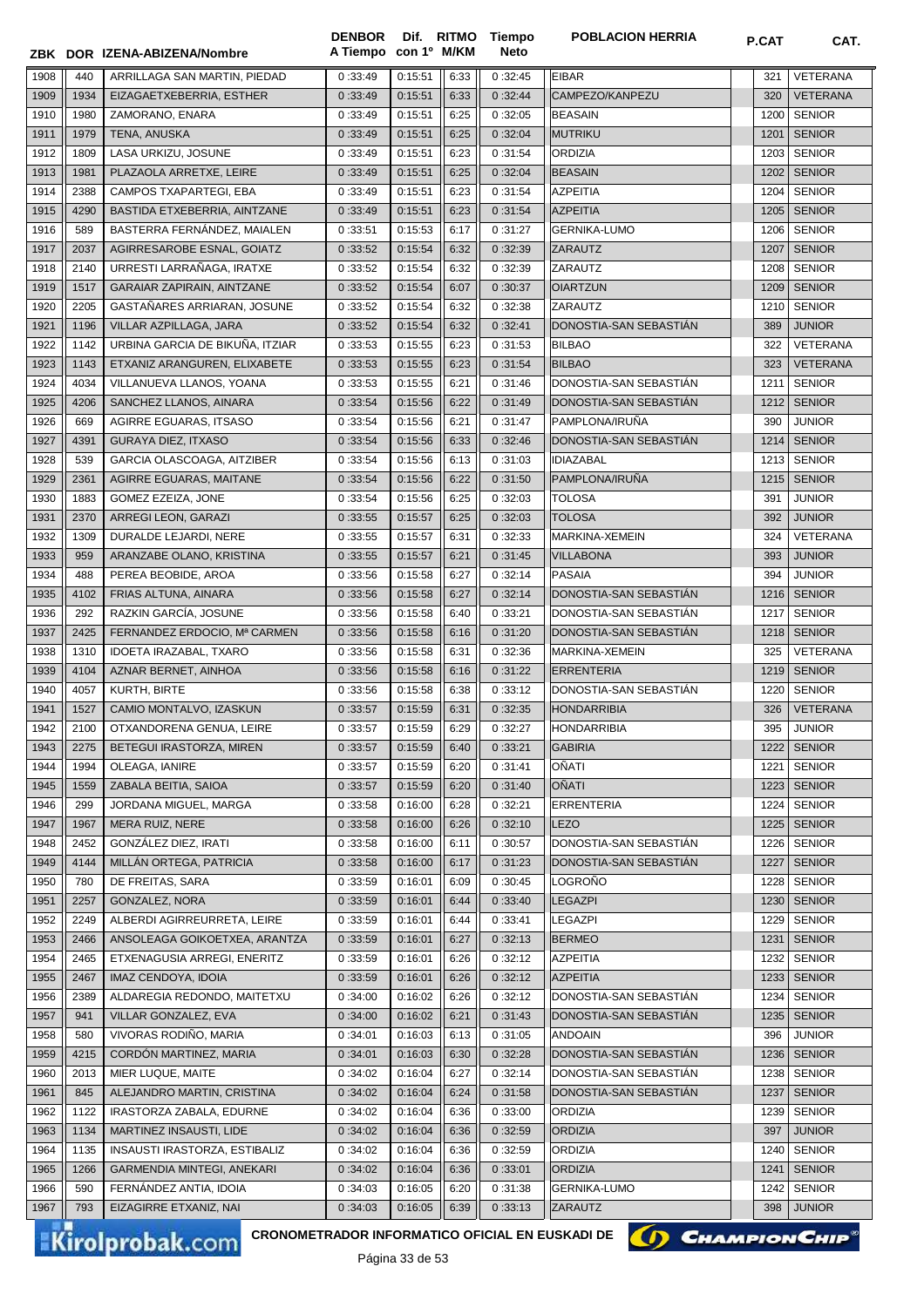| ZBK | DOR | IZENA-ABIZENA/Nombre | DENBOR A Tiempo | Dif. con 1º | RITMO M/KM | Tiempo Neto | POBLACION HERRIA | P.CAT | CAT. |
|---|---|---|---|---|---|---|---|---|---|
| 1908 | 440 | ARRILLAGA SAN MARTIN, PIEDAD | 0 :33:49 | 0:15:51 | 6:33 | 0 :32:45 | EIBAR | 321 | VETERANA |
| 1909 | 1934 | EIZAGAETXEBERRIA, ESTHER | 0 :33:49 | 0:15:51 | 6:33 | 0 :32:44 | CAMPEZO/KANPEZU | 320 | VETERANA |
| 1910 | 1980 | ZAMORANO, ENARA | 0 :33:49 | 0:15:51 | 6:25 | 0 :32:05 | BEASAIN | 1200 | SENIOR |
| 1911 | 1979 | TENA, ANUSKA | 0 :33:49 | 0:15:51 | 6:25 | 0 :32:04 | MUTRIKU | 1201 | SENIOR |
| 1912 | 1809 | LASA URKIZU, JOSUNE | 0 :33:49 | 0:15:51 | 6:23 | 0 :31:54 | ORDIZIA | 1203 | SENIOR |
| 1913 | 1981 | PLAZAOLA ARRETXE, LEIRE | 0 :33:49 | 0:15:51 | 6:25 | 0 :32:04 | BEASAIN | 1202 | SENIOR |
| 1914 | 2388 | CAMPOS TXAPARTEGI, EBA | 0 :33:49 | 0:15:51 | 6:23 | 0 :31:54 | AZPEITIA | 1204 | SENIOR |
| 1915 | 4290 | BASTIDA ETXEBERRIA, AINTZANE | 0 :33:49 | 0:15:51 | 6:23 | 0 :31:54 | AZPEITIA | 1205 | SENIOR |
| 1916 | 589 | BASTERRA FERNÁNDEZ, MAIALEN | 0 :33:51 | 0:15:53 | 6:17 | 0 :31:27 | GERNIKA-LUMO | 1206 | SENIOR |
| 1917 | 2037 | AGIRRESAROBE ESNAL, GOIATZ | 0 :33:52 | 0:15:54 | 6:32 | 0 :32:39 | ZARAUTZ | 1207 | SENIOR |
| 1918 | 2140 | URRESTI LARRAÑAGA, IRATXE | 0 :33:52 | 0:15:54 | 6:32 | 0 :32:39 | ZARAUTZ | 1208 | SENIOR |
| 1919 | 1517 | GARAIAR ZAPIRAIN, AINTZANE | 0 :33:52 | 0:15:54 | 6:07 | 0 :30:37 | OIARTZUN | 1209 | SENIOR |
| 1920 | 2205 | GASTAÑARES ARRIARAN, JOSUNE | 0 :33:52 | 0:15:54 | 6:32 | 0 :32:38 | ZARAUTZ | 1210 | SENIOR |
| 1921 | 1196 | VILLAR AZPILLAGA, JARA | 0 :33:52 | 0:15:54 | 6:32 | 0 :32:41 | DONOSTIA-SAN SEBASTIÁN | 389 | JUNIOR |
| 1922 | 1142 | URBINA GARCIA DE BIKUÑA, ITZIAR | 0 :33:53 | 0:15:55 | 6:23 | 0 :31:53 | BILBAO | 322 | VETERANA |
| 1923 | 1143 | ETXANIZ ARANGUREN, ELIXABETE | 0 :33:53 | 0:15:55 | 6:23 | 0 :31:54 | BILBAO | 323 | VETERANA |
| 1924 | 4034 | VILLANUEVA LLANOS, YOANA | 0 :33:53 | 0:15:55 | 6:21 | 0 :31:46 | DONOSTIA-SAN SEBASTIÁN | 1211 | SENIOR |
| 1925 | 4206 | SANCHEZ LLANOS, AINARA | 0 :33:54 | 0:15:56 | 6:22 | 0 :31:49 | DONOSTIA-SAN SEBASTIÁN | 1212 | SENIOR |
| 1926 | 669 | AGIRRE EGUARAS, ITSASO | 0 :33:54 | 0:15:56 | 6:21 | 0 :31:47 | PAMPLONA/IRUÑA | 390 | JUNIOR |
| 1927 | 4391 | GURAYA DIEZ, ITXASO | 0 :33:54 | 0:15:56 | 6:33 | 0 :32:46 | DONOSTIA-SAN SEBASTIÁN | 1214 | SENIOR |
| 1928 | 539 | GARCIA OLASCOAGA, AITZIBER | 0 :33:54 | 0:15:56 | 6:13 | 0 :31:03 | IDIAZABAL | 1213 | SENIOR |
| 1929 | 2361 | AGIRRE EGUARAS, MAITANE | 0 :33:54 | 0:15:56 | 6:22 | 0 :31:50 | PAMPLONA/IRUÑA | 1215 | SENIOR |
| 1930 | 1883 | GOMEZ EZEIZA, JONE | 0 :33:54 | 0:15:56 | 6:25 | 0 :32:03 | TOLOSA | 391 | JUNIOR |
| 1931 | 2370 | ARREGI LEON, GARAZI | 0 :33:55 | 0:15:57 | 6:25 | 0 :32:03 | TOLOSA | 392 | JUNIOR |
| 1932 | 1309 | DURALDE LEJARDI, NERE | 0 :33:55 | 0:15:57 | 6:31 | 0 :32:33 | MARKINA-XEMEIN | 324 | VETERANA |
| 1933 | 959 | ARANZABE OLANO, KRISTINA | 0 :33:55 | 0:15:57 | 6:21 | 0 :31:45 | VILLABONA | 393 | JUNIOR |
| 1934 | 488 | PEREA BEOBIDE, AROA | 0 :33:56 | 0:15:58 | 6:27 | 0 :32:14 | PASAIA | 394 | JUNIOR |
| 1935 | 4102 | FRIAS ALTUNA, AINARA | 0 :33:56 | 0:15:58 | 6:27 | 0 :32:14 | DONOSTIA-SAN SEBASTIÁN | 1216 | SENIOR |
| 1936 | 292 | RAZKIN GARCÍA, JOSUNE | 0 :33:56 | 0:15:58 | 6:40 | 0 :33:21 | DONOSTIA-SAN SEBASTIÁN | 1217 | SENIOR |
| 1937 | 2425 | FERNANDEZ ERDOCIO, Mª CARMEN | 0 :33:56 | 0:15:58 | 6:16 | 0 :31:20 | DONOSTIA-SAN SEBASTIÁN | 1218 | SENIOR |
| 1938 | 1310 | IDOETA IRAZABAL, TXARO | 0 :33:56 | 0:15:58 | 6:31 | 0 :32:36 | MARKINA-XEMEIN | 325 | VETERANA |
| 1939 | 4104 | AZNAR BERNET, AINHOA | 0 :33:56 | 0:15:58 | 6:16 | 0 :31:22 | ERRENTERIA | 1219 | SENIOR |
| 1940 | 4057 | KURTH, BIRTE | 0 :33:56 | 0:15:58 | 6:38 | 0 :33:12 | DONOSTIA-SAN SEBASTIÁN | 1220 | SENIOR |
| 1941 | 1527 | CAMIO MONTALVO, IZASKUN | 0 :33:57 | 0:15:59 | 6:31 | 0 :32:35 | HONDARRIBIA | 326 | VETERANA |
| 1942 | 2100 | OTXANDORENA GENUA, LEIRE | 0 :33:57 | 0:15:59 | 6:29 | 0 :32:27 | HONDARRIBIA | 395 | JUNIOR |
| 1943 | 2275 | BETEGUI IRASTORZA, MIREN | 0 :33:57 | 0:15:59 | 6:40 | 0 :33:21 | GABIRIA | 1222 | SENIOR |
| 1944 | 1994 | OLEAGA, IANIRE | 0 :33:57 | 0:15:59 | 6:20 | 0 :31:41 | OÑATI | 1221 | SENIOR |
| 1945 | 1559 | ZABALA BEITIA, SAIOA | 0 :33:57 | 0:15:59 | 6:20 | 0 :31:40 | OÑATI | 1223 | SENIOR |
| 1946 | 299 | JORDANA MIGUEL, MARGA | 0 :33:58 | 0:16:00 | 6:28 | 0 :32:21 | ERRENTERIA | 1224 | SENIOR |
| 1947 | 1967 | MERA RUIZ, NERE | 0 :33:58 | 0:16:00 | 6:26 | 0 :32:10 | LEZO | 1225 | SENIOR |
| 1948 | 2452 | GONZÁLEZ DIEZ, IRATI | 0 :33:58 | 0:16:00 | 6:11 | 0 :30:57 | DONOSTIA-SAN SEBASTIÁN | 1226 | SENIOR |
| 1949 | 4144 | MILLÁN ORTEGA, PATRICIA | 0 :33:58 | 0:16:00 | 6:17 | 0 :31:23 | DONOSTIA-SAN SEBASTIÁN | 1227 | SENIOR |
| 1950 | 780 | DE FREITAS, SARA | 0 :33:59 | 0:16:01 | 6:09 | 0 :30:45 | LOGROÑO | 1228 | SENIOR |
| 1951 | 2257 | GONZALEZ, NORA | 0 :33:59 | 0:16:01 | 6:44 | 0 :33:40 | LEGAZPI | 1230 | SENIOR |
| 1952 | 2249 | ALBERDI AGIRREURRETA, LEIRE | 0 :33:59 | 0:16:01 | 6:44 | 0 :33:41 | LEGAZPI | 1229 | SENIOR |
| 1953 | 2466 | ANSOLEAGA GOIKOETXEA, ARANTZA | 0 :33:59 | 0:16:01 | 6:27 | 0 :32:13 | BERMEO | 1231 | SENIOR |
| 1954 | 2465 | ETXENAGUSIA ARREGI, ENERITZ | 0 :33:59 | 0:16:01 | 6:26 | 0 :32:12 | AZPEITIA | 1232 | SENIOR |
| 1955 | 2467 | IMAZ CENDOYA, IDOIA | 0 :33:59 | 0:16:01 | 6:26 | 0 :32:12 | AZPEITIA | 1233 | SENIOR |
| 1956 | 2389 | ALDAREGIA REDONDO, MAITETXU | 0 :34:00 | 0:16:02 | 6:26 | 0 :32:12 | DONOSTIA-SAN SEBASTIÁN | 1234 | SENIOR |
| 1957 | 941 | VILLAR GONZALEZ, EVA | 0 :34:00 | 0:16:02 | 6:21 | 0 :31:43 | DONOSTIA-SAN SEBASTIÁN | 1235 | SENIOR |
| 1958 | 580 | VIVORAS RODIÑO, MARIA | 0 :34:01 | 0:16:03 | 6:13 | 0 :31:05 | ANDOAIN | 396 | JUNIOR |
| 1959 | 4215 | CORDÓN MARTINEZ, MARIA | 0 :34:01 | 0:16:03 | 6:30 | 0 :32:28 | DONOSTIA-SAN SEBASTIÁN | 1236 | SENIOR |
| 1960 | 2013 | MIER LUQUE, MAITE | 0 :34:02 | 0:16:04 | 6:27 | 0 :32:14 | DONOSTIA-SAN SEBASTIÁN | 1238 | SENIOR |
| 1961 | 845 | ALEJANDRO MARTIN, CRISTINA | 0 :34:02 | 0:16:04 | 6:24 | 0 :31:58 | DONOSTIA-SAN SEBASTIÁN | 1237 | SENIOR |
| 1962 | 1122 | IRASTORZA ZABALA, EDURNE | 0 :34:02 | 0:16:04 | 6:36 | 0 :33:00 | ORDIZIA | 1239 | SENIOR |
| 1963 | 1134 | MARTINEZ INSAUSTI, LIDE | 0 :34:02 | 0:16:04 | 6:36 | 0 :32:59 | ORDIZIA | 397 | JUNIOR |
| 1964 | 1135 | INSAUSTI IRASTORZA, ESTIBALIZ | 0 :34:02 | 0:16:04 | 6:36 | 0 :32:59 | ORDIZIA | 1240 | SENIOR |
| 1965 | 1266 | GARMENDIA MINTEGI, ANEKARI | 0 :34:02 | 0:16:04 | 6:36 | 0 :33:01 | ORDIZIA | 1241 | SENIOR |
| 1966 | 590 | FERNÁNDEZ ANTIA, IDOIA | 0 :34:03 | 0:16:05 | 6:20 | 0 :31:38 | GERNIKA-LUMO | 1242 | SENIOR |
| 1967 | 793 | EIZAGIRRE ETXANIZ, NAI | 0 :34:03 | 0:16:05 | 6:39 | 0 :33:13 | ZARAUTZ | 398 | JUNIOR |

CRONOMETRADOR INFORMATICO OFICIAL EN EUSKADI DE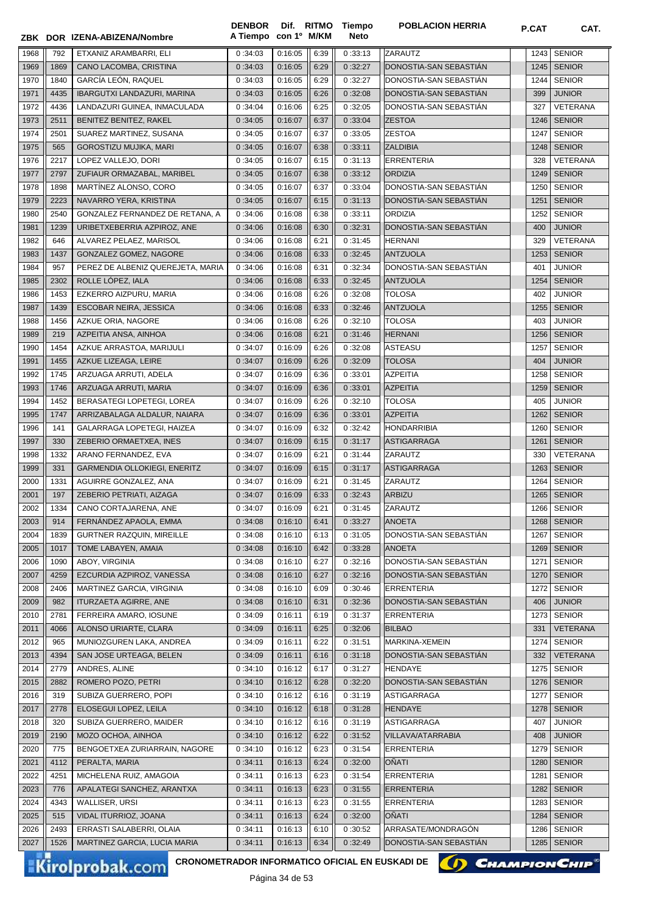| ZBK | DOR | IZENA-ABIZENA/Nombre | DENBOR A Tiempo | Dif. con 1º | RITMO M/KM | Tiempo Neto | POBLACION HERRIA | P.CAT | CAT. |
|---|---|---|---|---|---|---|---|---|---|
| 1968 | 792 | ETXANIZ ARAMBARRI, ELI | 0:34:03 | 0:16:05 | 6:39 | 0:33:13 | ZARAUTZ | 1243 | SENIOR |
| 1969 | 1869 | CANO LACOMBA, CRISTINA | 0:34:03 | 0:16:05 | 6:29 | 0:32:27 | DONOSTIA-SAN SEBASTIÁN | 1245 | SENIOR |
| 1970 | 1840 | GARCÍA LEÓN, RAQUEL | 0:34:03 | 0:16:05 | 6:29 | 0:32:27 | DONOSTIA-SAN SEBASTIÁN | 1244 | SENIOR |
| 1971 | 4435 | IBARGUTXI LANDAZURI, MARINA | 0:34:03 | 0:16:05 | 6:26 | 0:32:08 | DONOSTIA-SAN SEBASTIÁN | 399 | JUNIOR |
| 1972 | 4436 | LANDAZURI GUINEA, INMACULADA | 0:34:04 | 0:16:06 | 6:25 | 0:32:05 | DONOSTIA-SAN SEBASTIÁN | 327 | VETERANA |
| 1973 | 2511 | BENITEZ BENITEZ, RAKEL | 0:34:05 | 0:16:07 | 6:37 | 0:33:04 | ZESTOA | 1246 | SENIOR |
| 1974 | 2501 | SUAREZ MARTINEZ, SUSANA | 0:34:05 | 0:16:07 | 6:37 | 0:33:05 | ZESTOA | 1247 | SENIOR |
| 1975 | 565 | GOROSTIZU MUJIKA, MARI | 0:34:05 | 0:16:07 | 6:38 | 0:33:11 | ZALDIBIA | 1248 | SENIOR |
| 1976 | 2217 | LOPEZ VALLEJO, DORI | 0:34:05 | 0:16:07 | 6:15 | 0:31:13 | ERRENTERIA | 328 | VETERANA |
| 1977 | 2797 | ZUFIAUR ORMAZABAL, MARIBEL | 0:34:05 | 0:16:07 | 6:38 | 0:33:12 | ORDIZIA | 1249 | SENIOR |
| 1978 | 1898 | MARTÍNEZ ALONSO, CORO | 0:34:05 | 0:16:07 | 6:37 | 0:33:04 | DONOSTIA-SAN SEBASTIÁN | 1250 | SENIOR |
| 1979 | 2223 | NAVARRO YERA, KRISTINA | 0:34:05 | 0:16:07 | 6:15 | 0:31:13 | DONOSTIA-SAN SEBASTIÁN | 1251 | SENIOR |
| 1980 | 2540 | GONZALEZ FERNANDEZ DE RETANA, A | 0:34:06 | 0:16:08 | 6:38 | 0:33:11 | ORDIZIA | 1252 | SENIOR |
| 1981 | 1239 | URIBETXEBERRIA AZPIROZ, ANE | 0:34:06 | 0:16:08 | 6:30 | 0:32:31 | DONOSTIA-SAN SEBASTIÁN | 400 | JUNIOR |
| 1982 | 646 | ALVAREZ PELAEZ, MARISOL | 0:34:06 | 0:16:08 | 6:21 | 0:31:45 | HERNANI | 329 | VETERANA |
| 1983 | 1437 | GONZALEZ GOMEZ, NAGORE | 0:34:06 | 0:16:08 | 6:33 | 0:32:45 | ANTZUOLA | 1253 | SENIOR |
| 1984 | 957 | PEREZ DE ALBENIZ QUEREJETA, MARIA | 0:34:06 | 0:16:08 | 6:31 | 0:32:34 | DONOSTIA-SAN SEBASTIÁN | 401 | JUNIOR |
| 1985 | 2302 | ROLLE LÓPEZ, IALA | 0:34:06 | 0:16:08 | 6:33 | 0:32:45 | ANTZUOLA | 1254 | SENIOR |
| 1986 | 1453 | EZKERRO AIZPURU, MARIA | 0:34:06 | 0:16:08 | 6:26 | 0:32:08 | TOLOSA | 402 | JUNIOR |
| 1987 | 1439 | ESCOBAR NEIRA, JESSICA | 0:34:06 | 0:16:08 | 6:33 | 0:32:46 | ANTZUOLA | 1255 | SENIOR |
| 1988 | 1456 | AZKUE ORIA, NAGORE | 0:34:06 | 0:16:08 | 6:26 | 0:32:10 | TOLOSA | 403 | JUNIOR |
| 1989 | 219 | AZPEITIA ANSA, AINHOA | 0:34:06 | 0:16:08 | 6:21 | 0:31:46 | HERNANI | 1256 | SENIOR |
| 1990 | 1454 | AZKUE ARRASTOA, MARIJULI | 0:34:07 | 0:16:09 | 6:26 | 0:32:08 | ASTEASU | 1257 | SENIOR |
| 1991 | 1455 | AZKUE LIZEAGA, LEIRE | 0:34:07 | 0:16:09 | 6:26 | 0:32:09 | TOLOSA | 404 | JUNIOR |
| 1992 | 1745 | ARZUAGA ARRUTI, ADELA | 0:34:07 | 0:16:09 | 6:36 | 0:33:01 | AZPEITIA | 1258 | SENIOR |
| 1993 | 1746 | ARZUAGA ARRUTI, MARIA | 0:34:07 | 0:16:09 | 6:36 | 0:33:01 | AZPEITIA | 1259 | SENIOR |
| 1994 | 1452 | BERASATEGI LOPETEGI, LOREA | 0:34:07 | 0:16:09 | 6:26 | 0:32:10 | TOLOSA | 405 | JUNIOR |
| 1995 | 1747 | ARRIZABALAGA ALDALUR, NAIARA | 0:34:07 | 0:16:09 | 6:36 | 0:33:01 | AZPEITIA | 1262 | SENIOR |
| 1996 | 141 | GALARRAGA LOPETEGI, HAIZEA | 0:34:07 | 0:16:09 | 6:32 | 0:32:42 | HONDARRIBIA | 1260 | SENIOR |
| 1997 | 330 | ZEBERIO ORMAETXEA, INES | 0:34:07 | 0:16:09 | 6:15 | 0:31:17 | ASTIGARRAGA | 1261 | SENIOR |
| 1998 | 1332 | ARANO FERNANDEZ, EVA | 0:34:07 | 0:16:09 | 6:21 | 0:31:44 | ZARAUTZ | 330 | VETERANA |
| 1999 | 331 | GARMENDIA OLLOKIEGI, ENERITZ | 0:34:07 | 0:16:09 | 6:15 | 0:31:17 | ASTIGARRAGA | 1263 | SENIOR |
| 2000 | 1331 | AGUIRRE GONZALEZ, ANA | 0:34:07 | 0:16:09 | 6:21 | 0:31:45 | ZARAUTZ | 1264 | SENIOR |
| 2001 | 197 | ZEBERIO PETRIATI, AIZAGA | 0:34:07 | 0:16:09 | 6:33 | 0:32:43 | ARBIZU | 1265 | SENIOR |
| 2002 | 1334 | CANO CORTAJARENA, ANE | 0:34:07 | 0:16:09 | 6:21 | 0:31:45 | ZARAUTZ | 1266 | SENIOR |
| 2003 | 914 | FERNÁNDEZ APAOLA, EMMA | 0:34:08 | 0:16:10 | 6:41 | 0:33:27 | ANOETA | 1268 | SENIOR |
| 2004 | 1839 | GURTNER RAZQUIN, MIREILLE | 0:34:08 | 0:16:10 | 6:13 | 0:31:05 | DONOSTIA-SAN SEBASTIÁN | 1267 | SENIOR |
| 2005 | 1017 | TOME LABAYEN, AMAIA | 0:34:08 | 0:16:10 | 6:42 | 0:33:28 | ANOETA | 1269 | SENIOR |
| 2006 | 1090 | ABOY, VIRGINIA | 0:34:08 | 0:16:10 | 6:27 | 0:32:16 | DONOSTIA-SAN SEBASTIÁN | 1271 | SENIOR |
| 2007 | 4259 | EZCURDIA AZPIROZ, VANESSA | 0:34:08 | 0:16:10 | 6:27 | 0:32:16 | DONOSTIA-SAN SEBASTIÁN | 1270 | SENIOR |
| 2008 | 2406 | MARTINEZ GARCIA, VIRGINIA | 0:34:08 | 0:16:10 | 6:09 | 0:30:46 | ERRENTERIA | 1272 | SENIOR |
| 2009 | 982 | ITURZAETA AGIRRE, ANE | 0:34:08 | 0:16:10 | 6:31 | 0:32:36 | DONOSTIA-SAN SEBASTIÁN | 406 | JUNIOR |
| 2010 | 2781 | FERREIRA AMARO, IOSUNE | 0:34:09 | 0:16:11 | 6:19 | 0:31:37 | ERRENTERIA | 1273 | SENIOR |
| 2011 | 4066 | ALONSO URIARTE, CLARA | 0:34:09 | 0:16:11 | 6:25 | 0:32:06 | BILBAO | 331 | VETERANA |
| 2012 | 965 | MUNIOZGUREN LAKA, ANDREA | 0:34:09 | 0:16:11 | 6:22 | 0:31:51 | MARKINA-XEMEIN | 1274 | SENIOR |
| 2013 | 4394 | SAN JOSE URTEAGA, BELEN | 0:34:09 | 0:16:11 | 6:16 | 0:31:18 | DONOSTIA-SAN SEBASTIÁN | 332 | VETERANA |
| 2014 | 2779 | ANDRES, ALINE | 0:34:10 | 0:16:12 | 6:17 | 0:31:27 | HENDAYE | 1275 | SENIOR |
| 2015 | 2882 | ROMERO POZO, PETRI | 0:34:10 | 0:16:12 | 6:28 | 0:32:20 | DONOSTIA-SAN SEBASTIÁN | 1276 | SENIOR |
| 2016 | 319 | SUBIZA GUERRERO, POPI | 0:34:10 | 0:16:12 | 6:16 | 0:31:19 | ASTIGARRAGA | 1277 | SENIOR |
| 2017 | 2778 | ELOSEGUI LOPEZ, LEILA | 0:34:10 | 0:16:12 | 6:18 | 0:31:28 | HENDAYE | 1278 | SENIOR |
| 2018 | 320 | SUBIZA GUERRERO, MAIDER | 0:34:10 | 0:16:12 | 6:16 | 0:31:19 | ASTIGARRAGA | 407 | JUNIOR |
| 2019 | 2190 | MOZO OCHOA, AINHOA | 0:34:10 | 0:16:12 | 6:22 | 0:31:52 | VILLAVA/ATARRABIA | 408 | JUNIOR |
| 2020 | 775 | BENGOETXEA ZURIARRAIN, NAGORE | 0:34:10 | 0:16:12 | 6:23 | 0:31:54 | ERRENTERIA | 1279 | SENIOR |
| 2021 | 4112 | PERALTA, MARIA | 0:34:11 | 0:16:13 | 6:24 | 0:32:00 | OÑATI | 1280 | SENIOR |
| 2022 | 4251 | MICHELENA RUIZ, AMAGOIA | 0:34:11 | 0:16:13 | 6:23 | 0:31:54 | ERRENTERIA | 1281 | SENIOR |
| 2023 | 776 | APALATEGI SANCHEZ, ARANTXA | 0:34:11 | 0:16:13 | 6:23 | 0:31:55 | ERRENTERIA | 1282 | SENIOR |
| 2024 | 4343 | WALLISER, URSI | 0:34:11 | 0:16:13 | 6:23 | 0:31:55 | ERRENTERIA | 1283 | SENIOR |
| 2025 | 515 | VIDAL ITURRIOZ, JOANA | 0:34:11 | 0:16:13 | 6:24 | 0:32:00 | OÑATI | 1284 | SENIOR |
| 2026 | 2493 | ERRASTI SALABERRI, OLAIA | 0:34:11 | 0:16:13 | 6:10 | 0:30:52 | ARRASATE/MONDRAGÓN | 1286 | SENIOR |
| 2027 | 1526 | MARTINEZ GARCIA, LUCIA MARIA | 0:34:11 | 0:16:13 | 6:34 | 0:32:49 | DONOSTIA-SAN SEBASTIÁN | 1285 | SENIOR |

CRONOMETRADOR INFORMATICO OFICIAL EN EUSKADI DE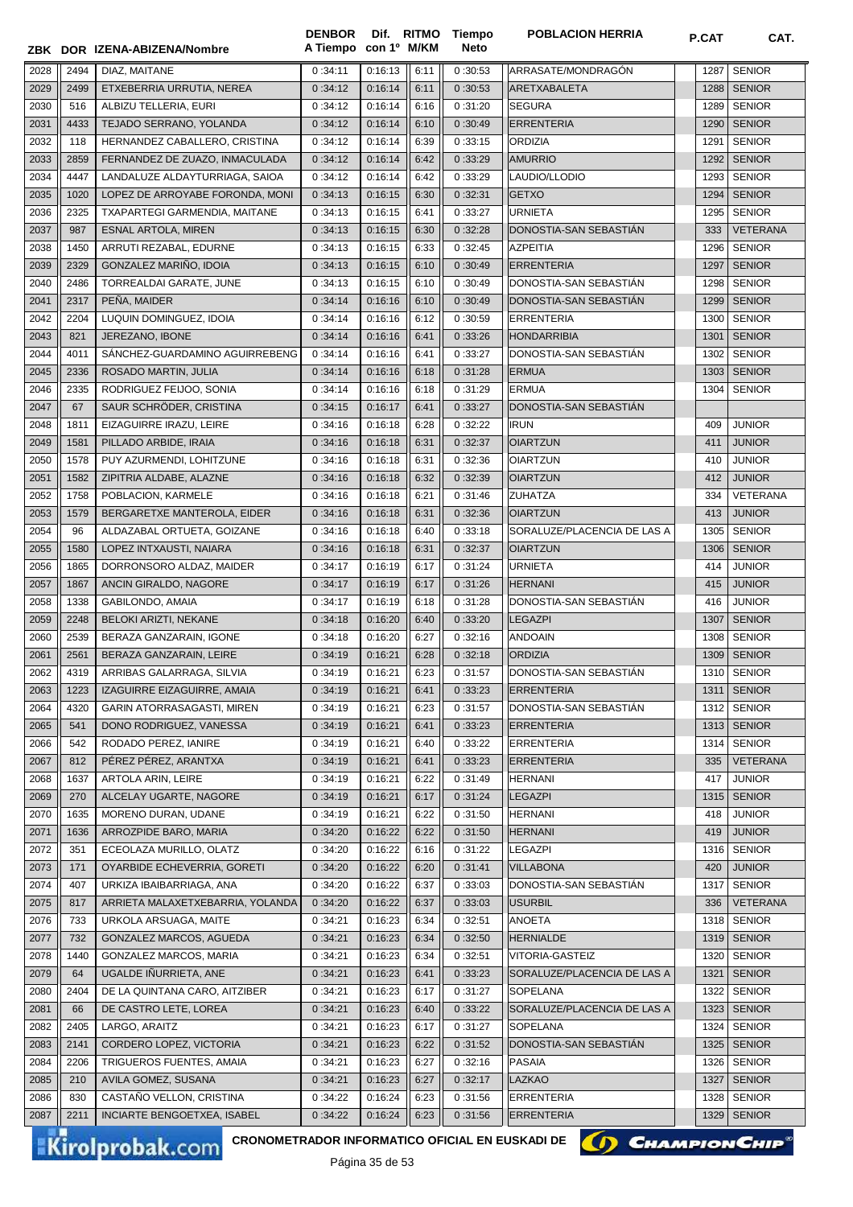| ZBK | DOR | IZENA-ABIZENA/Nombre | DENBOR A Tiempo | Dif. con 1º | RITMO M/KM | Tiempo Neto | POBLACION HERRIA | P.CAT | CAT. |
|---|---|---|---|---|---|---|---|---|---|
| 2028 | 2494 | DIAZ, MAITANE | 0 :34:11 | 0:16:13 | 6:11 | 0 :30:53 | ARRASATE/MONDRAGÓN | 1287 | SENIOR |
| 2029 | 2499 | ETXEBERRIA URRUTIA, NEREA | 0 :34:12 | 0:16:14 | 6:11 | 0 :30:53 | ARETXABALETA | 1288 | SENIOR |
| 2030 | 516 | ALBIZU TELLERIA, EURI | 0 :34:12 | 0:16:14 | 6:16 | 0 :31:20 | SEGURA | 1289 | SENIOR |
| 2031 | 4433 | TEJADO SERRANO, YOLANDA | 0 :34:12 | 0:16:14 | 6:10 | 0 :30:49 | ERRENTERIA | 1290 | SENIOR |
| 2032 | 118 | HERNANDEZ CABALLERO, CRISTINA | 0 :34:12 | 0:16:14 | 6:39 | 0 :33:15 | ORDIZIA | 1291 | SENIOR |
| 2033 | 2859 | FERNANDEZ DE ZUAZO, INMACULADA | 0 :34:12 | 0:16:14 | 6:42 | 0 :33:29 | AMURRIO | 1292 | SENIOR |
| 2034 | 4447 | LANDALUZE ALDAYTURRIAGA, SAIOA | 0 :34:12 | 0:16:14 | 6:42 | 0 :33:29 | LAUDIO/LLODIO | 1293 | SENIOR |
| 2035 | 1020 | LOPEZ DE ARROYABE FORONDA, MONI | 0 :34:13 | 0:16:15 | 6:30 | 0 :32:31 | GETXO | 1294 | SENIOR |
| 2036 | 2325 | TXAPARTEGI GARMENDIA, MAITANE | 0 :34:13 | 0:16:15 | 6:41 | 0 :33:27 | URNIETA | 1295 | SENIOR |
| 2037 | 987 | ESNAL ARTOLA, MIREN | 0 :34:13 | 0:16:15 | 6:30 | 0 :32:28 | DONOSTIA-SAN SEBASTIÁN | 333 | VETERANA |
| 2038 | 1450 | ARRUTI REZABAL, EDURNE | 0 :34:13 | 0:16:15 | 6:33 | 0 :32:45 | AZPEITIA | 1296 | SENIOR |
| 2039 | 2329 | GONZALEZ MARIÑO, IDOIA | 0 :34:13 | 0:16:15 | 6:10 | 0 :30:49 | ERRENTERIA | 1297 | SENIOR |
| 2040 | 2486 | TORREALDAI GARATE, JUNE | 0 :34:13 | 0:16:15 | 6:10 | 0 :30:49 | DONOSTIA-SAN SEBASTIÁN | 1298 | SENIOR |
| 2041 | 2317 | PEÑA, MAIDER | 0 :34:14 | 0:16:16 | 6:10 | 0 :30:49 | DONOSTIA-SAN SEBASTIÁN | 1299 | SENIOR |
| 2042 | 2204 | LUQUIN DOMINGUEZ, IDOIA | 0 :34:14 | 0:16:16 | 6:12 | 0 :30:59 | ERRENTERIA | 1300 | SENIOR |
| 2043 | 821 | JEREZANO, IBONE | 0 :34:14 | 0:16:16 | 6:41 | 0 :33:26 | HONDARRIBIA | 1301 | SENIOR |
| 2044 | 4011 | SÁNCHEZ-GUARDAMINO AGUIRREBENG | 0 :34:14 | 0:16:16 | 6:41 | 0 :33:27 | DONOSTIA-SAN SEBASTIÁN | 1302 | SENIOR |
| 2045 | 2336 | ROSADO MARTIN, JULIA | 0 :34:14 | 0:16:16 | 6:18 | 0 :31:28 | ERMUA | 1303 | SENIOR |
| 2046 | 2335 | RODRIGUEZ FEIJOO, SONIA | 0 :34:14 | 0:16:16 | 6:18 | 0 :31:29 | ERMUA | 1304 | SENIOR |
| 2047 | 67 | SAUR SCHRÖDER, CRISTINA | 0 :34:15 | 0:16:17 | 6:41 | 0 :33:27 | DONOSTIA-SAN SEBASTIÁN | | |
| 2048 | 1811 | EIZAGUIRRE IRAZU, LEIRE | 0 :34:16 | 0:16:18 | 6:28 | 0 :32:22 | IRUN | 409 | JUNIOR |
| 2049 | 1581 | PILLADO ARBIDE, IRAIA | 0 :34:16 | 0:16:18 | 6:31 | 0 :32:37 | OIARTZUN | 411 | JUNIOR |
| 2050 | 1578 | PUY AZURMENDI, LOHITZUNE | 0 :34:16 | 0:16:18 | 6:31 | 0 :32:36 | OIARTZUN | 410 | JUNIOR |
| 2051 | 1582 | ZIPITRIA ALDABE, ALAZNE | 0 :34:16 | 0:16:18 | 6:32 | 0 :32:39 | OIARTZUN | 412 | JUNIOR |
| 2052 | 1758 | POBLACION, KARMELE | 0 :34:16 | 0:16:18 | 6:21 | 0 :31:46 | ZUHATZA | 334 | VETERANA |
| 2053 | 1579 | BERGARETXE MANTEROLA, EIDER | 0 :34:16 | 0:16:18 | 6:31 | 0 :32:36 | OIARTZUN | 413 | JUNIOR |
| 2054 | 96 | ALDAZABAL ORTUETA, GOIZANE | 0 :34:16 | 0:16:18 | 6:40 | 0 :33:18 | SORALUZE/PLACENCIA DE LAS A | 1305 | SENIOR |
| 2055 | 1580 | LOPEZ INTXAUSTI, NAIARA | 0 :34:16 | 0:16:18 | 6:31 | 0 :32:37 | OIARTZUN | 1306 | SENIOR |
| 2056 | 1865 | DORRONSORO ALDAZ, MAIDER | 0 :34:17 | 0:16:19 | 6:17 | 0 :31:24 | URNIETA | 414 | JUNIOR |
| 2057 | 1867 | ANCIN GIRALDO, NAGORE | 0 :34:17 | 0:16:19 | 6:17 | 0 :31:26 | HERNANI | 415 | JUNIOR |
| 2058 | 1338 | GABILONDO, AMAIA | 0 :34:17 | 0:16:19 | 6:18 | 0 :31:28 | DONOSTIA-SAN SEBASTIÁN | 416 | JUNIOR |
| 2059 | 2248 | BELOKI ARIZTI, NEKANE | 0 :34:18 | 0:16:20 | 6:40 | 0 :33:20 | LEGAZPI | 1307 | SENIOR |
| 2060 | 2539 | BERAZA GANZARAIN, IGONE | 0 :34:18 | 0:16:20 | 6:27 | 0 :32:16 | ANDOAIN | 1308 | SENIOR |
| 2061 | 2561 | BERAZA GANZARAIN, LEIRE | 0 :34:19 | 0:16:21 | 6:28 | 0 :32:18 | ORDIZIA | 1309 | SENIOR |
| 2062 | 4319 | ARRIBAS GALARRAGA, SILVIA | 0 :34:19 | 0:16:21 | 6:23 | 0 :31:57 | DONOSTIA-SAN SEBASTIÁN | 1310 | SENIOR |
| 2063 | 1223 | IZAGUIRRE EIZAGUIRRE, AMAIA | 0 :34:19 | 0:16:21 | 6:41 | 0 :33:23 | ERRENTERIA | 1311 | SENIOR |
| 2064 | 4320 | GARIN ATORRASAGASTI, MIREN | 0 :34:19 | 0:16:21 | 6:23 | 0 :31:57 | DONOSTIA-SAN SEBASTIÁN | 1312 | SENIOR |
| 2065 | 541 | DONO RODRIGUEZ, VANESSA | 0 :34:19 | 0:16:21 | 6:41 | 0 :33:23 | ERRENTERIA | 1313 | SENIOR |
| 2066 | 542 | RODADO PEREZ, IANIRE | 0 :34:19 | 0:16:21 | 6:40 | 0 :33:22 | ERRENTERIA | 1314 | SENIOR |
| 2067 | 812 | PÉREZ PÉREZ, ARANTXA | 0 :34:19 | 0:16:21 | 6:41 | 0 :33:23 | ERRENTERIA | 335 | VETERANA |
| 2068 | 1637 | ARTOLA ARIN, LEIRE | 0 :34:19 | 0:16:21 | 6:22 | 0 :31:49 | HERNANI | 417 | JUNIOR |
| 2069 | 270 | ALCELAY UGARTE, NAGORE | 0 :34:19 | 0:16:21 | 6:17 | 0 :31:24 | LEGAZPI | 1315 | SENIOR |
| 2070 | 1635 | MORENO DURAN, UDANE | 0 :34:19 | 0:16:21 | 6:22 | 0 :31:50 | HERNANI | 418 | JUNIOR |
| 2071 | 1636 | ARROZPIDE BARO, MARIA | 0 :34:20 | 0:16:22 | 6:22 | 0 :31:50 | HERNANI | 419 | JUNIOR |
| 2072 | 351 | ECEOLAZA MURILLO, OLATZ | 0 :34:20 | 0:16:22 | 6:16 | 0 :31:22 | LEGAZPI | 1316 | SENIOR |
| 2073 | 171 | OYARBIDE ECHEVERRIA, GORETI | 0 :34:20 | 0:16:22 | 6:20 | 0 :31:41 | VILLABONA | 420 | JUNIOR |
| 2074 | 407 | URKIZA IBAIBARRIAGA, ANA | 0 :34:20 | 0:16:22 | 6:37 | 0 :33:03 | DONOSTIA-SAN SEBASTIÁN | 1317 | SENIOR |
| 2075 | 817 | ARRIETA MALAXETXEBARRIA, YOLANDA | 0 :34:20 | 0:16:22 | 6:37 | 0 :33:03 | USURBIL | 336 | VETERANA |
| 2076 | 733 | URKOLA ARSUAGA, MAITE | 0 :34:21 | 0:16:23 | 6:34 | 0 :32:51 | ANOETA | 1318 | SENIOR |
| 2077 | 732 | GONZALEZ MARCOS, AGUEDA | 0 :34:21 | 0:16:23 | 6:34 | 0 :32:50 | HERNIALDE | 1319 | SENIOR |
| 2078 | 1440 | GONZALEZ MARCOS, MARIA | 0 :34:21 | 0:16:23 | 6:34 | 0 :32:51 | VITORIA-GASTEIZ | 1320 | SENIOR |
| 2079 | 64 | UGALDE IÑURRIETA, ANE | 0 :34:21 | 0:16:23 | 6:41 | 0 :33:23 | SORALUZE/PLACENCIA DE LAS A | 1321 | SENIOR |
| 2080 | 2404 | DE LA QUINTANA CARO, AITZIBER | 0 :34:21 | 0:16:23 | 6:17 | 0 :31:27 | SOPELANA | 1322 | SENIOR |
| 2081 | 66 | DE CASTRO LETE, LOREA | 0 :34:21 | 0:16:23 | 6:40 | 0 :33:22 | SORALUZE/PLACENCIA DE LAS A | 1323 | SENIOR |
| 2082 | 2405 | LARGO, ARAITZ | 0 :34:21 | 0:16:23 | 6:17 | 0 :31:27 | SOPELANA | 1324 | SENIOR |
| 2083 | 2141 | CORDERO LOPEZ, VICTORIA | 0 :34:21 | 0:16:23 | 6:22 | 0 :31:52 | DONOSTIA-SAN SEBASTIÁN | 1325 | SENIOR |
| 2084 | 2206 | TRIGUEROS FUENTES, AMAIA | 0 :34:21 | 0:16:23 | 6:27 | 0 :32:16 | PASAIA | 1326 | SENIOR |
| 2085 | 210 | AVILA GOMEZ, SUSANA | 0 :34:21 | 0:16:23 | 6:27 | 0 :32:17 | LAZKAO | 1327 | SENIOR |
| 2086 | 830 | CASTAÑO VELLON, CRISTINA | 0 :34:22 | 0:16:24 | 6:23 | 0 :31:56 | ERRENTERIA | 1328 | SENIOR |
| 2087 | 2211 | INCIARTE BENGOETXEA, ISABEL | 0 :34:22 | 0:16:24 | 6:23 | 0 :31:56 | ERRENTERIA | 1329 | SENIOR |

CRONOMETRADOR INFORMATICO OFICIAL EN EUSKADI DE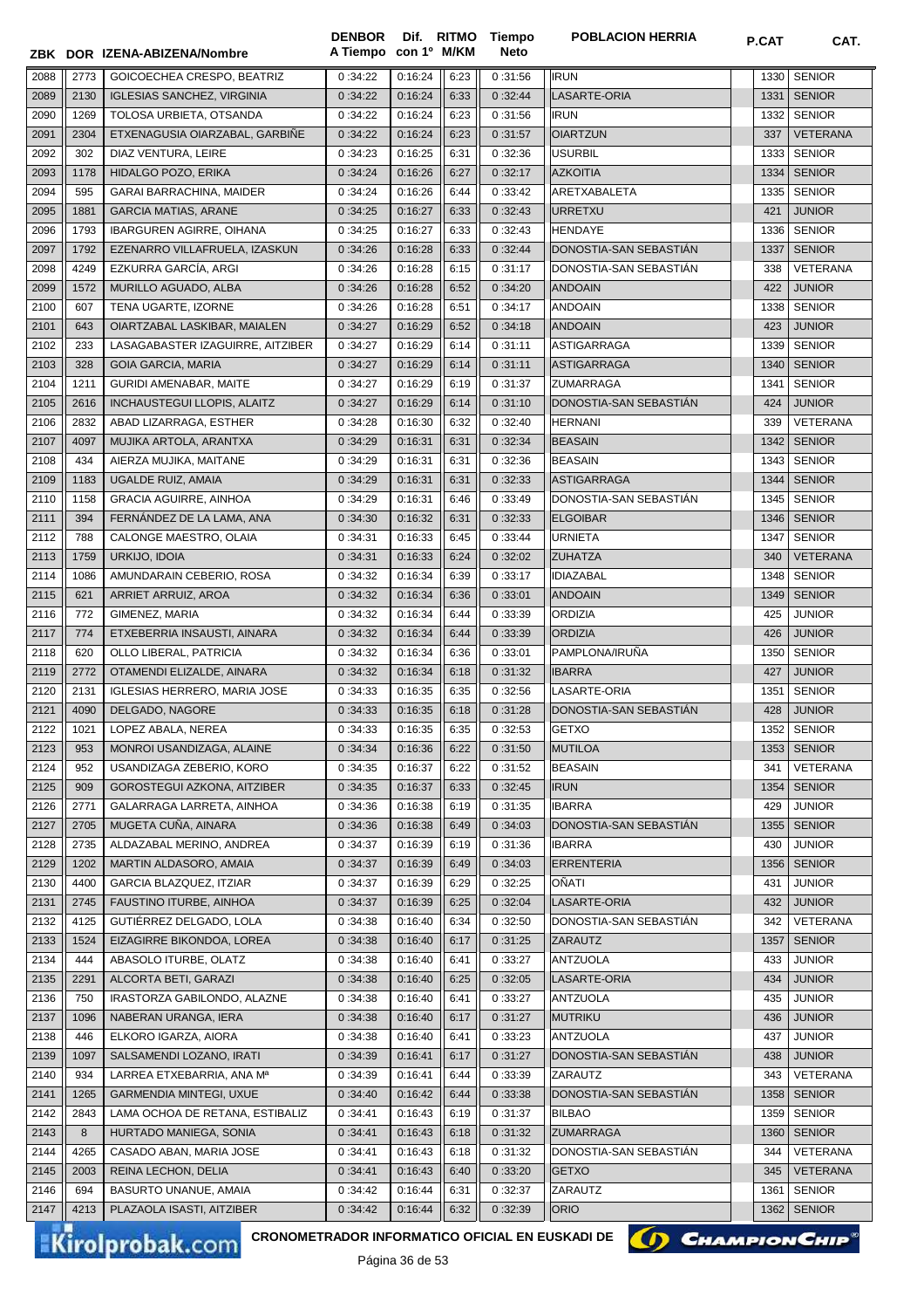| ZBK | DOR | IZENA-ABIZENA/Nombre | DENBOR A Tiempo | Dif. con 1º | RITMO M/KM | Tiempo Neto | POBLACION HERRIA | P.CAT | CAT. |
|---|---|---|---|---|---|---|---|---|---|
| 2088 | 2773 | GOICOECHEA CRESPO, BEATRIZ | 0:34:22 | 0:16:24 | 6:23 | 0:31:56 | IRUN | 1330 | SENIOR |
| 2089 | 2130 | IGLESIAS SANCHEZ, VIRGINIA | 0:34:22 | 0:16:24 | 6:33 | 0:32:44 | LASARTE-ORIA | 1331 | SENIOR |
| 2090 | 1269 | TOLOSA URBIETA, OTSANDA | 0:34:22 | 0:16:24 | 6:23 | 0:31:56 | IRUN | 1332 | SENIOR |
| 2091 | 2304 | ETXENAGUSIA OIARZABAL, GARBIÑE | 0:34:22 | 0:16:24 | 6:23 | 0:31:57 | OIARTZUN | 337 | VETERANA |
| 2092 | 302 | DIAZ VENTURA, LEIRE | 0:34:23 | 0:16:25 | 6:31 | 0:32:36 | USURBIL | 1333 | SENIOR |
| 2093 | 1178 | HIDALGO POZO, ERIKA | 0:34:24 | 0:16:26 | 6:27 | 0:32:17 | AZKOITIA | 1334 | SENIOR |
| 2094 | 595 | GARAI BARRACHINA, MAIDER | 0:34:24 | 0:16:26 | 6:44 | 0:33:42 | ARETXABALETA | 1335 | SENIOR |
| 2095 | 1881 | GARCIA MATIAS, ARANE | 0:34:25 | 0:16:27 | 6:33 | 0:32:43 | URRETXU | 421 | JUNIOR |
| 2096 | 1793 | IBARGUREN AGIRRE, OIHANA | 0:34:25 | 0:16:27 | 6:33 | 0:32:43 | HENDAYE | 1336 | SENIOR |
| 2097 | 1792 | EZENARRO VILLAFRUELA, IZASKUN | 0:34:26 | 0:16:28 | 6:33 | 0:32:44 | DONOSTIA-SAN SEBASTIÁN | 1337 | SENIOR |
| 2098 | 4249 | EZKURRA GARCÍA, ARGI | 0:34:26 | 0:16:28 | 6:15 | 0:31:17 | DONOSTIA-SAN SEBASTIÁN | 338 | VETERANA |
| 2099 | 1572 | MURILLO AGUADO, ALBA | 0:34:26 | 0:16:28 | 6:52 | 0:34:20 | ANDOAIN | 422 | JUNIOR |
| 2100 | 607 | TENA UGARTE, IZORNE | 0:34:26 | 0:16:28 | 6:51 | 0:34:17 | ANDOAIN | 1338 | SENIOR |
| 2101 | 643 | OIARTZABAL LASKIBAR, MAIALEN | 0:34:27 | 0:16:29 | 6:52 | 0:34:18 | ANDOAIN | 423 | JUNIOR |
| 2102 | 233 | LASAGABASTER IZAGUIRRE, AITZIBER | 0:34:27 | 0:16:29 | 6:14 | 0:31:11 | ASTIGARRAGA | 1339 | SENIOR |
| 2103 | 328 | GOIA GARCIA, MARIA | 0:34:27 | 0:16:29 | 6:14 | 0:31:11 | ASTIGARRAGA | 1340 | SENIOR |
| 2104 | 1211 | GURIDI AMENABAR, MAITE | 0:34:27 | 0:16:29 | 6:19 | 0:31:37 | ZUMARRAGA | 1341 | SENIOR |
| 2105 | 2616 | INCHAUSTEGUI LLOPIS, ALAITZ | 0:34:27 | 0:16:29 | 6:14 | 0:31:10 | DONOSTIA-SAN SEBASTIÁN | 424 | JUNIOR |
| 2106 | 2832 | ABAD LIZARRAGA, ESTHER | 0:34:28 | 0:16:30 | 6:32 | 0:32:40 | HERNANI | 339 | VETERANA |
| 2107 | 4097 | MUJIKA ARTOLA, ARANTXA | 0:34:29 | 0:16:31 | 6:31 | 0:32:34 | BEASAIN | 1342 | SENIOR |
| 2108 | 434 | AIERZA MUJIKA, MAITANE | 0:34:29 | 0:16:31 | 6:31 | 0:32:36 | BEASAIN | 1343 | SENIOR |
| 2109 | 1183 | UGALDE RUIZ, AMAIA | 0:34:29 | 0:16:31 | 6:31 | 0:32:33 | ASTIGARRAGA | 1344 | SENIOR |
| 2110 | 1158 | GRACIA AGUIRRE, AINHOA | 0:34:29 | 0:16:31 | 6:46 | 0:33:49 | DONOSTIA-SAN SEBASTIÁN | 1345 | SENIOR |
| 2111 | 394 | FERNÁNDEZ DE LA LAMA, ANA | 0:34:30 | 0:16:32 | 6:31 | 0:32:33 | ELGOIBAR | 1346 | SENIOR |
| 2112 | 788 | CALONGE MAESTRO, OLAIA | 0:34:31 | 0:16:33 | 6:45 | 0:33:44 | URNIETA | 1347 | SENIOR |
| 2113 | 1759 | URKIJO, IDOIA | 0:34:31 | 0:16:33 | 6:24 | 0:32:02 | ZUHATZA | 340 | VETERANA |
| 2114 | 1086 | AMUNDARAIN CEBERIO, ROSA | 0:34:32 | 0:16:34 | 6:39 | 0:33:17 | IDIAZABAL | 1348 | SENIOR |
| 2115 | 621 | ARRIET ARRUIZ, AROA | 0:34:32 | 0:16:34 | 6:36 | 0:33:01 | ANDOAIN | 1349 | SENIOR |
| 2116 | 772 | GIMENEZ, MARIA | 0:34:32 | 0:16:34 | 6:44 | 0:33:39 | ORDIZIA | 425 | JUNIOR |
| 2117 | 774 | ETXEBERRIA INSAUSTI, AINARA | 0:34:32 | 0:16:34 | 6:44 | 0:33:39 | ORDIZIA | 426 | JUNIOR |
| 2118 | 620 | OLLO LIBERAL, PATRICIA | 0:34:32 | 0:16:34 | 6:36 | 0:33:01 | PAMPLONA/IRUÑA | 1350 | SENIOR |
| 2119 | 2772 | OTAMENDI ELIZALDE, AINARA | 0:34:32 | 0:16:34 | 6:18 | 0:31:32 | IBARRA | 427 | JUNIOR |
| 2120 | 2131 | IGLESIAS HERRERO, MARIA JOSE | 0:34:33 | 0:16:35 | 6:35 | 0:32:56 | LASARTE-ORIA | 1351 | SENIOR |
| 2121 | 4090 | DELGADO, NAGORE | 0:34:33 | 0:16:35 | 6:18 | 0:31:28 | DONOSTIA-SAN SEBASTIÁN | 428 | JUNIOR |
| 2122 | 1021 | LOPEZ ABALA, NEREA | 0:34:33 | 0:16:35 | 6:35 | 0:32:53 | GETXO | 1352 | SENIOR |
| 2123 | 953 | MONROI USANDIZAGA, ALAINE | 0:34:34 | 0:16:36 | 6:22 | 0:31:50 | MUTILOA | 1353 | SENIOR |
| 2124 | 952 | USANDIZAGA ZEBERIO, KORO | 0:34:35 | 0:16:37 | 6:22 | 0:31:52 | BEASAIN | 341 | VETERANA |
| 2125 | 909 | GOROSTEGUI AZKONA, AITZIBER | 0:34:35 | 0:16:37 | 6:33 | 0:32:45 | IRUN | 1354 | SENIOR |
| 2126 | 2771 | GALARRAGA LARRETA, AINHOA | 0:34:36 | 0:16:38 | 6:19 | 0:31:35 | IBARRA | 429 | JUNIOR |
| 2127 | 2705 | MUGETA CUÑA, AINARA | 0:34:36 | 0:16:38 | 6:49 | 0:34:03 | DONOSTIA-SAN SEBASTIÁN | 1355 | SENIOR |
| 2128 | 2735 | ALDAZABAL MERINO, ANDREA | 0:34:37 | 0:16:39 | 6:19 | 0:31:36 | IBARRA | 430 | JUNIOR |
| 2129 | 1202 | MARTIN ALDASORO, AMAIA | 0:34:37 | 0:16:39 | 6:49 | 0:34:03 | ERRENTERIA | 1356 | SENIOR |
| 2130 | 4400 | GARCIA BLAZQUEZ, ITZIAR | 0:34:37 | 0:16:39 | 6:29 | 0:32:25 | OÑATI | 431 | JUNIOR |
| 2131 | 2745 | FAUSTINO ITURBE, AINHOA | 0:34:37 | 0:16:39 | 6:25 | 0:32:04 | LASARTE-ORIA | 432 | JUNIOR |
| 2132 | 4125 | GUTIÉRREZ DELGADO, LOLA | 0:34:38 | 0:16:40 | 6:34 | 0:32:50 | DONOSTIA-SAN SEBASTIÁN | 342 | VETERANA |
| 2133 | 1524 | EIZAGIRRE BIKONDOA, LOREA | 0:34:38 | 0:16:40 | 6:17 | 0:31:25 | ZARAUTZ | 1357 | SENIOR |
| 2134 | 444 | ABASOLO ITURBE, OLATZ | 0:34:38 | 0:16:40 | 6:41 | 0:33:27 | ANTZUOLA | 433 | JUNIOR |
| 2135 | 2291 | ALCORTA BETI, GARAZI | 0:34:38 | 0:16:40 | 6:25 | 0:32:05 | LASARTE-ORIA | 434 | JUNIOR |
| 2136 | 750 | IRASTORZA GABILONDO, ALAZNE | 0:34:38 | 0:16:40 | 6:41 | 0:33:27 | ANTZUOLA | 435 | JUNIOR |
| 2137 | 1096 | NABERAN URANGA, IERA | 0:34:38 | 0:16:40 | 6:17 | 0:31:27 | MUTRIKU | 436 | JUNIOR |
| 2138 | 446 | ELKORO IGARZA, AIORA | 0:34:38 | 0:16:40 | 6:41 | 0:33:23 | ANTZUOLA | 437 | JUNIOR |
| 2139 | 1097 | SALSAMENDI LOZANO, IRATI | 0:34:39 | 0:16:41 | 6:17 | 0:31:27 | DONOSTIA-SAN SEBASTIÁN | 438 | JUNIOR |
| 2140 | 934 | LARREA ETXEBARRIA, ANA Mª | 0:34:39 | 0:16:41 | 6:44 | 0:33:39 | ZARAUTZ | 343 | VETERANA |
| 2141 | 1265 | GARMENDIA MINTEGI, UXUE | 0:34:40 | 0:16:42 | 6:44 | 0:33:38 | DONOSTIA-SAN SEBASTIÁN | 1358 | SENIOR |
| 2142 | 2843 | LAMA OCHOA DE RETANA, ESTIBALIZ | 0:34:41 | 0:16:43 | 6:19 | 0:31:37 | BILBAO | 1359 | SENIOR |
| 2143 | 8 | HURTADO MANIEGA, SONIA | 0:34:41 | 0:16:43 | 6:18 | 0:31:32 | ZUMARRAGA | 1360 | SENIOR |
| 2144 | 4265 | CASADO ABAN, MARIA JOSE | 0:34:41 | 0:16:43 | 6:18 | 0:31:32 | DONOSTIA-SAN SEBASTIÁN | 344 | VETERANA |
| 2145 | 2003 | REINA LECHON, DELIA | 0:34:41 | 0:16:43 | 6:40 | 0:33:20 | GETXO | 345 | VETERANA |
| 2146 | 694 | BASURTO UNANUE, AMAIA | 0:34:42 | 0:16:44 | 6:31 | 0:32:37 | ZARAUTZ | 1361 | SENIOR |
| 2147 | 4213 | PLAZAOLA ISASTI, AITZIBER | 0:34:42 | 0:16:44 | 6:32 | 0:32:39 | ORIO | 1362 | SENIOR |

CRONOMETRADOR INFORMATICO OFICIAL EN EUSKADI DE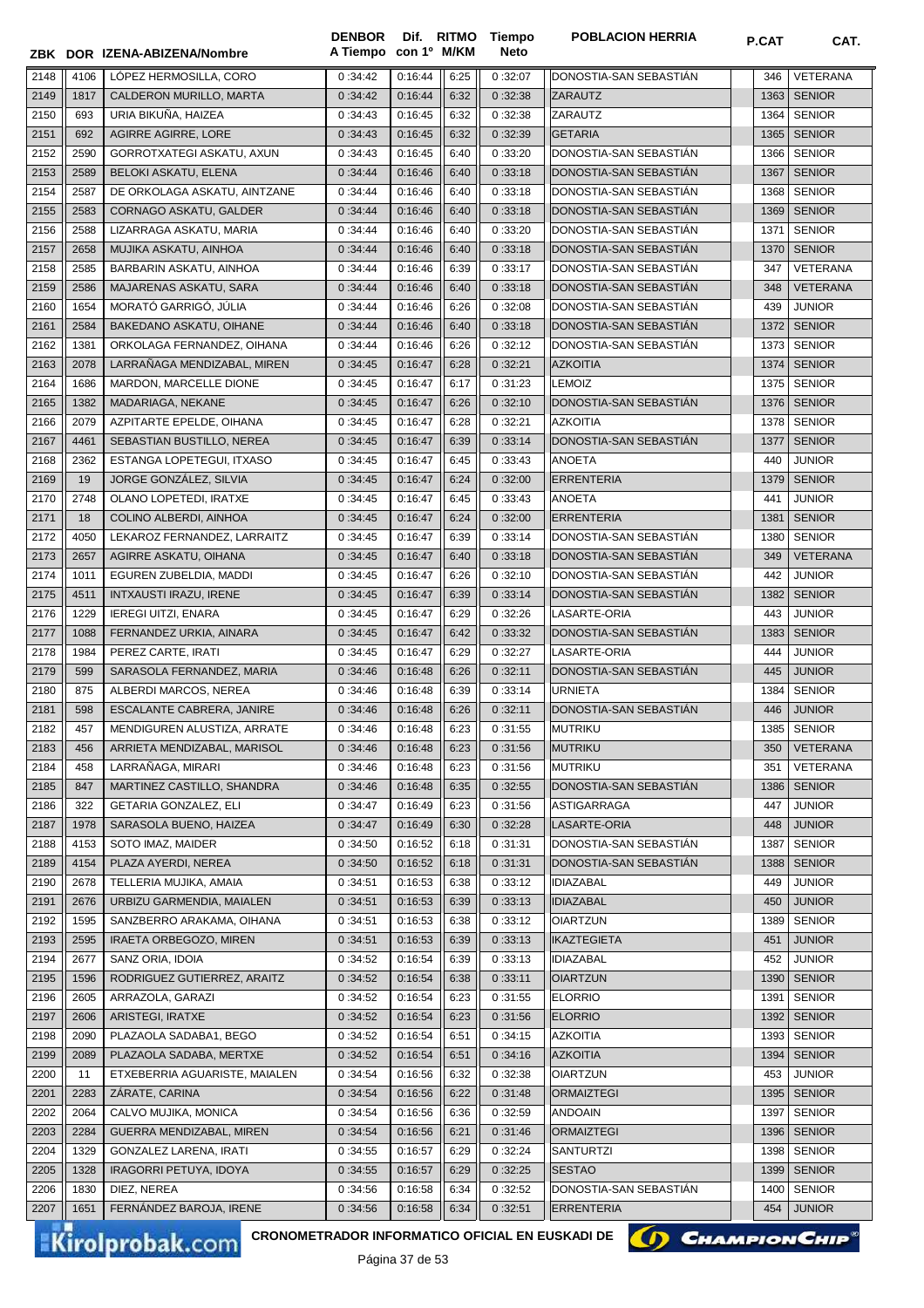| ZBK | DOR | IZENA-ABIZENA/Nombre | DENBOR A Tiempo | Dif. con 1º | RITMO M/KM | Tiempo Neto | POBLACION HERRIA | P.CAT | CAT. |
|---|---|---|---|---|---|---|---|---|---|
| 2148 | 4106 | LÓPEZ HERMOSILLA, CORO | 0 :34:42 | 0:16:44 | 6:25 | 0 :32:07 | DONOSTIA-SAN SEBASTIÁN | 346 | VETERANA |
| 2149 | 1817 | CALDERON MURILLO, MARTA | 0 :34:42 | 0:16:44 | 6:32 | 0 :32:38 | ZARAUTZ | 1363 | SENIOR |
| 2150 | 693 | URIA BIKUÑA, HAIZEA | 0 :34:43 | 0:16:45 | 6:32 | 0 :32:38 | ZARAUTZ | 1364 | SENIOR |
| 2151 | 692 | AGIRRE AGIRRE, LORE | 0 :34:43 | 0:16:45 | 6:32 | 0 :32:39 | GETARIA | 1365 | SENIOR |
| 2152 | 2590 | GORROTXATEGI ASKATU, AXUN | 0 :34:43 | 0:16:45 | 6:40 | 0 :33:20 | DONOSTIA-SAN SEBASTIÁN | 1366 | SENIOR |
| 2153 | 2589 | BELOKI ASKATU, ELENA | 0 :34:44 | 0:16:46 | 6:40 | 0 :33:18 | DONOSTIA-SAN SEBASTIÁN | 1367 | SENIOR |
| 2154 | 2587 | DE ORKOLAGA ASKATU, AINTZANE | 0 :34:44 | 0:16:46 | 6:40 | 0 :33:18 | DONOSTIA-SAN SEBASTIÁN | 1368 | SENIOR |
| 2155 | 2583 | CORNAGO ASKATU, GALDER | 0 :34:44 | 0:16:46 | 6:40 | 0 :33:18 | DONOSTIA-SAN SEBASTIÁN | 1369 | SENIOR |
| 2156 | 2588 | LIZARRAGA ASKATU, MARIA | 0 :34:44 | 0:16:46 | 6:40 | 0 :33:20 | DONOSTIA-SAN SEBASTIÁN | 1371 | SENIOR |
| 2157 | 2658 | MUJIKA ASKATU, AINHOA | 0 :34:44 | 0:16:46 | 6:40 | 0 :33:18 | DONOSTIA-SAN SEBASTIÁN | 1370 | SENIOR |
| 2158 | 2585 | BARBARIN ASKATU, AINHOA | 0 :34:44 | 0:16:46 | 6:39 | 0 :33:17 | DONOSTIA-SAN SEBASTIÁN | 347 | VETERANA |
| 2159 | 2586 | MAJARENAS ASKATU, SARA | 0 :34:44 | 0:16:46 | 6:40 | 0 :33:18 | DONOSTIA-SAN SEBASTIÁN | 348 | VETERANA |
| 2160 | 1654 | MORATÓ GARRIGÓ, JÚLIA | 0 :34:44 | 0:16:46 | 6:26 | 0 :32:08 | DONOSTIA-SAN SEBASTIÁN | 439 | JUNIOR |
| 2161 | 2584 | BAKEDANO ASKATU, OIHANE | 0 :34:44 | 0:16:46 | 6:40 | 0 :33:18 | DONOSTIA-SAN SEBASTIÁN | 1372 | SENIOR |
| 2162 | 1381 | ORKOLAGA FERNANDEZ, OIHANA | 0 :34:44 | 0:16:46 | 6:26 | 0 :32:12 | DONOSTIA-SAN SEBASTIÁN | 1373 | SENIOR |
| 2163 | 2078 | LARRAÑAGA MENDIZABAL, MIREN | 0 :34:45 | 0:16:47 | 6:28 | 0 :32:21 | AZKOITIA | 1374 | SENIOR |
| 2164 | 1686 | MARDON, MARCELLE DIONE | 0 :34:45 | 0:16:47 | 6:17 | 0 :31:23 | LEMOIZ | 1375 | SENIOR |
| 2165 | 1382 | MADARIAGA, NEKANE | 0 :34:45 | 0:16:47 | 6:26 | 0 :32:10 | DONOSTIA-SAN SEBASTIÁN | 1376 | SENIOR |
| 2166 | 2079 | AZPITARTE EPELDE, OIHANA | 0 :34:45 | 0:16:47 | 6:28 | 0 :32:21 | AZKOITIA | 1378 | SENIOR |
| 2167 | 4461 | SEBASTIAN BUSTILLO, NEREA | 0 :34:45 | 0:16:47 | 6:39 | 0 :33:14 | DONOSTIA-SAN SEBASTIÁN | 1377 | SENIOR |
| 2168 | 2362 | ESTANGA LOPETEGUI, ITXASO | 0 :34:45 | 0:16:47 | 6:45 | 0 :33:43 | ANOETA | 440 | JUNIOR |
| 2169 | 19 | JORGE GONZÁLEZ, SILVIA | 0 :34:45 | 0:16:47 | 6:24 | 0 :32:00 | ERRENTERIA | 1379 | SENIOR |
| 2170 | 2748 | OLANO LOPETEDI, IRATXE | 0 :34:45 | 0:16:47 | 6:45 | 0 :33:43 | ANOETA | 441 | JUNIOR |
| 2171 | 18 | COLINO ALBERDI, AINHOA | 0 :34:45 | 0:16:47 | 6:24 | 0 :32:00 | ERRENTERIA | 1381 | SENIOR |
| 2172 | 4050 | LEKAROZ FERNANDEZ, LARRAITZ | 0 :34:45 | 0:16:47 | 6:39 | 0 :33:14 | DONOSTIA-SAN SEBASTIÁN | 1380 | SENIOR |
| 2173 | 2657 | AGIRRE ASKATU, OIHANA | 0 :34:45 | 0:16:47 | 6:40 | 0 :33:18 | DONOSTIA-SAN SEBASTIÁN | 349 | VETERANA |
| 2174 | 1011 | EGUREN ZUBELDIA, MADDI | 0 :34:45 | 0:16:47 | 6:26 | 0 :32:10 | DONOSTIA-SAN SEBASTIÁN | 442 | JUNIOR |
| 2175 | 4511 | INTXAUSTI IRAZU, IRENE | 0 :34:45 | 0:16:47 | 6:39 | 0 :33:14 | DONOSTIA-SAN SEBASTIÁN | 1382 | SENIOR |
| 2176 | 1229 | IEREGI UITZI, ENARA | 0 :34:45 | 0:16:47 | 6:29 | 0 :32:26 | LASARTE-ORIA | 443 | JUNIOR |
| 2177 | 1088 | FERNANDEZ URKIA, AINARA | 0 :34:45 | 0:16:47 | 6:42 | 0 :33:32 | DONOSTIA-SAN SEBASTIÁN | 1383 | SENIOR |
| 2178 | 1984 | PEREZ CARTE, IRATI | 0 :34:45 | 0:16:47 | 6:29 | 0 :32:27 | LASARTE-ORIA | 444 | JUNIOR |
| 2179 | 599 | SARASOLA FERNANDEZ, MARIA | 0 :34:46 | 0:16:48 | 6:26 | 0 :32:11 | DONOSTIA-SAN SEBASTIÁN | 445 | JUNIOR |
| 2180 | 875 | ALBERDI MARCOS, NEREA | 0 :34:46 | 0:16:48 | 6:39 | 0 :33:14 | URNIETA | 1384 | SENIOR |
| 2181 | 598 | ESCALANTE CABRERA, JANIRE | 0 :34:46 | 0:16:48 | 6:26 | 0 :32:11 | DONOSTIA-SAN SEBASTIÁN | 446 | JUNIOR |
| 2182 | 457 | MENDIGUREN ALUSTIZA, ARRATE | 0 :34:46 | 0:16:48 | 6:23 | 0 :31:55 | MUTRIKU | 1385 | SENIOR |
| 2183 | 456 | ARRIETA MENDIZABAL, MARISOL | 0 :34:46 | 0:16:48 | 6:23 | 0 :31:56 | MUTRIKU | 350 | VETERANA |
| 2184 | 458 | LARRAÑAGA, MIRARI | 0 :34:46 | 0:16:48 | 6:23 | 0 :31:56 | MUTRIKU | 351 | VETERANA |
| 2185 | 847 | MARTINEZ CASTILLO, SHANDRA | 0 :34:46 | 0:16:48 | 6:35 | 0 :32:55 | DONOSTIA-SAN SEBASTIÁN | 1386 | SENIOR |
| 2186 | 322 | GETARIA GONZALEZ, ELI | 0 :34:47 | 0:16:49 | 6:23 | 0 :31:56 | ASTIGARRAGA | 447 | JUNIOR |
| 2187 | 1978 | SARASOLA BUENO, HAIZEA | 0 :34:47 | 0:16:49 | 6:30 | 0 :32:28 | LASARTE-ORIA | 448 | JUNIOR |
| 2188 | 4153 | SOTO IMAZ, MAIDER | 0 :34:50 | 0:16:52 | 6:18 | 0 :31:31 | DONOSTIA-SAN SEBASTIÁN | 1387 | SENIOR |
| 2189 | 4154 | PLAZA AYERDI, NEREA | 0 :34:50 | 0:16:52 | 6:18 | 0 :31:31 | DONOSTIA-SAN SEBASTIÁN | 1388 | SENIOR |
| 2190 | 2678 | TELLERIA MUJIKA, AMAIA | 0 :34:51 | 0:16:53 | 6:38 | 0 :33:12 | IDIAZABAL | 449 | JUNIOR |
| 2191 | 2676 | URBIZU GARMENDIA, MAIALEN | 0 :34:51 | 0:16:53 | 6:39 | 0 :33:13 | IDIAZABAL | 450 | JUNIOR |
| 2192 | 1595 | SANZBERRO ARAKAMA, OIHANA | 0 :34:51 | 0:16:53 | 6:38 | 0 :33:12 | OIARTZUN | 1389 | SENIOR |
| 2193 | 2595 | IRAETA ORBEGOZO, MIREN | 0 :34:51 | 0:16:53 | 6:39 | 0 :33:13 | IKAZTEGIETA | 451 | JUNIOR |
| 2194 | 2677 | SANZ ORIA, IDOIA | 0 :34:52 | 0:16:54 | 6:39 | 0 :33:13 | IDIAZABAL | 452 | JUNIOR |
| 2195 | 1596 | RODRIGUEZ GUTIERREZ, ARAITZ | 0 :34:52 | 0:16:54 | 6:38 | 0 :33:11 | OIARTZUN | 1390 | SENIOR |
| 2196 | 2605 | ARRAZOLA, GARAZI | 0 :34:52 | 0:16:54 | 6:23 | 0 :31:55 | ELORRIO | 1391 | SENIOR |
| 2197 | 2606 | ARISTEGI, IRATXE | 0 :34:52 | 0:16:54 | 6:23 | 0 :31:56 | ELORRIO | 1392 | SENIOR |
| 2198 | 2090 | PLAZAOLA SADABA1, BEGO | 0 :34:52 | 0:16:54 | 6:51 | 0 :34:15 | AZKOITIA | 1393 | SENIOR |
| 2199 | 2089 | PLAZAOLA SADABA, MERTXE | 0 :34:52 | 0:16:54 | 6:51 | 0 :34:16 | AZKOITIA | 1394 | SENIOR |
| 2200 | 11 | ETXEBERRIA AGUARISTE, MAIALEN | 0 :34:54 | 0:16:56 | 6:32 | 0 :32:38 | OIARTZUN | 453 | JUNIOR |
| 2201 | 2283 | ZÁRATE, CARINA | 0 :34:54 | 0:16:56 | 6:22 | 0 :31:48 | ORMAIZTEGI | 1395 | SENIOR |
| 2202 | 2064 | CALVO MUJIKA, MONICA | 0 :34:54 | 0:16:56 | 6:36 | 0 :32:59 | ANDOAIN | 1397 | SENIOR |
| 2203 | 2284 | GUERRA MENDIZABAL, MIREN | 0 :34:54 | 0:16:56 | 6:21 | 0 :31:46 | ORMAIZTEGI | 1396 | SENIOR |
| 2204 | 1329 | GONZALEZ LARENA, IRATI | 0 :34:55 | 0:16:57 | 6:29 | 0 :32:24 | SANTURTZI | 1398 | SENIOR |
| 2205 | 1328 | IRAGORRI PETUYA, IDOYA | 0 :34:55 | 0:16:57 | 6:29 | 0 :32:25 | SESTAO | 1399 | SENIOR |
| 2206 | 1830 | DIEZ, NEREA | 0 :34:56 | 0:16:58 | 6:34 | 0 :32:52 | DONOSTIA-SAN SEBASTIÁN | 1400 | SENIOR |
| 2207 | 1651 | FERNÁNDEZ BAROJA, IRENE | 0 :34:56 | 0:16:58 | 6:34 | 0 :32:51 | ERRENTERIA | 454 | JUNIOR |

CRONOMETRADOR INFORMATICO OFICIAL EN EUSKADI DE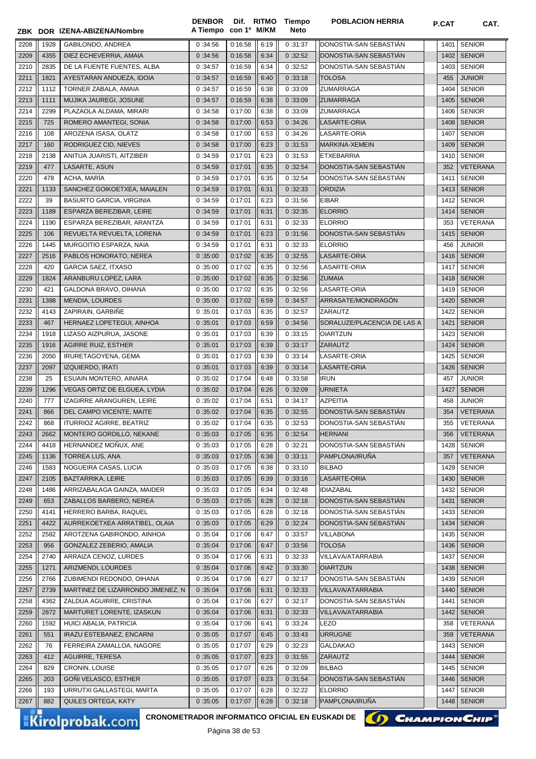| ZBK | DOR | IZENA-ABIZENA/Nombre | DENBOR A Tiempo | Dif. con 1º | RITMO M/KM | Tiempo Neto | POBLACION HERRIA | P.CAT | CAT. |
|---|---|---|---|---|---|---|---|---|---|
| 2208 | 1928 | GABILONDO, ANDREA | 0 :34:56 | 0:16:58 | 6:19 | 0 :31:37 | DONOSTIA-SAN SEBASTIÁN | 1401 | SENIOR |
| 2209 | 4355 | DIEZ ECHEVERRIA, AMAIA | 0 :34:56 | 0:16:58 | 6:34 | 0 :32:52 | DONOSTIA-SAN SEBASTIÁN | 1402 | SENIOR |
| 2210 | 2835 | DE LA FUENTE FUENTES, ALBA | 0 :34:57 | 0:16:59 | 6:34 | 0 :32:52 | DONOSTIA-SAN SEBASTIÁN | 1403 | SENIOR |
| 2211 | 1821 | AYESTARAN ANDUEZA, IDOIA | 0 :34:57 | 0:16:59 | 6:40 | 0 :33:18 | TOLOSA | 455 | JUNIOR |
| 2212 | 1112 | TORNER ZABALA, AMAIA | 0 :34:57 | 0:16:59 | 6:38 | 0 :33:09 | ZUMARRAGA | 1404 | SENIOR |
| 2213 | 1111 | MUJIKA JAUREGI, JOSUNE | 0 :34:57 | 0:16:59 | 6:38 | 0 :33:09 | ZUMARRAGA | 1405 | SENIOR |
| 2214 | 2299 | PLAZAOLA ALDAMA, MIRARI | 0 :34:58 | 0:17:00 | 6:38 | 0 :33:09 | ZUMARRAGA | 1406 | SENIOR |
| 2215 | 725 | ROMERO AMANTEGI, SONIA | 0 :34:58 | 0:17:00 | 6:53 | 0 :34:26 | LASARTE-ORIA | 1408 | SENIOR |
| 2216 | 108 | AROZENA ISASA, OLATZ | 0 :34:58 | 0:17:00 | 6:53 | 0 :34:26 | LASARTE-ORIA | 1407 | SENIOR |
| 2217 | 160 | RODRIGUEZ CID, NIEVES | 0 :34:58 | 0:17:00 | 6:23 | 0 :31:53 | MARKINA-XEMEIN | 1409 | SENIOR |
| 2218 | 2138 | ANITUA JUARISTI, AITZIBER | 0 :34:59 | 0:17:01 | 6:23 | 0 :31:53 | ETXEBARRIA | 1410 | SENIOR |
| 2219 | 477 | LASARTE, ASUN | 0 :34:59 | 0:17:01 | 6:35 | 0 :32:54 | DONOSTIA-SAN SEBASTIÁN | 352 | VETERANA |
| 2220 | 478 | ACHA, MARÍA | 0 :34:59 | 0:17:01 | 6:35 | 0 :32:54 | DONOSTIA-SAN SEBASTIÁN | 1411 | SENIOR |
| 2221 | 1133 | SANCHEZ GOIKOETXEA, MAIALEN | 0 :34:59 | 0:17:01 | 6:31 | 0 :32:33 | ORDIZIA | 1413 | SENIOR |
| 2222 | 39 | BASURTO GARCIA, VIRGINIA | 0 :34:59 | 0:17:01 | 6:23 | 0 :31:56 | EIBAR | 1412 | SENIOR |
| 2223 | 1189 | ESPARZA BEREZIBAR, LEIRE | 0 :34:59 | 0:17:01 | 6:31 | 0 :32:35 | ELORRIO | 1414 | SENIOR |
| 2224 | 1190 | ESPARZA BEREZIBAR, ARANTZA | 0 :34:59 | 0:17:01 | 6:31 | 0 :32:33 | ELORRIO | 353 | VETERANA |
| 2225 | 106 | REVUELTA REVUELTA, LORENA | 0 :34:59 | 0:17:01 | 6:23 | 0 :31:56 | DONOSTIA-SAN SEBASTIÁN | 1415 | SENIOR |
| 2226 | 1445 | MURGOITIO ESPARZA, NAIA | 0 :34:59 | 0:17:01 | 6:31 | 0 :32:33 | ELORRIO | 456 | JUNIOR |
| 2227 | 2516 | PABLOS HONORATO, NEREA | 0 :35:00 | 0:17:02 | 6:35 | 0 :32:55 | LASARTE-ORIA | 1416 | SENIOR |
| 2228 | 420 | GARCIA SAEZ, ITXASO | 0 :35:00 | 0:17:02 | 6:35 | 0 :32:56 | LASARTE-ORIA | 1417 | SENIOR |
| 2229 | 1824 | ARANBURU LOPEZ, LARA | 0 :35:00 | 0:17:02 | 6:35 | 0 :32:56 | ZUMAIA | 1418 | SENIOR |
| 2230 | 421 | GALDONA BRAVO, OIHANA | 0 :35:00 | 0:17:02 | 6:35 | 0 :32:56 | LASARTE-ORIA | 1419 | SENIOR |
| 2231 | 1388 | MENDIA, LOURDES | 0 :35:00 | 0:17:02 | 6:59 | 0 :34:57 | ARRASATE/MONDRAGÓN | 1420 | SENIOR |
| 2232 | 4143 | ZAPIRAIN, GARBIÑE | 0 :35:01 | 0:17:03 | 6:35 | 0 :32:57 | ZARAUTZ | 1422 | SENIOR |
| 2233 | 467 | HERNAEZ LOPETEGUI, AINHOA | 0 :35:01 | 0:17:03 | 6:59 | 0 :34:56 | SORALUZE/PLACENCIA DE LAS A | 1421 | SENIOR |
| 2234 | 1918 | LIZASO AIZPURUA, JASONE | 0 :35:01 | 0:17:03 | 6:39 | 0 :33:15 | OIARTZUN | 1423 | SENIOR |
| 2235 | 1916 | AGIRRE RUIZ, ESTHER | 0 :35:01 | 0:17:03 | 6:39 | 0 :33:17 | ZARAUTZ | 1424 | SENIOR |
| 2236 | 2050 | IRURETAGOYENA, GEMA | 0 :35:01 | 0:17:03 | 6:39 | 0 :33:14 | LASARTE-ORIA | 1425 | SENIOR |
| 2237 | 2097 | IZQUIERDO, IRATI | 0 :35:01 | 0:17:03 | 6:39 | 0 :33:14 | LASARTE-ORIA | 1426 | SENIOR |
| 2238 | 25 | ESUAIN MONTERO, AINARA | 0 :35:02 | 0:17:04 | 6:48 | 0 :33:58 | IRUN | 457 | JUNIOR |
| 2239 | 1296 | VEGAS ORTIZ DE ELGUEA, LYDIA | 0 :35:02 | 0:17:04 | 6:26 | 0 :32:09 | URNIETA | 1427 | SENIOR |
| 2240 | 777 | IZAGIRRE ARANGUREN, LEIRE | 0 :35:02 | 0:17:04 | 6:51 | 0 :34:17 | AZPEITIA | 458 | JUNIOR |
| 2241 | 866 | DEL CAMPO VICENTE, MAITE | 0 :35:02 | 0:17:04 | 6:35 | 0 :32:55 | DONOSTIA-SAN SEBASTIÁN | 354 | VETERANA |
| 2242 | 868 | ITURRIOZ AGIRRE, BEATRIZ | 0 :35:02 | 0:17:04 | 6:35 | 0 :32:53 | DONOSTIA-SAN SEBASTIÁN | 355 | VETERANA |
| 2243 | 2662 | MONTERO GORDILLO, NEKANE | 0 :35:03 | 0:17:05 | 6:35 | 0 :32:54 | HERNANI | 356 | VETERANA |
| 2244 | 4418 | HERNANDEZ MOÑUX, ANE | 0 :35:03 | 0:17:05 | 6:28 | 0 :32:21 | DONOSTIA-SAN SEBASTIÁN | 1428 | SENIOR |
| 2245 | 1136 | TORREA LUS, ANA | 0 :35:03 | 0:17:05 | 6:38 | 0 :33:11 | PAMPLONA/IRUÑA | 357 | VETERANA |
| 2246 | 1583 | NOGUEIRA CASAS, LUCIA | 0 :35:03 | 0:17:05 | 6:38 | 0 :33:10 | BILBAO | 1429 | SENIOR |
| 2247 | 2105 | BAZTARRIKA, LEIRE | 0 :35:03 | 0:17:05 | 6:39 | 0 :33:16 | LASARTE-ORIA | 1430 | SENIOR |
| 2248 | 1486 | ARRIZABALAGA GAINZA, MAIDER | 0 :35:03 | 0:17:05 | 6:34 | 0 :32:48 | IDIAZABAL | 1432 | SENIOR |
| 2249 | 653 | ZABALLOS BARBERO, NEREA | 0 :35:03 | 0:17:05 | 6:28 | 0 :32:18 | DONOSTIA-SAN SEBASTIÁN | 1431 | SENIOR |
| 2250 | 4141 | HERRERO BARBA, RAQUEL | 0 :35:03 | 0:17:05 | 6:28 | 0 :32:18 | DONOSTIA-SAN SEBASTIÁN | 1433 | SENIOR |
| 2251 | 4422 | AURREKOETXEA ARRATIBEL, OLAIA | 0 :35:03 | 0:17:05 | 6:29 | 0 :32:24 | DONOSTIA-SAN SEBASTIÁN | 1434 | SENIOR |
| 2252 | 2582 | AROTZENA GABIRONDO, AINHOA | 0 :35:04 | 0:17:06 | 6:47 | 0 :33:57 | VILLABONA | 1435 | SENIOR |
| 2253 | 956 | GONZALEZ ZEBERIO, AMALIA | 0 :35:04 | 0:17:06 | 6:47 | 0 :33:56 | TOLOSA | 1436 | SENIOR |
| 2254 | 2740 | ARRAIZA CENOZ, LURDES | 0 :35:04 | 0:17:06 | 6:31 | 0 :32:33 | VILLAVA/ATARRABIA | 1437 | SENIOR |
| 2255 | 1271 | ARIZMENDI, LOURDES | 0 :35:04 | 0:17:06 | 6:42 | 0 :33:30 | OIARTZUN | 1438 | SENIOR |
| 2256 | 2766 | ZUBIMENDI REDONDO, OIHANA | 0 :35:04 | 0:17:06 | 6:27 | 0 :32:17 | DONOSTIA-SAN SEBASTIÁN | 1439 | SENIOR |
| 2257 | 2739 | MARTINEZ DE LIZARRONDO JIMENEZ, N | 0 :35:04 | 0:17:06 | 6:31 | 0 :32:33 | VILLAVA/ATARRABIA | 1440 | SENIOR |
| 2258 | 4362 | ZALDUA AGUIRRE, CRISTINA | 0 :35:04 | 0:17:06 | 6:27 | 0 :32:17 | DONOSTIA-SAN SEBASTIÁN | 1441 | SENIOR |
| 2259 | 2872 | MARTURET LORENTE, IZASKUN | 0 :35:04 | 0:17:06 | 6:31 | 0 :32:33 | VILLAVA/ATARRABIA | 1442 | SENIOR |
| 2260 | 1592 | HUICI ABALIA, PATRICIA | 0 :35:04 | 0:17:06 | 6:41 | 0 :33:24 | LEZO | 358 | VETERANA |
| 2261 | 551 | IRAZU ESTEBANEZ, ENCARNI | 0 :35:05 | 0:17:07 | 6:45 | 0 :33:43 | URRUGNE | 359 | VETERANA |
| 2262 | 76 | FERREIRA ZAMALLOA, NAGORE | 0 :35:05 | 0:17:07 | 6:29 | 0 :32:23 | GALDAKAO | 1443 | SENIOR |
| 2263 | 412 | AGUIRRE, TERESA | 0 :35:05 | 0:17:07 | 6:23 | 0 :31:55 | ZARAUTZ | 1444 | SENIOR |
| 2264 | 829 | CRONIN, LOUISE | 0 :35:05 | 0:17:07 | 6:26 | 0 :32:09 | BILBAO | 1445 | SENIOR |
| 2265 | 203 | GOÑI VELASCO, ESTHER | 0 :35:05 | 0:17:07 | 6:23 | 0 :31:54 | DONOSTIA-SAN SEBASTIÁN | 1446 | SENIOR |
| 2266 | 193 | URRUTXI GALLASTEGI, MARTA | 0 :35:05 | 0:17:07 | 6:28 | 0 :32:22 | ELORRIO | 1447 | SENIOR |
| 2267 | 882 | QUILES ORTEGA, KATY | 0 :35:05 | 0:17:07 | 6:28 | 0 :32:18 | PAMPLONA/IRUÑA | 1448 | SENIOR |

CRONOMETRADOR INFORMATICO OFICIAL EN EUSKADI DE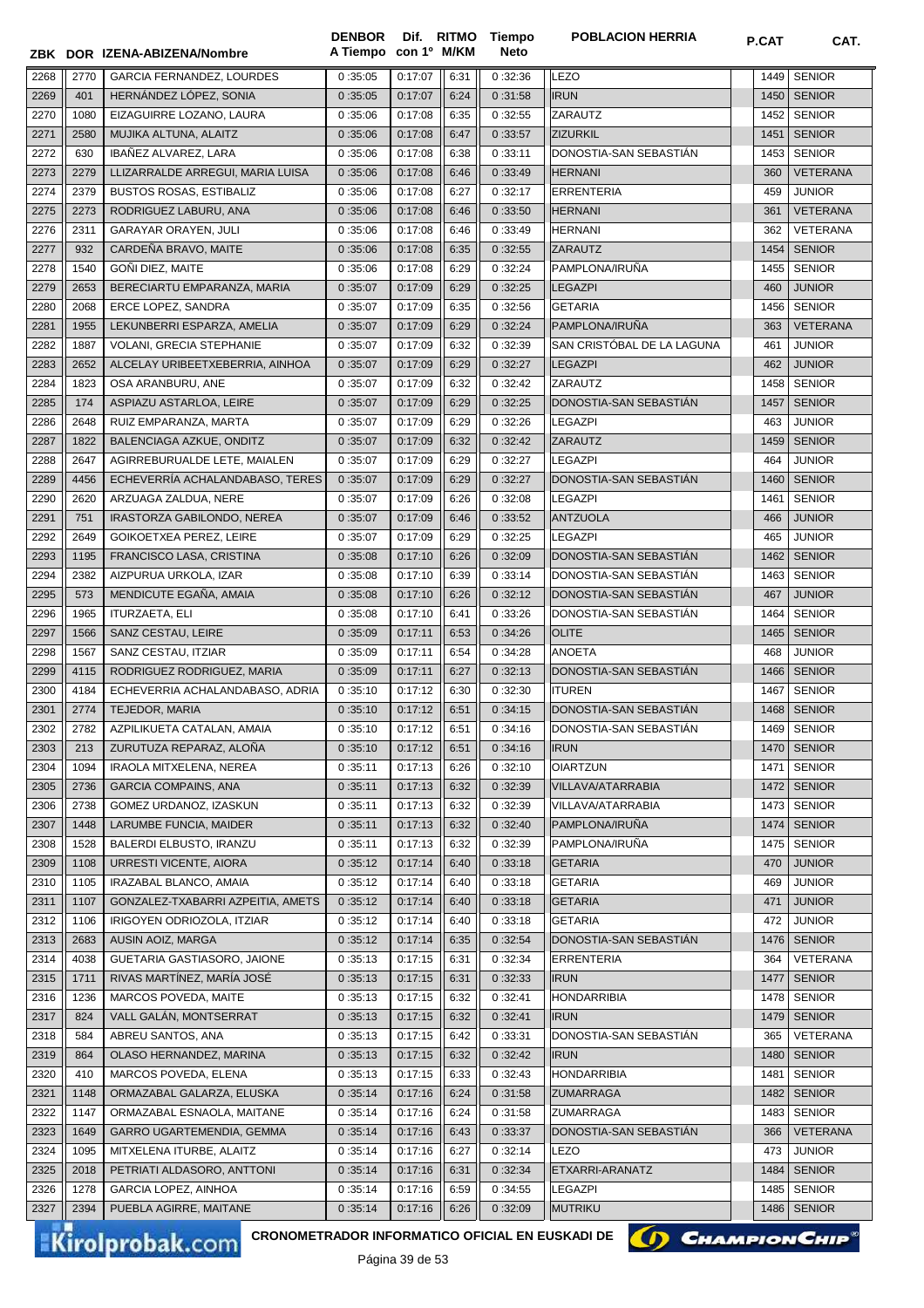| ZBK | DOR | IZENA-ABIZENA/Nombre | DENBOR A Tiempo | Dif. con 1º | RITMO M/KM | Tiempo Neto | POBLACION HERRIA | P.CAT | CAT. |
|---|---|---|---|---|---|---|---|---|---|
| 2268 | 2770 | GARCIA FERNANDEZ, LOURDES | 0 :35:05 | 0:17:07 | 6:31 | 0 :32:36 | LEZO | 1449 | SENIOR |
| 2269 | 401 | HERNÁNDEZ LÓPEZ, SONIA | 0 :35:05 | 0:17:07 | 6:24 | 0 :31:58 | IRUN | 1450 | SENIOR |
| 2270 | 1080 | EIZAGUIRRE LOZANO, LAURA | 0 :35:06 | 0:17:08 | 6:35 | 0 :32:55 | ZARAUTZ | 1452 | SENIOR |
| 2271 | 2580 | MUJIKA ALTUNA, ALAITZ | 0 :35:06 | 0:17:08 | 6:47 | 0 :33:57 | ZIZURKIL | 1451 | SENIOR |
| 2272 | 630 | IBAÑEZ ALVAREZ, LARA | 0 :35:06 | 0:17:08 | 6:38 | 0 :33:11 | DONOSTIA-SAN SEBASTIÁN | 1453 | SENIOR |
| 2273 | 2279 | LLIZARRALDE ARREGUI, MARIA LUISA | 0 :35:06 | 0:17:08 | 6:46 | 0 :33:49 | HERNANI | 360 | VETERANA |
| 2274 | 2379 | BUSTOS ROSAS, ESTIBALIZ | 0 :35:06 | 0:17:08 | 6:27 | 0 :32:17 | ERRENTERIA | 459 | JUNIOR |
| 2275 | 2273 | RODRIGUEZ LABURU, ANA | 0 :35:06 | 0:17:08 | 6:46 | 0 :33:50 | HERNANI | 361 | VETERANA |
| 2276 | 2311 | GARAYAR ORAYEN, JULI | 0 :35:06 | 0:17:08 | 6:46 | 0 :33:49 | HERNANI | 362 | VETERANA |
| 2277 | 932 | CARDEÑA BRAVO, MAITE | 0 :35:06 | 0:17:08 | 6:35 | 0 :32:55 | ZARAUTZ | 1454 | SENIOR |
| 2278 | 1540 | GOÑI DIEZ, MAITE | 0 :35:06 | 0:17:08 | 6:29 | 0 :32:24 | PAMPLONA/IRUÑA | 1455 | SENIOR |
| 2279 | 2653 | BERECIARTU EMPARANZA, MARIA | 0 :35:07 | 0:17:09 | 6:29 | 0 :32:25 | LEGAZPI | 460 | JUNIOR |
| 2280 | 2068 | ERCE LOPEZ, SANDRA | 0 :35:07 | 0:17:09 | 6:35 | 0 :32:56 | GETARIA | 1456 | SENIOR |
| 2281 | 1955 | LEKUNBERRI ESPARZA, AMELIA | 0 :35:07 | 0:17:09 | 6:29 | 0 :32:24 | PAMPLONA/IRUÑA | 363 | VETERANA |
| 2282 | 1887 | VOLANI, GRECIA STEPHANIE | 0 :35:07 | 0:17:09 | 6:32 | 0 :32:39 | SAN CRISTÓBAL DE LA LAGUNA | 461 | JUNIOR |
| 2283 | 2652 | ALCELAY URIBEETXEBERRIA, AINHOA | 0 :35:07 | 0:17:09 | 6:29 | 0 :32:27 | LEGAZPI | 462 | JUNIOR |
| 2284 | 1823 | OSA ARANBURU, ANE | 0 :35:07 | 0:17:09 | 6:32 | 0 :32:42 | ZARAUTZ | 1458 | SENIOR |
| 2285 | 174 | ASPIAZU ASTARLOA, LEIRE | 0 :35:07 | 0:17:09 | 6:29 | 0 :32:25 | DONOSTIA-SAN SEBASTIÁN | 1457 | SENIOR |
| 2286 | 2648 | RUIZ EMPARANZA, MARTA | 0 :35:07 | 0:17:09 | 6:29 | 0 :32:26 | LEGAZPI | 463 | JUNIOR |
| 2287 | 1822 | BALENCIAGA AZKUE, ONDITZ | 0 :35:07 | 0:17:09 | 6:32 | 0 :32:42 | ZARAUTZ | 1459 | SENIOR |
| 2288 | 2647 | AGIRREBURUALDE LETE, MAIALEN | 0 :35:07 | 0:17:09 | 6:29 | 0 :32:27 | LEGAZPI | 464 | JUNIOR |
| 2289 | 4456 | ECHEVERRÍA ACHALANDABASO, TERES | 0 :35:07 | 0:17:09 | 6:29 | 0 :32:27 | DONOSTIA-SAN SEBASTIÁN | 1460 | SENIOR |
| 2290 | 2620 | ARZUAGA ZALDUA, NERE | 0 :35:07 | 0:17:09 | 6:26 | 0 :32:08 | LEGAZPI | 1461 | SENIOR |
| 2291 | 751 | IRASTORZA GABILONDO, NEREA | 0 :35:07 | 0:17:09 | 6:46 | 0 :33:52 | ANTZUOLA | 466 | JUNIOR |
| 2292 | 2649 | GOIKOETXEA PEREZ, LEIRE | 0 :35:07 | 0:17:09 | 6:29 | 0 :32:25 | LEGAZPI | 465 | JUNIOR |
| 2293 | 1195 | FRANCISCO LASA, CRISTINA | 0 :35:08 | 0:17:10 | 6:26 | 0 :32:09 | DONOSTIA-SAN SEBASTIÁN | 1462 | SENIOR |
| 2294 | 2382 | AIZPURUA URKOLA, IZAR | 0 :35:08 | 0:17:10 | 6:39 | 0 :33:14 | DONOSTIA-SAN SEBASTIÁN | 1463 | SENIOR |
| 2295 | 573 | MENDICUTE EGAÑA, AMAIA | 0 :35:08 | 0:17:10 | 6:26 | 0 :32:12 | DONOSTIA-SAN SEBASTIÁN | 467 | JUNIOR |
| 2296 | 1965 | ITURZAETA, ELI | 0 :35:08 | 0:17:10 | 6:41 | 0 :33:26 | DONOSTIA-SAN SEBASTIÁN | 1464 | SENIOR |
| 2297 | 1566 | SANZ CESTAU, LEIRE | 0 :35:09 | 0:17:11 | 6:53 | 0 :34:26 | OLITE | 1465 | SENIOR |
| 2298 | 1567 | SANZ CESTAU, ITZIAR | 0 :35:09 | 0:17:11 | 6:54 | 0 :34:28 | ANOETA | 468 | JUNIOR |
| 2299 | 4115 | RODRIGUEZ RODRIGUEZ, MARIA | 0 :35:09 | 0:17:11 | 6:27 | 0 :32:13 | DONOSTIA-SAN SEBASTIÁN | 1466 | SENIOR |
| 2300 | 4184 | ECHEVERRIA ACHALANDABASO, ADRIA | 0 :35:10 | 0:17:12 | 6:30 | 0 :32:30 | ITUREN | 1467 | SENIOR |
| 2301 | 2774 | TEJEDOR, MARIA | 0 :35:10 | 0:17:12 | 6:51 | 0 :34:15 | DONOSTIA-SAN SEBASTIÁN | 1468 | SENIOR |
| 2302 | 2782 | AZPILIKUETA CATALAN, AMAIA | 0 :35:10 | 0:17:12 | 6:51 | 0 :34:16 | DONOSTIA-SAN SEBASTIÁN | 1469 | SENIOR |
| 2303 | 213 | ZURUTUZA REPARAZ, ALOÑA | 0 :35:10 | 0:17:12 | 6:51 | 0 :34:16 | IRUN | 1470 | SENIOR |
| 2304 | 1094 | IRAOLA MITXELENA, NEREA | 0 :35:11 | 0:17:13 | 6:26 | 0 :32:10 | OIARTZUN | 1471 | SENIOR |
| 2305 | 2736 | GARCIA COMPAINS, ANA | 0 :35:11 | 0:17:13 | 6:32 | 0 :32:39 | VILLAVA/ATARRABIA | 1472 | SENIOR |
| 2306 | 2738 | GOMEZ URDANOZ, IZASKUN | 0 :35:11 | 0:17:13 | 6:32 | 0 :32:39 | VILLAVA/ATARRABIA | 1473 | SENIOR |
| 2307 | 1448 | LARUMBE FUNCIA, MAIDER | 0 :35:11 | 0:17:13 | 6:32 | 0 :32:40 | PAMPLONA/IRUÑA | 1474 | SENIOR |
| 2308 | 1528 | BALERDI ELBUSTO, IRANZU | 0 :35:11 | 0:17:13 | 6:32 | 0 :32:39 | PAMPLONA/IRUÑA | 1475 | SENIOR |
| 2309 | 1108 | URRESTI VICENTE, AIORA | 0 :35:12 | 0:17:14 | 6:40 | 0 :33:18 | GETARIA | 470 | JUNIOR |
| 2310 | 1105 | IRAZABAL BLANCO, AMAIA | 0 :35:12 | 0:17:14 | 6:40 | 0 :33:18 | GETARIA | 469 | JUNIOR |
| 2311 | 1107 | GONZALEZ-TXABARRI AZPEITIA, AMETS | 0 :35:12 | 0:17:14 | 6:40 | 0 :33:18 | GETARIA | 471 | JUNIOR |
| 2312 | 1106 | IRIGOYEN ODRIOZOLA, ITZIAR | 0 :35:12 | 0:17:14 | 6:40 | 0 :33:18 | GETARIA | 472 | JUNIOR |
| 2313 | 2683 | AUSIN AOIZ, MARGA | 0 :35:12 | 0:17:14 | 6:35 | 0 :32:54 | DONOSTIA-SAN SEBASTIÁN | 1476 | SENIOR |
| 2314 | 4038 | GUETARIA GASTIASORO, JAIONE | 0 :35:13 | 0:17:15 | 6:31 | 0 :32:34 | ERRENTERIA | 364 | VETERANA |
| 2315 | 1711 | RIVAS MARTÍNEZ, MARÍA JOSÉ | 0 :35:13 | 0:17:15 | 6:31 | 0 :32:33 | IRUN | 1477 | SENIOR |
| 2316 | 1236 | MARCOS POVEDA, MAITE | 0 :35:13 | 0:17:15 | 6:32 | 0 :32:41 | HONDARRIBIA | 1478 | SENIOR |
| 2317 | 824 | VALL GALÁN, MONTSERRAT | 0 :35:13 | 0:17:15 | 6:32 | 0 :32:41 | IRUN | 1479 | SENIOR |
| 2318 | 584 | ABREU SANTOS, ANA | 0 :35:13 | 0:17:15 | 6:42 | 0 :33:31 | DONOSTIA-SAN SEBASTIÁN | 365 | VETERANA |
| 2319 | 864 | OLASO HERNANDEZ, MARINA | 0 :35:13 | 0:17:15 | 6:32 | 0 :32:42 | IRUN | 1480 | SENIOR |
| 2320 | 410 | MARCOS POVEDA, ELENA | 0 :35:13 | 0:17:15 | 6:33 | 0 :32:43 | HONDARRIBIA | 1481 | SENIOR |
| 2321 | 1148 | ORMAZABAL GALARZA, ELUSKA | 0 :35:14 | 0:17:16 | 6:24 | 0 :31:58 | ZUMARRAGA | 1482 | SENIOR |
| 2322 | 1147 | ORMAZABAL ESNAOLA, MAITANE | 0 :35:14 | 0:17:16 | 6:24 | 0 :31:58 | ZUMARRAGA | 1483 | SENIOR |
| 2323 | 1649 | GARRO UGARTEMENDIA, GEMMA | 0 :35:14 | 0:17:16 | 6:43 | 0 :33:37 | DONOSTIA-SAN SEBASTIÁN | 366 | VETERANA |
| 2324 | 1095 | MITXELENA ITURBE, ALAITZ | 0 :35:14 | 0:17:16 | 6:27 | 0 :32:14 | LEZO | 473 | JUNIOR |
| 2325 | 2018 | PETRIATI ALDASORO, ANTTONI | 0 :35:14 | 0:17:16 | 6:31 | 0 :32:34 | ETXARRI-ARANATZ | 1484 | SENIOR |
| 2326 | 1278 | GARCIA LOPEZ, AINHOA | 0 :35:14 | 0:17:16 | 6:59 | 0 :34:55 | LEGAZPI | 1485 | SENIOR |
| 2327 | 2394 | PUEBLA AGIRRE, MAITANE | 0 :35:14 | 0:17:16 | 6:26 | 0 :32:09 | MUTRIKU | 1486 | SENIOR |

CRONOMETRADOR INFORMATICO OFICIAL EN EUSKADI DE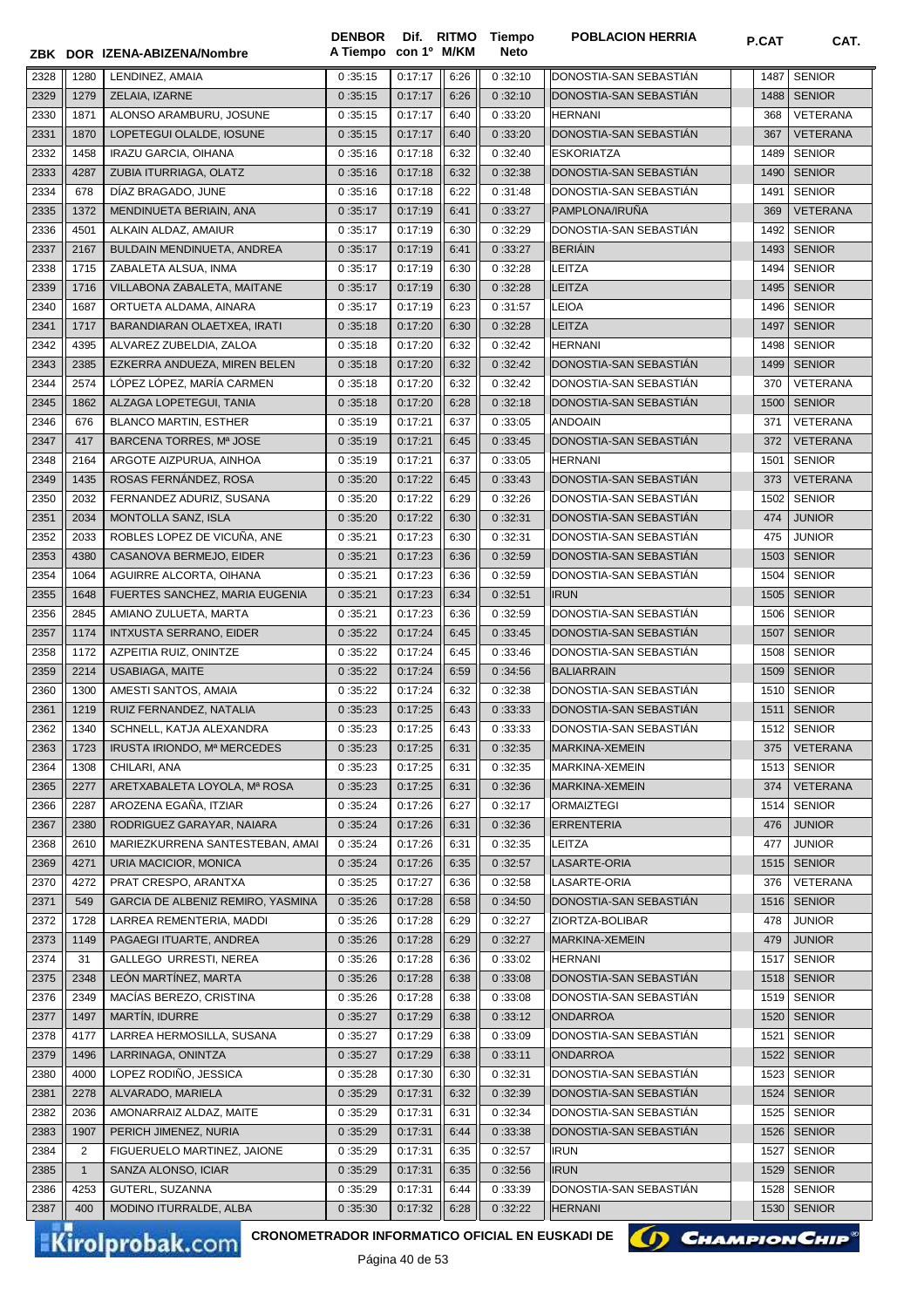| ZBK | DOR | IZENA-ABIZENA/Nombre | DENBOR A Tiempo | Dif. con 1º | RITMO M/KM | Tiempo Neto | POBLACION HERRIA | P.CAT | CAT. |
|---|---|---|---|---|---|---|---|---|---|
| 2328 | 1280 | LENDINEZ, AMAIA | 0 :35:15 | 0:17:17 | 6:26 | 0 :32:10 | DONOSTIA-SAN SEBASTIÁN | 1487 | SENIOR |
| 2329 | 1279 | ZELAIA, IZARNE | 0 :35:15 | 0:17:17 | 6:26 | 0 :32:10 | DONOSTIA-SAN SEBASTIÁN | 1488 | SENIOR |
| 2330 | 1871 | ALONSO ARAMBURU, JOSUNE | 0 :35:15 | 0:17:17 | 6:40 | 0 :33:20 | HERNANI | 368 | VETERANA |
| 2331 | 1870 | LOPETEGUI OLALDE, IOSUNE | 0 :35:15 | 0:17:17 | 6:40 | 0 :33:20 | DONOSTIA-SAN SEBASTIÁN | 367 | VETERANA |
| 2332 | 1458 | IRAZU GARCIA, OIHANA | 0 :35:16 | 0:17:18 | 6:32 | 0 :32:40 | ESKORIATZA | 1489 | SENIOR |
| 2333 | 4287 | ZUBIA ITURRIAGA, OLATZ | 0 :35:16 | 0:17:18 | 6:32 | 0 :32:38 | DONOSTIA-SAN SEBASTIÁN | 1490 | SENIOR |
| 2334 | 678 | DÍAZ BRAGADO, JUNE | 0 :35:16 | 0:17:18 | 6:22 | 0 :31:48 | DONOSTIA-SAN SEBASTIÁN | 1491 | SENIOR |
| 2335 | 1372 | MENDINUETA BERIAIN, ANA | 0 :35:17 | 0:17:19 | 6:41 | 0 :33:27 | PAMPLONA/IRUÑA | 369 | VETERANA |
| 2336 | 4501 | ALKAIN ALDAZ, AMAIUR | 0 :35:17 | 0:17:19 | 6:30 | 0 :32:29 | DONOSTIA-SAN SEBASTIÁN | 1492 | SENIOR |
| 2337 | 2167 | BULDAIN MENDINUETA, ANDREA | 0 :35:17 | 0:17:19 | 6:41 | 0 :33:27 | BERIÁIN | 1493 | SENIOR |
| 2338 | 1715 | ZABALETA ALSUA, INMA | 0 :35:17 | 0:17:19 | 6:30 | 0 :32:28 | LEITZA | 1494 | SENIOR |
| 2339 | 1716 | VILLABONA ZABALETA, MAITANE | 0 :35:17 | 0:17:19 | 6:30 | 0 :32:28 | LEITZA | 1495 | SENIOR |
| 2340 | 1687 | ORTUETA ALDAMA, AINARA | 0 :35:17 | 0:17:19 | 6:23 | 0 :31:57 | LEIOA | 1496 | SENIOR |
| 2341 | 1717 | BARANDIARAN OLAETXEA, IRATI | 0 :35:18 | 0:17:20 | 6:30 | 0 :32:28 | LEITZA | 1497 | SENIOR |
| 2342 | 4395 | ALVAREZ ZUBELDIA, ZALOA | 0 :35:18 | 0:17:20 | 6:32 | 0 :32:42 | HERNANI | 1498 | SENIOR |
| 2343 | 2385 | EZKERRA ANDUEZA, MIREN BELEN | 0 :35:18 | 0:17:20 | 6:32 | 0 :32:42 | DONOSTIA-SAN SEBASTIÁN | 1499 | SENIOR |
| 2344 | 2574 | LÓPEZ LÓPEZ, MARÍA CARMEN | 0 :35:18 | 0:17:20 | 6:32 | 0 :32:42 | DONOSTIA-SAN SEBASTIÁN | 370 | VETERANA |
| 2345 | 1862 | ALZAGA LOPETEGUI, TANIA | 0 :35:18 | 0:17:20 | 6:28 | 0 :32:18 | DONOSTIA-SAN SEBASTIÁN | 1500 | SENIOR |
| 2346 | 676 | BLANCO MARTIN, ESTHER | 0 :35:19 | 0:17:21 | 6:37 | 0 :33:05 | ANDOAIN | 371 | VETERANA |
| 2347 | 417 | BARCENA TORRES, Mª JOSE | 0 :35:19 | 0:17:21 | 6:45 | 0 :33:45 | DONOSTIA-SAN SEBASTIÁN | 372 | VETERANA |
| 2348 | 2164 | ARGOTE AIZPURUA, AINHOA | 0 :35:19 | 0:17:21 | 6:37 | 0 :33:05 | HERNANI | 1501 | SENIOR |
| 2349 | 1435 | ROSAS FERNÁNDEZ, ROSA | 0 :35:20 | 0:17:22 | 6:45 | 0 :33:43 | DONOSTIA-SAN SEBASTIÁN | 373 | VETERANA |
| 2350 | 2032 | FERNANDEZ ADURIZ, SUSANA | 0 :35:20 | 0:17:22 | 6:29 | 0 :32:26 | DONOSTIA-SAN SEBASTIÁN | 1502 | SENIOR |
| 2351 | 2034 | MONTOLLA SANZ, ISLA | 0 :35:20 | 0:17:22 | 6:30 | 0 :32:31 | DONOSTIA-SAN SEBASTIÁN | 474 | JUNIOR |
| 2352 | 2033 | ROBLES LOPEZ DE VICUÑA, ANE | 0 :35:21 | 0:17:23 | 6:30 | 0 :32:31 | DONOSTIA-SAN SEBASTIÁN | 475 | JUNIOR |
| 2353 | 4380 | CASANOVA BERMEJO, EIDER | 0 :35:21 | 0:17:23 | 6:36 | 0 :32:59 | DONOSTIA-SAN SEBASTIÁN | 1503 | SENIOR |
| 2354 | 1064 | AGUIRRE ALCORTA, OIHANA | 0 :35:21 | 0:17:23 | 6:36 | 0 :32:59 | DONOSTIA-SAN SEBASTIÁN | 1504 | SENIOR |
| 2355 | 1648 | FUERTES SANCHEZ, MARIA EUGENIA | 0 :35:21 | 0:17:23 | 6:34 | 0 :32:51 | IRUN | 1505 | SENIOR |
| 2356 | 2845 | AMIANO ZULUETA, MARTA | 0 :35:21 | 0:17:23 | 6:36 | 0 :32:59 | DONOSTIA-SAN SEBASTIÁN | 1506 | SENIOR |
| 2357 | 1174 | INTXUSTA SERRANO, EIDER | 0 :35:22 | 0:17:24 | 6:45 | 0 :33:45 | DONOSTIA-SAN SEBASTIÁN | 1507 | SENIOR |
| 2358 | 1172 | AZPEITIA RUIZ, ONINTZE | 0 :35:22 | 0:17:24 | 6:45 | 0 :33:46 | DONOSTIA-SAN SEBASTIÁN | 1508 | SENIOR |
| 2359 | 2214 | USABIAGA, MAITE | 0 :35:22 | 0:17:24 | 6:59 | 0 :34:56 | BALIARRAIN | 1509 | SENIOR |
| 2360 | 1300 | AMESTI SANTOS, AMAIA | 0 :35:22 | 0:17:24 | 6:32 | 0 :32:38 | DONOSTIA-SAN SEBASTIÁN | 1510 | SENIOR |
| 2361 | 1219 | RUIZ FERNANDEZ, NATALIA | 0 :35:23 | 0:17:25 | 6:43 | 0 :33:33 | DONOSTIA-SAN SEBASTIÁN | 1511 | SENIOR |
| 2362 | 1340 | SCHNELL, KATJA ALEXANDRA | 0 :35:23 | 0:17:25 | 6:43 | 0 :33:33 | DONOSTIA-SAN SEBASTIÁN | 1512 | SENIOR |
| 2363 | 1723 | IRUSTA IRIONDO, Mª MERCEDES | 0 :35:23 | 0:17:25 | 6:31 | 0 :32:35 | MARKINA-XEMEIN | 375 | VETERANA |
| 2364 | 1308 | CHILARI, ANA | 0 :35:23 | 0:17:25 | 6:31 | 0 :32:35 | MARKINA-XEMEIN | 1513 | SENIOR |
| 2365 | 2277 | ARETXABALETA LOYOLA, Mª ROSA | 0 :35:23 | 0:17:25 | 6:31 | 0 :32:36 | MARKINA-XEMEIN | 374 | VETERANA |
| 2366 | 2287 | AROZENA EGAÑA, ITZIAR | 0 :35:24 | 0:17:26 | 6:27 | 0 :32:17 | ORMAIZTEGI | 1514 | SENIOR |
| 2367 | 2380 | RODRIGUEZ GARAYAR, NAIARA | 0 :35:24 | 0:17:26 | 6:31 | 0 :32:36 | ERRENTERIA | 476 | JUNIOR |
| 2368 | 2610 | MARIEZKURRENA SANTESTEBAN, AMAI | 0 :35:24 | 0:17:26 | 6:31 | 0 :32:35 | LEITZA | 477 | JUNIOR |
| 2369 | 4271 | URIA MACICIOR, MONICA | 0 :35:24 | 0:17:26 | 6:35 | 0 :32:57 | LASARTE-ORIA | 1515 | SENIOR |
| 2370 | 4272 | PRAT CRESPO, ARANTXA | 0 :35:25 | 0:17:27 | 6:36 | 0 :32:58 | LASARTE-ORIA | 376 | VETERANA |
| 2371 | 549 | GARCIA DE ALBENIZ REMIRO, YASMINA | 0 :35:26 | 0:17:28 | 6:58 | 0 :34:50 | DONOSTIA-SAN SEBASTIÁN | 1516 | SENIOR |
| 2372 | 1728 | LARREA REMENTERIA, MADDI | 0 :35:26 | 0:17:28 | 6:29 | 0 :32:27 | ZIORTZA-BOLIBAR | 478 | JUNIOR |
| 2373 | 1149 | PAGAEGI ITUARTE, ANDREA | 0 :35:26 | 0:17:28 | 6:29 | 0 :32:27 | MARKINA-XEMEIN | 479 | JUNIOR |
| 2374 | 31 | GALLEGO URRESTI, NEREA | 0 :35:26 | 0:17:28 | 6:36 | 0 :33:02 | HERNANI | 1517 | SENIOR |
| 2375 | 2348 | LEÓN MARTÍNEZ, MARTA | 0 :35:26 | 0:17:28 | 6:38 | 0 :33:08 | DONOSTIA-SAN SEBASTIÁN | 1518 | SENIOR |
| 2376 | 2349 | MACÍAS BEREZO, CRISTINA | 0 :35:26 | 0:17:28 | 6:38 | 0 :33:08 | DONOSTIA-SAN SEBASTIÁN | 1519 | SENIOR |
| 2377 | 1497 | MARTÍN, IDURRE | 0 :35:27 | 0:17:29 | 6:38 | 0 :33:12 | ONDARROA | 1520 | SENIOR |
| 2378 | 4177 | LARREA HERMOSILLA, SUSANA | 0 :35:27 | 0:17:29 | 6:38 | 0 :33:09 | DONOSTIA-SAN SEBASTIÁN | 1521 | SENIOR |
| 2379 | 1496 | LARRINAGA, ONINTZA | 0 :35:27 | 0:17:29 | 6:38 | 0 :33:11 | ONDARROA | 1522 | SENIOR |
| 2380 | 4000 | LOPEZ RODIÑO, JESSICA | 0 :35:28 | 0:17:30 | 6:30 | 0 :32:31 | DONOSTIA-SAN SEBASTIÁN | 1523 | SENIOR |
| 2381 | 2278 | ALVARADO, MARIELA | 0 :35:29 | 0:17:31 | 6:32 | 0 :32:39 | DONOSTIA-SAN SEBASTIÁN | 1524 | SENIOR |
| 2382 | 2036 | AMONARRAIZ ALDAZ, MAITE | 0 :35:29 | 0:17:31 | 6:31 | 0 :32:34 | DONOSTIA-SAN SEBASTIÁN | 1525 | SENIOR |
| 2383 | 1907 | PERICH JIMENEZ, NURIA | 0 :35:29 | 0:17:31 | 6:44 | 0 :33:38 | DONOSTIA-SAN SEBASTIÁN | 1526 | SENIOR |
| 2384 | 2 | FIGUERUELO MARTINEZ, JAIONE | 0 :35:29 | 0:17:31 | 6:35 | 0 :32:57 | IRUN | 1527 | SENIOR |
| 2385 | 1 | SANZA ALONSO, ICIAR | 0 :35:29 | 0:17:31 | 6:35 | 0 :32:56 | IRUN | 1529 | SENIOR |
| 2386 | 4253 | GUTERL, SUZANNA | 0 :35:29 | 0:17:31 | 6:44 | 0 :33:39 | DONOSTIA-SAN SEBASTIÁN | 1528 | SENIOR |
| 2387 | 400 | MODINO ITURRALDE, ALBA | 0 :35:30 | 0:17:32 | 6:28 | 0 :32:22 | HERNANI | 1530 | SENIOR |

CRONOMETRADOR INFORMATICO OFICIAL EN EUSKADI DE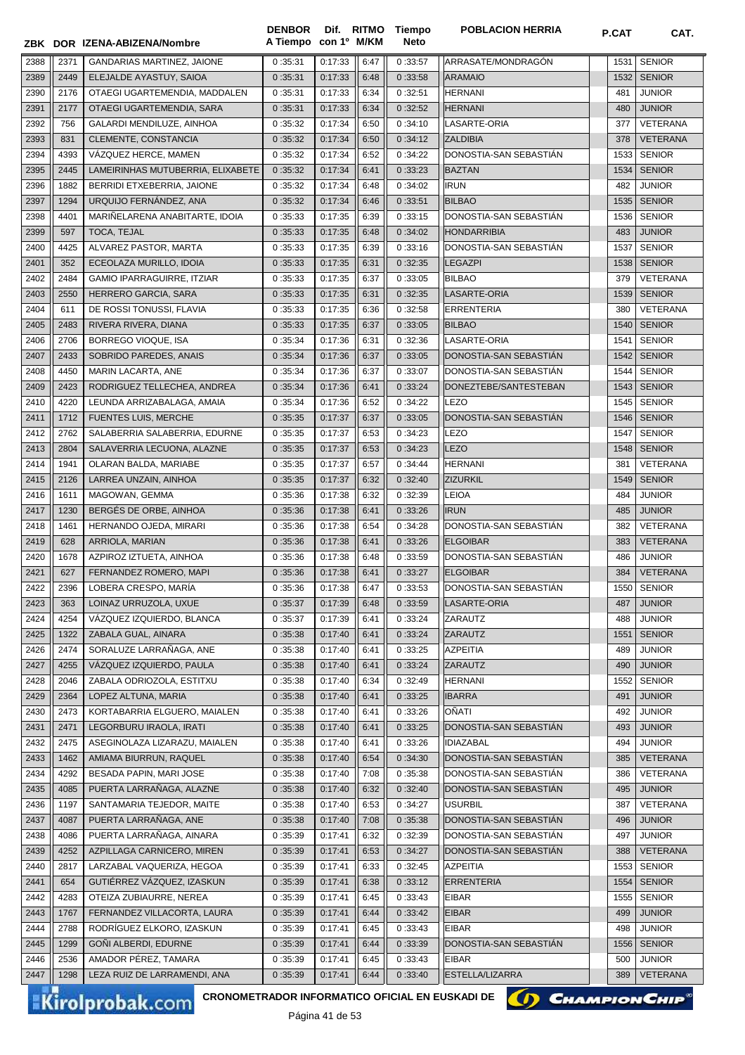| ZBK | DOR | IZENA-ABIZENA/Nombre | DENBOR A Tiempo | Dif. con 1º | RITMO M/KM | Tiempo Neto | POBLACION HERRIA | P.CAT | CAT. |
|---|---|---|---|---|---|---|---|---|---|
| 2388 | 2371 | GANDARIAS MARTINEZ, JAIONE | 0 :35:31 | 0:17:33 | 6:47 | 0 :33:57 | ARRASATE/MONDRAGÓN | 1531 | SENIOR |
| 2389 | 2449 | ELEJALDE AYASTUY, SAIOA | 0 :35:31 | 0:17:33 | 6:48 | 0 :33:58 | ARAMAIO | 1532 | SENIOR |
| 2390 | 2176 | OTAEGI UGARTEMENDIA, MADDALEN | 0 :35:31 | 0:17:33 | 6:34 | 0 :32:51 | HERNANI | 481 | JUNIOR |
| 2391 | 2177 | OTAEGI UGARTEMENDIA, SARA | 0 :35:31 | 0:17:33 | 6:34 | 0 :32:52 | HERNANI | 480 | JUNIOR |
| 2392 | 756 | GALARDI MENDILUZE, AINHOA | 0 :35:32 | 0:17:34 | 6:50 | 0 :34:10 | LASARTE-ORIA | 377 | VETERANA |
| 2393 | 831 | CLEMENTE, CONSTANCIA | 0 :35:32 | 0:17:34 | 6:50 | 0 :34:12 | ZALDIBIA | 378 | VETERANA |
| 2394 | 4393 | VÁZQUEZ HERCE, MAMEN | 0 :35:32 | 0:17:34 | 6:52 | 0 :34:22 | DONOSTIA-SAN SEBASTIÁN | 1533 | SENIOR |
| 2395 | 2445 | LAMEIRINHAS MUTUBERRIA, ELIXABETE | 0 :35:32 | 0:17:34 | 6:41 | 0 :33:23 | BAZTAN | 1534 | SENIOR |
| 2396 | 1882 | BERRIDI ETXEBERRIA, JAIONE | 0 :35:32 | 0:17:34 | 6:48 | 0 :34:02 | IRUN | 482 | JUNIOR |
| 2397 | 1294 | URQUIJO FERNÁNDEZ, ANA | 0 :35:32 | 0:17:34 | 6:46 | 0 :33:51 | BILBAO | 1535 | SENIOR |
| 2398 | 4401 | MARIÑELARENA ANABITARTE, IDOIA | 0 :35:33 | 0:17:35 | 6:39 | 0 :33:15 | DONOSTIA-SAN SEBASTIÁN | 1536 | SENIOR |
| 2399 | 597 | TOCA, TEJAL | 0 :35:33 | 0:17:35 | 6:48 | 0 :34:02 | HONDARRIBIA | 483 | JUNIOR |
| 2400 | 4425 | ALVAREZ PASTOR, MARTA | 0 :35:33 | 0:17:35 | 6:39 | 0 :33:16 | DONOSTIA-SAN SEBASTIÁN | 1537 | SENIOR |
| 2401 | 352 | ECEOLAZA MURILLO, IDOIA | 0 :35:33 | 0:17:35 | 6:31 | 0 :32:35 | LEGAZPI | 1538 | SENIOR |
| 2402 | 2484 | GAMIO IPARRAGUIRRE, ITZIAR | 0 :35:33 | 0:17:35 | 6:37 | 0 :33:05 | BILBAO | 379 | VETERANA |
| 2403 | 2550 | HERRERO GARCIA, SARA | 0 :35:33 | 0:17:35 | 6:31 | 0 :32:35 | LASARTE-ORIA | 1539 | SENIOR |
| 2404 | 611 | DE ROSSI TONUSSI, FLAVIA | 0 :35:33 | 0:17:35 | 6:36 | 0 :32:58 | ERRENTERIA | 380 | VETERANA |
| 2405 | 2483 | RIVERA RIVERA, DIANA | 0 :35:33 | 0:17:35 | 6:37 | 0 :33:05 | BILBAO | 1540 | SENIOR |
| 2406 | 2706 | BORREGO VIOQUE, ISA | 0 :35:34 | 0:17:36 | 6:31 | 0 :32:36 | LASARTE-ORIA | 1541 | SENIOR |
| 2407 | 2433 | SOBRIDO PAREDES, ANAIS | 0 :35:34 | 0:17:36 | 6:37 | 0 :33:05 | DONOSTIA-SAN SEBASTIÁN | 1542 | SENIOR |
| 2408 | 4450 | MARIN LACARTA, ANE | 0 :35:34 | 0:17:36 | 6:37 | 0 :33:07 | DONOSTIA-SAN SEBASTIÁN | 1544 | SENIOR |
| 2409 | 2423 | RODRIGUEZ TELLECHEA, ANDREA | 0 :35:34 | 0:17:36 | 6:41 | 0 :33:24 | DONEZTEBE/SANTESTEBAN | 1543 | SENIOR |
| 2410 | 4220 | LEUNDA ARRIZABALAGA, AMAIA | 0 :35:34 | 0:17:36 | 6:52 | 0 :34:22 | LEZO | 1545 | SENIOR |
| 2411 | 1712 | FUENTES LUIS, MERCHE | 0 :35:35 | 0:17:37 | 6:37 | 0 :33:05 | DONOSTIA-SAN SEBASTIÁN | 1546 | SENIOR |
| 2412 | 2762 | SALABERRIA SALABERRIA, EDURNE | 0 :35:35 | 0:17:37 | 6:53 | 0 :34:23 | LEZO | 1547 | SENIOR |
| 2413 | 2804 | SALAVERRIA LECUONA, ALAZNE | 0 :35:35 | 0:17:37 | 6:53 | 0 :34:23 | LEZO | 1548 | SENIOR |
| 2414 | 1941 | OLARAN BALDA, MARIABE | 0 :35:35 | 0:17:37 | 6:57 | 0 :34:44 | HERNANI | 381 | VETERANA |
| 2415 | 2126 | LARREA UNZAIN, AINHOA | 0 :35:35 | 0:17:37 | 6:32 | 0 :32:40 | ZIZURKIL | 1549 | SENIOR |
| 2416 | 1611 | MAGOWAN, GEMMA | 0 :35:36 | 0:17:38 | 6:32 | 0 :32:39 | LEIOA | 484 | JUNIOR |
| 2417 | 1230 | BERGÉS DE ORBE, AINHOA | 0 :35:36 | 0:17:38 | 6:41 | 0 :33:26 | IRUN | 485 | JUNIOR |
| 2418 | 1461 | HERNANDO OJEDA, MIRARI | 0 :35:36 | 0:17:38 | 6:54 | 0 :34:28 | DONOSTIA-SAN SEBASTIÁN | 382 | VETERANA |
| 2419 | 628 | ARRIOLA, MARIAN | 0 :35:36 | 0:17:38 | 6:41 | 0 :33:26 | ELGOIBAR | 383 | VETERANA |
| 2420 | 1678 | AZPIROZ IZTUETA, AINHOA | 0 :35:36 | 0:17:38 | 6:48 | 0 :33:59 | DONOSTIA-SAN SEBASTIÁN | 486 | JUNIOR |
| 2421 | 627 | FERNANDEZ ROMERO, MAPI | 0 :35:36 | 0:17:38 | 6:41 | 0 :33:27 | ELGOIBAR | 384 | VETERANA |
| 2422 | 2396 | LOBERA CRESPO, MARÍA | 0 :35:36 | 0:17:38 | 6:47 | 0 :33:53 | DONOSTIA-SAN SEBASTIÁN | 1550 | SENIOR |
| 2423 | 363 | LOINAZ URRUZOLA, UXUE | 0 :35:37 | 0:17:39 | 6:48 | 0 :33:59 | LASARTE-ORIA | 487 | JUNIOR |
| 2424 | 4254 | VÁZQUEZ IZQUIERDO, BLANCA | 0 :35:37 | 0:17:39 | 6:41 | 0 :33:24 | ZARAUTZ | 488 | JUNIOR |
| 2425 | 1322 | ZABALA GUAL, AINARA | 0 :35:38 | 0:17:40 | 6:41 | 0 :33:24 | ZARAUTZ | 1551 | SENIOR |
| 2426 | 2474 | SORALUZE LARRAÑAGA, ANE | 0 :35:38 | 0:17:40 | 6:41 | 0 :33:25 | AZPEITIA | 489 | JUNIOR |
| 2427 | 4255 | VÁZQUEZ IZQUIERDO, PAULA | 0 :35:38 | 0:17:40 | 6:41 | 0 :33:24 | ZARAUTZ | 490 | JUNIOR |
| 2428 | 2046 | ZABALA ODRIOZOLA, ESTITXU | 0 :35:38 | 0:17:40 | 6:34 | 0 :32:49 | HERNANI | 1552 | SENIOR |
| 2429 | 2364 | LOPEZ ALTUNA, MARIA | 0 :35:38 | 0:17:40 | 6:41 | 0 :33:25 | IBARRA | 491 | JUNIOR |
| 2430 | 2473 | KORTABARRIA ELGUERO, MAIALEN | 0 :35:38 | 0:17:40 | 6:41 | 0 :33:26 | OÑATI | 492 | JUNIOR |
| 2431 | 2471 | LEGORBURU IRAOLA, IRATI | 0 :35:38 | 0:17:40 | 6:41 | 0 :33:25 | DONOSTIA-SAN SEBASTIÁN | 493 | JUNIOR |
| 2432 | 2475 | ASEGINOLAZA LIZARAZU, MAIALEN | 0 :35:38 | 0:17:40 | 6:41 | 0 :33:26 | IDIAZABAL | 494 | JUNIOR |
| 2433 | 1462 | AMIAMA BIURRUN, RAQUEL | 0 :35:38 | 0:17:40 | 6:54 | 0 :34:30 | DONOSTIA-SAN SEBASTIÁN | 385 | VETERANA |
| 2434 | 4292 | BESADA PAPIN, MARI JOSE | 0 :35:38 | 0:17:40 | 7:08 | 0 :35:38 | DONOSTIA-SAN SEBASTIÁN | 386 | VETERANA |
| 2435 | 4085 | PUERTA LARRAÑAGA, ALAZNE | 0 :35:38 | 0:17:40 | 6:32 | 0 :32:40 | DONOSTIA-SAN SEBASTIÁN | 495 | JUNIOR |
| 2436 | 1197 | SANTAMARIA TEJEDOR, MAITE | 0 :35:38 | 0:17:40 | 6:53 | 0 :34:27 | USURBIL | 387 | VETERANA |
| 2437 | 4087 | PUERTA LARRAÑAGA, ANE | 0 :35:38 | 0:17:40 | 7:08 | 0 :35:38 | DONOSTIA-SAN SEBASTIÁN | 496 | JUNIOR |
| 2438 | 4086 | PUERTA LARRAÑAGA, AINARA | 0 :35:39 | 0:17:41 | 6:32 | 0 :32:39 | DONOSTIA-SAN SEBASTIÁN | 497 | JUNIOR |
| 2439 | 4252 | AZPILLAGA CARNICERO, MIREN | 0 :35:39 | 0:17:41 | 6:53 | 0 :34:27 | DONOSTIA-SAN SEBASTIÁN | 388 | VETERANA |
| 2440 | 2817 | LARZABAL VAQUERIZA, HEGOA | 0 :35:39 | 0:17:41 | 6:33 | 0 :32:45 | AZPEITIA | 1553 | SENIOR |
| 2441 | 654 | GUTIÉRREZ VÁZQUEZ, IZASKUN | 0 :35:39 | 0:17:41 | 6:38 | 0 :33:12 | ERRENTERIA | 1554 | SENIOR |
| 2442 | 4283 | OTEIZA ZUBIAURRE, NEREA | 0 :35:39 | 0:17:41 | 6:45 | 0 :33:43 | EIBAR | 1555 | SENIOR |
| 2443 | 1767 | FERNANDEZ VILLACORTA, LAURA | 0 :35:39 | 0:17:41 | 6:44 | 0 :33:42 | EIBAR | 499 | JUNIOR |
| 2444 | 2788 | RODRÍGUEZ ELKORO, IZASKUN | 0 :35:39 | 0:17:41 | 6:45 | 0 :33:43 | EIBAR | 498 | JUNIOR |
| 2445 | 1299 | GOÑI ALBERDI, EDURNE | 0 :35:39 | 0:17:41 | 6:44 | 0 :33:39 | DONOSTIA-SAN SEBASTIÁN | 1556 | SENIOR |
| 2446 | 2536 | AMADOR PÉREZ, TAMARA | 0 :35:39 | 0:17:41 | 6:45 | 0 :33:43 | EIBAR | 500 | JUNIOR |
| 2447 | 1298 | LEZA RUIZ DE LARRAMENDI, ANA | 0 :35:39 | 0:17:41 | 6:44 | 0 :33:40 | ESTELLA/LIZARRA | 389 | VETERANA |

CRONOMETRADOR INFORMATICO OFICIAL EN EUSKADI DE CHAMPIONCHIP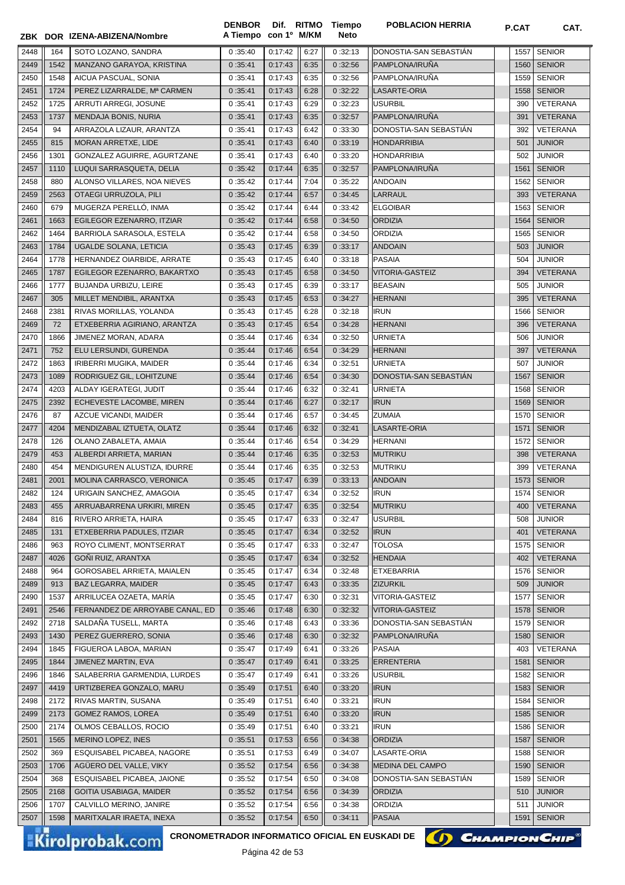| ZBK | DOR | IZENA-ABIZENA/Nombre | DENBOR A Tiempo | Dif. con 1º | RITMO M/KM | Tiempo Neto | POBLACION HERRIA | P.CAT | CAT. |
|---|---|---|---|---|---|---|---|---|---|
| 2448 | 164 | SOTO LOZANO, SANDRA | 0 :35:40 | 0:17:42 | 6:27 | 0 :32:13 | DONOSTIA-SAN SEBASTIÁN | 1557 | SENIOR |
| 2449 | 1542 | MANZANO GARAYOA, KRISTINA | 0 :35:41 | 0:17:43 | 6:35 | 0 :32:56 | PAMPLONA/IRUÑA | 1560 | SENIOR |
| 2450 | 1548 | AICUA PASCUAL, SONIA | 0 :35:41 | 0:17:43 | 6:35 | 0 :32:56 | PAMPLONA/IRUÑA | 1559 | SENIOR |
| 2451 | 1724 | PEREZ LIZARRALDE, Mª CARMEN | 0 :35:41 | 0:17:43 | 6:28 | 0 :32:22 | LASARTE-ORIA | 1558 | SENIOR |
| 2452 | 1725 | ARRUTI ARREGI, JOSUNE | 0 :35:41 | 0:17:43 | 6:29 | 0 :32:23 | USURBIL | 390 | VETERANA |
| 2453 | 1737 | MENDAJA BONIS, NURIA | 0 :35:41 | 0:17:43 | 6:35 | 0 :32:57 | PAMPLONA/IRUÑA | 391 | VETERANA |
| 2454 | 94 | ARRAZOLA LIZAUR, ARANTZA | 0 :35:41 | 0:17:43 | 6:42 | 0 :33:30 | DONOSTIA-SAN SEBASTIÁN | 392 | VETERANA |
| 2455 | 815 | MORAN ARRETXE, LIDE | 0 :35:41 | 0:17:43 | 6:40 | 0 :33:19 | HONDARRIBIA | 501 | JUNIOR |
| 2456 | 1301 | GONZALEZ AGUIRRE, AGURTZANE | 0 :35:41 | 0:17:43 | 6:40 | 0 :33:20 | HONDARRIBIA | 502 | JUNIOR |
| 2457 | 1110 | LUQUI SARRASQUETA, DELIA | 0 :35:42 | 0:17:44 | 6:35 | 0 :32:57 | PAMPLONA/IRUÑA | 1561 | SENIOR |
| 2458 | 880 | ALONSO VILLARES, NOA NIEVES | 0 :35:42 | 0:17:44 | 7:04 | 0 :35:22 | ANDOAIN | 1562 | SENIOR |
| 2459 | 2563 | OTAEGI URRUZOLA, PILI | 0 :35:42 | 0:17:44 | 6:57 | 0 :34:45 | LARRAUL | 393 | VETERANA |
| 2460 | 679 | MUGERZA PERELLÓ, INMA | 0 :35:42 | 0:17:44 | 6:44 | 0 :33:42 | ELGOIBAR | 1563 | SENIOR |
| 2461 | 1663 | EGILEGOR EZENARRO, ITZIAR | 0 :35:42 | 0:17:44 | 6:58 | 0 :34:50 | ORDIZIA | 1564 | SENIOR |
| 2462 | 1464 | BARRIOLA SARASOLA, ESTELA | 0 :35:42 | 0:17:44 | 6:58 | 0 :34:50 | ORDIZIA | 1565 | SENIOR |
| 2463 | 1784 | UGALDE SOLANA, LETICIA | 0 :35:43 | 0:17:45 | 6:39 | 0 :33:17 | ANDOAIN | 503 | JUNIOR |
| 2464 | 1778 | HERNANDEZ OIARBIDE, ARRATE | 0 :35:43 | 0:17:45 | 6:40 | 0 :33:18 | PASAIA | 504 | JUNIOR |
| 2465 | 1787 | EGILEGOR EZENARRO, BAKARTXO | 0 :35:43 | 0:17:45 | 6:58 | 0 :34:50 | VITORIA-GASTEIZ | 394 | VETERANA |
| 2466 | 1777 | BUJANDA URBIZU, LEIRE | 0 :35:43 | 0:17:45 | 6:39 | 0 :33:17 | BEASAIN | 505 | JUNIOR |
| 2467 | 305 | MILLET MENDIBIL, ARANTXA | 0 :35:43 | 0:17:45 | 6:53 | 0 :34:27 | HERNANI | 395 | VETERANA |
| 2468 | 2381 | RIVAS MORILLAS, YOLANDA | 0 :35:43 | 0:17:45 | 6:28 | 0 :32:18 | IRUN | 1566 | SENIOR |
| 2469 | 72 | ETXEBERRIA AGIRIANO, ARANTZA | 0 :35:43 | 0:17:45 | 6:54 | 0 :34:28 | HERNANI | 396 | VETERANA |
| 2470 | 1866 | JIMENEZ MORAN, ADARA | 0 :35:44 | 0:17:46 | 6:34 | 0 :32:50 | URNIETA | 506 | JUNIOR |
| 2471 | 752 | ELU LERSUNDI, GURENDA | 0 :35:44 | 0:17:46 | 6:54 | 0 :34:29 | HERNANI | 397 | VETERANA |
| 2472 | 1863 | IRIBERRI MUGIKA, MAIDER | 0 :35:44 | 0:17:46 | 6:34 | 0 :32:51 | URNIETA | 507 | JUNIOR |
| 2473 | 1089 | RODRIGUEZ GIL, LOHITZUNE | 0 :35:44 | 0:17:46 | 6:54 | 0 :34:30 | DONOSTIA-SAN SEBASTIÁN | 1567 | SENIOR |
| 2474 | 4203 | ALDAY IGERATEGI, JUDIT | 0 :35:44 | 0:17:46 | 6:32 | 0 :32:41 | URNIETA | 1568 | SENIOR |
| 2475 | 2392 | ECHEVESTE LACOMBE, MIREN | 0 :35:44 | 0:17:46 | 6:27 | 0 :32:17 | IRUN | 1569 | SENIOR |
| 2476 | 87 | AZCUE VICANDI, MAIDER | 0 :35:44 | 0:17:46 | 6:57 | 0 :34:45 | ZUMAIA | 1570 | SENIOR |
| 2477 | 4204 | MENDIZABAL IZTUETA, OLATZ | 0 :35:44 | 0:17:46 | 6:32 | 0 :32:41 | LASARTE-ORIA | 1571 | SENIOR |
| 2478 | 126 | OLANO ZABALETA, AMAIA | 0 :35:44 | 0:17:46 | 6:54 | 0 :34:29 | HERNANI | 1572 | SENIOR |
| 2479 | 453 | ALBERDI ARRIETA, MARIAN | 0 :35:44 | 0:17:46 | 6:35 | 0 :32:53 | MUTRIKU | 398 | VETERANA |
| 2480 | 454 | MENDIGUREN ALUSTIZA, IDURRE | 0 :35:44 | 0:17:46 | 6:35 | 0 :32:53 | MUTRIKU | 399 | VETERANA |
| 2481 | 2001 | MOLINA CARRASCO, VERONICA | 0 :35:45 | 0:17:47 | 6:39 | 0 :33:13 | ANDOAIN | 1573 | SENIOR |
| 2482 | 124 | URIGAIN SANCHEZ, AMAGOIA | 0 :35:45 | 0:17:47 | 6:34 | 0 :32:52 | IRUN | 1574 | SENIOR |
| 2483 | 455 | ARRUABARRENA URKIRI, MIREN | 0 :35:45 | 0:17:47 | 6:35 | 0 :32:54 | MUTRIKU | 400 | VETERANA |
| 2484 | 816 | RIVERO ARRIETA, HAIRA | 0 :35:45 | 0:17:47 | 6:33 | 0 :32:47 | USURBIL | 508 | JUNIOR |
| 2485 | 131 | ETXEBERRIA PADULES, ITZIAR | 0 :35:45 | 0:17:47 | 6:34 | 0 :32:52 | IRUN | 401 | VETERANA |
| 2486 | 963 | ROYO CLIMENT, MONTSERRAT | 0 :35:45 | 0:17:47 | 6:33 | 0 :32:47 | TOLOSA | 1575 | SENIOR |
| 2487 | 4026 | GOÑI RUIZ, ARANTXA | 0 :35:45 | 0:17:47 | 6:34 | 0 :32:52 | HENDAIA | 402 | VETERANA |
| 2488 | 964 | GOROSABEL ARRIETA, MAIALEN | 0 :35:45 | 0:17:47 | 6:34 | 0 :32:48 | ETXEBARRIA | 1576 | SENIOR |
| 2489 | 913 | BAZ LEGARRA, MAIDER | 0 :35:45 | 0:17:47 | 6:43 | 0 :33:35 | ZIZURKIL | 509 | JUNIOR |
| 2490 | 1537 | ARRILUCEA OZAETA, MARÍA | 0 :35:45 | 0:17:47 | 6:30 | 0 :32:31 | VITORIA-GASTEIZ | 1577 | SENIOR |
| 2491 | 2546 | FERNANDEZ DE ARROYABE CANAL, ED | 0 :35:46 | 0:17:48 | 6:30 | 0 :32:32 | VITORIA-GASTEIZ | 1578 | SENIOR |
| 2492 | 2718 | SALDAÑA TUSELL, MARTA | 0 :35:46 | 0:17:48 | 6:43 | 0 :33:36 | DONOSTIA-SAN SEBASTIÁN | 1579 | SENIOR |
| 2493 | 1430 | PEREZ GUERRERO, SONIA | 0 :35:46 | 0:17:48 | 6:30 | 0 :32:32 | PAMPLONA/IRUÑA | 1580 | SENIOR |
| 2494 | 1845 | FIGUEROA LABOA, MARIAN | 0 :35:47 | 0:17:49 | 6:41 | 0 :33:26 | PASAIA | 403 | VETERANA |
| 2495 | 1844 | JIMENEZ MARTIN, EVA | 0 :35:47 | 0:17:49 | 6:41 | 0 :33:25 | ERRENTERIA | 1581 | SENIOR |
| 2496 | 1846 | SALABERRIA GARMENDIA, LURDES | 0 :35:47 | 0:17:49 | 6:41 | 0 :33:26 | USURBIL | 1582 | SENIOR |
| 2497 | 4419 | URTIZBEREA GONZALO, MARU | 0 :35:49 | 0:17:51 | 6:40 | 0 :33:20 | IRUN | 1583 | SENIOR |
| 2498 | 2172 | RIVAS MARTIN, SUSANA | 0 :35:49 | 0:17:51 | 6:40 | 0 :33:21 | IRUN | 1584 | SENIOR |
| 2499 | 2173 | GOMEZ RAMOS, LOREA | 0 :35:49 | 0:17:51 | 6:40 | 0 :33:20 | IRUN | 1585 | SENIOR |
| 2500 | 2174 | OLMOS CEBALLOS, ROCIO | 0 :35:49 | 0:17:51 | 6:40 | 0 :33:21 | IRUN | 1586 | SENIOR |
| 2501 | 1565 | MERINO LOPEZ, INES | 0 :35:51 | 0:17:53 | 6:56 | 0 :34:38 | ORDIZIA | 1587 | SENIOR |
| 2502 | 369 | ESQUISABEL PICABEA, NAGORE | 0 :35:51 | 0:17:53 | 6:49 | 0 :34:07 | LASARTE-ORIA | 1588 | SENIOR |
| 2503 | 1706 | AGÜERO DEL VALLE, VIKY | 0 :35:52 | 0:17:54 | 6:56 | 0 :34:38 | MEDINA DEL CAMPO | 1590 | SENIOR |
| 2504 | 368 | ESQUISABEL PICABEA, JAIONE | 0 :35:52 | 0:17:54 | 6:50 | 0 :34:08 | DONOSTIA-SAN SEBASTIÁN | 1589 | SENIOR |
| 2505 | 2168 | GOITIA USABIAGA, MAIDER | 0 :35:52 | 0:17:54 | 6:56 | 0 :34:39 | ORDIZIA | 510 | JUNIOR |
| 2506 | 1707 | CALVILLO MERINO, JANIRE | 0 :35:52 | 0:17:54 | 6:56 | 0 :34:38 | ORDIZIA | 511 | JUNIOR |
| 2507 | 1598 | MARITXALAR IRAETA, INEXA | 0 :35:52 | 0:17:54 | 6:50 | 0 :34:11 | PASAIA | 1591 | SENIOR |

CRONOMETRADOR INFORMATICO OFICIAL EN EUSKADI DE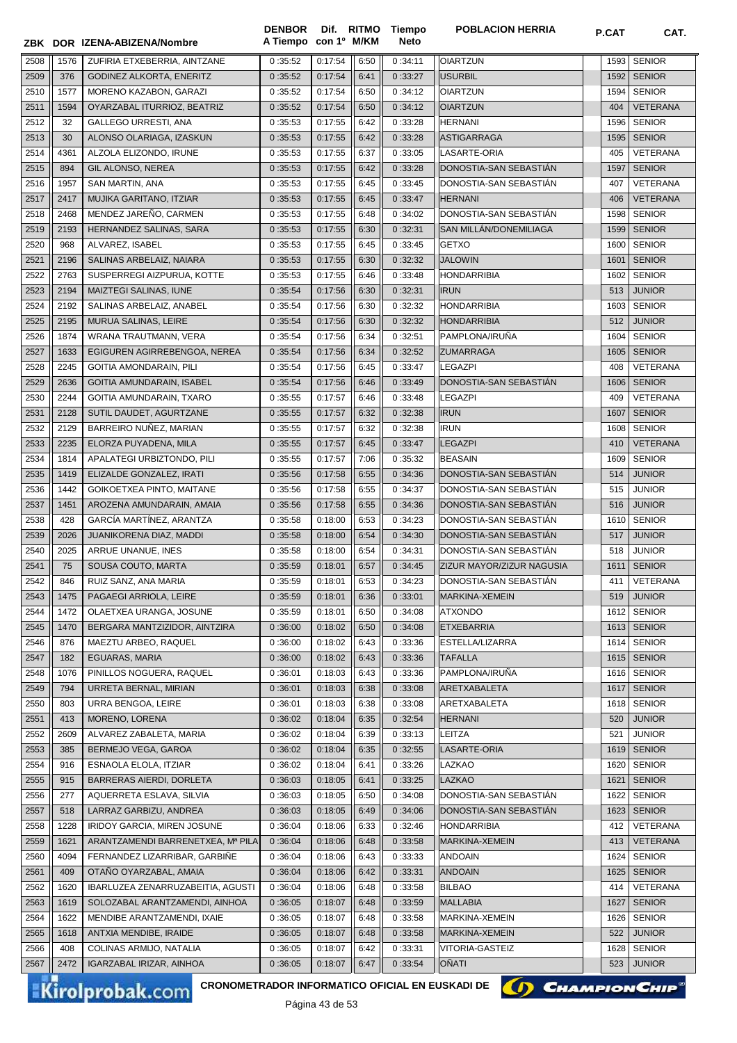| ZBK | DOR | IZENA-ABIZENA/Nombre | DENBOR A Tiempo | Dif. con 1º | RITMO M/KM | Tiempo Neto | POBLACION HERRIA | P.CAT | CAT. |
|---|---|---|---|---|---|---|---|---|---|
| 2508 | 1576 | ZUFIRIA ETXEBERRIA, AINTZANE | 0 :35:52 | 0:17:54 | 6:50 | 0 :34:11 | OIARTZUN | 1593 | SENIOR |
| 2509 | 376 | GODINEZ ALKORTA, ENERITZ | 0 :35:52 | 0:17:54 | 6:41 | 0 :33:27 | USURBIL | 1592 | SENIOR |
| 2510 | 1577 | MORENO KAZABON, GARAZI | 0 :35:52 | 0:17:54 | 6:50 | 0 :34:12 | OIARTZUN | 1594 | SENIOR |
| 2511 | 1594 | OYARZABAL ITURRIOZ, BEATRIZ | 0 :35:52 | 0:17:54 | 6:50 | 0 :34:12 | OIARTZUN | 404 | VETERANA |
| 2512 | 32 | GALLEGO URRESTI, ANA | 0 :35:53 | 0:17:55 | 6:42 | 0 :33:28 | HERNANI | 1596 | SENIOR |
| 2513 | 30 | ALONSO OLARIAGA, IZASKUN | 0 :35:53 | 0:17:55 | 6:42 | 0 :33:28 | ASTIGARRAGA | 1595 | SENIOR |
| 2514 | 4361 | ALZOLA ELIZONDO, IRUNE | 0 :35:53 | 0:17:55 | 6:37 | 0 :33:05 | LASARTE-ORIA | 405 | VETERANA |
| 2515 | 894 | GIL ALONSO, NEREA | 0 :35:53 | 0:17:55 | 6:42 | 0 :33:28 | DONOSTIA-SAN SEBASTIÁN | 1597 | SENIOR |
| 2516 | 1957 | SAN MARTIN, ANA | 0 :35:53 | 0:17:55 | 6:45 | 0 :33:45 | DONOSTIA-SAN SEBASTIÁN | 407 | VETERANA |
| 2517 | 2417 | MUJIKA GARITANO, ITZIAR | 0 :35:53 | 0:17:55 | 6:45 | 0 :33:47 | HERNANI | 406 | VETERANA |
| 2518 | 2468 | MENDEZ JAREÑO, CARMEN | 0 :35:53 | 0:17:55 | 6:48 | 0 :34:02 | DONOSTIA-SAN SEBASTIÁN | 1598 | SENIOR |
| 2519 | 2193 | HERNANDEZ SALINAS, SARA | 0 :35:53 | 0:17:55 | 6:30 | 0 :32:31 | SAN MILLÁN/DONEMILIAGA | 1599 | SENIOR |
| 2520 | 968 | ALVAREZ, ISABEL | 0 :35:53 | 0:17:55 | 6:45 | 0 :33:45 | GETXO | 1600 | SENIOR |
| 2521 | 2196 | SALINAS ARBELAIZ, NAIARA | 0 :35:53 | 0:17:55 | 6:30 | 0 :32:32 | JALOWIN | 1601 | SENIOR |
| 2522 | 2763 | SUSPERREGI AIZPURUA, KOTTE | 0 :35:53 | 0:17:55 | 6:46 | 0 :33:48 | HONDARRIBIA | 1602 | SENIOR |
| 2523 | 2194 | MAIZTEGI SALINAS, IUNE | 0 :35:54 | 0:17:56 | 6:30 | 0 :32:31 | IRUN | 513 | JUNIOR |
| 2524 | 2192 | SALINAS ARBELAIZ, ANABEL | 0 :35:54 | 0:17:56 | 6:30 | 0 :32:32 | HONDARRIBIA | 1603 | SENIOR |
| 2525 | 2195 | MURUA SALINAS, LEIRE | 0 :35:54 | 0:17:56 | 6:30 | 0 :32:32 | HONDARRIBIA | 512 | JUNIOR |
| 2526 | 1874 | WRANA TRAUTMANN, VERA | 0 :35:54 | 0:17:56 | 6:34 | 0 :32:51 | PAMPLONA/IRUÑA | 1604 | SENIOR |
| 2527 | 1633 | EGIGUREN AGIRREBENGOA, NEREA | 0 :35:54 | 0:17:56 | 6:34 | 0 :32:52 | ZUMARRAGA | 1605 | SENIOR |
| 2528 | 2245 | GOITIA AMONDARAIN, PILI | 0 :35:54 | 0:17:56 | 6:45 | 0 :33:47 | LEGAZPI | 408 | VETERANA |
| 2529 | 2636 | GOITIA AMUNDARAIN, ISABEL | 0 :35:54 | 0:17:56 | 6:46 | 0 :33:49 | DONOSTIA-SAN SEBASTIÁN | 1606 | SENIOR |
| 2530 | 2244 | GOITIA AMUNDARAIN, TXARO | 0 :35:55 | 0:17:57 | 6:46 | 0 :33:48 | LEGAZPI | 409 | VETERANA |
| 2531 | 2128 | SUTIL DAUDET, AGURTZANE | 0 :35:55 | 0:17:57 | 6:32 | 0 :32:38 | IRUN | 1607 | SENIOR |
| 2532 | 2129 | BARREIRO NUÑEZ, MARIAN | 0 :35:55 | 0:17:57 | 6:32 | 0 :32:38 | IRUN | 1608 | SENIOR |
| 2533 | 2235 | ELORZA PUYADENA, MILA | 0 :35:55 | 0:17:57 | 6:45 | 0 :33:47 | LEGAZPI | 410 | VETERANA |
| 2534 | 1814 | APALATEGI URBIZTONDO, PILI | 0 :35:55 | 0:17:57 | 7:06 | 0 :35:32 | BEASAIN | 1609 | SENIOR |
| 2535 | 1419 | ELIZALDE GONZALEZ, IRATI | 0 :35:56 | 0:17:58 | 6:55 | 0 :34:36 | DONOSTIA-SAN SEBASTIÁN | 514 | JUNIOR |
| 2536 | 1442 | GOIKOETXEA PINTO, MAITANE | 0 :35:56 | 0:17:58 | 6:55 | 0 :34:37 | DONOSTIA-SAN SEBASTIÁN | 515 | JUNIOR |
| 2537 | 1451 | AROZENA AMUNDARAIN, AMAIA | 0 :35:56 | 0:17:58 | 6:55 | 0 :34:36 | DONOSTIA-SAN SEBASTIÁN | 516 | JUNIOR |
| 2538 | 428 | GARCÍA MARTÍNEZ, ARANTZA | 0 :35:58 | 0:18:00 | 6:53 | 0 :34:23 | DONOSTIA-SAN SEBASTIÁN | 1610 | SENIOR |
| 2539 | 2026 | JUANIKORENA DIAZ, MADDI | 0 :35:58 | 0:18:00 | 6:54 | 0 :34:30 | DONOSTIA-SAN SEBASTIÁN | 517 | JUNIOR |
| 2540 | 2025 | ARRUE UNANUE, INES | 0 :35:58 | 0:18:00 | 6:54 | 0 :34:31 | DONOSTIA-SAN SEBASTIÁN | 518 | JUNIOR |
| 2541 | 75 | SOUSA COUTO, MARTA | 0 :35:59 | 0:18:01 | 6:57 | 0 :34:45 | ZIZUR MAYOR/ZIZUR NAGUSIA | 1611 | SENIOR |
| 2542 | 846 | RUIZ SANZ, ANA MARIA | 0 :35:59 | 0:18:01 | 6:53 | 0 :34:23 | DONOSTIA-SAN SEBASTIÁN | 411 | VETERANA |
| 2543 | 1475 | PAGAEGI ARRIOLA, LEIRE | 0 :35:59 | 0:18:01 | 6:36 | 0 :33:01 | MARKINA-XEMEIN | 519 | JUNIOR |
| 2544 | 1472 | OLAETXEA URANGA, JOSUNE | 0 :35:59 | 0:18:01 | 6:50 | 0 :34:08 | ATXONDO | 1612 | SENIOR |
| 2545 | 1470 | BERGARA MANTZIZIDOR, AINTZIRA | 0 :36:00 | 0:18:02 | 6:50 | 0 :34:08 | ETXEBARRIA | 1613 | SENIOR |
| 2546 | 876 | MAEZTU ARBEO, RAQUEL | 0 :36:00 | 0:18:02 | 6:43 | 0 :33:36 | ESTELLA/LIZARRA | 1614 | SENIOR |
| 2547 | 182 | EGUARAS, MARIA | 0 :36:00 | 0:18:02 | 6:43 | 0 :33:36 | TAFALLA | 1615 | SENIOR |
| 2548 | 1076 | PINILLOS NOGUERA, RAQUEL | 0 :36:01 | 0:18:03 | 6:43 | 0 :33:36 | PAMPLONA/IRUÑA | 1616 | SENIOR |
| 2549 | 794 | URRETA BERNAL, MIRIAN | 0 :36:01 | 0:18:03 | 6:38 | 0 :33:08 | ARETXABALETA | 1617 | SENIOR |
| 2550 | 803 | URRA BENGOA, LEIRE | 0 :36:01 | 0:18:03 | 6:38 | 0 :33:08 | ARETXABALETA | 1618 | SENIOR |
| 2551 | 413 | MORENO, LORENA | 0 :36:02 | 0:18:04 | 6:35 | 0 :32:54 | HERNANI | 520 | JUNIOR |
| 2552 | 2609 | ALVAREZ ZABALETA, MARIA | 0 :36:02 | 0:18:04 | 6:39 | 0 :33:13 | LEITZA | 521 | JUNIOR |
| 2553 | 385 | BERMEJO VEGA, GAROA | 0 :36:02 | 0:18:04 | 6:35 | 0 :32:55 | LASARTE-ORIA | 1619 | SENIOR |
| 2554 | 916 | ESNAOLA ELOLA, ITZIAR | 0 :36:02 | 0:18:04 | 6:41 | 0 :33:26 | LAZKAO | 1620 | SENIOR |
| 2555 | 915 | BARRERAS AIERDI, DORLETA | 0 :36:03 | 0:18:05 | 6:41 | 0 :33:25 | LAZKAO | 1621 | SENIOR |
| 2556 | 277 | AQUERRETA ESLAVA, SILVIA | 0 :36:03 | 0:18:05 | 6:50 | 0 :34:08 | DONOSTIA-SAN SEBASTIÁN | 1622 | SENIOR |
| 2557 | 518 | LARRAZ GARBIZU, ANDREA | 0 :36:03 | 0:18:05 | 6:49 | 0 :34:06 | DONOSTIA-SAN SEBASTIÁN | 1623 | SENIOR |
| 2558 | 1228 | IRIDOY GARCIA, MIREN JOSUNE | 0 :36:04 | 0:18:06 | 6:33 | 0 :32:46 | HONDARRIBIA | 412 | VETERANA |
| 2559 | 1621 | ARANTZAMENDI BARRENETXEA, Mª PILA | 0 :36:04 | 0:18:06 | 6:48 | 0 :33:58 | MARKINA-XEMEIN | 413 | VETERANA |
| 2560 | 4094 | FERNANDEZ LIZARRIBAR, GARBIÑE | 0 :36:04 | 0:18:06 | 6:43 | 0 :33:33 | ANDOAIN | 1624 | SENIOR |
| 2561 | 409 | OTAÑO OYARZABAL, AMAIA | 0 :36:04 | 0:18:06 | 6:42 | 0 :33:31 | ANDOAIN | 1625 | SENIOR |
| 2562 | 1620 | IBARLUZEA ZENARRUZABEITIA, AGUSTI | 0 :36:04 | 0:18:06 | 6:48 | 0 :33:58 | BILBAO | 414 | VETERANA |
| 2563 | 1619 | SOLOZABAL ARANTZAMENDI, AINHOA | 0 :36:05 | 0:18:07 | 6:48 | 0 :33:59 | MALLABIA | 1627 | SENIOR |
| 2564 | 1622 | MENDIBE ARANTZAMENDI, IXAIE | 0 :36:05 | 0:18:07 | 6:48 | 0 :33:58 | MARKINA-XEMEIN | 1626 | SENIOR |
| 2565 | 1618 | ANTXIA MENDIBE, IRAIDE | 0 :36:05 | 0:18:07 | 6:48 | 0 :33:58 | MARKINA-XEMEIN | 522 | JUNIOR |
| 2566 | 408 | COLINAS ARMIJO, NATALIA | 0 :36:05 | 0:18:07 | 6:42 | 0 :33:31 | VITORIA-GASTEIZ | 1628 | SENIOR |
| 2567 | 2472 | IGARZABAL IRIZAR, AINHOA | 0 :36:05 | 0:18:07 | 6:47 | 0 :33:54 | OÑATI | 523 | JUNIOR |

CRONOMETRADOR INFORMATICO OFICIAL EN EUSKADI DE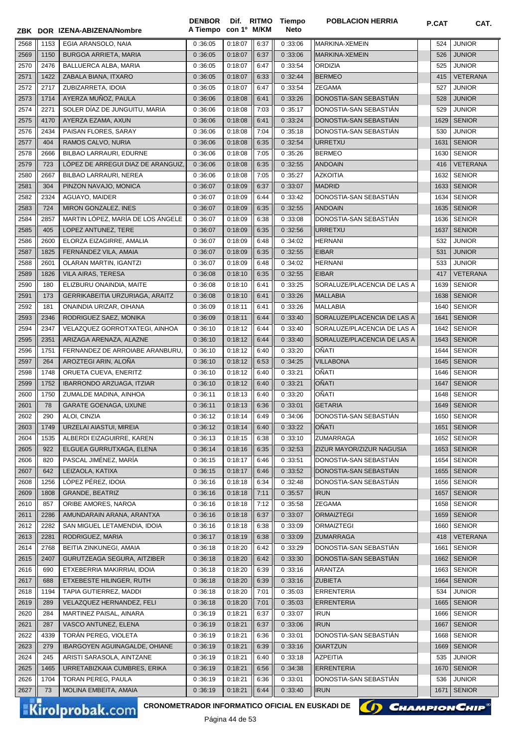| ZBK | DOR | IZENA-ABIZENA/Nombre | DENBOR A Tiempo | Dif. con 1º | RITMO M/KM | Tiempo Neto | POBLACION HERRIA | P.CAT | CAT. |
|---|---|---|---|---|---|---|---|---|---|
| 2568 | 1153 | EGIA ARANSOLO, NAIA | 0 :36:05 | 0:18:07 | 6:37 | 0 :33:06 | MARKINA-XEMEIN | 524 | JUNIOR |
| 2569 | 1150 | BURGOA ARRIETA, MARIA | 0 :36:05 | 0:18:07 | 6:37 | 0 :33:06 | MARKINA-XEMEIN | 526 | JUNIOR |
| 2570 | 2476 | BALLUERCA ALBA, MARIA | 0 :36:05 | 0:18:07 | 6:47 | 0 :33:54 | ORDIZIA | 525 | JUNIOR |
| 2571 | 1422 | ZABALA BIANA, ITXARO | 0 :36:05 | 0:18:07 | 6:33 | 0 :32:44 | BERMEO | 415 | VETERANA |
| 2572 | 2717 | ZUBIZARRETA, IDOIA | 0 :36:05 | 0:18:07 | 6:47 | 0 :33:54 | ZEGAMA | 527 | JUNIOR |
| 2573 | 1714 | AYERZA MUÑOZ, PAULA | 0 :36:06 | 0:18:08 | 6:41 | 0 :33:26 | DONOSTIA-SAN SEBASTIÁN | 528 | JUNIOR |
| 2574 | 2271 | SOLER DÍAZ DE JUNGUITU, MARIA | 0 :36:06 | 0:18:08 | 7:03 | 0 :35:17 | DONOSTIA-SAN SEBASTIÁN | 529 | JUNIOR |
| 2575 | 4170 | AYERZA EZAMA, AXUN | 0 :36:06 | 0:18:08 | 6:41 | 0 :33:24 | DONOSTIA-SAN SEBASTIÁN | 1629 | SENIOR |
| 2576 | 2434 | PAISAN FLORES, SARAY | 0 :36:06 | 0:18:08 | 7:04 | 0 :35:18 | DONOSTIA-SAN SEBASTIÁN | 530 | JUNIOR |
| 2577 | 404 | RAMOS CALVO, NURIA | 0 :36:06 | 0:18:08 | 6:35 | 0 :32:54 | URRETXU | 1631 | SENIOR |
| 2578 | 2666 | BILBAO LARRAURI, EDURNE | 0 :36:06 | 0:18:08 | 7:05 | 0 :35:26 | BERMEO | 1630 | SENIOR |
| 2579 | 723 | LÓPEZ DE ARREGUI DIAZ DE ARANGUIZ, | 0 :36:06 | 0:18:08 | 6:35 | 0 :32:55 | ANDOAIN | 416 | VETERANA |
| 2580 | 2667 | BILBAO LARRAURI, NEREA | 0 :36:06 | 0:18:08 | 7:05 | 0 :35:27 | AZKOITIA | 1632 | SENIOR |
| 2581 | 304 | PINZON NAVAJO, MONICA | 0 :36:07 | 0:18:09 | 6:37 | 0 :33:07 | MADRID | 1633 | SENIOR |
| 2582 | 2324 | AGUAYO, MAIDER | 0 :36:07 | 0:18:09 | 6:44 | 0 :33:42 | DONOSTIA-SAN SEBASTIÁN | 1634 | SENIOR |
| 2583 | 724 | MIRON GONZALEZ, INES | 0 :36:07 | 0:18:09 | 6:35 | 0 :32:55 | ANDOAIN | 1635 | SENIOR |
| 2584 | 2857 | MARTIN LÓPEZ, MARÍA DE LOS ÁNGELE | 0 :36:07 | 0:18:09 | 6:38 | 0 :33:08 | DONOSTIA-SAN SEBASTIÁN | 1636 | SENIOR |
| 2585 | 405 | LOPEZ ANTUNEZ, TERE | 0 :36:07 | 0:18:09 | 6:35 | 0 :32:56 | URRETXU | 1637 | SENIOR |
| 2586 | 2600 | ELORZA EIZAGIRRE, AMALIA | 0 :36:07 | 0:18:09 | 6:48 | 0 :34:02 | HERNANI | 532 | JUNIOR |
| 2587 | 1825 | FERNÁNDEZ VILA, AMAIA | 0 :36:07 | 0:18:09 | 6:35 | 0 :32:55 | EIBAR | 531 | JUNIOR |
| 2588 | 2601 | OLARAN MARTIN, IGANTZI | 0 :36:07 | 0:18:09 | 6:48 | 0 :34:02 | HERNANI | 533 | JUNIOR |
| 2589 | 1826 | VILA AIRAS, TERESA | 0 :36:08 | 0:18:10 | 6:35 | 0 :32:55 | EIBAR | 417 | VETERANA |
| 2590 | 180 | ELIZBURU ONAINDIA, MAITE | 0 :36:08 | 0:18:10 | 6:41 | 0 :33:25 | SORALUZE/PLACENCIA DE LAS A | 1639 | SENIOR |
| 2591 | 173 | GERRIKABEITIA URZURIAGA, ARAITZ | 0 :36:08 | 0:18:10 | 6:41 | 0 :33:26 | MALLABIA | 1638 | SENIOR |
| 2592 | 181 | ONAINDIA URIZAR, OIHANA | 0 :36:09 | 0:18:11 | 6:41 | 0 :33:26 | MALLABIA | 1640 | SENIOR |
| 2593 | 2346 | RODRIGUEZ SAEZ, MONIKA | 0 :36:09 | 0:18:11 | 6:44 | 0 :33:40 | SORALUZE/PLACENCIA DE LAS A | 1641 | SENIOR |
| 2594 | 2347 | VELAZQUEZ GORROTXATEGI, AINHOA | 0 :36:10 | 0:18:12 | 6:44 | 0 :33:40 | SORALUZE/PLACENCIA DE LAS A | 1642 | SENIOR |
| 2595 | 2351 | ARIZAGA ARENAZA, ALAZNE | 0 :36:10 | 0:18:12 | 6:44 | 0 :33:40 | SORALUZE/PLACENCIA DE LAS A | 1643 | SENIOR |
| 2596 | 1751 | FERNANDEZ DE ARROIABE ARANBURU, | 0 :36:10 | 0:18:12 | 6:40 | 0 :33:20 | OÑATI | 1644 | SENIOR |
| 2597 | 264 | AROZTEGI ARIN, ALOÑA | 0 :36:10 | 0:18:12 | 6:53 | 0 :34:25 | VILLABONA | 1645 | SENIOR |
| 2598 | 1748 | ORUETA CUEVA, ENERITZ | 0 :36:10 | 0:18:12 | 6:40 | 0 :33:21 | OÑATI | 1646 | SENIOR |
| 2599 | 1752 | IBARRONDO ARZUAGA, ITZIAR | 0 :36:10 | 0:18:12 | 6:40 | 0 :33:21 | OÑATI | 1647 | SENIOR |
| 2600 | 1750 | ZUMALDE MADINA, AINHOA | 0 :36:11 | 0:18:13 | 6:40 | 0 :33:20 | OÑATI | 1648 | SENIOR |
| 2601 | 78 | GARATE GOENAGA, UXUNE | 0 :36:11 | 0:18:13 | 6:36 | 0 :33:01 | GETARIA | 1649 | SENIOR |
| 2602 | 290 | ALOI, CINZIA | 0 :36:12 | 0:18:14 | 6:49 | 0 :34:06 | DONOSTIA-SAN SEBASTIÁN | 1650 | SENIOR |
| 2603 | 1749 | URZELAI AIASTUI, MIREIA | 0 :36:12 | 0:18:14 | 6:40 | 0 :33:22 | OÑATI | 1651 | SENIOR |
| 2604 | 1535 | ALBERDI EIZAGUIRRE, KAREN | 0 :36:13 | 0:18:15 | 6:38 | 0 :33:10 | ZUMARRAGA | 1652 | SENIOR |
| 2605 | 922 | ELGUEA GURRUTXAGA, ELENA | 0 :36:14 | 0:18:16 | 6:35 | 0 :32:53 | ZIZUR MAYOR/ZIZUR NAGUSIA | 1653 | SENIOR |
| 2606 | 820 | PASCAL JIMÉNEZ, MARÍA | 0 :36:15 | 0:18:17 | 6:46 | 0 :33:51 | DONOSTIA-SAN SEBASTIÁN | 1654 | SENIOR |
| 2607 | 642 | LEIZAOLA, KATIXA | 0 :36:15 | 0:18:17 | 6:46 | 0 :33:52 | DONOSTIA-SAN SEBASTIÁN | 1655 | SENIOR |
| 2608 | 1256 | LÓPEZ PÉREZ, IDOIA | 0 :36:16 | 0:18:18 | 6:34 | 0 :32:48 | DONOSTIA-SAN SEBASTIÁN | 1656 | SENIOR |
| 2609 | 1808 | GRANDE, BEATRIZ | 0 :36:16 | 0:18:18 | 7:11 | 0 :35:57 | IRUN | 1657 | SENIOR |
| 2610 | 857 | ORIBE AMORES, NAROA | 0 :36:16 | 0:18:18 | 7:12 | 0 :35:58 | ZEGAMA | 1658 | SENIOR |
| 2611 | 2286 | AMUNDARAIN ARANA, ARANTXA | 0 :36:16 | 0:18:18 | 6:37 | 0 :33:07 | ORMAIZTEGI | 1659 | SENIOR |
| 2612 | 2282 | SAN MIGUEL LETAMENDIA, IDOIA | 0 :36:16 | 0:18:18 | 6:38 | 0 :33:09 | ORMAIZTEGI | 1660 | SENIOR |
| 2613 | 2281 | RODRIGUEZ, MARIA | 0 :36:17 | 0:18:19 | 6:38 | 0 :33:09 | ZUMARRAGA | 418 | VETERANA |
| 2614 | 2768 | BEITIA ZINKUNEGI, AMAIA | 0 :36:18 | 0:18:20 | 6:42 | 0 :33:29 | DONOSTIA-SAN SEBASTIÁN | 1661 | SENIOR |
| 2615 | 2407 | GURUTZEAGA SEGURA, AITZIBER | 0 :36:18 | 0:18:20 | 6:42 | 0 :33:30 | DONOSTIA-SAN SEBASTIÁN | 1662 | SENIOR |
| 2616 | 690 | ETXEBERRIA MAKIRRIAI, IDOIA | 0 :36:18 | 0:18:20 | 6:39 | 0 :33:16 | ARANTZA | 1663 | SENIOR |
| 2617 | 688 | ETXEBESTE HILINGER, RUTH | 0 :36:18 | 0:18:20 | 6:39 | 0 :33:16 | ZUBIETA | 1664 | SENIOR |
| 2618 | 1194 | TAPIA GUTIERREZ, MADDI | 0 :36:18 | 0:18:20 | 7:01 | 0 :35:03 | ERRENTERIA | 534 | JUNIOR |
| 2619 | 289 | VELAZQUEZ HERNANDEZ, FELI | 0 :36:18 | 0:18:20 | 7:01 | 0 :35:03 | ERRENTERIA | 1665 | SENIOR |
| 2620 | 284 | MARTINEZ PAISAL, AINARA | 0 :36:19 | 0:18:21 | 6:37 | 0 :33:07 | IRUN | 1666 | SENIOR |
| 2621 | 287 | VASCO ANTUNEZ, ELENA | 0 :36:19 | 0:18:21 | 6:37 | 0 :33:06 | IRUN | 1667 | SENIOR |
| 2622 | 4339 | TORÁN PEREG, VIOLETA | 0 :36:19 | 0:18:21 | 6:36 | 0 :33:01 | DONOSTIA-SAN SEBASTIÁN | 1668 | SENIOR |
| 2623 | 279 | IBARGOYEN AGUINAGALDE, OHIANE | 0 :36:19 | 0:18:21 | 6:39 | 0 :33:16 | OIARTZUN | 1669 | SENIOR |
| 2624 | 245 | ARISTI SARASOLA, AINTZANE | 0 :36:19 | 0:18:21 | 6:40 | 0 :33:18 | AZPEITIA | 535 | JUNIOR |
| 2625 | 1465 | URRETABIZKAIA CUMBRES, ERIKA | 0 :36:19 | 0:18:21 | 6:56 | 0 :34:38 | ERRENTERIA | 1670 | SENIOR |
| 2626 | 1704 | TORAN PEREG, PAULA | 0 :36:19 | 0:18:21 | 6:36 | 0 :33:01 | DONOSTIA-SAN SEBASTIÁN | 536 | JUNIOR |
| 2627 | 73 | MOLINA EMBEITA, AMAIA | 0 :36:19 | 0:18:21 | 6:44 | 0 :33:40 | IRUN | 1671 | SENIOR |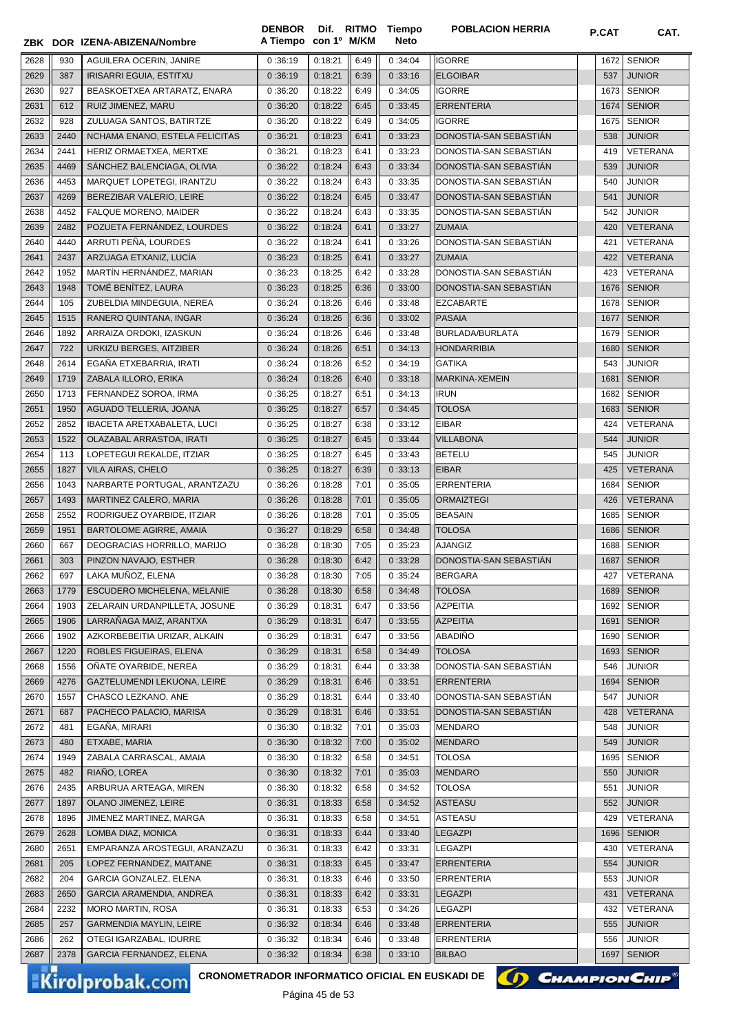| ZBK | DOR | IZENA-ABIZENA/Nombre | DENBOR A Tiempo | Dif. con 1º | RITMO M/KM | Tiempo Neto | POBLACION HERRIA | P.CAT | CAT. |
|---|---|---|---|---|---|---|---|---|---|
| 2628 | 930 | AGUILERA OCERIN, JANIRE | 0:36:19 | 0:18:21 | 6:49 | 0:34:04 | IGORRE | 1672 | SENIOR |
| 2629 | 387 | IRISARRI EGUIA, ESTITXU | 0:36:19 | 0:18:21 | 6:39 | 0:33:16 | ELGOIBAR | 537 | JUNIOR |
| 2630 | 927 | BEASKOETXEA ARTARATZ, ENARA | 0:36:20 | 0:18:22 | 6:49 | 0:34:05 | IGORRE | 1673 | SENIOR |
| 2631 | 612 | RUIZ JIMENEZ, MARU | 0:36:20 | 0:18:22 | 6:45 | 0:33:45 | ERRENTERIA | 1674 | SENIOR |
| 2632 | 928 | ZULUAGA SANTOS, BATIRTZE | 0:36:20 | 0:18:22 | 6:49 | 0:34:05 | IGORRE | 1675 | SENIOR |
| 2633 | 2440 | NCHAMA ENANO, ESTELA FELICITAS | 0:36:21 | 0:18:23 | 6:41 | 0:33:23 | DONOSTIA-SAN SEBASTIÁN | 538 | JUNIOR |
| 2634 | 2441 | HERIZ ORMAETXEA, MERTXE | 0:36:21 | 0:18:23 | 6:41 | 0:33:23 | DONOSTIA-SAN SEBASTIÁN | 419 | VETERANA |
| 2635 | 4469 | SÁNCHEZ BALENCIAGA, OLIVIA | 0:36:22 | 0:18:24 | 6:43 | 0:33:34 | DONOSTIA-SAN SEBASTIÁN | 539 | JUNIOR |
| 2636 | 4453 | MARQUET LOPETEGI, IRANTZU | 0:36:22 | 0:18:24 | 6:43 | 0:33:35 | DONOSTIA-SAN SEBASTIÁN | 540 | JUNIOR |
| 2637 | 4269 | BEREZIBAR VALERIO, LEIRE | 0:36:22 | 0:18:24 | 6:45 | 0:33:47 | DONOSTIA-SAN SEBASTIÁN | 541 | JUNIOR |
| 2638 | 4452 | FALQUE MORENO, MAIDER | 0:36:22 | 0:18:24 | 6:43 | 0:33:35 | DONOSTIA-SAN SEBASTIÁN | 542 | JUNIOR |
| 2639 | 2482 | POZUETA FERNÁNDEZ, LOURDES | 0:36:22 | 0:18:24 | 6:41 | 0:33:27 | ZUMAIA | 420 | VETERANA |
| 2640 | 4440 | ARRUTI PEÑA, LOURDES | 0:36:22 | 0:18:24 | 6:41 | 0:33:26 | DONOSTIA-SAN SEBASTIÁN | 421 | VETERANA |
| 2641 | 2437 | ARZUAGA ETXANIZ, LUCÍA | 0:36:23 | 0:18:25 | 6:41 | 0:33:27 | ZUMAIA | 422 | VETERANA |
| 2642 | 1952 | MARTÍN HERNÁNDEZ, MARIAN | 0:36:23 | 0:18:25 | 6:42 | 0:33:28 | DONOSTIA-SAN SEBASTIÁN | 423 | VETERANA |
| 2643 | 1948 | TOMÉ BENÍTEZ, LAURA | 0:36:23 | 0:18:25 | 6:36 | 0:33:00 | DONOSTIA-SAN SEBASTIÁN | 1676 | SENIOR |
| 2644 | 105 | ZUBELDIA MINDEGUIA, NEREA | 0:36:24 | 0:18:26 | 6:46 | 0:33:48 | EZCABARTE | 1678 | SENIOR |
| 2645 | 1515 | RANERO QUINTANA, INGAR | 0:36:24 | 0:18:26 | 6:36 | 0:33:02 | PASAIA | 1677 | SENIOR |
| 2646 | 1892 | ARRAIZA ORDOKI, IZASKUN | 0:36:24 | 0:18:26 | 6:46 | 0:33:48 | BURLADA/BURLATA | 1679 | SENIOR |
| 2647 | 722 | URKIZU BERGES, AITZIBER | 0:36:24 | 0:18:26 | 6:51 | 0:34:13 | HONDARRIBIA | 1680 | SENIOR |
| 2648 | 2614 | EGAÑA ETXEBARRIA, IRATI | 0:36:24 | 0:18:26 | 6:52 | 0:34:19 | GATIKA | 543 | JUNIOR |
| 2649 | 1719 | ZABALA ILLORO, ERIKA | 0:36:24 | 0:18:26 | 6:40 | 0:33:18 | MARKINA-XEMEIN | 1681 | SENIOR |
| 2650 | 1713 | FERNANDEZ SOROA, IRMA | 0:36:25 | 0:18:27 | 6:51 | 0:34:13 | IRUN | 1682 | SENIOR |
| 2651 | 1950 | AGUADO TELLERIA, JOANA | 0:36:25 | 0:18:27 | 6:57 | 0:34:45 | TOLOSA | 1683 | SENIOR |
| 2652 | 2852 | IBACETA ARETXABALETA, LUCI | 0:36:25 | 0:18:27 | 6:38 | 0:33:12 | EIBAR | 424 | VETERANA |
| 2653 | 1522 | OLAZABAL ARRASTOA, IRATI | 0:36:25 | 0:18:27 | 6:45 | 0:33:44 | VILLABONA | 544 | JUNIOR |
| 2654 | 113 | LOPETEGUI REKALDE, ITZIAR | 0:36:25 | 0:18:27 | 6:45 | 0:33:43 | BETELU | 545 | JUNIOR |
| 2655 | 1827 | VILA AIRAS, CHELO | 0:36:25 | 0:18:27 | 6:39 | 0:33:13 | EIBAR | 425 | VETERANA |
| 2656 | 1043 | NARBARTE PORTUGAL, ARANTZAZU | 0:36:26 | 0:18:28 | 7:01 | 0:35:05 | ERRENTERIA | 1684 | SENIOR |
| 2657 | 1493 | MARTINEZ CALERO, MARIA | 0:36:26 | 0:18:28 | 7:01 | 0:35:05 | ORMAIZTEGI | 426 | VETERANA |
| 2658 | 2552 | RODRIGUEZ OYARBIDE, ITZIAR | 0:36:26 | 0:18:28 | 7:01 | 0:35:05 | BEASAIN | 1685 | SENIOR |
| 2659 | 1951 | BARTOLOME AGIRRE, AMAIA | 0:36:27 | 0:18:29 | 6:58 | 0:34:48 | TOLOSA | 1686 | SENIOR |
| 2660 | 667 | DEOGRACIAS HORRILLO, MARIJO | 0:36:28 | 0:18:30 | 7:05 | 0:35:23 | AJANGIZ | 1688 | SENIOR |
| 2661 | 303 | PINZON NAVAJO, ESTHER | 0:36:28 | 0:18:30 | 6:42 | 0:33:28 | DONOSTIA-SAN SEBASTIÁN | 1687 | SENIOR |
| 2662 | 697 | LAKA MUÑOZ, ELENA | 0:36:28 | 0:18:30 | 7:05 | 0:35:24 | BERGARA | 427 | VETERANA |
| 2663 | 1779 | ESCUDERO MICHELENA, MELANIE | 0:36:28 | 0:18:30 | 6:58 | 0:34:48 | TOLOSA | 1689 | SENIOR |
| 2664 | 1903 | ZELARAIN URDANPILLETA, JOSUNE | 0:36:29 | 0:18:31 | 6:47 | 0:33:56 | AZPEITIA | 1692 | SENIOR |
| 2665 | 1906 | LARRAÑAGA MAIZ, ARANTXA | 0:36:29 | 0:18:31 | 6:47 | 0:33:55 | AZPEITIA | 1691 | SENIOR |
| 2666 | 1902 | AZKORBEBEITIA URIZAR, ALKAIN | 0:36:29 | 0:18:31 | 6:47 | 0:33:56 | ABADIÑO | 1690 | SENIOR |
| 2667 | 1220 | ROBLES FIGUEIRAS, ELENA | 0:36:29 | 0:18:31 | 6:58 | 0:34:49 | TOLOSA | 1693 | SENIOR |
| 2668 | 1556 | OÑATE OYARBIDE, NEREA | 0:36:29 | 0:18:31 | 6:44 | 0:33:38 | DONOSTIA-SAN SEBASTIÁN | 546 | JUNIOR |
| 2669 | 4276 | GAZTELUMENDI LEKUONA, LEIRE | 0:36:29 | 0:18:31 | 6:46 | 0:33:51 | ERRENTERIA | 1694 | SENIOR |
| 2670 | 1557 | CHASCO LEZKANO, ANE | 0:36:29 | 0:18:31 | 6:44 | 0:33:40 | DONOSTIA-SAN SEBASTIÁN | 547 | JUNIOR |
| 2671 | 687 | PACHECO PALACIO, MARISA | 0:36:29 | 0:18:31 | 6:46 | 0:33:51 | DONOSTIA-SAN SEBASTIÁN | 428 | VETERANA |
| 2672 | 481 | EGAÑA, MIRARI | 0:36:30 | 0:18:32 | 7:01 | 0:35:03 | MENDARO | 548 | JUNIOR |
| 2673 | 480 | ETXABE, MARIA | 0:36:30 | 0:18:32 | 7:00 | 0:35:02 | MENDARO | 549 | JUNIOR |
| 2674 | 1949 | ZABALA CARRASCAL, AMAIA | 0:36:30 | 0:18:32 | 6:58 | 0:34:51 | TOLOSA | 1695 | SENIOR |
| 2675 | 482 | RIAÑO, LOREA | 0:36:30 | 0:18:32 | 7:01 | 0:35:03 | MENDARO | 550 | JUNIOR |
| 2676 | 2435 | ARBURUA ARTEAGA, MIREN | 0:36:30 | 0:18:32 | 6:58 | 0:34:52 | TOLOSA | 551 | JUNIOR |
| 2677 | 1897 | OLANO JIMENEZ, LEIRE | 0:36:31 | 0:18:33 | 6:58 | 0:34:52 | ASTEASU | 552 | JUNIOR |
| 2678 | 1896 | JIMENEZ MARTINEZ, MARGA | 0:36:31 | 0:18:33 | 6:58 | 0:34:51 | ASTEASU | 429 | VETERANA |
| 2679 | 2628 | LOMBA DIAZ, MONICA | 0:36:31 | 0:18:33 | 6:44 | 0:33:40 | LEGAZPI | 1696 | SENIOR |
| 2680 | 2651 | EMPARANZA AROSTEGUI, ARANZAZU | 0:36:31 | 0:18:33 | 6:42 | 0:33:31 | LEGAZPI | 430 | VETERANA |
| 2681 | 205 | LOPEZ FERNANDEZ, MAITANE | 0:36:31 | 0:18:33 | 6:45 | 0:33:47 | ERRENTERIA | 554 | JUNIOR |
| 2682 | 204 | GARCIA GONZALEZ, ELENA | 0:36:31 | 0:18:33 | 6:46 | 0:33:50 | ERRENTERIA | 553 | JUNIOR |
| 2683 | 2650 | GARCIA ARAMENDIA, ANDREA | 0:36:31 | 0:18:33 | 6:42 | 0:33:31 | LEGAZPI | 431 | VETERANA |
| 2684 | 2232 | MORO MARTIN, ROSA | 0:36:31 | 0:18:33 | 6:53 | 0:34:26 | LEGAZPI | 432 | VETERANA |
| 2685 | 257 | GARMENDIA MAYLIN, LEIRE | 0:36:32 | 0:18:34 | 6:46 | 0:33:48 | ERRENTERIA | 555 | JUNIOR |
| 2686 | 262 | OTEGI IGARZABAL, IDURRE | 0:36:32 | 0:18:34 | 6:46 | 0:33:48 | ERRENTERIA | 556 | JUNIOR |
| 2687 | 2378 | GARCIA FERNANDEZ, ELENA | 0:36:32 | 0:18:34 | 6:38 | 0:33:10 | BILBAO | 1697 | SENIOR |

CRONOMETRADOR INFORMATICO OFICIAL EN EUSKADI DE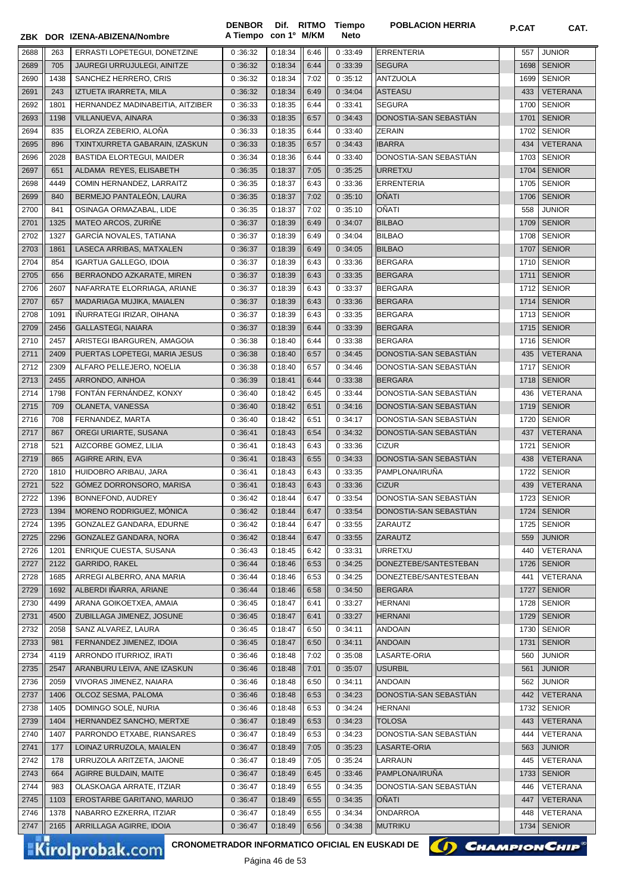| ZBK | DOR | IZENA-ABIZENA/Nombre | DENBOR A Tiempo | Dif. con 1º | RITMO M/KM | Tiempo Neto | POBLACION HERRIA | P.CAT | CAT. |
|---|---|---|---|---|---|---|---|---|---|
| 2688 | 263 | ERRASTI LOPETEGUI, DONETZINE | 0 :36:32 | 0:18:34 | 6:46 | 0 :33:49 | ERRENTERIA | 557 | JUNIOR |
| 2689 | 705 | JAUREGI URRUJULEGI, AINITZE | 0 :36:32 | 0:18:34 | 6:44 | 0 :33:39 | SEGURA | 1698 | SENIOR |
| 2690 | 1438 | SANCHEZ HERRERO, CRIS | 0 :36:32 | 0:18:34 | 7:02 | 0 :35:12 | ANTZUOLA | 1699 | SENIOR |
| 2691 | 243 | IZTUETA IRARRETA, MILA | 0 :36:32 | 0:18:34 | 6:49 | 0 :34:04 | ASTEASU | 433 | VETERANA |
| 2692 | 1801 | HERNANDEZ MADINABEITIA, AITZIBER | 0 :36:33 | 0:18:35 | 6:44 | 0 :33:41 | SEGURA | 1700 | SENIOR |
| 2693 | 1198 | VILLANUEVA, AINARA | 0 :36:33 | 0:18:35 | 6:57 | 0 :34:43 | DONOSTIA-SAN SEBASTIÁN | 1701 | SENIOR |
| 2694 | 835 | ELORZA ZEBERIO, ALOÑA | 0 :36:33 | 0:18:35 | 6:44 | 0 :33:40 | ZERAIN | 1702 | SENIOR |
| 2695 | 896 | TXINTXURRETA GABARAIN, IZASKUN | 0 :36:33 | 0:18:35 | 6:57 | 0 :34:43 | IBARRA | 434 | VETERANA |
| 2696 | 2028 | BASTIDA ELORTEGUI, MAIDER | 0 :36:34 | 0:18:36 | 6:44 | 0 :33:40 | DONOSTIA-SAN SEBASTIÁN | 1703 | SENIOR |
| 2697 | 651 | ALDAMA REYES, ELISABETH | 0 :36:35 | 0:18:37 | 7:05 | 0 :35:25 | URRETXU | 1704 | SENIOR |
| 2698 | 4449 | COMIN HERNANDEZ, LARRAITZ | 0 :36:35 | 0:18:37 | 6:43 | 0 :33:36 | ERRENTERIA | 1705 | SENIOR |
| 2699 | 840 | BERMEJO PANTALEÓN, LAURA | 0 :36:35 | 0:18:37 | 7:02 | 0 :35:10 | OÑATI | 1706 | SENIOR |
| 2700 | 841 | OSINAGA ORMAZABAL, LIDE | 0 :36:35 | 0:18:37 | 7:02 | 0 :35:10 | OÑATI | 558 | JUNIOR |
| 2701 | 1325 | MATEO ARCOS, ZURIÑE | 0 :36:37 | 0:18:39 | 6:49 | 0 :34:07 | BILBAO | 1709 | SENIOR |
| 2702 | 1327 | GARCÍA NOVALES, TATIANA | 0 :36:37 | 0:18:39 | 6:49 | 0 :34:04 | BILBAO | 1708 | SENIOR |
| 2703 | 1861 | LASECA ARRIBAS, MATXALEN | 0 :36:37 | 0:18:39 | 6:49 | 0 :34:05 | BILBAO | 1707 | SENIOR |
| 2704 | 854 | IGARTUA GALLEGO, IDOIA | 0 :36:37 | 0:18:39 | 6:43 | 0 :33:36 | BERGARA | 1710 | SENIOR |
| 2705 | 656 | BERRAONDO AZKARATE, MIREN | 0 :36:37 | 0:18:39 | 6:43 | 0 :33:35 | BERGARA | 1711 | SENIOR |
| 2706 | 2607 | NAFARRATE ELORRIAGA, ARIANE | 0 :36:37 | 0:18:39 | 6:43 | 0 :33:37 | BERGARA | 1712 | SENIOR |
| 2707 | 657 | MADARIAGA MUJIKA, MAIALEN | 0 :36:37 | 0:18:39 | 6:43 | 0 :33:36 | BERGARA | 1714 | SENIOR |
| 2708 | 1091 | IÑURRATEGI IRIZAR, OIHANA | 0 :36:37 | 0:18:39 | 6:43 | 0 :33:35 | BERGARA | 1713 | SENIOR |
| 2709 | 2456 | GALLASTEGI, NAIARA | 0 :36:37 | 0:18:39 | 6:44 | 0 :33:39 | BERGARA | 1715 | SENIOR |
| 2710 | 2457 | ARISTEGI IBARGUREN, AMAGOIA | 0 :36:38 | 0:18:40 | 6:44 | 0 :33:38 | BERGARA | 1716 | SENIOR |
| 2711 | 2409 | PUERTAS LOPETEGI, MARIA JESUS | 0 :36:38 | 0:18:40 | 6:57 | 0 :34:45 | DONOSTIA-SAN SEBASTIÁN | 435 | VETERANA |
| 2712 | 2309 | ALFARO PELLEJERO, NOELIA | 0 :36:38 | 0:18:40 | 6:57 | 0 :34:46 | DONOSTIA-SAN SEBASTIÁN | 1717 | SENIOR |
| 2713 | 2455 | ARRONDO, AINHOA | 0 :36:39 | 0:18:41 | 6:44 | 0 :33:38 | BERGARA | 1718 | SENIOR |
| 2714 | 1798 | FONTÁN FERNÁNDEZ, KONXY | 0 :36:40 | 0:18:42 | 6:45 | 0 :33:44 | DONOSTIA-SAN SEBASTIÁN | 436 | VETERANA |
| 2715 | 709 | OLANETA, VANESSA | 0 :36:40 | 0:18:42 | 6:51 | 0 :34:16 | DONOSTIA-SAN SEBASTIÁN | 1719 | SENIOR |
| 2716 | 708 | FERNANDEZ, MARTA | 0 :36:40 | 0:18:42 | 6:51 | 0 :34:17 | DONOSTIA-SAN SEBASTIÁN | 1720 | SENIOR |
| 2717 | 867 | OREGI URIARTE, SUSANA | 0 :36:41 | 0:18:43 | 6:54 | 0 :34:32 | DONOSTIA-SAN SEBASTIÁN | 437 | VETERANA |
| 2718 | 521 | AIZCORBE GOMEZ, LILIA | 0 :36:41 | 0:18:43 | 6:43 | 0 :33:36 | CIZUR | 1721 | SENIOR |
| 2719 | 865 | AGIRRE ARIN, EVA | 0 :36:41 | 0:18:43 | 6:55 | 0 :34:33 | DONOSTIA-SAN SEBASTIÁN | 438 | VETERANA |
| 2720 | 1810 | HUIDOBRO ARIBAU, JARA | 0 :36:41 | 0:18:43 | 6:43 | 0 :33:35 | PAMPLONA/IRUÑA | 1722 | SENIOR |
| 2721 | 522 | GÓMEZ DORRONSORO, MARISA | 0 :36:41 | 0:18:43 | 6:43 | 0 :33:36 | CIZUR | 439 | VETERANA |
| 2722 | 1396 | BONNEFOND, AUDREY | 0 :36:42 | 0:18:44 | 6:47 | 0 :33:54 | DONOSTIA-SAN SEBASTIÁN | 1723 | SENIOR |
| 2723 | 1394 | MORENO RODRIGUEZ, MÓNICA | 0 :36:42 | 0:18:44 | 6:47 | 0 :33:54 | DONOSTIA-SAN SEBASTIÁN | 1724 | SENIOR |
| 2724 | 1395 | GONZALEZ GANDARA, EDURNE | 0 :36:42 | 0:18:44 | 6:47 | 0 :33:55 | ZARAUTZ | 1725 | SENIOR |
| 2725 | 2296 | GONZALEZ GANDARA, NORA | 0 :36:42 | 0:18:44 | 6:47 | 0 :33:55 | ZARAUTZ | 559 | JUNIOR |
| 2726 | 1201 | ENRIQUE CUESTA, SUSANA | 0 :36:43 | 0:18:45 | 6:42 | 0 :33:31 | URRETXU | 440 | VETERANA |
| 2727 | 2122 | GARRIDO, RAKEL | 0 :36:44 | 0:18:46 | 6:53 | 0 :34:25 | DONEZTEBE/SANTESTEBAN | 1726 | SENIOR |
| 2728 | 1685 | ARREGI ALBERRO, ANA MARIA | 0 :36:44 | 0:18:46 | 6:53 | 0 :34:25 | DONEZTEBE/SANTESTEBAN | 441 | VETERANA |
| 2729 | 1692 | ALBERDI IÑARRA, ARIANE | 0 :36:44 | 0:18:46 | 6:58 | 0 :34:50 | BERGARA | 1727 | SENIOR |
| 2730 | 4499 | ARANA GOIKOETXEA, AMAIA | 0 :36:45 | 0:18:47 | 6:41 | 0 :33:27 | HERNANI | 1728 | SENIOR |
| 2731 | 4500 | ZUBILLAGA JIMENEZ, JOSUNE | 0 :36:45 | 0:18:47 | 6:41 | 0 :33:27 | HERNANI | 1729 | SENIOR |
| 2732 | 2058 | SANZ ALVAREZ, LAURA | 0 :36:45 | 0:18:47 | 6:50 | 0 :34:11 | ANDOAIN | 1730 | SENIOR |
| 2733 | 981 | FERNANDEZ JIMENEZ, IDOIA | 0 :36:45 | 0:18:47 | 6:50 | 0 :34:11 | ANDOAIN | 1731 | SENIOR |
| 2734 | 4119 | ARRONDO ITURRIOZ, IRATI | 0 :36:46 | 0:18:48 | 7:02 | 0 :35:08 | LASARTE-ORIA | 560 | JUNIOR |
| 2735 | 2547 | ARANBURU LEIVA, ANE IZASKUN | 0 :36:46 | 0:18:48 | 7:01 | 0 :35:07 | USURBIL | 561 | JUNIOR |
| 2736 | 2059 | VIVORAS JIMENEZ, NAIARA | 0 :36:46 | 0:18:48 | 6:50 | 0 :34:11 | ANDOAIN | 562 | JUNIOR |
| 2737 | 1406 | OLCOZ SESMA, PALOMA | 0 :36:46 | 0:18:48 | 6:53 | 0 :34:23 | DONOSTIA-SAN SEBASTIÁN | 442 | VETERANA |
| 2738 | 1405 | DOMINGO SOLÉ, NURIA | 0 :36:46 | 0:18:48 | 6:53 | 0 :34:24 | HERNANI | 1732 | SENIOR |
| 2739 | 1404 | HERNANDEZ SANCHO, MERTXE | 0 :36:47 | 0:18:49 | 6:53 | 0 :34:23 | TOLOSA | 443 | VETERANA |
| 2740 | 1407 | PARRONDO ETXABE, RIANSARES | 0 :36:47 | 0:18:49 | 6:53 | 0 :34:23 | DONOSTIA-SAN SEBASTIÁN | 444 | VETERANA |
| 2741 | 177 | LOINAZ URRUZOLA, MAIALEN | 0 :36:47 | 0:18:49 | 7:05 | 0 :35:23 | LASARTE-ORIA | 563 | JUNIOR |
| 2742 | 178 | URRUZOLA ARITZETA, JAIONE | 0 :36:47 | 0:18:49 | 7:05 | 0 :35:24 | LARRAUN | 445 | VETERANA |
| 2743 | 664 | AGIRRE BULDAIN, MAITE | 0 :36:47 | 0:18:49 | 6:45 | 0 :33:46 | PAMPLONA/IRUÑA | 1733 | SENIOR |
| 2744 | 983 | OLASKOAGA ARRATE, ITZIAR | 0 :36:47 | 0:18:49 | 6:55 | 0 :34:35 | DONOSTIA-SAN SEBASTIÁN | 446 | VETERANA |
| 2745 | 1103 | EROSTARBE GARITANO, MARIJO | 0 :36:47 | 0:18:49 | 6:55 | 0 :34:35 | OÑATI | 447 | VETERANA |
| 2746 | 1378 | NABARRO EZKERRA, ITZIAR | 0 :36:47 | 0:18:49 | 6:55 | 0 :34:34 | ONDARROA | 448 | VETERANA |
| 2747 | 2165 | ARRILLAGA AGIRRE, IDOIA | 0 :36:47 | 0:18:49 | 6:56 | 0 :34:38 | MUTRIKU | 1734 | SENIOR |

CRONOMETRADOR INFORMATICO OFICIAL EN EUSKADI DE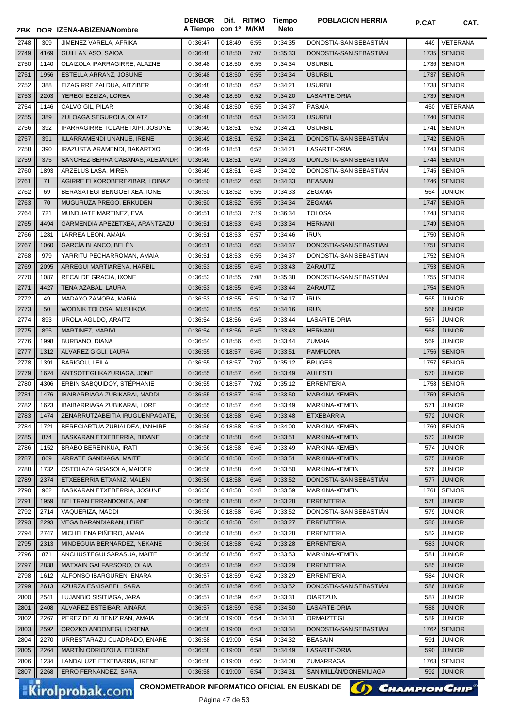| ZBK | DOR | IZENA-ABIZENA/Nombre | DENBOR A Tiempo | Dif. con 1º | RITMO M/KM | Tiempo Neto | POBLACION HERRIA | P.CAT | CAT. |
|---|---|---|---|---|---|---|---|---|---|
| 2748 | 309 | JIMENEZ VARELA, AFRIKA | 0 :36:47 | 0:18:49 | 6:55 | 0 :34:35 | DONOSTIA-SAN SEBASTIÁN | 449 | VETERANA |
| 2749 | 4169 | GUILLAN ASO, SAIOA | 0 :36:48 | 0:18:50 | 7:07 | 0 :35:33 | DONOSTIA-SAN SEBASTIÁN | 1735 | SENIOR |
| 2750 | 1140 | OLAIZOLA IPARRAGIRRE, ALAZNE | 0 :36:48 | 0:18:50 | 6:55 | 0 :34:34 | USURBIL | 1736 | SENIOR |
| 2751 | 1956 | ESTELLA ARRANZ, JOSUNE | 0 :36:48 | 0:18:50 | 6:55 | 0 :34:34 | USURBIL | 1737 | SENIOR |
| 2752 | 388 | EIZAGIRRE ZALDUA, AITZIBER | 0 :36:48 | 0:18:50 | 6:52 | 0 :34:21 | USURBIL | 1738 | SENIOR |
| 2753 | 2203 | YEREGI EZEIZA, LOREA | 0 :36:48 | 0:18:50 | 6:52 | 0 :34:20 | LASARTE-ORIA | 1739 | SENIOR |
| 2754 | 1146 | CALVO GIL, PILAR | 0 :36:48 | 0:18:50 | 6:55 | 0 :34:37 | PASAIA | 450 | VETERANA |
| 2755 | 389 | ZULOAGA SEGUROLA, OLATZ | 0 :36:48 | 0:18:50 | 6:53 | 0 :34:23 | USURBIL | 1740 | SENIOR |
| 2756 | 392 | IPARRAGIRRE TOLARETXIPI, JOSUNE | 0 :36:49 | 0:18:51 | 6:52 | 0 :34:21 | USURBIL | 1741 | SENIOR |
| 2757 | 391 | ILLARRAMENDI UNANUE, IRENE | 0 :36:49 | 0:18:51 | 6:52 | 0 :34:21 | DONOSTIA-SAN SEBASTIÁN | 1742 | SENIOR |
| 2758 | 390 | IRAZUSTA ARAMENDI, BAKARTXO | 0 :36:49 | 0:18:51 | 6:52 | 0 :34:21 | LASARTE-ORIA | 1743 | SENIOR |
| 2759 | 375 | SÁNCHEZ-BERRA CABANAS, ALEJANDR | 0 :36:49 | 0:18:51 | 6:49 | 0 :34:03 | DONOSTIA-SAN SEBASTIÁN | 1744 | SENIOR |
| 2760 | 1893 | ARZELUS LASA, MIREN | 0 :36:49 | 0:18:51 | 6:48 | 0 :34:02 | DONOSTIA-SAN SEBASTIÁN | 1745 | SENIOR |
| 2761 | 71 | AGIRRE ELKOROBEREZIBAR, LOINAZ | 0 :36:50 | 0:18:52 | 6:55 | 0 :34:33 | BEASAIN | 1746 | SENIOR |
| 2762 | 69 | BERASATEGI BENGOETXEA, IONE | 0 :36:50 | 0:18:52 | 6:55 | 0 :34:33 | ZEGAMA | 564 | JUNIOR |
| 2763 | 70 | MUGURUZA PREGO, ERKUDEN | 0 :36:50 | 0:18:52 | 6:55 | 0 :34:34 | ZEGAMA | 1747 | SENIOR |
| 2764 | 721 | MUNDUATE MARTINEZ, EVA | 0 :36:51 | 0:18:53 | 7:19 | 0 :36:34 | TOLOSA | 1748 | SENIOR |
| 2765 | 4494 | GARMENDIA APEZETXEA, ARANTZAZU | 0 :36:51 | 0:18:53 | 6:43 | 0 :33:34 | HERNANI | 1749 | SENIOR |
| 2766 | 1281 | LARREA LEON, AMAIA | 0 :36:51 | 0:18:53 | 6:57 | 0 :34:46 | IRUN | 1750 | SENIOR |
| 2767 | 1060 | GARCÍA BLANCO, BELÉN | 0 :36:51 | 0:18:53 | 6:55 | 0 :34:37 | DONOSTIA-SAN SEBASTIÁN | 1751 | SENIOR |
| 2768 | 979 | YARRITU PECHARROMAN, AMAIA | 0 :36:51 | 0:18:53 | 6:55 | 0 :34:37 | DONOSTIA-SAN SEBASTIÁN | 1752 | SENIOR |
| 2769 | 2095 | ARREGUI MARTIARENA, HARBIL | 0 :36:53 | 0:18:55 | 6:45 | 0 :33:43 | ZARAUTZ | 1753 | SENIOR |
| 2770 | 1087 | RECALDE GRACIA, IXONE | 0 :36:53 | 0:18:55 | 7:08 | 0 :35:38 | DONOSTIA-SAN SEBASTIÁN | 1755 | SENIOR |
| 2771 | 4427 | TENA AZABAL, LAURA | 0 :36:53 | 0:18:55 | 6:45 | 0 :33:44 | ZARAUTZ | 1754 | SENIOR |
| 2772 | 49 | MADAYO ZAMORA, MARIA | 0 :36:53 | 0:18:55 | 6:51 | 0 :34:17 | IRUN | 565 | JUNIOR |
| 2773 | 50 | WODNIK TOLOSA, MUSHKOA | 0 :36:53 | 0:18:55 | 6:51 | 0 :34:16 | IRUN | 566 | JUNIOR |
| 2774 | 893 | UROLA AGUDO, ARAITZ | 0 :36:54 | 0:18:56 | 6:45 | 0 :33:44 | LASARTE-ORIA | 567 | JUNIOR |
| 2775 | 895 | MARTINEZ, MARIVI | 0 :36:54 | 0:18:56 | 6:45 | 0 :33:43 | HERNANI | 568 | JUNIOR |
| 2776 | 1998 | BURBANO, DIANA | 0 :36:54 | 0:18:56 | 6:45 | 0 :33:44 | ZUMAIA | 569 | JUNIOR |
| 2777 | 1312 | ALVAREZ GIGLI, LAURA | 0 :36:55 | 0:18:57 | 6:46 | 0 :33:51 | PAMPLONA | 1756 | SENIOR |
| 2778 | 1391 | BARIGOU, LEILA | 0 :36:55 | 0:18:57 | 7:02 | 0 :35:12 | BRUGES | 1757 | SENIOR |
| 2779 | 1624 | ANTSOTEGI IKAZURIAGA, JONE | 0 :36:55 | 0:18:57 | 6:46 | 0 :33:49 | AULESTI | 570 | JUNIOR |
| 2780 | 4306 | ERBIN SABQUIDOY, STÉPHANIE | 0 :36:55 | 0:18:57 | 7:02 | 0 :35:12 | ERRENTERIA | 1758 | SENIOR |
| 2781 | 1476 | IBAIBARRIAGA ZUBIKARAI, MADDI | 0 :36:55 | 0:18:57 | 6:46 | 0 :33:50 | MARKINA-XEMEIN | 1759 | SENIOR |
| 2782 | 1623 | IBAIBARRIAGA ZUBIKARAI, LORE | 0 :36:55 | 0:18:57 | 6:46 | 0 :33:49 | MARKINA-XEMEIN | 571 | JUNIOR |
| 2783 | 1474 | ZENARRUTZABEITIA IRUGUENPAGATE, | 0 :36:56 | 0:18:58 | 6:46 | 0 :33:48 | ETXEBARRIA | 572 | JUNIOR |
| 2784 | 1721 | BERECIARTUA ZUBIALDEA, IANHIRE | 0 :36:56 | 0:18:58 | 6:48 | 0 :34:00 | MARKINA-XEMEIN | 1760 | SENIOR |
| 2785 | 874 | BASKARAN ETXEBERRIA, BIDANE | 0 :36:56 | 0:18:58 | 6:46 | 0 :33:51 | MARKINA-XEMEIN | 573 | JUNIOR |
| 2786 | 1152 | BRABO BEREINKUA, IRATI | 0 :36:56 | 0:18:58 | 6:46 | 0 :33:49 | MARKINA-XEMEIN | 574 | JUNIOR |
| 2787 | 869 | ARRATE GANDIAGA, MAITE | 0 :36:56 | 0:18:58 | 6:46 | 0 :33:51 | MARKINA-XEMEIN | 575 | JUNIOR |
| 2788 | 1732 | OSTOLAZA GISASOLA, MAIDER | 0 :36:56 | 0:18:58 | 6:46 | 0 :33:50 | MARKINA-XEMEIN | 576 | JUNIOR |
| 2789 | 2374 | ETXEBERRIA ETXANIZ, MALEN | 0 :36:56 | 0:18:58 | 6:46 | 0 :33:52 | DONOSTIA-SAN SEBASTIÁN | 577 | JUNIOR |
| 2790 | 962 | BASKARAN ETXEBERRIA, JOSUNE | 0 :36:56 | 0:18:58 | 6:48 | 0 :33:59 | MARKINA-XEMEIN | 1761 | SENIOR |
| 2791 | 1959 | BELTRAN ERRANDONEA, ANE | 0 :36:56 | 0:18:58 | 6:42 | 0 :33:28 | ERRENTERIA | 578 | JUNIOR |
| 2792 | 2714 | VAQUERIZA, MADDI | 0 :36:56 | 0:18:58 | 6:46 | 0 :33:52 | DONOSTIA-SAN SEBASTIÁN | 579 | JUNIOR |
| 2793 | 2293 | VEGA BARANDIARAN, LEIRE | 0 :36:56 | 0:18:58 | 6:41 | 0 :33:27 | ERRENTERIA | 580 | JUNIOR |
| 2794 | 2747 | MICHELENA PIÑEIRO, AMAIA | 0 :36:56 | 0:18:58 | 6:42 | 0 :33:28 | ERRENTERIA | 582 | JUNIOR |
| 2795 | 2313 | MINDEGUIA BERNARDEZ, NEKANE | 0 :36:56 | 0:18:58 | 6:42 | 0 :33:28 | ERRENTERIA | 583 | JUNIOR |
| 2796 | 871 | ANCHUSTEGUI SARASUA, MAITE | 0 :36:56 | 0:18:58 | 6:47 | 0 :33:53 | MARKINA-XEMEIN | 581 | JUNIOR |
| 2797 | 2838 | MATXAIN GALFARSORO, OLAIA | 0 :36:57 | 0:18:59 | 6:42 | 0 :33:29 | ERRENTERIA | 585 | JUNIOR |
| 2798 | 1612 | ALFONSO IBARGUREN, ENARA | 0 :36:57 | 0:18:59 | 6:42 | 0 :33:29 | ERRENTERIA | 584 | JUNIOR |
| 2799 | 2613 | AZURZA ESKISABEL, SARA | 0 :36:57 | 0:18:59 | 6:46 | 0 :33:52 | DONOSTIA-SAN SEBASTIÁN | 586 | JUNIOR |
| 2800 | 2541 | LUJANBIO SISITIAGA, JARA | 0 :36:57 | 0:18:59 | 6:42 | 0 :33:31 | OIARTZUN | 587 | JUNIOR |
| 2801 | 2408 | ALVAREZ ESTEIBAR, AINARA | 0 :36:57 | 0:18:59 | 6:58 | 0 :34:50 | LASARTE-ORIA | 588 | JUNIOR |
| 2802 | 2267 | PEREZ DE ALBENIZ RAN, AMAIA | 0 :36:58 | 0:19:00 | 6:54 | 0 :34:31 | ORMAIZTEGI | 589 | JUNIOR |
| 2803 | 2592 | OROZKO ANDONEGI, LORENA | 0 :36:58 | 0:19:00 | 6:43 | 0 :33:34 | DONOSTIA-SAN SEBASTIÁN | 1762 | SENIOR |
| 2804 | 2270 | URRESTARAZU CUADRADO, ENARE | 0 :36:58 | 0:19:00 | 6:54 | 0 :34:32 | BEASAIN | 591 | JUNIOR |
| 2805 | 2264 | MARTÍN ODRIOZOLA, EDURNE | 0 :36:58 | 0:19:00 | 6:58 | 0 :34:49 | LASARTE-ORIA | 590 | JUNIOR |
| 2806 | 1234 | LANDALUZE ETXEBARRIA, IRENE | 0 :36:58 | 0:19:00 | 6:50 | 0 :34:08 | ZUMARRAGA | 1763 | SENIOR |
| 2807 | 2268 | ERRO FERNANDEZ, SARA | 0 :36:58 | 0:19:00 | 6:54 | 0 :34:31 | SAN MILLÁN/DONEMILIAGA | 592 | JUNIOR |

CRONOMETRADOR INFORMATICO OFICIAL EN EUSKADI DE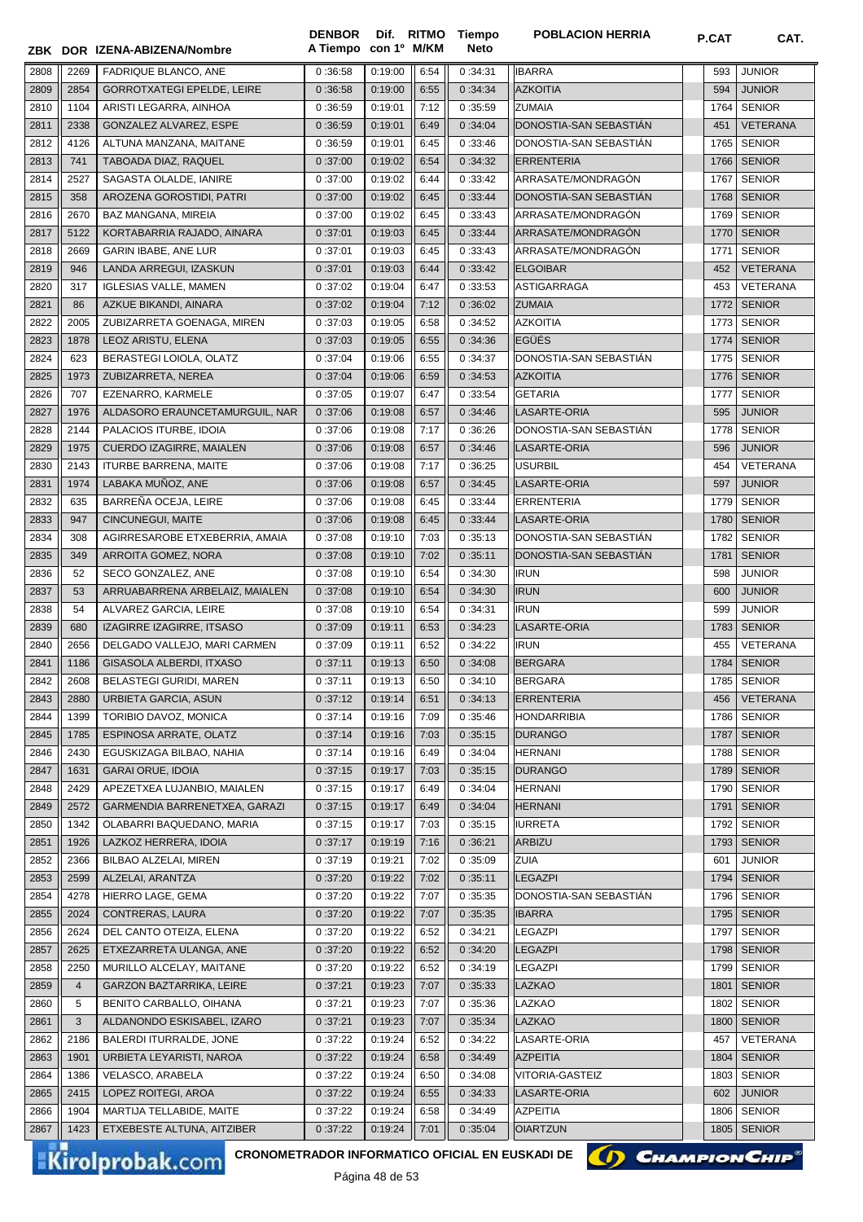| ZBK | DOR | IZENA-ABIZENA/Nombre | DENBOR A Tiempo | Dif. con 1º | RITMO M/KM | Tiempo Neto | POBLACION HERRIA | P.CAT | CAT. |
|---|---|---|---|---|---|---|---|---|---|
| 2808 | 2269 | FADRIQUE BLANCO, ANE | 0:36:58 | 0:19:00 | 6:54 | 0:34:31 | IBARRA | 593 | JUNIOR |
| 2809 | 2854 | GORROTXATEGI EPELDE, LEIRE | 0:36:58 | 0:19:00 | 6:55 | 0:34:34 | AZKOITIA | 594 | JUNIOR |
| 2810 | 1104 | ARISTI LEGARRA, AINHOA | 0:36:59 | 0:19:01 | 7:12 | 0:35:59 | ZUMAIA | 1764 | SENIOR |
| 2811 | 2338 | GONZALEZ ALVAREZ, ESPE | 0:36:59 | 0:19:01 | 6:49 | 0:34:04 | DONOSTIA-SAN SEBASTIÁN | 451 | VETERANA |
| 2812 | 4126 | ALTUNA MANZANA, MAITANE | 0:36:59 | 0:19:01 | 6:45 | 0:33:46 | DONOSTIA-SAN SEBASTIÁN | 1765 | SENIOR |
| 2813 | 741 | TABOADA DIAZ, RAQUEL | 0:37:00 | 0:19:02 | 6:54 | 0:34:32 | ERRENTERIA | 1766 | SENIOR |
| 2814 | 2527 | SAGASTA OLALDE, IANIRE | 0:37:00 | 0:19:02 | 6:44 | 0:33:42 | ARRASATE/MONDRAGÓN | 1767 | SENIOR |
| 2815 | 358 | AROZENA GOROSTIDI, PATRI | 0:37:00 | 0:19:02 | 6:45 | 0:33:44 | DONOSTIA-SAN SEBASTIÁN | 1768 | SENIOR |
| 2816 | 2670 | BAZ MANGANA, MIREIA | 0:37:00 | 0:19:02 | 6:45 | 0:33:43 | ARRASATE/MONDRAGÓN | 1769 | SENIOR |
| 2817 | 5122 | KORTABARRIA RAJADO, AINARA | 0:37:01 | 0:19:03 | 6:45 | 0:33:44 | ARRASATE/MONDRAGÓN | 1770 | SENIOR |
| 2818 | 2669 | GARIN IBABE, ANE LUR | 0:37:01 | 0:19:03 | 6:45 | 0:33:43 | ARRASATE/MONDRAGÓN | 1771 | SENIOR |
| 2819 | 946 | LANDA ARREGUI, IZASKUN | 0:37:01 | 0:19:03 | 6:44 | 0:33:42 | ELGOIBAR | 452 | VETERANA |
| 2820 | 317 | IGLESIAS VALLE, MAMEN | 0:37:02 | 0:19:04 | 6:47 | 0:33:53 | ASTIGARRAGA | 453 | VETERANA |
| 2821 | 86 | AZKUE BIKANDI, AINARA | 0:37:02 | 0:19:04 | 7:12 | 0:36:02 | ZUMAIA | 1772 | SENIOR |
| 2822 | 2005 | ZUBIZARRETA GOENAGA, MIREN | 0:37:03 | 0:19:05 | 6:58 | 0:34:52 | AZKOITIA | 1773 | SENIOR |
| 2823 | 1878 | LEOZ ARISTU, ELENA | 0:37:03 | 0:19:05 | 6:55 | 0:34:36 | EGÜÉS | 1774 | SENIOR |
| 2824 | 623 | BERASTEGI LOIOLA, OLATZ | 0:37:04 | 0:19:06 | 6:55 | 0:34:37 | DONOSTIA-SAN SEBASTIÁN | 1775 | SENIOR |
| 2825 | 1973 | ZUBIZARRETA, NEREA | 0:37:04 | 0:19:06 | 6:59 | 0:34:53 | AZKOITIA | 1776 | SENIOR |
| 2826 | 707 | EZENARRO, KARMELE | 0:37:05 | 0:19:07 | 6:47 | 0:33:54 | GETARIA | 1777 | SENIOR |
| 2827 | 1976 | ALDASORO ERAUNCETAMURGUIL, NAR | 0:37:06 | 0:19:08 | 6:57 | 0:34:46 | LASARTE-ORIA | 595 | JUNIOR |
| 2828 | 2144 | PALACIOS ITURBE, IDOIA | 0:37:06 | 0:19:08 | 7:17 | 0:36:26 | DONOSTIA-SAN SEBASTIÁN | 1778 | SENIOR |
| 2829 | 1975 | CUERDO IZAGIRRE, MAIALEN | 0:37:06 | 0:19:08 | 6:57 | 0:34:46 | LASARTE-ORIA | 596 | JUNIOR |
| 2830 | 2143 | ITURBE BARRENA, MAITE | 0:37:06 | 0:19:08 | 7:17 | 0:36:25 | USURBIL | 454 | VETERANA |
| 2831 | 1974 | LABAKA MUÑOZ, ANE | 0:37:06 | 0:19:08 | 6:57 | 0:34:45 | LASARTE-ORIA | 597 | JUNIOR |
| 2832 | 635 | BARREÑA OCEJA, LEIRE | 0:37:06 | 0:19:08 | 6:45 | 0:33:44 | ERRENTERIA | 1779 | SENIOR |
| 2833 | 947 | CINCUNEGUI, MAITE | 0:37:06 | 0:19:08 | 6:45 | 0:33:44 | LASARTE-ORIA | 1780 | SENIOR |
| 2834 | 308 | AGIRRESAROBE ETXEBERRIA, AMAIA | 0:37:08 | 0:19:10 | 7:03 | 0:35:13 | DONOSTIA-SAN SEBASTIÁN | 1782 | SENIOR |
| 2835 | 349 | ARROITA GOMEZ, NORA | 0:37:08 | 0:19:10 | 7:02 | 0:35:11 | DONOSTIA-SAN SEBASTIÁN | 1781 | SENIOR |
| 2836 | 52 | SECO GONZALEZ, ANE | 0:37:08 | 0:19:10 | 6:54 | 0:34:30 | IRUN | 598 | JUNIOR |
| 2837 | 53 | ARRUABARRENA ARBELAIZ, MAIALEN | 0:37:08 | 0:19:10 | 6:54 | 0:34:30 | IRUN | 600 | JUNIOR |
| 2838 | 54 | ALVAREZ GARCIA, LEIRE | 0:37:08 | 0:19:10 | 6:54 | 0:34:31 | IRUN | 599 | JUNIOR |
| 2839 | 680 | IZAGIRRE IZAGIRRE, ITSASO | 0:37:09 | 0:19:11 | 6:53 | 0:34:23 | LASARTE-ORIA | 1783 | SENIOR |
| 2840 | 2656 | DELGADO VALLEJO, MARI CARMEN | 0:37:09 | 0:19:11 | 6:52 | 0:34:22 | IRUN | 455 | VETERANA |
| 2841 | 1186 | GISASOLA ALBERDI, ITXASO | 0:37:11 | 0:19:13 | 6:50 | 0:34:08 | BERGARA | 1784 | SENIOR |
| 2842 | 2608 | BELASTEGI GURIDI, MAREN | 0:37:11 | 0:19:13 | 6:50 | 0:34:10 | BERGARA | 1785 | SENIOR |
| 2843 | 2880 | URBIETA GARCIA, ASUN | 0:37:12 | 0:19:14 | 6:51 | 0:34:13 | ERRENTERIA | 456 | VETERANA |
| 2844 | 1399 | TORIBIO DAVOZ, MONICA | 0:37:14 | 0:19:16 | 7:09 | 0:35:46 | HONDARRIBIA | 1786 | SENIOR |
| 2845 | 1785 | ESPINOSA ARRATE, OLATZ | 0:37:14 | 0:19:16 | 7:03 | 0:35:15 | DURANGO | 1787 | SENIOR |
| 2846 | 2430 | EGUSKIZAGA BILBAO, NAHIA | 0:37:14 | 0:19:16 | 6:49 | 0:34:04 | HERNANI | 1788 | SENIOR |
| 2847 | 1631 | GARAI ORUE, IDOIA | 0:37:15 | 0:19:17 | 7:03 | 0:35:15 | DURANGO | 1789 | SENIOR |
| 2848 | 2429 | APEZETXEA LUJANBIO, MAIALEN | 0:37:15 | 0:19:17 | 6:49 | 0:34:04 | HERNANI | 1790 | SENIOR |
| 2849 | 2572 | GARMENDIA BARRENETXEA, GARAZI | 0:37:15 | 0:19:17 | 6:49 | 0:34:04 | HERNANI | 1791 | SENIOR |
| 2850 | 1342 | OLABARRI BAQUEDANO, MARIA | 0:37:15 | 0:19:17 | 7:03 | 0:35:15 | IURRETA | 1792 | SENIOR |
| 2851 | 1926 | LAZKOZ HERRERA, IDOIA | 0:37:17 | 0:19:19 | 7:16 | 0:36:21 | ARBIZU | 1793 | SENIOR |
| 2852 | 2366 | BILBAO ALZELAI, MIREN | 0:37:19 | 0:19:21 | 7:02 | 0:35:09 | ZUIA | 601 | JUNIOR |
| 2853 | 2599 | ALZELAI, ARANTZA | 0:37:20 | 0:19:22 | 7:02 | 0:35:11 | LEGAZPI | 1794 | SENIOR |
| 2854 | 4278 | HIERRO LAGE, GEMA | 0:37:20 | 0:19:22 | 7:07 | 0:35:35 | DONOSTIA-SAN SEBASTIÁN | 1796 | SENIOR |
| 2855 | 2024 | CONTRERAS, LAURA | 0:37:20 | 0:19:22 | 7:07 | 0:35:35 | IBARRA | 1795 | SENIOR |
| 2856 | 2624 | DEL CANTO OTEIZA, ELENA | 0:37:20 | 0:19:22 | 6:52 | 0:34:21 | LEGAZPI | 1797 | SENIOR |
| 2857 | 2625 | ETXEZARRETA ULANGA, ANE | 0:37:20 | 0:19:22 | 6:52 | 0:34:20 | LEGAZPI | 1798 | SENIOR |
| 2858 | 2250 | MURILLO ALCELAY, MAITANE | 0:37:20 | 0:19:22 | 6:52 | 0:34:19 | LEGAZPI | 1799 | SENIOR |
| 2859 | 4 | GARZON BAZTARRIKA, LEIRE | 0:37:21 | 0:19:23 | 7:07 | 0:35:33 | LAZKAO | 1801 | SENIOR |
| 2860 | 5 | BENITO CARBALLO, OIHANA | 0:37:21 | 0:19:23 | 7:07 | 0:35:36 | LAZKAO | 1802 | SENIOR |
| 2861 | 3 | ALDANONDO ESKISABEL, IZARO | 0:37:21 | 0:19:23 | 7:07 | 0:35:34 | LAZKAO | 1800 | SENIOR |
| 2862 | 2186 | BALERDI ITURRALDE, JONE | 0:37:22 | 0:19:24 | 6:52 | 0:34:22 | LASARTE-ORIA | 457 | VETERANA |
| 2863 | 1901 | URBIETA LEYARISTI, NAROA | 0:37:22 | 0:19:24 | 6:58 | 0:34:49 | AZPEITIA | 1804 | SENIOR |
| 2864 | 1386 | VELASCO, ARABELA | 0:37:22 | 0:19:24 | 6:50 | 0:34:08 | VITORIA-GASTEIZ | 1803 | SENIOR |
| 2865 | 2415 | LOPEZ ROITEGI, AROA | 0:37:22 | 0:19:24 | 6:55 | 0:34:33 | LASARTE-ORIA | 602 | JUNIOR |
| 2866 | 1904 | MARTIJA TELLABIDE, MAITE | 0:37:22 | 0:19:24 | 6:58 | 0:34:49 | AZPEITIA | 1806 | SENIOR |
| 2867 | 1423 | ETXEBESTE ALTUNA, AITZIBER | 0:37:22 | 0:19:24 | 7:01 | 0:35:04 | OIARTZUN | 1805 | SENIOR |

CRONOMETRADOR INFORMATICO OFICIAL EN EUSKADI DE CHAMPIONCHIP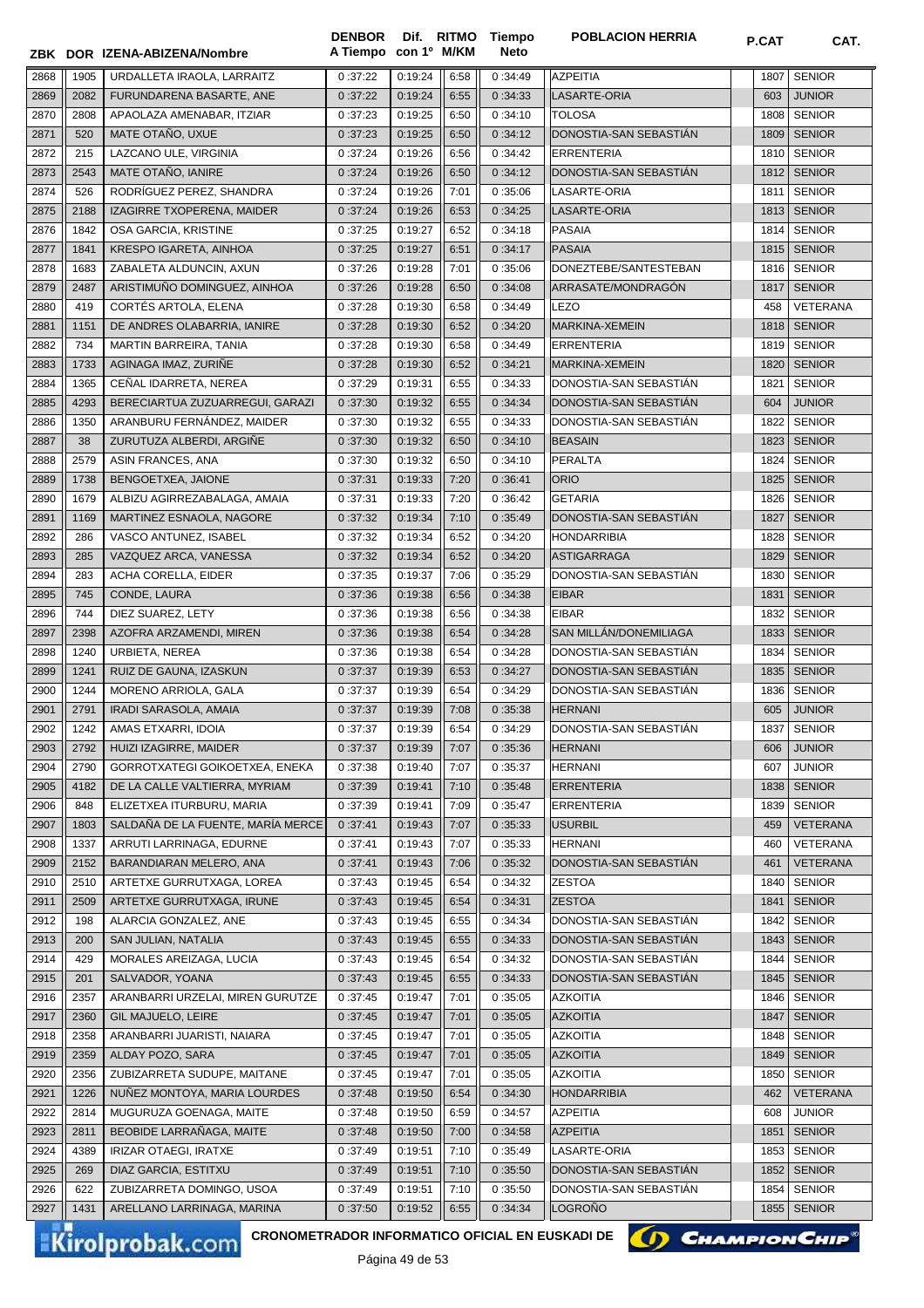| ZBK | DOR | IZENA-ABIZENA/Nombre | DENBOR A Tiempo | Dif. con 1º | RITMO M/KM | Tiempo Neto | POBLACION HERRIA | P.CAT | CAT. |
|---|---|---|---|---|---|---|---|---|---|
| 2868 | 1905 | URDALLETA IRAOLA, LARRAITZ | 0 :37:22 | 0:19:24 | 6:58 | 0 :34:49 | AZPEITIA | 1807 | SENIOR |
| 2869 | 2082 | FURUNDARENA BASARTE, ANE | 0 :37:22 | 0:19:24 | 6:55 | 0 :34:33 | LASARTE-ORIA | 603 | JUNIOR |
| 2870 | 2808 | APAOLAZA AMENABAR, ITZIAR | 0 :37:23 | 0:19:25 | 6:50 | 0 :34:10 | TOLOSA | 1808 | SENIOR |
| 2871 | 520 | MATE OTAÑO, UXUE | 0 :37:23 | 0:19:25 | 6:50 | 0 :34:12 | DONOSTIA-SAN SEBASTIÁN | 1809 | SENIOR |
| 2872 | 215 | LAZCANO ULE, VIRGINIA | 0 :37:24 | 0:19:26 | 6:56 | 0 :34:42 | ERRENTERIA | 1810 | SENIOR |
| 2873 | 2543 | MATE OTAÑO, IANIRE | 0 :37:24 | 0:19:26 | 6:50 | 0 :34:12 | DONOSTIA-SAN SEBASTIÁN | 1812 | SENIOR |
| 2874 | 526 | RODRÍGUEZ PEREZ, SHANDRA | 0 :37:24 | 0:19:26 | 7:01 | 0 :35:06 | LASARTE-ORIA | 1811 | SENIOR |
| 2875 | 2188 | IZAGIRRE TXOPERENA, MAIDER | 0 :37:24 | 0:19:26 | 6:53 | 0 :34:25 | LASARTE-ORIA | 1813 | SENIOR |
| 2876 | 1842 | OSA GARCIA, KRISTINE | 0 :37:25 | 0:19:27 | 6:52 | 0 :34:18 | PASAIA | 1814 | SENIOR |
| 2877 | 1841 | KRESPO IGARETA, AINHOA | 0 :37:25 | 0:19:27 | 6:51 | 0 :34:17 | PASAIA | 1815 | SENIOR |
| 2878 | 1683 | ZABALETA ALDUNCIN, AXUN | 0 :37:26 | 0:19:28 | 7:01 | 0 :35:06 | DONEZTEBE/SANTESTEBAN | 1816 | SENIOR |
| 2879 | 2487 | ARISTIMUÑO DOMINGUEZ, AINHOA | 0 :37:26 | 0:19:28 | 6:50 | 0 :34:08 | ARRASATE/MONDRAGÓN | 1817 | SENIOR |
| 2880 | 419 | CORTÉS ARTOLA, ELENA | 0 :37:28 | 0:19:30 | 6:58 | 0 :34:49 | LEZO | 458 | VETERANA |
| 2881 | 1151 | DE ANDRES OLABARRIA, IANIRE | 0 :37:28 | 0:19:30 | 6:52 | 0 :34:20 | MARKINA-XEMEIN | 1818 | SENIOR |
| 2882 | 734 | MARTIN BARREIRA, TANIA | 0 :37:28 | 0:19:30 | 6:58 | 0 :34:49 | ERRENTERIA | 1819 | SENIOR |
| 2883 | 1733 | AGINAGA IMAZ, ZURIÑE | 0 :37:28 | 0:19:30 | 6:52 | 0 :34:21 | MARKINA-XEMEIN | 1820 | SENIOR |
| 2884 | 1365 | CEÑAL IDARRETA, NEREA | 0 :37:29 | 0:19:31 | 6:55 | 0 :34:33 | DONOSTIA-SAN SEBASTIÁN | 1821 | SENIOR |
| 2885 | 4293 | BERECIARTUA ZUZUARREGUI, GARAZI | 0 :37:30 | 0:19:32 | 6:55 | 0 :34:34 | DONOSTIA-SAN SEBASTIÁN | 604 | JUNIOR |
| 2886 | 1350 | ARANBURU FERNÁNDEZ, MAIDER | 0 :37:30 | 0:19:32 | 6:55 | 0 :34:33 | DONOSTIA-SAN SEBASTIÁN | 1822 | SENIOR |
| 2887 | 38 | ZURUTUZA ALBERDI, ARGIÑE | 0 :37:30 | 0:19:32 | 6:50 | 0 :34:10 | BEASAIN | 1823 | SENIOR |
| 2888 | 2579 | ASIN FRANCES, ANA | 0 :37:30 | 0:19:32 | 6:50 | 0 :34:10 | PERALTA | 1824 | SENIOR |
| 2889 | 1738 | BENGOETXEA, JAIONE | 0 :37:31 | 0:19:33 | 7:20 | 0 :36:41 | ORIO | 1825 | SENIOR |
| 2890 | 1679 | ALBIZU AGIRREZABALAGA, AMAIA | 0 :37:31 | 0:19:33 | 7:20 | 0 :36:42 | GETARIA | 1826 | SENIOR |
| 2891 | 1169 | MARTINEZ ESNAOLA, NAGORE | 0 :37:32 | 0:19:34 | 7:10 | 0 :35:49 | DONOSTIA-SAN SEBASTIÁN | 1827 | SENIOR |
| 2892 | 286 | VASCO ANTUNEZ, ISABEL | 0 :37:32 | 0:19:34 | 6:52 | 0 :34:20 | HONDARRIBIA | 1828 | SENIOR |
| 2893 | 285 | VAZQUEZ ARCA, VANESSA | 0 :37:32 | 0:19:34 | 6:52 | 0 :34:20 | ASTIGARRAGA | 1829 | SENIOR |
| 2894 | 283 | ACHA CORELLA, EIDER | 0 :37:35 | 0:19:37 | 7:06 | 0 :35:29 | DONOSTIA-SAN SEBASTIÁN | 1830 | SENIOR |
| 2895 | 745 | CONDE, LAURA | 0 :37:36 | 0:19:38 | 6:56 | 0 :34:38 | EIBAR | 1831 | SENIOR |
| 2896 | 744 | DIEZ SUAREZ, LETY | 0 :37:36 | 0:19:38 | 6:56 | 0 :34:38 | EIBAR | 1832 | SENIOR |
| 2897 | 2398 | AZOFRA ARZAMENDI, MIREN | 0 :37:36 | 0:19:38 | 6:54 | 0 :34:28 | SAN MILLÁN/DONEMILIAGA | 1833 | SENIOR |
| 2898 | 1240 | URBIETA, NEREA | 0 :37:36 | 0:19:38 | 6:54 | 0 :34:28 | DONOSTIA-SAN SEBASTIÁN | 1834 | SENIOR |
| 2899 | 1241 | RUIZ DE GAUNA, IZASKUN | 0 :37:37 | 0:19:39 | 6:53 | 0 :34:27 | DONOSTIA-SAN SEBASTIÁN | 1835 | SENIOR |
| 2900 | 1244 | MORENO ARRIOLA, GALA | 0 :37:37 | 0:19:39 | 6:54 | 0 :34:29 | DONOSTIA-SAN SEBASTIÁN | 1836 | SENIOR |
| 2901 | 2791 | IRADI SARASOLA, AMAIA | 0 :37:37 | 0:19:39 | 7:08 | 0 :35:38 | HERNANI | 605 | JUNIOR |
| 2902 | 1242 | AMAS ETXARRI, IDOIA | 0 :37:37 | 0:19:39 | 6:54 | 0 :34:29 | DONOSTIA-SAN SEBASTIÁN | 1837 | SENIOR |
| 2903 | 2792 | HUIZI IZAGIRRE, MAIDER | 0 :37:37 | 0:19:39 | 7:07 | 0 :35:36 | HERNANI | 606 | JUNIOR |
| 2904 | 2790 | GORROTXATEGI GOIKOETXEA, ENEKA | 0 :37:38 | 0:19:40 | 7:07 | 0 :35:37 | HERNANI | 607 | JUNIOR |
| 2905 | 4182 | DE LA CALLE VALTIERRA, MYRIAM | 0 :37:39 | 0:19:41 | 7:10 | 0 :35:48 | ERRENTERIA | 1838 | SENIOR |
| 2906 | 848 | ELIZETXEA ITURBURU, MARIA | 0 :37:39 | 0:19:41 | 7:09 | 0 :35:47 | ERRENTERIA | 1839 | SENIOR |
| 2907 | 1803 | SALDAÑA DE LA FUENTE, MARÍA MERCE | 0 :37:41 | 0:19:43 | 7:07 | 0 :35:33 | USURBIL | 459 | VETERANA |
| 2908 | 1337 | ARRUTI LARRINAGA, EDURNE | 0 :37:41 | 0:19:43 | 7:07 | 0 :35:33 | HERNANI | 460 | VETERANA |
| 2909 | 2152 | BARANDIARAN MELERO, ANA | 0 :37:41 | 0:19:43 | 7:06 | 0 :35:32 | DONOSTIA-SAN SEBASTIÁN | 461 | VETERANA |
| 2910 | 2510 | ARTETXE GURRUTXAGA, LOREA | 0 :37:43 | 0:19:45 | 6:54 | 0 :34:32 | ZESTOA | 1840 | SENIOR |
| 2911 | 2509 | ARTETXE GURRUTXAGA, IRUNE | 0 :37:43 | 0:19:45 | 6:54 | 0 :34:31 | ZESTOA | 1841 | SENIOR |
| 2912 | 198 | ALARCIA GONZALEZ, ANE | 0 :37:43 | 0:19:45 | 6:55 | 0 :34:34 | DONOSTIA-SAN SEBASTIÁN | 1842 | SENIOR |
| 2913 | 200 | SAN JULIAN, NATALIA | 0 :37:43 | 0:19:45 | 6:55 | 0 :34:33 | DONOSTIA-SAN SEBASTIÁN | 1843 | SENIOR |
| 2914 | 429 | MORALES AREIZAGA, LUCIA | 0 :37:43 | 0:19:45 | 6:54 | 0 :34:32 | DONOSTIA-SAN SEBASTIÁN | 1844 | SENIOR |
| 2915 | 201 | SALVADOR, YOANA | 0 :37:43 | 0:19:45 | 6:55 | 0 :34:33 | DONOSTIA-SAN SEBASTIÁN | 1845 | SENIOR |
| 2916 | 2357 | ARANBARRI URZELAI, MIREN GURUTZE | 0 :37:45 | 0:19:47 | 7:01 | 0 :35:05 | AZKOITIA | 1846 | SENIOR |
| 2917 | 2360 | GIL MAJUELO, LEIRE | 0 :37:45 | 0:19:47 | 7:01 | 0 :35:05 | AZKOITIA | 1847 | SENIOR |
| 2918 | 2358 | ARANBARRI JUARISTI, NAIARA | 0 :37:45 | 0:19:47 | 7:01 | 0 :35:05 | AZKOITIA | 1848 | SENIOR |
| 2919 | 2359 | ALDAY POZO, SARA | 0 :37:45 | 0:19:47 | 7:01 | 0 :35:05 | AZKOITIA | 1849 | SENIOR |
| 2920 | 2356 | ZUBIZARRETA SUDUPE, MAITANE | 0 :37:45 | 0:19:47 | 7:01 | 0 :35:05 | AZKOITIA | 1850 | SENIOR |
| 2921 | 1226 | NUÑEZ MONTOYA, MARIA LOURDES | 0 :37:48 | 0:19:50 | 6:54 | 0 :34:30 | HONDARRIBIA | 462 | VETERANA |
| 2922 | 2814 | MUGURUZA GOENAGA, MAITE | 0 :37:48 | 0:19:50 | 6:59 | 0 :34:57 | AZPEITIA | 608 | JUNIOR |
| 2923 | 2811 | BEOBIDE LARRAÑAGA, MAITE | 0 :37:48 | 0:19:50 | 7:00 | 0 :34:58 | AZPEITIA | 1851 | SENIOR |
| 2924 | 4389 | IRIZAR OTAEGI, IRATXE | 0 :37:49 | 0:19:51 | 7:10 | 0 :35:49 | LASARTE-ORIA | 1853 | SENIOR |
| 2925 | 269 | DIAZ GARCIA, ESTITXU | 0 :37:49 | 0:19:51 | 7:10 | 0 :35:50 | DONOSTIA-SAN SEBASTIÁN | 1852 | SENIOR |
| 2926 | 622 | ZUBIZARRETA DOMINGO, USOA | 0 :37:49 | 0:19:51 | 7:10 | 0 :35:50 | DONOSTIA-SAN SEBASTIÁN | 1854 | SENIOR |
| 2927 | 1431 | ARELLANO LARRINAGA, MARINA | 0 :37:50 | 0:19:52 | 6:55 | 0 :34:34 | LOGROÑO | 1855 | SENIOR |

CRONOMETRADOR INFORMATICO OFICIAL EN EUSKADI DE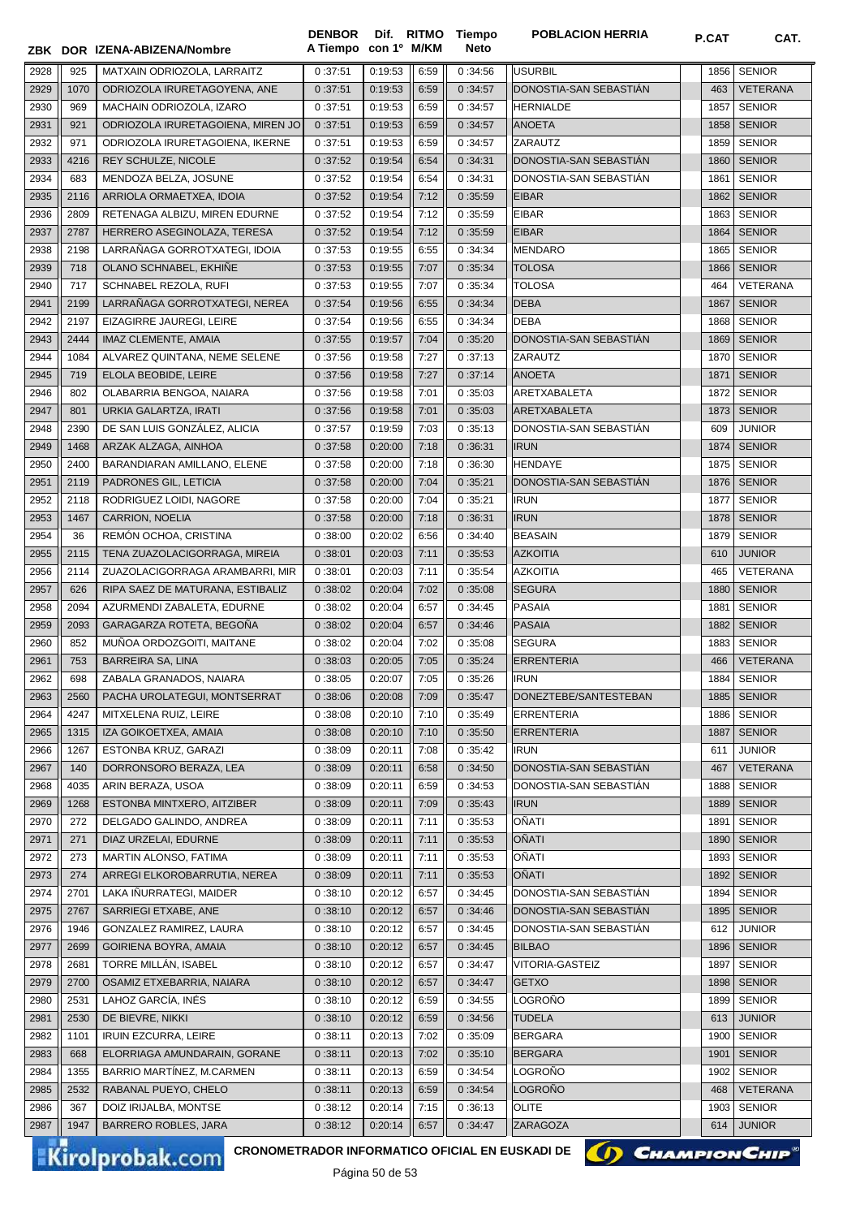| ZBK | DOR | IZENA-ABIZENA/Nombre | DENBOR A Tiempo | Dif. con 1º | RITMO M/KM | Tiempo Neto | POBLACION HERRIA | P.CAT | CAT. |
|---|---|---|---|---|---|---|---|---|---|
| 2928 | 925 | MATXAIN ODRIOZOLA, LARRAITZ | 0 :37:51 | 0:19:53 | 6:59 | 0 :34:56 | USURBIL | 1856 | SENIOR |
| 2929 | 1070 | ODRIOZOLA IRURETAGOYENA, ANE | 0 :37:51 | 0:19:53 | 6:59 | 0 :34:57 | DONOSTIA-SAN SEBASTIÁN | 463 | VETERANA |
| 2930 | 969 | MACHAIN ODRIOZOLA, IZARO | 0 :37:51 | 0:19:53 | 6:59 | 0 :34:57 | HERNIALDE | 1857 | SENIOR |
| 2931 | 921 | ODRIOZOLA IRURETAGOIENA, MIREN JO | 0 :37:51 | 0:19:53 | 6:59 | 0 :34:57 | ANOETA | 1858 | SENIOR |
| 2932 | 971 | ODRIOZOLA IRURETAGOIENA, IKERNE | 0 :37:51 | 0:19:53 | 6:59 | 0 :34:57 | ZARAUTZ | 1859 | SENIOR |
| 2933 | 4216 | REY SCHULZE, NICOLE | 0 :37:52 | 0:19:54 | 6:54 | 0 :34:31 | DONOSTIA-SAN SEBASTIÁN | 1860 | SENIOR |
| 2934 | 683 | MENDOZA BELZA, JOSUNE | 0 :37:52 | 0:19:54 | 6:54 | 0 :34:31 | DONOSTIA-SAN SEBASTIÁN | 1861 | SENIOR |
| 2935 | 2116 | ARRIOLA ORMAETXEA, IDOIA | 0 :37:52 | 0:19:54 | 7:12 | 0 :35:59 | EIBAR | 1862 | SENIOR |
| 2936 | 2809 | RETENAGA ALBIZU, MIREN EDURNE | 0 :37:52 | 0:19:54 | 7:12 | 0 :35:59 | EIBAR | 1863 | SENIOR |
| 2937 | 2787 | HERRERO ASEGINOLAZA, TERESA | 0 :37:52 | 0:19:54 | 7:12 | 0 :35:59 | EIBAR | 1864 | SENIOR |
| 2938 | 2198 | LARRAÑAGA GORROTXATEGI, IDOIA | 0 :37:53 | 0:19:55 | 6:55 | 0 :34:34 | MENDARO | 1865 | SENIOR |
| 2939 | 718 | OLANO SCHNABEL, EKHIÑE | 0 :37:53 | 0:19:55 | 7:07 | 0 :35:34 | TOLOSA | 1866 | SENIOR |
| 2940 | 717 | SCHNABEL REZOLA, RUFI | 0 :37:53 | 0:19:55 | 7:07 | 0 :35:34 | TOLOSA | 464 | VETERANA |
| 2941 | 2199 | LARRAÑAGA GORROTXATEGI, NEREA | 0 :37:54 | 0:19:56 | 6:55 | 0 :34:34 | DEBA | 1867 | SENIOR |
| 2942 | 2197 | EIZAGIRRE JAUREGI, LEIRE | 0 :37:54 | 0:19:56 | 6:55 | 0 :34:34 | DEBA | 1868 | SENIOR |
| 2943 | 2444 | IMAZ CLEMENTE, AMAIA | 0 :37:55 | 0:19:57 | 7:04 | 0 :35:20 | DONOSTIA-SAN SEBASTIÁN | 1869 | SENIOR |
| 2944 | 1084 | ALVAREZ QUINTANA, NEME SELENE | 0 :37:56 | 0:19:58 | 7:27 | 0 :37:13 | ZARAUTZ | 1870 | SENIOR |
| 2945 | 719 | ELOLA BEOBIDE, LEIRE | 0 :37:56 | 0:19:58 | 7:27 | 0 :37:14 | ANOETA | 1871 | SENIOR |
| 2946 | 802 | OLABARRIA BENGOA, NAIARA | 0 :37:56 | 0:19:58 | 7:01 | 0 :35:03 | ARETXABALETA | 1872 | SENIOR |
| 2947 | 801 | URKIA GALARTZA, IRATI | 0 :37:56 | 0:19:58 | 7:01 | 0 :35:03 | ARETXABALETA | 1873 | SENIOR |
| 2948 | 2390 | DE SAN LUIS GONZÁLEZ, ALICIA | 0 :37:57 | 0:19:59 | 7:03 | 0 :35:13 | DONOSTIA-SAN SEBASTIÁN | 609 | JUNIOR |
| 2949 | 1468 | ARZAK ALZAGA, AINHOA | 0 :37:58 | 0:20:00 | 7:18 | 0 :36:31 | IRUN | 1874 | SENIOR |
| 2950 | 2400 | BARANDIARAN AMILLANO, ELENE | 0 :37:58 | 0:20:00 | 7:18 | 0 :36:30 | HENDAYE | 1875 | SENIOR |
| 2951 | 2119 | PADRONES GIL, LETICIA | 0 :37:58 | 0:20:00 | 7:04 | 0 :35:21 | DONOSTIA-SAN SEBASTIÁN | 1876 | SENIOR |
| 2952 | 2118 | RODRIGUEZ LOIDI, NAGORE | 0 :37:58 | 0:20:00 | 7:04 | 0 :35:21 | IRUN | 1877 | SENIOR |
| 2953 | 1467 | CARRION, NOELIA | 0 :37:58 | 0:20:00 | 7:18 | 0 :36:31 | IRUN | 1878 | SENIOR |
| 2954 | 36 | REMÓN OCHOA, CRISTINA | 0 :38:00 | 0:20:02 | 6:56 | 0 :34:40 | BEASAIN | 1879 | SENIOR |
| 2955 | 2115 | TENA ZUAZOLACIGORRAGA, MIREIA | 0 :38:01 | 0:20:03 | 7:11 | 0 :35:53 | AZKOITIA | 610 | JUNIOR |
| 2956 | 2114 | ZUAZOLACIGORRAGA ARAMBARRI, MIR | 0 :38:01 | 0:20:03 | 7:11 | 0 :35:54 | AZKOITIA | 465 | VETERANA |
| 2957 | 626 | RIPA SAEZ DE MATURANA, ESTIBALIZ | 0 :38:02 | 0:20:04 | 7:02 | 0 :35:08 | SEGURA | 1880 | SENIOR |
| 2958 | 2094 | AZURMENDI ZABALETA, EDURNE | 0 :38:02 | 0:20:04 | 6:57 | 0 :34:45 | PASAIA | 1881 | SENIOR |
| 2959 | 2093 | GARAGARZA ROTETA, BEGOÑA | 0 :38:02 | 0:20:04 | 6:57 | 0 :34:46 | PASAIA | 1882 | SENIOR |
| 2960 | 852 | MUÑOA ORDOZGOITI, MAITANE | 0 :38:02 | 0:20:04 | 7:02 | 0 :35:08 | SEGURA | 1883 | SENIOR |
| 2961 | 753 | BARREIRA SA, LINA | 0 :38:03 | 0:20:05 | 7:05 | 0 :35:24 | ERRENTERIA | 466 | VETERANA |
| 2962 | 698 | ZABALA GRANADOS, NAIARA | 0 :38:05 | 0:20:07 | 7:05 | 0 :35:26 | IRUN | 1884 | SENIOR |
| 2963 | 2560 | PACHA UROLATEGUI, MONTSERRAT | 0 :38:06 | 0:20:08 | 7:09 | 0 :35:47 | DONEZTEBE/SANTESTEBAN | 1885 | SENIOR |
| 2964 | 4247 | MITXELENA RUIZ, LEIRE | 0 :38:08 | 0:20:10 | 7:10 | 0 :35:49 | ERRENTERIA | 1886 | SENIOR |
| 2965 | 1315 | IZA GOIKOETXEA, AMAIA | 0 :38:08 | 0:20:10 | 7:10 | 0 :35:50 | ERRENTERIA | 1887 | SENIOR |
| 2966 | 1267 | ESTONBA KRUZ, GARAZI | 0 :38:09 | 0:20:11 | 7:08 | 0 :35:42 | IRUN | 611 | JUNIOR |
| 2967 | 140 | DORRONSORO BERAZA, LEA | 0 :38:09 | 0:20:11 | 6:58 | 0 :34:50 | DONOSTIA-SAN SEBASTIÁN | 467 | VETERANA |
| 2968 | 4035 | ARIN BERAZA, USOA | 0 :38:09 | 0:20:11 | 6:59 | 0 :34:53 | DONOSTIA-SAN SEBASTIÁN | 1888 | SENIOR |
| 2969 | 1268 | ESTONBA MINTXERO, AITZIBER | 0 :38:09 | 0:20:11 | 7:09 | 0 :35:43 | IRUN | 1889 | SENIOR |
| 2970 | 272 | DELGADO GALINDO, ANDREA | 0 :38:09 | 0:20:11 | 7:11 | 0 :35:53 | OÑATI | 1891 | SENIOR |
| 2971 | 271 | DIAZ URZELAI, EDURNE | 0 :38:09 | 0:20:11 | 7:11 | 0 :35:53 | OÑATI | 1890 | SENIOR |
| 2972 | 273 | MARTIN ALONSO, FATIMA | 0 :38:09 | 0:20:11 | 7:11 | 0 :35:53 | OÑATI | 1893 | SENIOR |
| 2973 | 274 | ARREGI ELKOROBARRUTIA, NEREA | 0 :38:09 | 0:20:11 | 7:11 | 0 :35:53 | OÑATI | 1892 | SENIOR |
| 2974 | 2701 | LAKA IÑURRATEGI, MAIDER | 0 :38:10 | 0:20:12 | 6:57 | 0 :34:45 | DONOSTIA-SAN SEBASTIÁN | 1894 | SENIOR |
| 2975 | 2767 | SARRIEGI ETXABE, ANE | 0 :38:10 | 0:20:12 | 6:57 | 0 :34:46 | DONOSTIA-SAN SEBASTIÁN | 1895 | SENIOR |
| 2976 | 1946 | GONZALEZ RAMIREZ, LAURA | 0 :38:10 | 0:20:12 | 6:57 | 0 :34:45 | DONOSTIA-SAN SEBASTIÁN | 612 | JUNIOR |
| 2977 | 2699 | GOIRIENA BOYRA, AMAIA | 0 :38:10 | 0:20:12 | 6:57 | 0 :34:45 | BILBAO | 1896 | SENIOR |
| 2978 | 2681 | TORRE MILLÁN, ISABEL | 0 :38:10 | 0:20:12 | 6:57 | 0 :34:47 | VITORIA-GASTEIZ | 1897 | SENIOR |
| 2979 | 2700 | OSAMIZ ETXEBARRIA, NAIARA | 0 :38:10 | 0:20:12 | 6:57 | 0 :34:47 | GETXO | 1898 | SENIOR |
| 2980 | 2531 | LAHOZ GARCÍA, INÉS | 0 :38:10 | 0:20:12 | 6:59 | 0 :34:55 | LOGROÑO | 1899 | SENIOR |
| 2981 | 2530 | DE BIEVRE, NIKKI | 0 :38:10 | 0:20:12 | 6:59 | 0 :34:56 | TUDELA | 613 | JUNIOR |
| 2982 | 1101 | IRUIN EZCURRA, LEIRE | 0 :38:11 | 0:20:13 | 7:02 | 0 :35:09 | BERGARA | 1900 | SENIOR |
| 2983 | 668 | ELORRIAGA AMUNDARAIN, GORANE | 0 :38:11 | 0:20:13 | 7:02 | 0 :35:10 | BERGARA | 1901 | SENIOR |
| 2984 | 1355 | BARRIO MARTÍNEZ, M.CARMEN | 0 :38:11 | 0:20:13 | 6:59 | 0 :34:54 | LOGROÑO | 1902 | SENIOR |
| 2985 | 2532 | RABANAL PUEYO, CHELO | 0 :38:11 | 0:20:13 | 6:59 | 0 :34:54 | LOGROÑO | 468 | VETERANA |
| 2986 | 367 | DOIZ IRIJALBA, MONTSE | 0 :38:12 | 0:20:14 | 7:15 | 0 :36:13 | OLITE | 1903 | SENIOR |
| 2987 | 1947 | BARRERO ROBLES, JARA | 0 :38:12 | 0:20:14 | 6:57 | 0 :34:47 | ZARAGOZA | 614 | JUNIOR |

CRONOMETRADOR INFORMATICO OFICIAL EN EUSKADI DE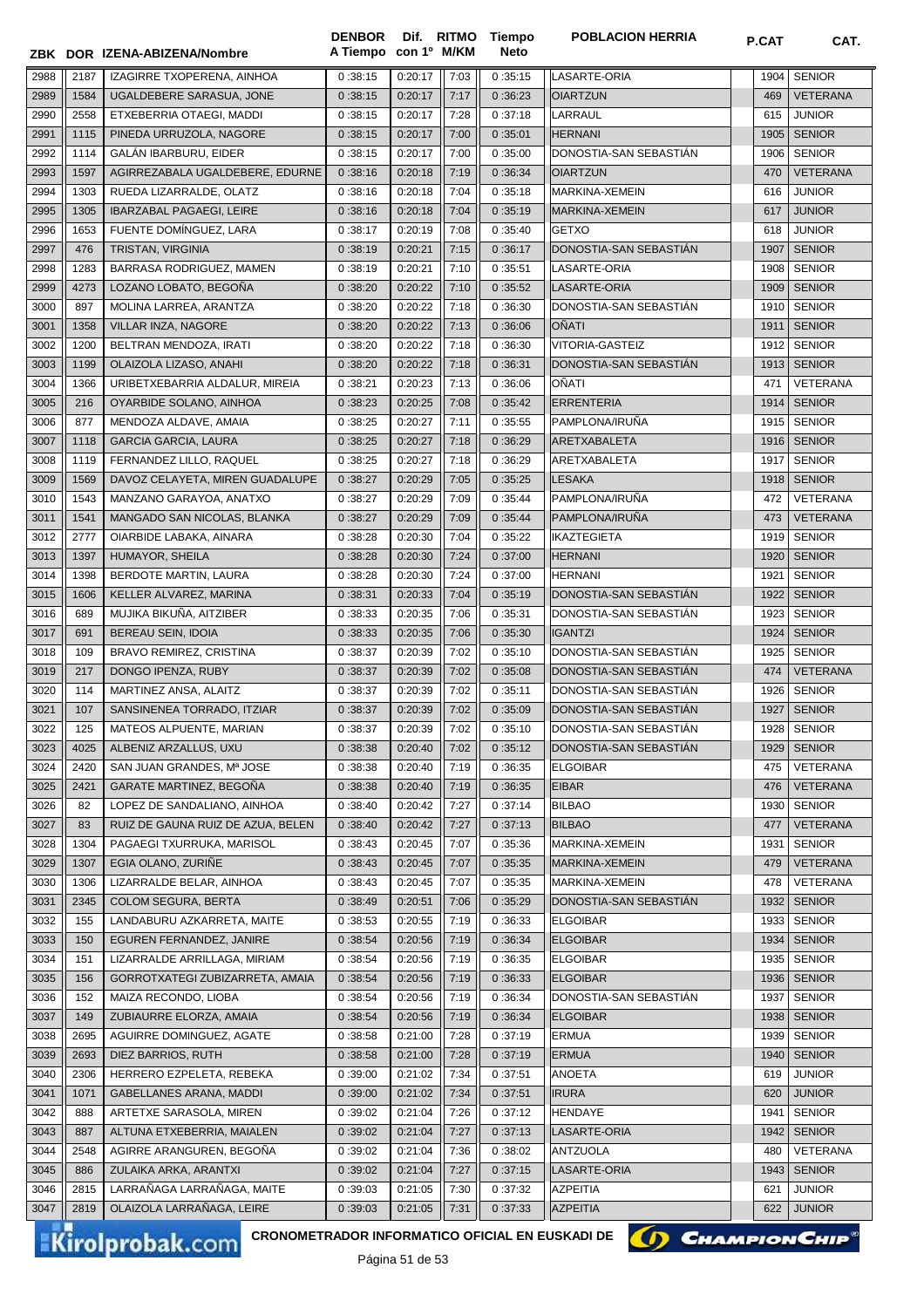| ZBK | DOR | IZENA-ABIZENA/Nombre | DENBOR A Tiempo | Dif. con 1º | RITMO M/KM | Tiempo Neto | POBLACION HERRIA | P.CAT | CAT. |
|---|---|---|---|---|---|---|---|---|---|
| 2988 | 2187 | IZAGIRRE TXOPERENA, AINHOA | 0:38:15 | 0:20:17 | 7:03 | 0:35:15 | LASARTE-ORIA | 1904 | SENIOR |
| 2989 | 1584 | UGALDEBERE SARASUA, JONE | 0:38:15 | 0:20:17 | 7:17 | 0:36:23 | OIARTZUN | 469 | VETERANA |
| 2990 | 2558 | ETXEBERRIA OTAEGI, MADDI | 0:38:15 | 0:20:17 | 7:28 | 0:37:18 | LARRAUL | 615 | JUNIOR |
| 2991 | 1115 | PINEDA URRUZOLA, NAGORE | 0:38:15 | 0:20:17 | 7:00 | 0:35:01 | HERNANI | 1905 | SENIOR |
| 2992 | 1114 | GALÁN IBARBURU, EIDER | 0:38:15 | 0:20:17 | 7:00 | 0:35:00 | DONOSTIA-SAN SEBASTIÁN | 1906 | SENIOR |
| 2993 | 1597 | AGIRREZABALA UGALDEBERE, EDURNE | 0:38:16 | 0:20:18 | 7:19 | 0:36:34 | OIARTZUN | 470 | VETERANA |
| 2994 | 1303 | RUEDA LIZARRALDE, OLATZ | 0:38:16 | 0:20:18 | 7:04 | 0:35:18 | MARKINA-XEMEIN | 616 | JUNIOR |
| 2995 | 1305 | IBARZABAL PAGAEGI, LEIRE | 0:38:16 | 0:20:18 | 7:04 | 0:35:19 | MARKINA-XEMEIN | 617 | JUNIOR |
| 2996 | 1653 | FUENTE DOMÍNGUEZ, LARA | 0:38:17 | 0:20:19 | 7:08 | 0:35:40 | GETXO | 618 | JUNIOR |
| 2997 | 476 | TRISTAN, VIRGINIA | 0:38:19 | 0:20:21 | 7:15 | 0:36:17 | DONOSTIA-SAN SEBASTIÁN | 1907 | SENIOR |
| 2998 | 1283 | BARRASA RODRIGUEZ, MAMEN | 0:38:19 | 0:20:21 | 7:10 | 0:35:51 | LASARTE-ORIA | 1908 | SENIOR |
| 2999 | 4273 | LOZANO LOBATO, BEGOÑA | 0:38:20 | 0:20:22 | 7:10 | 0:35:52 | LASARTE-ORIA | 1909 | SENIOR |
| 3000 | 897 | MOLINA LARREA, ARANTZA | 0:38:20 | 0:20:22 | 7:18 | 0:36:30 | DONOSTIA-SAN SEBASTIÁN | 1910 | SENIOR |
| 3001 | 1358 | VILLAR INZA, NAGORE | 0:38:20 | 0:20:22 | 7:13 | 0:36:06 | OÑATI | 1911 | SENIOR |
| 3002 | 1200 | BELTRAN MENDOZA, IRATI | 0:38:20 | 0:20:22 | 7:18 | 0:36:30 | VITORIA-GASTEIZ | 1912 | SENIOR |
| 3003 | 1199 | OLAIZOLA LIZASO, ANAHI | 0:38:20 | 0:20:22 | 7:18 | 0:36:31 | DONOSTIA-SAN SEBASTIÁN | 1913 | SENIOR |
| 3004 | 1366 | URIBETXEBARRIA ALDALUR, MIREIA | 0:38:21 | 0:20:23 | 7:13 | 0:36:06 | OÑATI | 471 | VETERANA |
| 3005 | 216 | OYARBIDE SOLANO, AINHOA | 0:38:23 | 0:20:25 | 7:08 | 0:35:42 | ERRENTERIA | 1914 | SENIOR |
| 3006 | 877 | MENDOZA ALDAVE, AMAIA | 0:38:25 | 0:20:27 | 7:11 | 0:35:55 | PAMPLONA/IRUÑA | 1915 | SENIOR |
| 3007 | 1118 | GARCIA GARCIA, LAURA | 0:38:25 | 0:20:27 | 7:18 | 0:36:29 | ARETXABALETA | 1916 | SENIOR |
| 3008 | 1119 | FERNANDEZ LILLO, RAQUEL | 0:38:25 | 0:20:27 | 7:18 | 0:36:29 | ARETXABALETA | 1917 | SENIOR |
| 3009 | 1569 | DAVOZ CELAYETA, MIREN GUADALUPE | 0:38:27 | 0:20:29 | 7:05 | 0:35:25 | LESAKA | 1918 | SENIOR |
| 3010 | 1543 | MANZANO GARAYOA, ANATXO | 0:38:27 | 0:20:29 | 7:09 | 0:35:44 | PAMPLONA/IRUÑA | 472 | VETERANA |
| 3011 | 1541 | MANGADO SAN NICOLAS, BLANKA | 0:38:27 | 0:20:29 | 7:09 | 0:35:44 | PAMPLONA/IRUÑA | 473 | VETERANA |
| 3012 | 2777 | OIARBIDE LABAKA, AINARA | 0:38:28 | 0:20:30 | 7:04 | 0:35:22 | IKAZTEGIETA | 1919 | SENIOR |
| 3013 | 1397 | HUMAYOR, SHEILA | 0:38:28 | 0:20:30 | 7:24 | 0:37:00 | HERNANI | 1920 | SENIOR |
| 3014 | 1398 | BERDOTE MARTIN, LAURA | 0:38:28 | 0:20:30 | 7:24 | 0:37:00 | HERNANI | 1921 | SENIOR |
| 3015 | 1606 | KELLER ALVAREZ, MARINA | 0:38:31 | 0:20:33 | 7:04 | 0:35:19 | DONOSTIA-SAN SEBASTIÁN | 1922 | SENIOR |
| 3016 | 689 | MUJIKA BIKUÑA, AITZIBER | 0:38:33 | 0:20:35 | 7:06 | 0:35:31 | DONOSTIA-SAN SEBASTIÁN | 1923 | SENIOR |
| 3017 | 691 | BEREAU SEIN, IDOIA | 0:38:33 | 0:20:35 | 7:06 | 0:35:30 | IGANTZI | 1924 | SENIOR |
| 3018 | 109 | BRAVO REMIREZ, CRISTINA | 0:38:37 | 0:20:39 | 7:02 | 0:35:10 | DONOSTIA-SAN SEBASTIÁN | 1925 | SENIOR |
| 3019 | 217 | DONGO IPENZA, RUBY | 0:38:37 | 0:20:39 | 7:02 | 0:35:08 | DONOSTIA-SAN SEBASTIÁN | 474 | VETERANA |
| 3020 | 114 | MARTINEZ ANSA, ALAITZ | 0:38:37 | 0:20:39 | 7:02 | 0:35:11 | DONOSTIA-SAN SEBASTIÁN | 1926 | SENIOR |
| 3021 | 107 | SANSINENEA TORRADO, ITZIAR | 0:38:37 | 0:20:39 | 7:02 | 0:35:09 | DONOSTIA-SAN SEBASTIÁN | 1927 | SENIOR |
| 3022 | 125 | MATEOS ALPUENTE, MARIAN | 0:38:37 | 0:20:39 | 7:02 | 0:35:10 | DONOSTIA-SAN SEBASTIÁN | 1928 | SENIOR |
| 3023 | 4025 | ALBENIZ ARZALLUS, UXU | 0:38:38 | 0:20:40 | 7:02 | 0:35:12 | DONOSTIA-SAN SEBASTIÁN | 1929 | SENIOR |
| 3024 | 2420 | SAN JUAN GRANDES, Mª JOSE | 0:38:38 | 0:20:40 | 7:19 | 0:36:35 | ELGOIBAR | 475 | VETERANA |
| 3025 | 2421 | GARATE MARTINEZ, BEGOÑA | 0:38:38 | 0:20:40 | 7:19 | 0:36:35 | EIBAR | 476 | VETERANA |
| 3026 | 82 | LOPEZ DE SANDALIANO, AINHOA | 0:38:40 | 0:20:42 | 7:27 | 0:37:14 | BILBAO | 1930 | SENIOR |
| 3027 | 83 | RUIZ DE GAUNA RUIZ DE AZUA, BELEN | 0:38:40 | 0:20:42 | 7:27 | 0:37:13 | BILBAO | 477 | VETERANA |
| 3028 | 1304 | PAGAEGI TXURRUKA, MARISOL | 0:38:43 | 0:20:45 | 7:07 | 0:35:36 | MARKINA-XEMEIN | 1931 | SENIOR |
| 3029 | 1307 | EGIA OLANO, ZURIÑE | 0:38:43 | 0:20:45 | 7:07 | 0:35:35 | MARKINA-XEMEIN | 479 | VETERANA |
| 3030 | 1306 | LIZARRALDE BELAR, AINHOA | 0:38:43 | 0:20:45 | 7:07 | 0:35:35 | MARKINA-XEMEIN | 478 | VETERANA |
| 3031 | 2345 | COLOM SEGURA, BERTA | 0:38:49 | 0:20:51 | 7:06 | 0:35:29 | DONOSTIA-SAN SEBASTIÁN | 1932 | SENIOR |
| 3032 | 155 | LANDABURU AZKARRETA, MAITE | 0:38:53 | 0:20:55 | 7:19 | 0:36:33 | ELGOIBAR | 1933 | SENIOR |
| 3033 | 150 | EGUREN FERNANDEZ, JANIRE | 0:38:54 | 0:20:56 | 7:19 | 0:36:34 | ELGOIBAR | 1934 | SENIOR |
| 3034 | 151 | LIZARRALDE ARRILLAGA, MIRIAM | 0:38:54 | 0:20:56 | 7:19 | 0:36:35 | ELGOIBAR | 1935 | SENIOR |
| 3035 | 156 | GORROTXATEGI ZUBIZARRETA, AMAIA | 0:38:54 | 0:20:56 | 7:19 | 0:36:33 | ELGOIBAR | 1936 | SENIOR |
| 3036 | 152 | MAIZA RECONDO, LIOBA | 0:38:54 | 0:20:56 | 7:19 | 0:36:34 | DONOSTIA-SAN SEBASTIÁN | 1937 | SENIOR |
| 3037 | 149 | ZUBIAURRE ELORZA, AMAIA | 0:38:54 | 0:20:56 | 7:19 | 0:36:34 | ELGOIBAR | 1938 | SENIOR |
| 3038 | 2695 | AGUIRRE DOMINGUEZ, AGATE | 0:38:58 | 0:21:00 | 7:28 | 0:37:19 | ERMUA | 1939 | SENIOR |
| 3039 | 2693 | DIEZ BARRIOS, RUTH | 0:38:58 | 0:21:00 | 7:28 | 0:37:19 | ERMUA | 1940 | SENIOR |
| 3040 | 2306 | HERRERO EZPELETA, REBEKA | 0:39:00 | 0:21:02 | 7:34 | 0:37:51 | ANOETA | 619 | JUNIOR |
| 3041 | 1071 | GABELLANES ARANA, MADDI | 0:39:00 | 0:21:02 | 7:34 | 0:37:51 | IRURA | 620 | JUNIOR |
| 3042 | 888 | ARTETXE SARASOLA, MIREN | 0:39:02 | 0:21:04 | 7:26 | 0:37:12 | HENDAYE | 1941 | SENIOR |
| 3043 | 887 | ALTUNA ETXEBERRIA, MAIALEN | 0:39:02 | 0:21:04 | 7:27 | 0:37:13 | LASARTE-ORIA | 1942 | SENIOR |
| 3044 | 2548 | AGIRRE ARANGUREN, BEGOÑA | 0:39:02 | 0:21:04 | 7:36 | 0:38:02 | ANTZUOLA | 480 | VETERANA |
| 3045 | 886 | ZULAIKA ARKA, ARANTXI | 0:39:02 | 0:21:04 | 7:27 | 0:37:15 | LASARTE-ORIA | 1943 | SENIOR |
| 3046 | 2815 | LARRAÑAGA LARRAÑAGA, MAITE | 0:39:03 | 0:21:05 | 7:30 | 0:37:32 | AZPEITIA | 621 | JUNIOR |
| 3047 | 2819 | OLAIZOLA LARRAÑAGA, LEIRE | 0:39:03 | 0:21:05 | 7:31 | 0:37:33 | AZPEITIA | 622 | JUNIOR |

CRONOMETRADOR INFORMATICO OFICIAL EN EUSKADI DE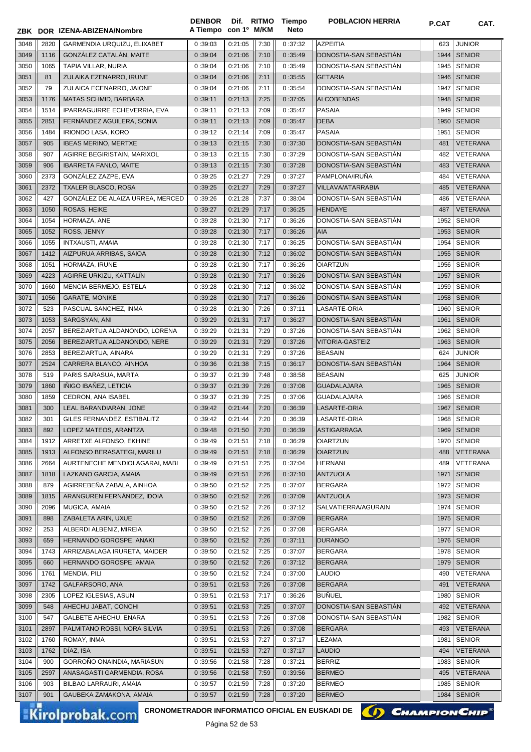| ZBK | DOR | IZENA-ABIZENA/Nombre | DENBOR A Tiempo | Dif. con 1º | RITMO M/KM | Tiempo Neto | POBLACION HERRIA | P.CAT | CAT. |
|---|---|---|---|---|---|---|---|---|---|
| 3048 | 2820 | GARMENDIA URQUIZU, ELIXABET | 0 :39:03 | 0:21:05 | 7:30 | 0 :37:32 | AZPEITIA | 623 | JUNIOR |
| 3049 | 1116 | GONZÁLEZ CATALÁN, MAITE | 0 :39:04 | 0:21:06 | 7:10 | 0 :35:49 | DONOSTIA-SAN SEBASTIÁN | 1944 | SENIOR |
| 3050 | 1065 | TAPIA VILLAR, NURIA | 0 :39:04 | 0:21:06 | 7:10 | 0 :35:49 | DONOSTIA-SAN SEBASTIÁN | 1945 | SENIOR |
| 3051 | 81 | ZULAIKA EZENARRO, IRUNE | 0 :39:04 | 0:21:06 | 7:11 | 0 :35:55 | GETARIA | 1946 | SENIOR |
| 3052 | 79 | ZULAICA ECENARRO, JAIONE | 0 :39:04 | 0:21:06 | 7:11 | 0 :35:54 | DONOSTIA-SAN SEBASTIÁN | 1947 | SENIOR |
| 3053 | 1176 | MATAS SCHMID, BARBARA | 0 :39:11 | 0:21:13 | 7:25 | 0 :37:05 | ALCOBENDAS | 1948 | SENIOR |
| 3054 | 1514 | IPARRAGUIRRE ECHEVERRIA, EVA | 0 :39:11 | 0:21:13 | 7:09 | 0 :35:47 | PASAIA | 1949 | SENIOR |
| 3055 | 2851 | FERNÁNDEZ AGUILERA, SONIA | 0 :39:11 | 0:21:13 | 7:09 | 0 :35:47 | DEBA | 1950 | SENIOR |
| 3056 | 1484 | IRIONDO LASA, KORO | 0 :39:12 | 0:21:14 | 7:09 | 0 :35:47 | PASAIA | 1951 | SENIOR |
| 3057 | 905 | IBEAS MERINO, MERTXE | 0 :39:13 | 0:21:15 | 7:30 | 0 :37:30 | DONOSTIA-SAN SEBASTIÁN | 481 | VETERANA |
| 3058 | 907 | AGIRRE BEGIRISTAIN, MARIXOL | 0 :39:13 | 0:21:15 | 7:30 | 0 :37:29 | DONOSTIA-SAN SEBASTIÁN | 482 | VETERANA |
| 3059 | 906 | IBARRETA FANLO, MAITE | 0 :39:13 | 0:21:15 | 7:30 | 0 :37:28 | DONOSTIA-SAN SEBASTIÁN | 483 | VETERANA |
| 3060 | 2373 | GONZÀLEZ ZAZPE, EVA | 0 :39:25 | 0:21:27 | 7:29 | 0 :37:27 | PAMPLONA/IRUÑA | 484 | VETERANA |
| 3061 | 2372 | TXALER BLASCO, ROSA | 0 :39:25 | 0:21:27 | 7:29 | 0 :37:27 | VILLAVA/ATARRABIA | 485 | VETERANA |
| 3062 | 427 | GONZÁLEZ DE ALAIZA URREA, MERCED | 0 :39:26 | 0:21:28 | 7:37 | 0 :38:04 | DONOSTIA-SAN SEBASTIÁN | 486 | VETERANA |
| 3063 | 1050 | ROSAS, HEIKE | 0 :39:27 | 0:21:29 | 7:17 | 0 :36:25 | HENDAYE | 487 | VETERANA |
| 3064 | 1054 | HORMAZA, ANE | 0 :39:28 | 0:21:30 | 7:17 | 0 :36:26 | DONOSTIA-SAN SEBASTIÁN | 1952 | SENIOR |
| 3065 | 1052 | ROSS, JENNY | 0 :39:28 | 0:21:30 | 7:17 | 0 :36:26 | AIA | 1953 | SENIOR |
| 3066 | 1055 | INTXAUSTI, AMAIA | 0 :39:28 | 0:21:30 | 7:17 | 0 :36:25 | DONOSTIA-SAN SEBASTIÁN | 1954 | SENIOR |
| 3067 | 1412 | AIZPURUA ARRIBAS, SAIOA | 0 :39:28 | 0:21:30 | 7:12 | 0 :36:02 | DONOSTIA-SAN SEBASTIÁN | 1955 | SENIOR |
| 3068 | 1051 | HORMAZA, IRUNE | 0 :39:28 | 0:21:30 | 7:17 | 0 :36:26 | OIARTZUN | 1956 | SENIOR |
| 3069 | 4223 | AGIRRE URKIZU, KATTALÍN | 0 :39:28 | 0:21:30 | 7:17 | 0 :36:26 | DONOSTIA-SAN SEBASTIÁN | 1957 | SENIOR |
| 3070 | 1660 | MENCIA BERMEJO, ESTELA | 0 :39:28 | 0:21:30 | 7:12 | 0 :36:02 | DONOSTIA-SAN SEBASTIÁN | 1959 | SENIOR |
| 3071 | 1056 | GARATE, MONIKE | 0 :39:28 | 0:21:30 | 7:17 | 0 :36:26 | DONOSTIA-SAN SEBASTIÁN | 1958 | SENIOR |
| 3072 | 523 | PASCUAL SANCHEZ, INMA | 0 :39:28 | 0:21:30 | 7:26 | 0 :37:11 | LASARTE-ORIA | 1960 | SENIOR |
| 3073 | 1053 | SARGSYAN, ANI | 0 :39:29 | 0:21:31 | 7:17 | 0 :36:27 | DONOSTIA-SAN SEBASTIÁN | 1961 | SENIOR |
| 3074 | 2057 | BEREZIARTUA ALDANONDO, LORENA | 0 :39:29 | 0:21:31 | 7:29 | 0 :37:26 | DONOSTIA-SAN SEBASTIÁN | 1962 | SENIOR |
| 3075 | 2056 | BEREZIARTUA ALDANONDO, NERE | 0 :39:29 | 0:21:31 | 7:29 | 0 :37:26 | VITORIA-GASTEIZ | 1963 | SENIOR |
| 3076 | 2853 | BEREZIARTUA, AINARA | 0 :39:29 | 0:21:31 | 7:29 | 0 :37:26 | BEASAIN | 624 | JUNIOR |
| 3077 | 2524 | CARRERA BLANCO, AINHOA | 0 :39:36 | 0:21:38 | 7:15 | 0 :36:17 | DONOSTIA-SAN SEBASTIÁN | 1964 | SENIOR |
| 3078 | 519 | PARIS SARASUA, MARTA | 0 :39:37 | 0:21:39 | 7:48 | 0 :38:58 | BEASAIN | 625 | JUNIOR |
| 3079 | 1860 | IÑIGO IBAÑEZ, LETICIA | 0 :39:37 | 0:21:39 | 7:26 | 0 :37:08 | GUADALAJARA | 1965 | SENIOR |
| 3080 | 1859 | CEDRON, ANA ISABEL | 0 :39:37 | 0:21:39 | 7:25 | 0 :37:06 | GUADALAJARA | 1966 | SENIOR |
| 3081 | 300 | LEAL BARANDIARAN, JONE | 0 :39:42 | 0:21:44 | 7:20 | 0 :36:39 | LASARTE-ORIA | 1967 | SENIOR |
| 3082 | 301 | GILES FERNANDEZ, ESTIBALITZ | 0 :39:42 | 0:21:44 | 7:20 | 0 :36:39 | LASARTE-ORIA | 1968 | SENIOR |
| 3083 | 892 | LOPEZ MATEOS, ARANTZA | 0 :39:48 | 0:21:50 | 7:20 | 0 :36:39 | ASTIGARRAGA | 1969 | SENIOR |
| 3084 | 1912 | ARRETXE ALFONSO, EKHINE | 0 :39:49 | 0:21:51 | 7:18 | 0 :36:29 | OIARTZUN | 1970 | SENIOR |
| 3085 | 1913 | ALFONSO BERASATEGI, MARILU | 0 :39:49 | 0:21:51 | 7:18 | 0 :36:29 | OIARTZUN | 488 | VETERANA |
| 3086 | 2664 | AURTENECHE MENDIOLAGARAI, MABI | 0 :39:49 | 0:21:51 | 7:25 | 0 :37:04 | HERNANI | 489 | VETERANA |
| 3087 | 1818 | LAZKANO GARCIA, AMAIA | 0 :39:49 | 0:21:51 | 7:26 | 0 :37:10 | ANTZUOLA | 1971 | SENIOR |
| 3088 | 879 | AGIRREBEÑA ZABALA, AINHOA | 0 :39:50 | 0:21:52 | 7:25 | 0 :37:07 | BERGARA | 1972 | SENIOR |
| 3089 | 1815 | ARANGUREN FERNÁNDEZ, IDOIA | 0 :39:50 | 0:21:52 | 7:26 | 0 :37:09 | ANTZUOLA | 1973 | SENIOR |
| 3090 | 2096 | MUGICA, AMAIA | 0 :39:50 | 0:21:52 | 7:26 | 0 :37:12 | SALVATIERRA/AGURAIN | 1974 | SENIOR |
| 3091 | 898 | ZABALETA ARIN, UXUE | 0 :39:50 | 0:21:52 | 7:26 | 0 :37:09 | BERGARA | 1975 | SENIOR |
| 3092 | 253 | ALBERDI ALBENIZ, MIREIA | 0 :39:50 | 0:21:52 | 7:26 | 0 :37:08 | BERGARA | 1977 | SENIOR |
| 3093 | 659 | HERNANDO GOROSPE, ANAKI | 0 :39:50 | 0:21:52 | 7:26 | 0 :37:11 | DURANGO | 1976 | SENIOR |
| 3094 | 1743 | ARRIZABALAGA IRURETA, MAIDER | 0 :39:50 | 0:21:52 | 7:25 | 0 :37:07 | BERGARA | 1978 | SENIOR |
| 3095 | 660 | HERNANDO GOROSPE, AMAIA | 0 :39:50 | 0:21:52 | 7:26 | 0 :37:12 | BERGARA | 1979 | SENIOR |
| 3096 | 1761 | MENDIA, PILI | 0 :39:50 | 0:21:52 | 7:24 | 0 :37:00 | LAUDIO | 490 | VETERANA |
| 3097 | 1742 | GALFARSORO, ANA | 0 :39:51 | 0:21:53 | 7:26 | 0 :37:08 | BERGARA | 491 | VETERANA |
| 3098 | 2305 | LOPEZ IGLESIAS, ASUN | 0 :39:51 | 0:21:53 | 7:17 | 0 :36:26 | BUÑUEL | 1980 | SENIOR |
| 3099 | 548 | AHECHU JABAT, CONCHI | 0 :39:51 | 0:21:53 | 7:25 | 0 :37:07 | DONOSTIA-SAN SEBASTIÁN | 492 | VETERANA |
| 3100 | 547 | GALBETE AHECHU, ENARA | 0 :39:51 | 0:21:53 | 7:26 | 0 :37:08 | DONOSTIA-SAN SEBASTIÁN | 1982 | SENIOR |
| 3101 | 2897 | PALMITANO ROSSI, NORA SILVIA | 0 :39:51 | 0:21:53 | 7:26 | 0 :37:08 | BERGARA | 493 | VETERANA |
| 3102 | 1760 | ROMAY, INMA | 0 :39:51 | 0:21:53 | 7:27 | 0 :37:17 | LEZAMA | 1981 | SENIOR |
| 3103 | 1762 | DÍAZ, ISA | 0 :39:51 | 0:21:53 | 7:27 | 0 :37:17 | LAUDIO | 494 | VETERANA |
| 3104 | 900 | GORROÑO ONAINDIA, MARIASUN | 0 :39:56 | 0:21:58 | 7:28 | 0 :37:21 | BERRIZ | 1983 | SENIOR |
| 3105 | 2597 | ANASAGASTI GARMENDIA, ROSA | 0 :39:56 | 0:21:58 | 7:59 | 0 :39:56 | BERMEO | 495 | VETERANA |
| 3106 | 903 | BILBAO LARRAURI, AMAIA | 0 :39:57 | 0:21:59 | 7:28 | 0 :37:20 | BERMEO | 1985 | SENIOR |
| 3107 | 901 | GAUBEKA ZAMAKONA, AMAIA | 0 :39:57 | 0:21:59 | 7:28 | 0 :37:20 | BERMEO | 1984 | SENIOR |

CRONOMETRADOR INFORMATICO OFICIAL EN EUSKADI DE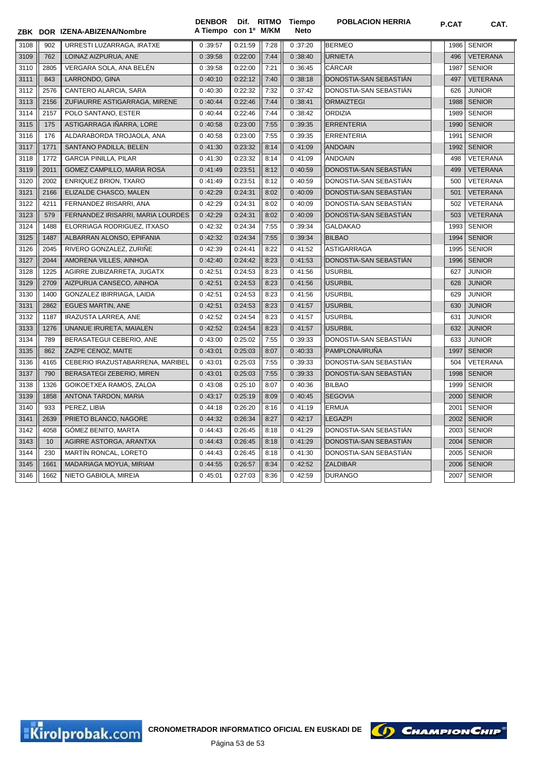| ZBK | DOR | IZENA-ABIZENA/Nombre | DENBOR A Tiempo | Dif. con 1º | RITMO M/KM | Tiempo Neto | POBLACION HERRIA | P.CAT | CAT. |
|---|---|---|---|---|---|---|---|---|---|
| 3108 | 902 | URRESTI LUZARRAGA, IRATXE | 0 :39:57 | 0:21:59 | 7:28 | 0 :37:20 | BERMEO | 1986 | SENIOR |
| 3109 | 762 | LOINAZ AIZPURUA, ANE | 0 :39:58 | 0:22:00 | 7:44 | 0 :38:40 | URNIETA | 496 | VETERANA |
| 3110 | 2805 | VERGARA SOLA, ANA BELÉN | 0 :39:58 | 0:22:00 | 7:21 | 0 :36:45 | CÁRCAR | 1987 | SENIOR |
| 3111 | 843 | LARRONDO, GINA | 0 :40:10 | 0:22:12 | 7:40 | 0 :38:18 | DONOSTIA-SAN SEBASTIÁN | 497 | VETERANA |
| 3112 | 2576 | CANTERO ALARCIA, SARA | 0 :40:30 | 0:22:32 | 7:32 | 0 :37:42 | DONOSTIA-SAN SEBASTIÁN | 626 | JUNIOR |
| 3113 | 2156 | ZUFIAURRE ASTIGARRAGA, MIRENE | 0 :40:44 | 0:22:46 | 7:44 | 0 :38:41 | ORMAIZTEGI | 1988 | SENIOR |
| 3114 | 2157 | POLO SANTANO, ESTER | 0 :40:44 | 0:22:46 | 7:44 | 0 :38:42 | ORDIZIA | 1989 | SENIOR |
| 3115 | 175 | ASTIGARRAGA IÑARRA, LORE | 0 :40:58 | 0:23:00 | 7:55 | 0 :39:35 | ERRENTERIA | 1990 | SENIOR |
| 3116 | 176 | ALDARABORDA TROJAOLA, ANA | 0 :40:58 | 0:23:00 | 7:55 | 0 :39:35 | ERRENTERIA | 1991 | SENIOR |
| 3117 | 1771 | SANTANO PADILLA, BELEN | 0 :41:30 | 0:23:32 | 8:14 | 0 :41:09 | ANDOAIN | 1992 | SENIOR |
| 3118 | 1772 | GARCIA PINILLA, PILAR | 0 :41:30 | 0:23:32 | 8:14 | 0 :41:09 | ANDOAIN | 498 | VETERANA |
| 3119 | 2011 | GOMEZ CAMPILLO, MARIA ROSA | 0 :41:49 | 0:23:51 | 8:12 | 0 :40:59 | DONOSTIA-SAN SEBASTIÁN | 499 | VETERANA |
| 3120 | 2002 | ENRIQUEZ BRION, TXARO | 0 :41:49 | 0:23:51 | 8:12 | 0 :40:59 | DONOSTIA-SAN SEBASTIÁN | 500 | VETERANA |
| 3121 | 2166 | ELIZALDE CHASCO, MALEN | 0 :42:29 | 0:24:31 | 8:02 | 0 :40:09 | DONOSTIA-SAN SEBASTIÁN | 501 | VETERANA |
| 3122 | 4211 | FERNANDEZ IRISARRI, ANA | 0 :42:29 | 0:24:31 | 8:02 | 0 :40:09 | DONOSTIA-SAN SEBASTIÁN | 502 | VETERANA |
| 3123 | 579 | FERNANDEZ IRISARRI, MARIA LOURDES | 0 :42:29 | 0:24:31 | 8:02 | 0 :40:09 | DONOSTIA-SAN SEBASTIÁN | 503 | VETERANA |
| 3124 | 1488 | ELORRIAGA RODRIGUEZ, ITXASO | 0 :42:32 | 0:24:34 | 7:55 | 0 :39:34 | GALDAKAO | 1993 | SENIOR |
| 3125 | 1487 | ALBARRAN ALONSO, EPIFANIA | 0 :42:32 | 0:24:34 | 7:55 | 0 :39:34 | BILBAO | 1994 | SENIOR |
| 3126 | 2045 | RIVERO GONZALEZ, ZURIÑE | 0 :42:39 | 0:24:41 | 8:22 | 0 :41:52 | ASTIGARRAGA | 1995 | SENIOR |
| 3127 | 2044 | AMORENA VILLES, AINHOA | 0 :42:40 | 0:24:42 | 8:23 | 0 :41:53 | DONOSTIA-SAN SEBASTIÁN | 1996 | SENIOR |
| 3128 | 1225 | AGIRRE ZUBIZARRETA, JUGATX | 0 :42:51 | 0:24:53 | 8:23 | 0 :41:56 | USURBIL | 627 | JUNIOR |
| 3129 | 2709 | AIZPURUA CANSECO, AINHOA | 0 :42:51 | 0:24:53 | 8:23 | 0 :41:56 | USURBIL | 628 | JUNIOR |
| 3130 | 1400 | GONZALEZ IBIRRIAGA, LAIDA | 0 :42:51 | 0:24:53 | 8:23 | 0 :41:56 | USURBIL | 629 | JUNIOR |
| 3131 | 2862 | EGUES MARTIN, ANE | 0 :42:51 | 0:24:53 | 8:23 | 0 :41:57 | USURBIL | 630 | JUNIOR |
| 3132 | 1187 | IRAZUSTA LARREA, ANE | 0 :42:52 | 0:24:54 | 8:23 | 0 :41:57 | USURBIL | 631 | JUNIOR |
| 3133 | 1276 | UNANUE IRURETA, MAIALEN | 0 :42:52 | 0:24:54 | 8:23 | 0 :41:57 | USURBIL | 632 | JUNIOR |
| 3134 | 789 | BERASATEGUI CEBERIO, ANE | 0 :43:00 | 0:25:02 | 7:55 | 0 :39:33 | DONOSTIA-SAN SEBASTIÁN | 633 | JUNIOR |
| 3135 | 862 | ZAZPE CENOZ, MAITE | 0 :43:01 | 0:25:03 | 8:07 | 0 :40:33 | PAMPLONA/IRUÑA | 1997 | SENIOR |
| 3136 | 4165 | CEBERIO IRAZUSTABARRENA, MARIBEL | 0 :43:01 | 0:25:03 | 7:55 | 0 :39:33 | DONOSTIA-SAN SEBASTIÁN | 504 | VETERANA |
| 3137 | 790 | BERASATEGI ZEBERIO, MIREN | 0 :43:01 | 0:25:03 | 7:55 | 0 :39:33 | DONOSTIA-SAN SEBASTIÁN | 1998 | SENIOR |
| 3138 | 1326 | GOIKOETXEA RAMOS, ZALOA | 0 :43:08 | 0:25:10 | 8:07 | 0 :40:36 | BILBAO | 1999 | SENIOR |
| 3139 | 1858 | ANTONA TARDON, MARIA | 0 :43:17 | 0:25:19 | 8:09 | 0 :40:45 | SEGOVIA | 2000 | SENIOR |
| 3140 | 933 | PEREZ, LIBIA | 0 :44:18 | 0:26:20 | 8:16 | 0 :41:19 | ERMUA | 2001 | SENIOR |
| 3141 | 2639 | PRIETO BLANCO, NAGORE | 0 :44:32 | 0:26:34 | 8:27 | 0 :42:17 | LEGAZPI | 2002 | SENIOR |
| 3142 | 4058 | GÓMEZ BENITO, MARTA | 0 :44:43 | 0:26:45 | 8:18 | 0 :41:29 | DONOSTIA-SAN SEBASTIÁN | 2003 | SENIOR |
| 3143 | 10 | AGIRRE ASTORGA, ARANTXA | 0 :44:43 | 0:26:45 | 8:18 | 0 :41:29 | DONOSTIA-SAN SEBASTIÁN | 2004 | SENIOR |
| 3144 | 230 | MARTÍN RONCAL, LORETO | 0 :44:43 | 0:26:45 | 8:18 | 0 :41:30 | DONOSTIA-SAN SEBASTIÁN | 2005 | SENIOR |
| 3145 | 1661 | MADARIAGA MOYUA, MIRIAM | 0 :44:55 | 0:26:57 | 8:34 | 0 :42:52 | ZALDIBAR | 2006 | SENIOR |
| 3146 | 1662 | NIETO GABIOLA, MIREIA | 0 :45:01 | 0:27:03 | 8:36 | 0 :42:59 | DURANGO | 2007 | SENIOR |

Kirolprobak.com CRONOMETRADOR INFORMATICO OFICIAL EN EUSKADI DE ChampionChip